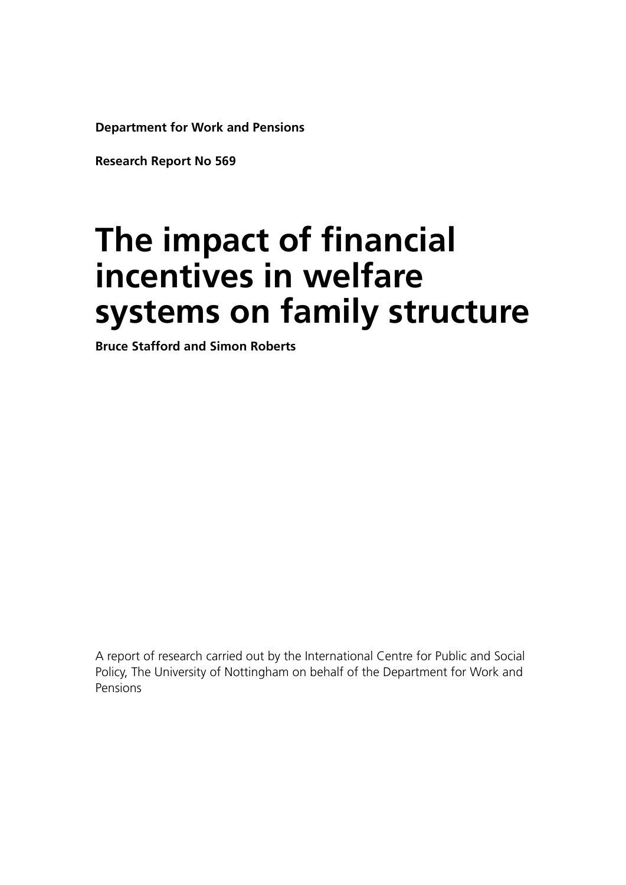**Department for Work and Pensions**

**Research Report No 569**

# The impact of financial incentives in welfare systems on family structure

**Bruce Stafford and Simon Roberts**

A report of research carried out by the International Centre for Public and Social Policy, The University of Nottingham on behalf of the Department for Work and Pensions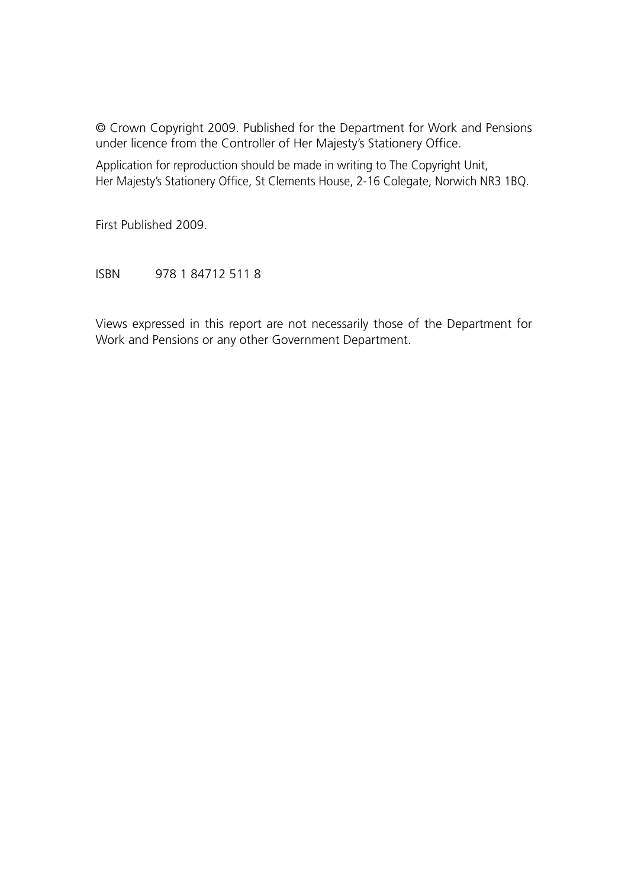© Crown Copyright 2009. Published for the Department for Work and Pensions under licence from the Controller of Her Majesty's Stationery Office.

Application for reproduction should be made in writing to The Copyright Unit, Her Majesty's Stationery Office, St Clements House, 2-16 Colegate, Norwich NR3 1BQ.

First Published 2009.

ISBN 978 1 84712 511 8

Views expressed in this report are not necessarily those of the Department for Work and Pensions or any other Government Department.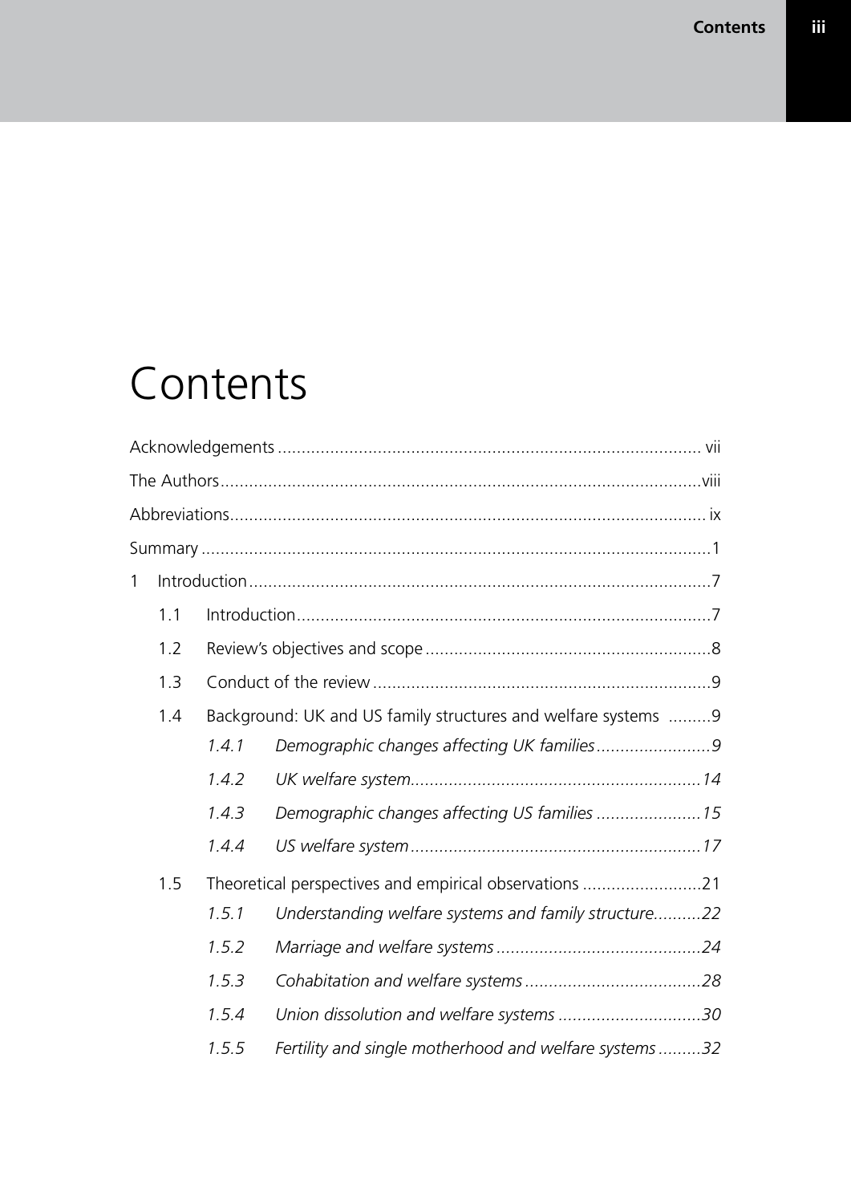# Contents

Acknowledgements .......................................................................................... vii

The Authors....................................................................................................viii

Abbreviations.................................................................................................... ix

Summary ..........................................................................................................1

1 Introduction.................................................................................................7

1.1 Introduction.......................................................................................7

1.2 Review's objectives and scope ............................................................8

1.3 Conduct of the review .......................................................................9

1.4 Background: UK and US family structures and welfare systems .........9

*1.4.1 Demographic changes affecting UK families........................9*

*1.4.2 UK welfare system.............................................................14*

*1.4.3 Demographic changes affecting US families ......................15*

*1.4.4 US welfare system .............................................................17*

1.5 Theoretical perspectives and empirical observations .........................21

*1.5.1 Understanding welfare systems and family structure..........22*

*1.5.2 Marriage and welfare systems ...........................................24*

*1.5.3 Cohabitation and welfare systems .....................................28*

*1.5.4 Union dissolution and welfare systems ..............................30*

*1.5.5 Fertility and single motherhood and welfare systems .........32*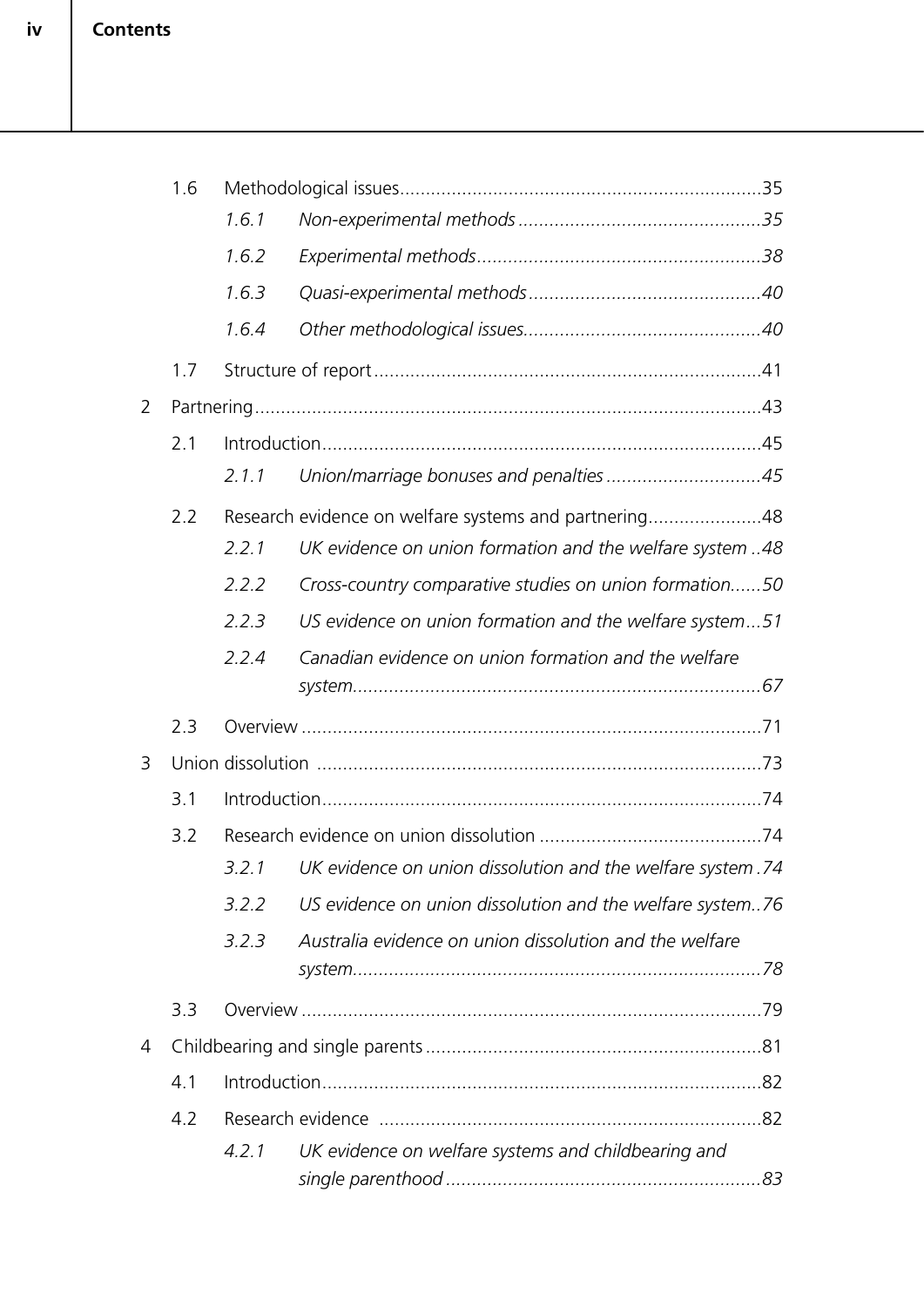1.6 Methodological issues......................................................................35

*1.6.1 Non-experimental methods ...............................................35*

*1.6.2 Experimental methods.......................................................38*

*1.6.3 Quasi-experimental methods.............................................40*

*1.6.4 Other methodological issues.............................................40*

1.7 Structure of report...........................................................................41

2 Partnering..................................................................................................43

2.1 Introduction.....................................................................................45

*2.1.1 Union/marriage bonuses and penalties ..............................45*

2.2 Research evidence on welfare systems and partnering......................48

*2.2.1 UK evidence on union formation and the welfare system ..48*

*2.2.2 Cross-country comparative studies on union formation......50*

*2.2.3 US evidence on union formation and the welfare system...51*

*2.2.4 Canadian evidence on union formation and the welfare system...............................................................................67*

2.3 Overview .........................................................................................71

3 Union dissolution ......................................................................................73

3.1 Introduction.....................................................................................74

3.2 Research evidence on union dissolution ...........................................74

*3.2.1 UK evidence on union dissolution and the welfare system .74*

*3.2.2 US evidence on union dissolution and the welfare system..76*

*3.2.3 Australia evidence on union dissolution and the welfare system...............................................................................78*

3.3 Overview .........................................................................................79

4 Childbearing and single parents .................................................................81

4.1 Introduction.....................................................................................82

4.2 Research evidence ..........................................................................82

*4.2.1 UK evidence on welfare systems and childbearing and single parenthood .............................................................83*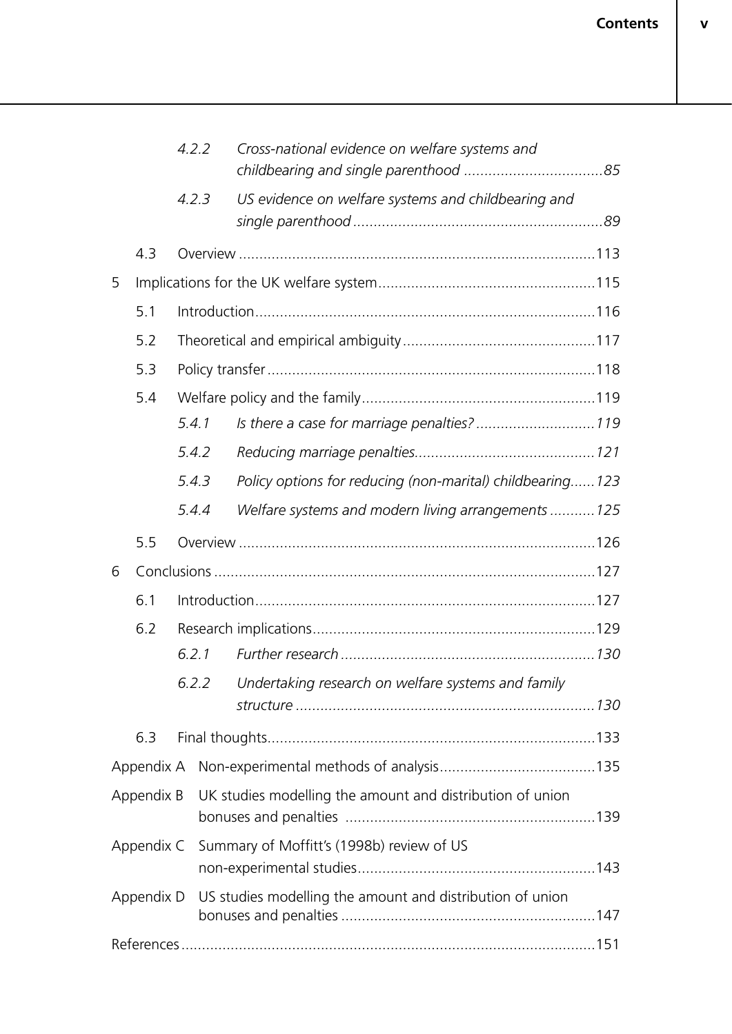4.2.2 *Cross-national evidence on welfare systems and childbearing and single parenthood* .................................*85*

4.2.3 *US evidence on welfare systems and childbearing and single parenthood* ............................................................*89*

4.3 Overview ......................................................................................113

5 Implications for the UK welfare system....................................................115

5.1 Introduction..................................................................................116

5.2 Theoretical and empirical ambiguity..............................................117

5.3 Policy transfer...............................................................................118

5.4 Welfare policy and the family.........................................................119

5.4.1 *Is there a case for marriage penalties?* ............................*119*

5.4.2 *Reducing marriage penalties*...........................................*121*

5.4.3 *Policy options for reducing (non-marital) childbearing*......*123*

5.4.4 *Welfare systems and modern living arrangements* ...........*125*

5.5 Overview ......................................................................................126

6 Conclusions ............................................................................................127

6.1 Introduction..................................................................................127

6.2 Research implications....................................................................129

6.2.1 *Further research* .............................................................*130*

6.2.2 *Undertaking research on welfare systems and family structure* ........................................................................*130*

6.3 Final thoughts...............................................................................133

Appendix A Non-experimental methods of analysis......................................135

Appendix B UK studies modelling the amount and distribution of union bonuses and penalties ............................................................139

Appendix C Summary of Moffitt's (1998b) review of US non-experimental studies..........................................................143

Appendix D US studies modelling the amount and distribution of union bonuses and penalties .............................................................147

References....................................................................................................151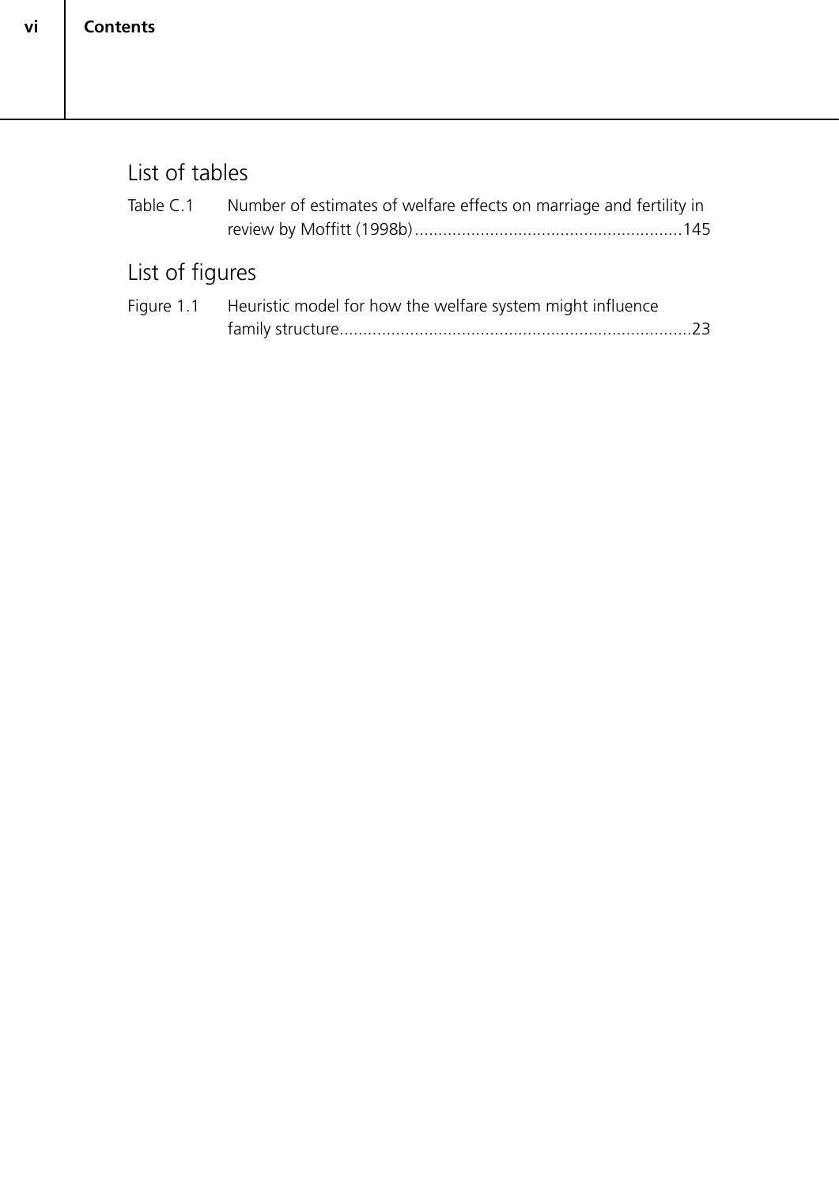## List of tables

Table C.1 Number of estimates of welfare effects on marriage and fertility in review by Moffitt (1998b)........................................................145

## List of figures

Figure 1.1 Heuristic model for how the welfare system might influence family structure..........................................................................23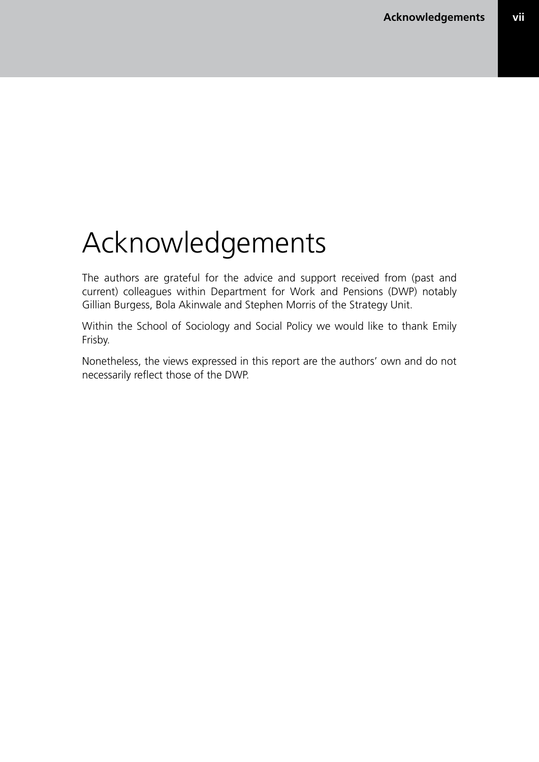# Acknowledgements

The authors are grateful for the advice and support received from (past and current) colleagues within Department for Work and Pensions (DWP) notably Gillian Burgess, Bola Akinwale and Stephen Morris of the Strategy Unit.

Within the School of Sociology and Social Policy we would like to thank Emily Frisby.

Nonetheless, the views expressed in this report are the authors' own and do not necessarily reflect those of the DWP.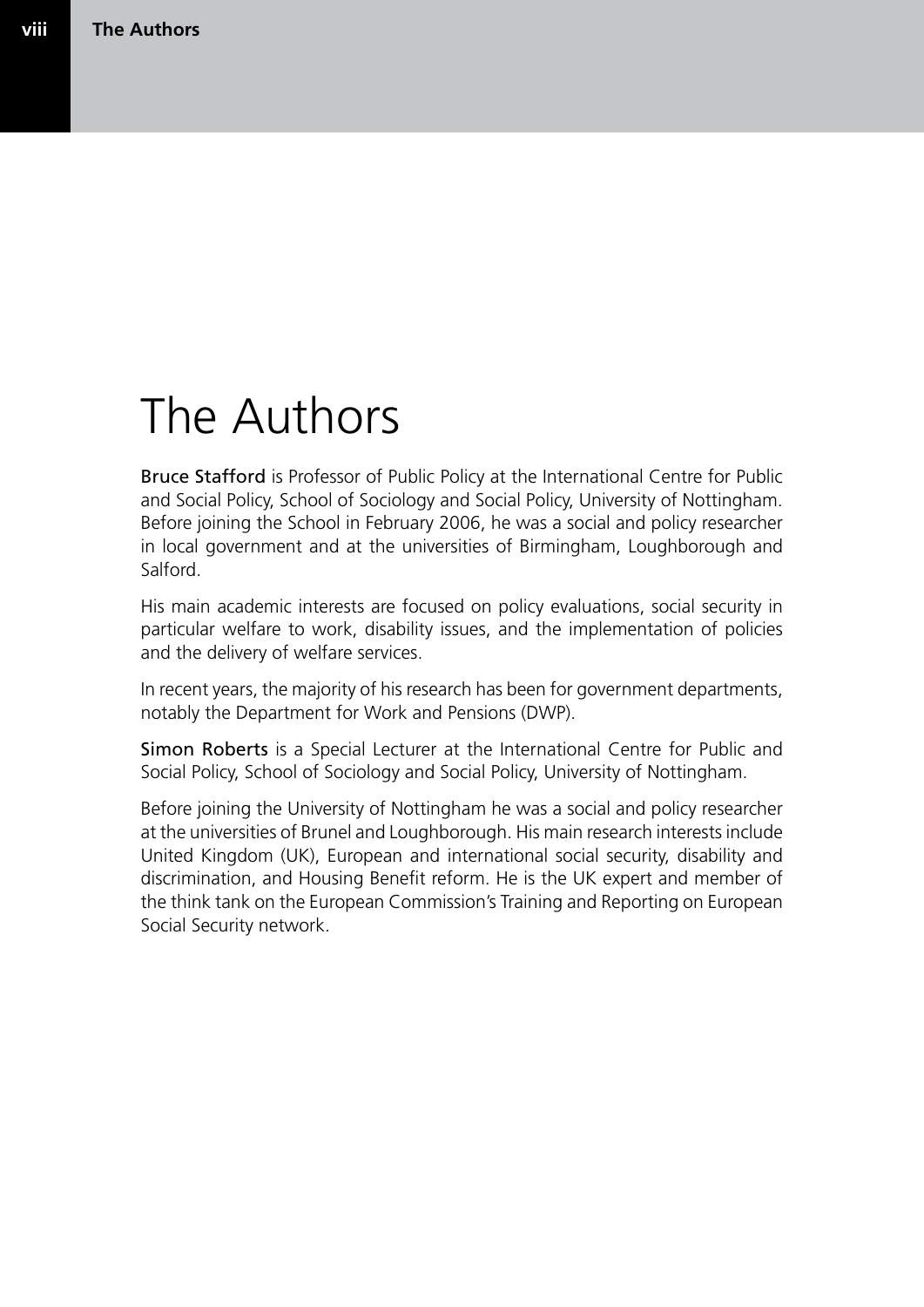# The Authors

**Bruce Stafford** is Professor of Public Policy at the International Centre for Public and Social Policy, School of Sociology and Social Policy, University of Nottingham. Before joining the School in February 2006, he was a social and policy researcher in local government and at the universities of Birmingham, Loughborough and Salford.

His main academic interests are focused on policy evaluations, social security in particular welfare to work, disability issues, and the implementation of policies and the delivery of welfare services.

In recent years, the majority of his research has been for government departments, notably the Department for Work and Pensions (DWP).

**Simon Roberts** is a Special Lecturer at the International Centre for Public and Social Policy, School of Sociology and Social Policy, University of Nottingham.

Before joining the University of Nottingham he was a social and policy researcher at the universities of Brunel and Loughborough. His main research interests include United Kingdom (UK), European and international social security, disability and discrimination, and Housing Benefit reform. He is the UK expert and member of the think tank on the European Commission's Training and Reporting on European Social Security network.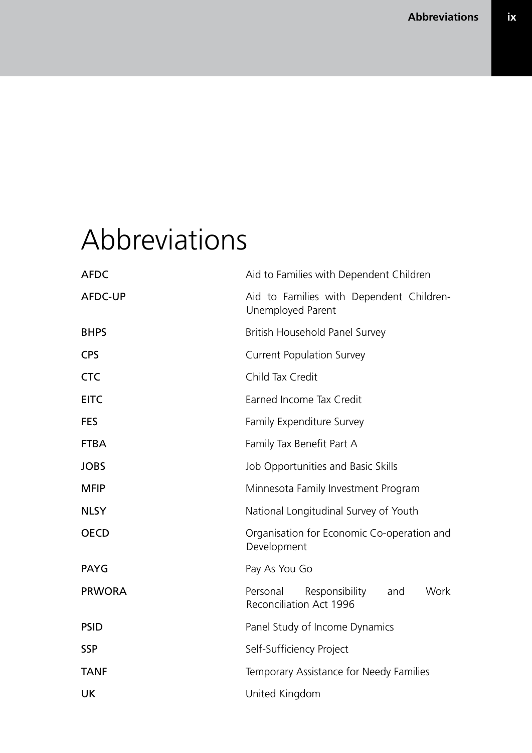# Abbreviations

| | |
|---|---|
| AFDC | Aid to Families with Dependent Children |
| AFDC-UP | Aid to Families with Dependent Children-Unemployed Parent |
| BHPS | British Household Panel Survey |
| CPS | Current Population Survey |
| CTC | Child Tax Credit |
| EITC | Earned Income Tax Credit |
| FES | Family Expenditure Survey |
| FTBA | Family Tax Benefit Part A |
| JOBS | Job Opportunities and Basic Skills |
| MFIP | Minnesota Family Investment Program |
| NLSY | National Longitudinal Survey of Youth |
| OECD | Organisation for Economic Co-operation and Development |
| PAYG | Pay As You Go |
| PRWORA | Personal Responsibility and Work Reconciliation Act 1996 |
| PSID | Panel Study of Income Dynamics |
| SSP | Self-Sufficiency Project |
| TANF | Temporary Assistance for Needy Families |
| UK | United Kingdom |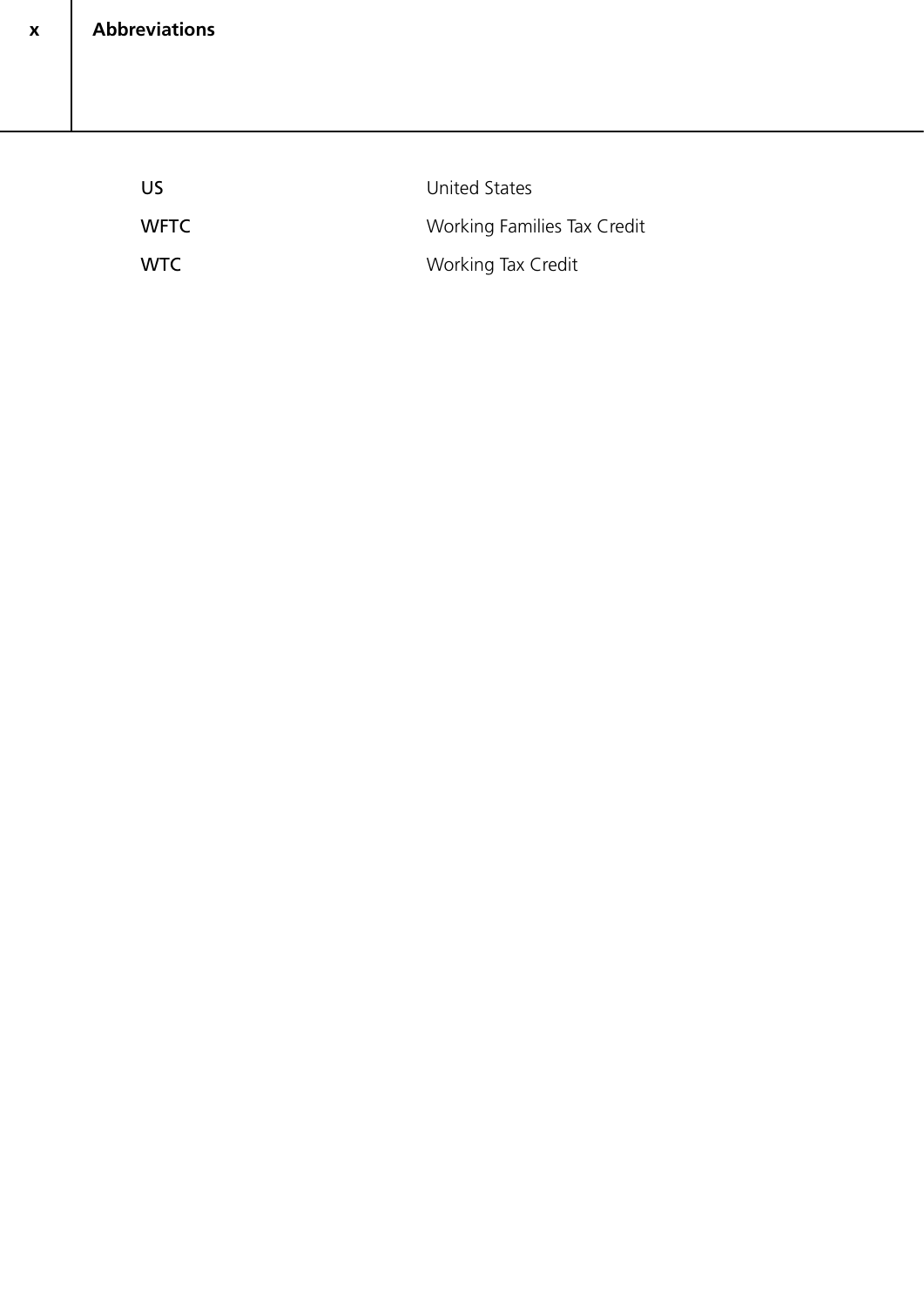| | |
|---|---|
| US | United States |
| WFTC | Working Families Tax Credit |
| WTC | Working Tax Credit |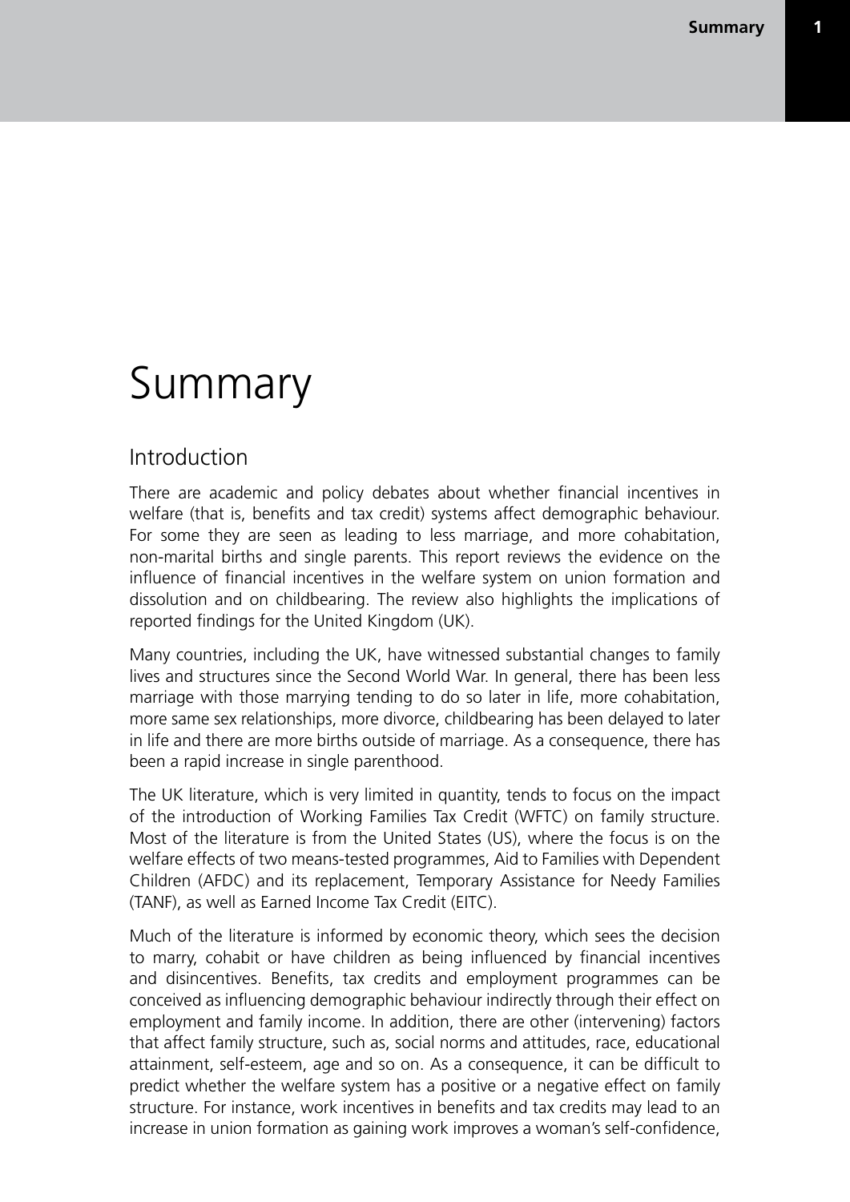# Summary

## Introduction

There are academic and policy debates about whether financial incentives in welfare (that is, benefits and tax credit) systems affect demographic behaviour. For some they are seen as leading to less marriage, and more cohabitation, non-marital births and single parents. This report reviews the evidence on the influence of financial incentives in the welfare system on union formation and dissolution and on childbearing. The review also highlights the implications of reported findings for the United Kingdom (UK).

Many countries, including the UK, have witnessed substantial changes to family lives and structures since the Second World War. In general, there has been less marriage with those marrying tending to do so later in life, more cohabitation, more same sex relationships, more divorce, childbearing has been delayed to later in life and there are more births outside of marriage. As a consequence, there has been a rapid increase in single parenthood.

The UK literature, which is very limited in quantity, tends to focus on the impact of the introduction of Working Families Tax Credit (WFTC) on family structure. Most of the literature is from the United States (US), where the focus is on the welfare effects of two means-tested programmes, Aid to Families with Dependent Children (AFDC) and its replacement, Temporary Assistance for Needy Families (TANF), as well as Earned Income Tax Credit (EITC).

Much of the literature is informed by economic theory, which sees the decision to marry, cohabit or have children as being influenced by financial incentives and disincentives. Benefits, tax credits and employment programmes can be conceived as influencing demographic behaviour indirectly through their effect on employment and family income. In addition, there are other (intervening) factors that affect family structure, such as, social norms and attitudes, race, educational attainment, self-esteem, age and so on. As a consequence, it can be difficult to predict whether the welfare system has a positive or a negative effect on family structure. For instance, work incentives in benefits and tax credits may lead to an increase in union formation as gaining work improves a woman's self-confidence,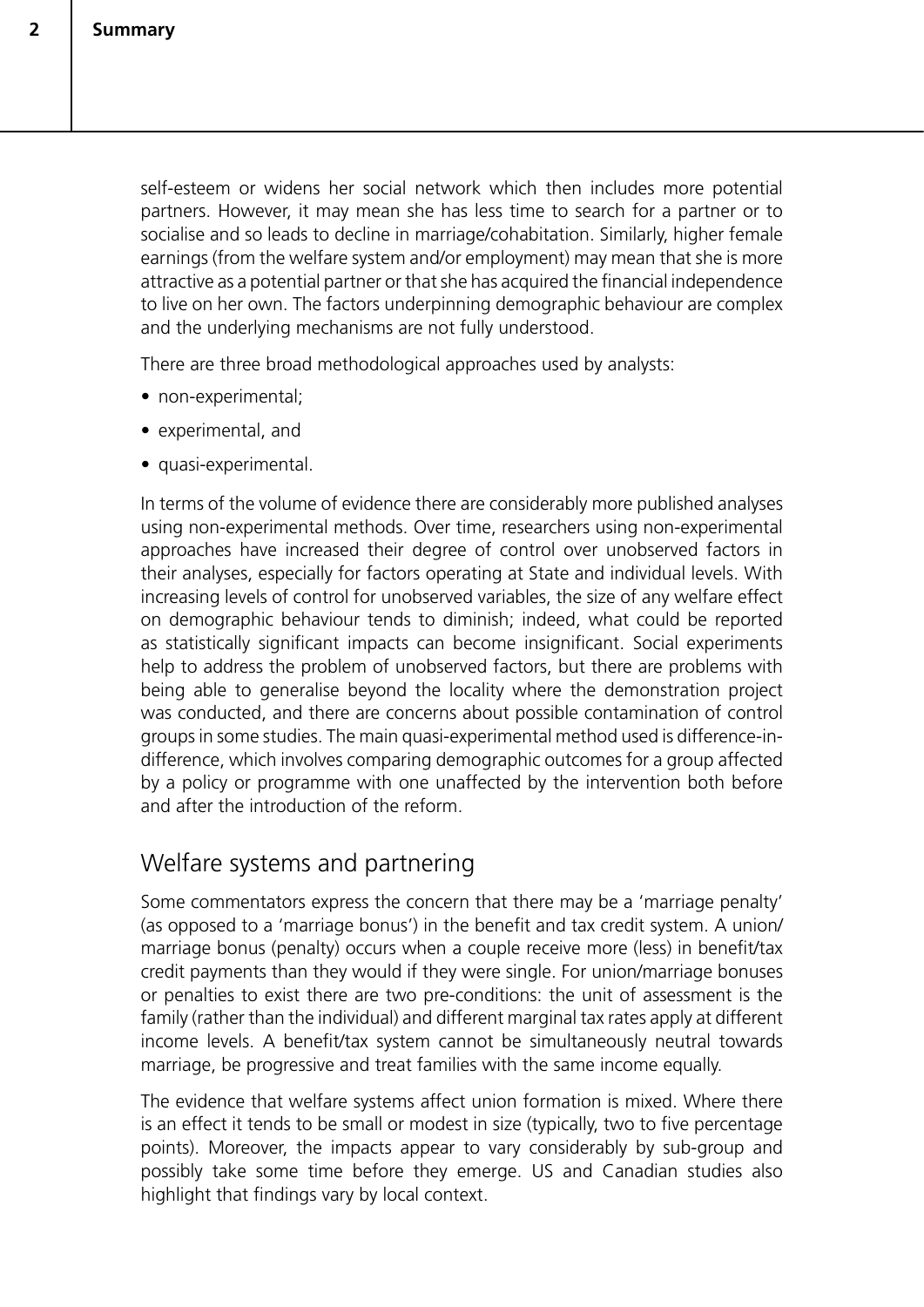self-esteem or widens her social network which then includes more potential partners. However, it may mean she has less time to search for a partner or to socialise and so leads to decline in marriage/cohabitation. Similarly, higher female earnings (from the welfare system and/or employment) may mean that she is more attractive as a potential partner or that she has acquired the financial independence to live on her own. The factors underpinning demographic behaviour are complex and the underlying mechanisms are not fully understood.

There are three broad methodological approaches used by analysts:

- non-experimental;
- experimental, and
- quasi-experimental.

In terms of the volume of evidence there are considerably more published analyses using non-experimental methods. Over time, researchers using non-experimental approaches have increased their degree of control over unobserved factors in their analyses, especially for factors operating at State and individual levels. With increasing levels of control for unobserved variables, the size of any welfare effect on demographic behaviour tends to diminish; indeed, what could be reported as statistically significant impacts can become insignificant. Social experiments help to address the problem of unobserved factors, but there are problems with being able to generalise beyond the locality where the demonstration project was conducted, and there are concerns about possible contamination of control groups in some studies. The main quasi-experimental method used is difference-in-difference, which involves comparing demographic outcomes for a group affected by a policy or programme with one unaffected by the intervention both before and after the introduction of the reform.

## Welfare systems and partnering

Some commentators express the concern that there may be a 'marriage penalty' (as opposed to a 'marriage bonus') in the benefit and tax credit system. A union/marriage bonus (penalty) occurs when a couple receive more (less) in benefit/tax credit payments than they would if they were single. For union/marriage bonuses or penalties to exist there are two pre-conditions: the unit of assessment is the family (rather than the individual) and different marginal tax rates apply at different income levels. A benefit/tax system cannot be simultaneously neutral towards marriage, be progressive and treat families with the same income equally.

The evidence that welfare systems affect union formation is mixed. Where there is an effect it tends to be small or modest in size (typically, two to five percentage points). Moreover, the impacts appear to vary considerably by sub-group and possibly take some time before they emerge. US and Canadian studies also highlight that findings vary by local context.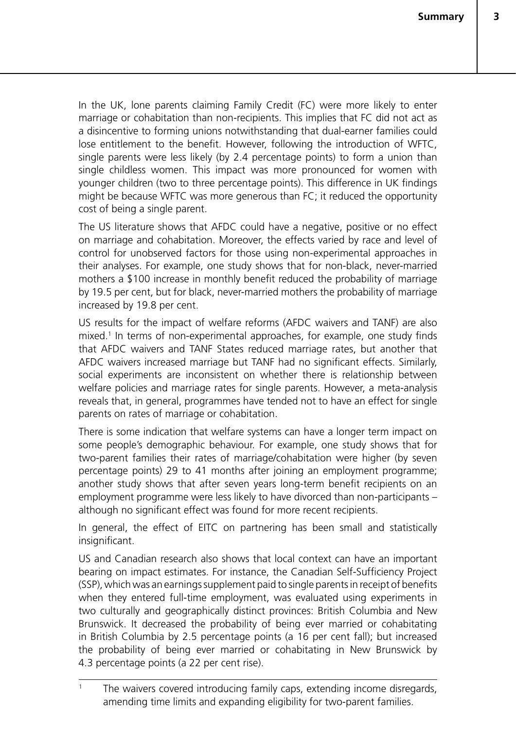In the UK, lone parents claiming Family Credit (FC) were more likely to enter marriage or cohabitation than non-recipients. This implies that FC did not act as a disincentive to forming unions notwithstanding that dual-earner families could lose entitlement to the benefit. However, following the introduction of WFTC, single parents were less likely (by 2.4 percentage points) to form a union than single childless women. This impact was more pronounced for women with younger children (two to three percentage points). This difference in UK findings might be because WFTC was more generous than FC; it reduced the opportunity cost of being a single parent.

The US literature shows that AFDC could have a negative, positive or no effect on marriage and cohabitation. Moreover, the effects varied by race and level of control for unobserved factors for those using non-experimental approaches in their analyses. For example, one study shows that for non-black, never-married mothers a $100 increase in monthly benefit reduced the probability of marriage by 19.5 per cent, but for black, never-married mothers the probability of marriage increased by 19.8 per cent.

US results for the impact of welfare reforms (AFDC waivers and TANF) are also mixed.[1] In terms of non-experimental approaches, for example, one study finds that AFDC waivers and TANF States reduced marriage rates, but another that AFDC waivers increased marriage but TANF had no significant effects. Similarly, social experiments are inconsistent on whether there is relationship between welfare policies and marriage rates for single parents. However, a meta-analysis reveals that, in general, programmes have tended not to have an effect for single parents on rates of marriage or cohabitation.

There is some indication that welfare systems can have a longer term impact on some people's demographic behaviour. For example, one study shows that for two-parent families their rates of marriage/cohabitation were higher (by seven percentage points) 29 to 41 months after joining an employment programme; another study shows that after seven years long-term benefit recipients on an employment programme were less likely to have divorced than non-participants – although no significant effect was found for more recent recipients.

In general, the effect of EITC on partnering has been small and statistically insignificant.

US and Canadian research also shows that local context can have an important bearing on impact estimates. For instance, the Canadian Self-Sufficiency Project (SSP), which was an earnings supplement paid to single parents in receipt of benefits when they entered full-time employment, was evaluated using experiments in two culturally and geographically distinct provinces: British Columbia and New Brunswick. It decreased the probability of being ever married or cohabitating in British Columbia by 2.5 percentage points (a 16 per cent fall); but increased the probability of being ever married or cohabitating in New Brunswick by 4.3 percentage points (a 22 per cent rise).

[1] The waivers covered introducing family caps, extending income disregards, amending time limits and expanding eligibility for two-parent families.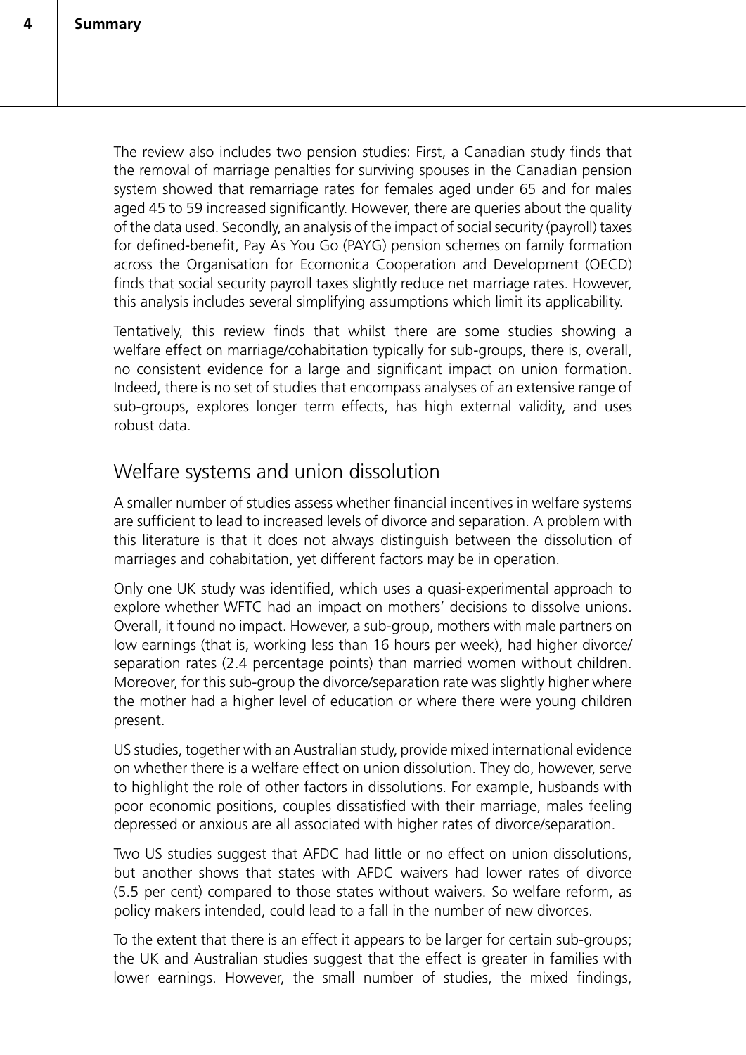The review also includes two pension studies: First, a Canadian study finds that the removal of marriage penalties for surviving spouses in the Canadian pension system showed that remarriage rates for females aged under 65 and for males aged 45 to 59 increased significantly. However, there are queries about the quality of the data used. Secondly, an analysis of the impact of social security (payroll) taxes for defined-benefit, Pay As You Go (PAYG) pension schemes on family formation across the Organisation for Ecomonica Cooperation and Development (OECD) finds that social security payroll taxes slightly reduce net marriage rates. However, this analysis includes several simplifying assumptions which limit its applicability.

Tentatively, this review finds that whilst there are some studies showing a welfare effect on marriage/cohabitation typically for sub-groups, there is, overall, no consistent evidence for a large and significant impact on union formation. Indeed, there is no set of studies that encompass analyses of an extensive range of sub-groups, explores longer term effects, has high external validity, and uses robust data.

## Welfare systems and union dissolution

A smaller number of studies assess whether financial incentives in welfare systems are sufficient to lead to increased levels of divorce and separation. A problem with this literature is that it does not always distinguish between the dissolution of marriages and cohabitation, yet different factors may be in operation.

Only one UK study was identified, which uses a quasi-experimental approach to explore whether WFTC had an impact on mothers' decisions to dissolve unions. Overall, it found no impact. However, a sub-group, mothers with male partners on low earnings (that is, working less than 16 hours per week), had higher divorce/separation rates (2.4 percentage points) than married women without children. Moreover, for this sub-group the divorce/separation rate was slightly higher where the mother had a higher level of education or where there were young children present.

US studies, together with an Australian study, provide mixed international evidence on whether there is a welfare effect on union dissolution. They do, however, serve to highlight the role of other factors in dissolutions. For example, husbands with poor economic positions, couples dissatisfied with their marriage, males feeling depressed or anxious are all associated with higher rates of divorce/separation.

Two US studies suggest that AFDC had little or no effect on union dissolutions, but another shows that states with AFDC waivers had lower rates of divorce (5.5 per cent) compared to those states without waivers. So welfare reform, as policy makers intended, could lead to a fall in the number of new divorces.

To the extent that there is an effect it appears to be larger for certain sub-groups; the UK and Australian studies suggest that the effect is greater in families with lower earnings. However, the small number of studies, the mixed findings,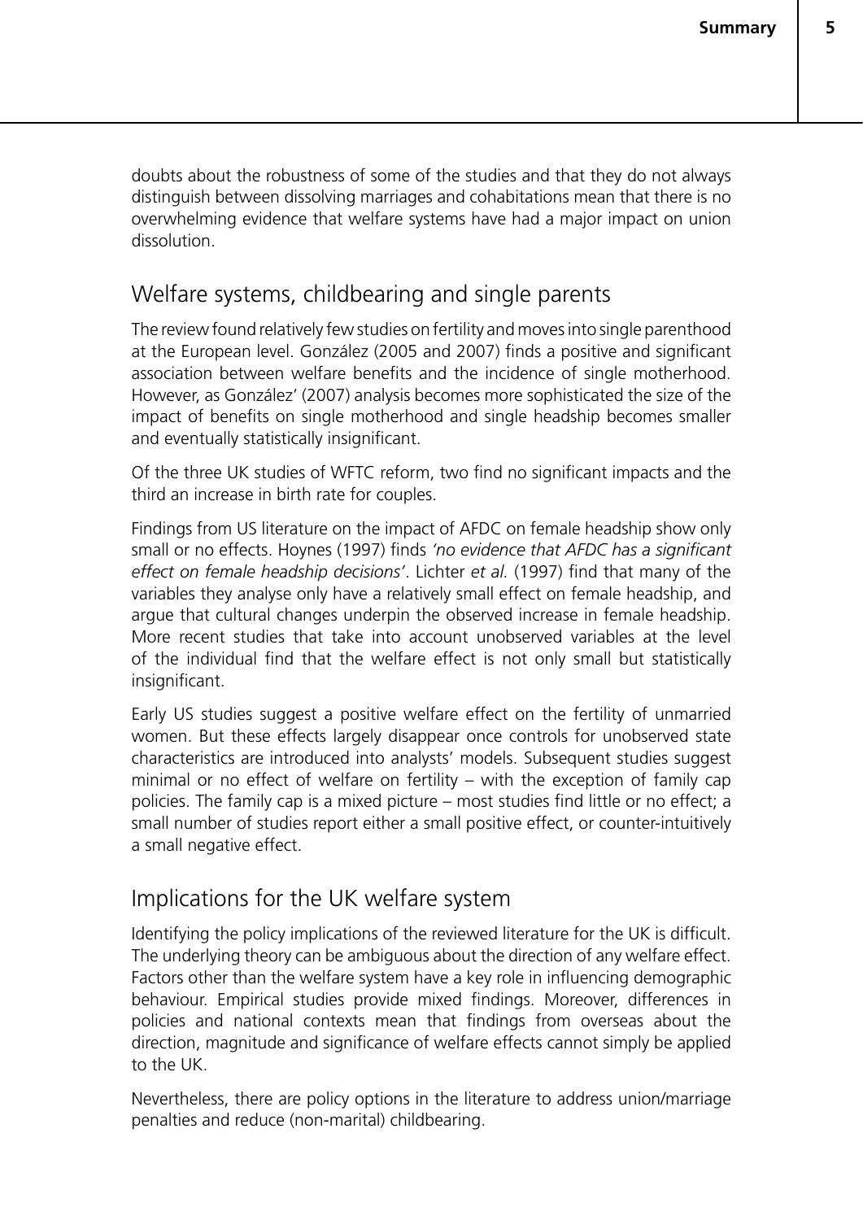doubts about the robustness of some of the studies and that they do not always distinguish between dissolving marriages and cohabitations mean that there is no overwhelming evidence that welfare systems have had a major impact on union dissolution.

## Welfare systems, childbearing and single parents

The review found relatively few studies on fertility and moves into single parenthood at the European level. González (2005 and 2007) finds a positive and significant association between welfare benefits and the incidence of single motherhood. However, as González' (2007) analysis becomes more sophisticated the size of the impact of benefits on single motherhood and single headship becomes smaller and eventually statistically insignificant.

Of the three UK studies of WFTC reform, two find no significant impacts and the third an increase in birth rate for couples.

Findings from US literature on the impact of AFDC on female headship show only small or no effects. Hoynes (1997) finds *'no evidence that AFDC has a significant effect on female headship decisions'*. Lichter *et al.* (1997) find that many of the variables they analyse only have a relatively small effect on female headship, and argue that cultural changes underpin the observed increase in female headship. More recent studies that take into account unobserved variables at the level of the individual find that the welfare effect is not only small but statistically insignificant.

Early US studies suggest a positive welfare effect on the fertility of unmarried women. But these effects largely disappear once controls for unobserved state characteristics are introduced into analysts' models. Subsequent studies suggest minimal or no effect of welfare on fertility – with the exception of family cap policies. The family cap is a mixed picture – most studies find little or no effect; a small number of studies report either a small positive effect, or counter-intuitively a small negative effect.

## Implications for the UK welfare system

Identifying the policy implications of the reviewed literature for the UK is difficult. The underlying theory can be ambiguous about the direction of any welfare effect. Factors other than the welfare system have a key role in influencing demographic behaviour. Empirical studies provide mixed findings. Moreover, differences in policies and national contexts mean that findings from overseas about the direction, magnitude and significance of welfare effects cannot simply be applied to the UK.

Nevertheless, there are policy options in the literature to address union/marriage penalties and reduce (non-marital) childbearing.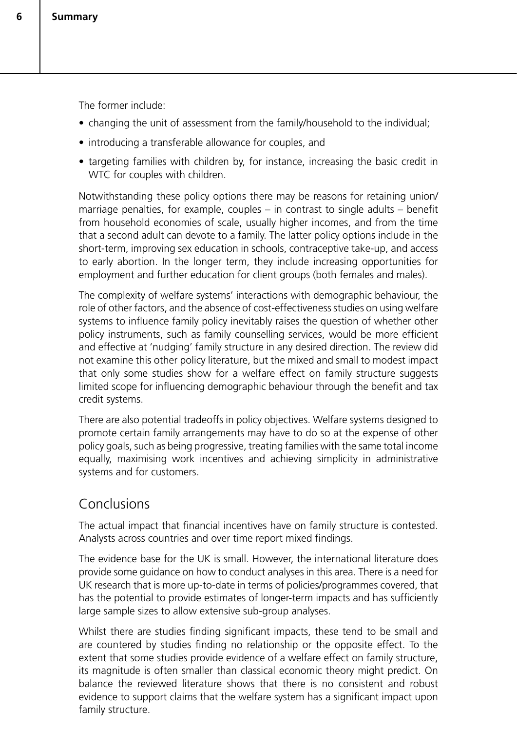The former include:

- changing the unit of assessment from the family/household to the individual;
- introducing a transferable allowance for couples, and
- targeting families with children by, for instance, increasing the basic credit in WTC for couples with children.

Notwithstanding these policy options there may be reasons for retaining union/ marriage penalties, for example, couples – in contrast to single adults – benefit from household economies of scale, usually higher incomes, and from the time that a second adult can devote to a family. The latter policy options include in the short-term, improving sex education in schools, contraceptive take-up, and access to early abortion. In the longer term, they include increasing opportunities for employment and further education for client groups (both females and males).

The complexity of welfare systems' interactions with demographic behaviour, the role of other factors, and the absence of cost-effectiveness studies on using welfare systems to influence family policy inevitably raises the question of whether other policy instruments, such as family counselling services, would be more efficient and effective at 'nudging' family structure in any desired direction. The review did not examine this other policy literature, but the mixed and small to modest impact that only some studies show for a welfare effect on family structure suggests limited scope for influencing demographic behaviour through the benefit and tax credit systems.

There are also potential tradeoffs in policy objectives. Welfare systems designed to promote certain family arrangements may have to do so at the expense of other policy goals, such as being progressive, treating families with the same total income equally, maximising work incentives and achieving simplicity in administrative systems and for customers.

## Conclusions

The actual impact that financial incentives have on family structure is contested. Analysts across countries and over time report mixed findings.

The evidence base for the UK is small. However, the international literature does provide some guidance on how to conduct analyses in this area. There is a need for UK research that is more up-to-date in terms of policies/programmes covered, that has the potential to provide estimates of longer-term impacts and has sufficiently large sample sizes to allow extensive sub-group analyses.

Whilst there are studies finding significant impacts, these tend to be small and are countered by studies finding no relationship or the opposite effect. To the extent that some studies provide evidence of a welfare effect on family structure, its magnitude is often smaller than classical economic theory might predict. On balance the reviewed literature shows that there is no consistent and robust evidence to support claims that the welfare system has a significant impact upon family structure.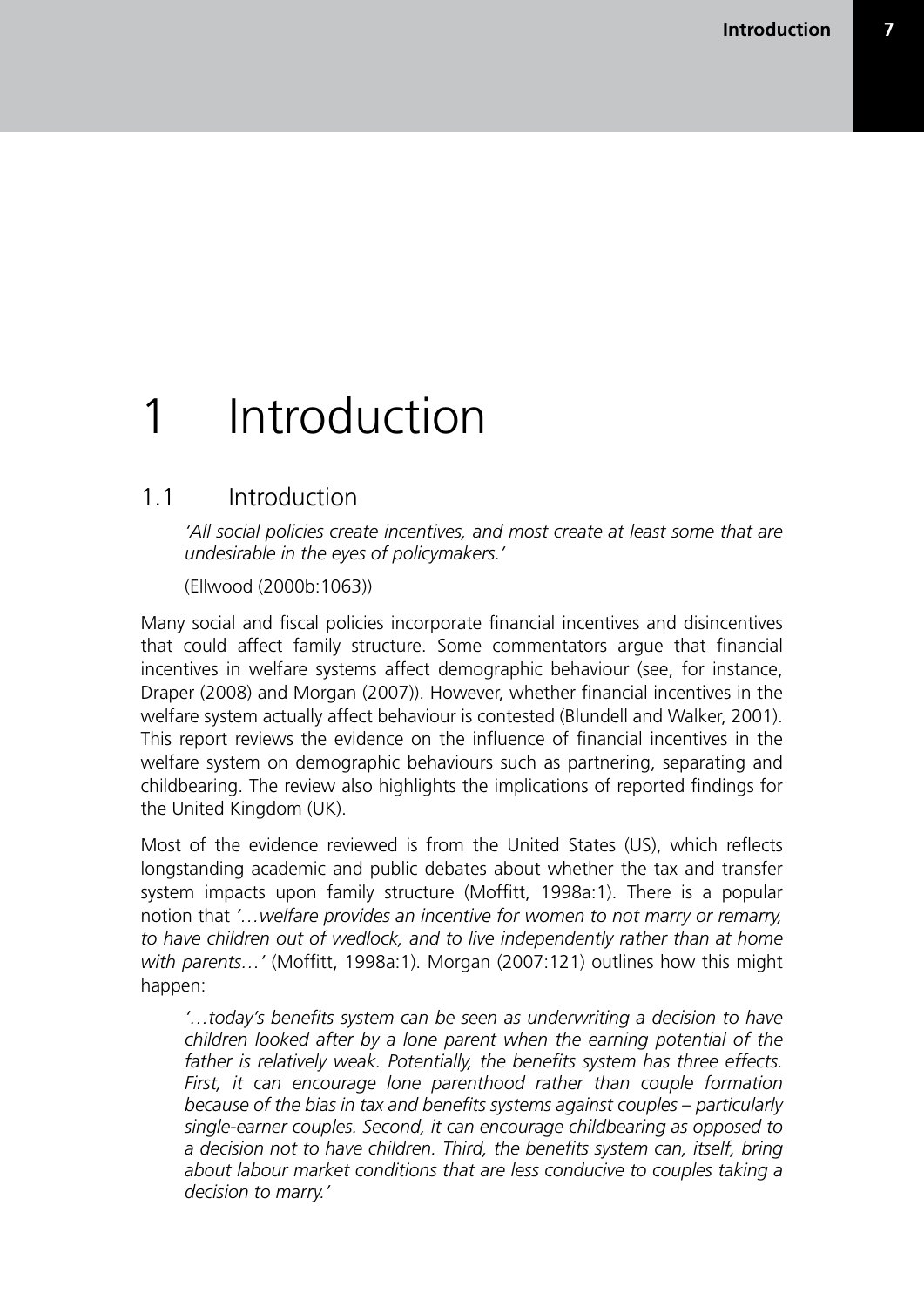# 1 Introduction

## 1.1 Introduction

> *'All social policies create incentives, and most create at least some that are undesirable in the eyes of policymakers.'*
>
> (Ellwood (2000b:1063))

Many social and fiscal policies incorporate financial incentives and disincentives that could affect family structure. Some commentators argue that financial incentives in welfare systems affect demographic behaviour (see, for instance, Draper (2008) and Morgan (2007)). However, whether financial incentives in the welfare system actually affect behaviour is contested (Blundell and Walker, 2001). This report reviews the evidence on the influence of financial incentives in the welfare system on demographic behaviours such as partnering, separating and childbearing. The review also highlights the implications of reported findings for the United Kingdom (UK).

Most of the evidence reviewed is from the United States (US), which reflects longstanding academic and public debates about whether the tax and transfer system impacts upon family structure (Moffitt, 1998a:1). There is a popular notion that *'…welfare provides an incentive for women to not marry or remarry, to have children out of wedlock, and to live independently rather than at home with parents…'* (Moffitt, 1998a:1). Morgan (2007:121) outlines how this might happen:

> *'…today's benefits system can be seen as underwriting a decision to have children looked after by a lone parent when the earning potential of the father is relatively weak. Potentially, the benefits system has three effects. First, it can encourage lone parenthood rather than couple formation because of the bias in tax and benefits systems against couples – particularly single-earner couples. Second, it can encourage childbearing as opposed to a decision not to have children. Third, the benefits system can, itself, bring about labour market conditions that are less conducive to couples taking a decision to marry.'*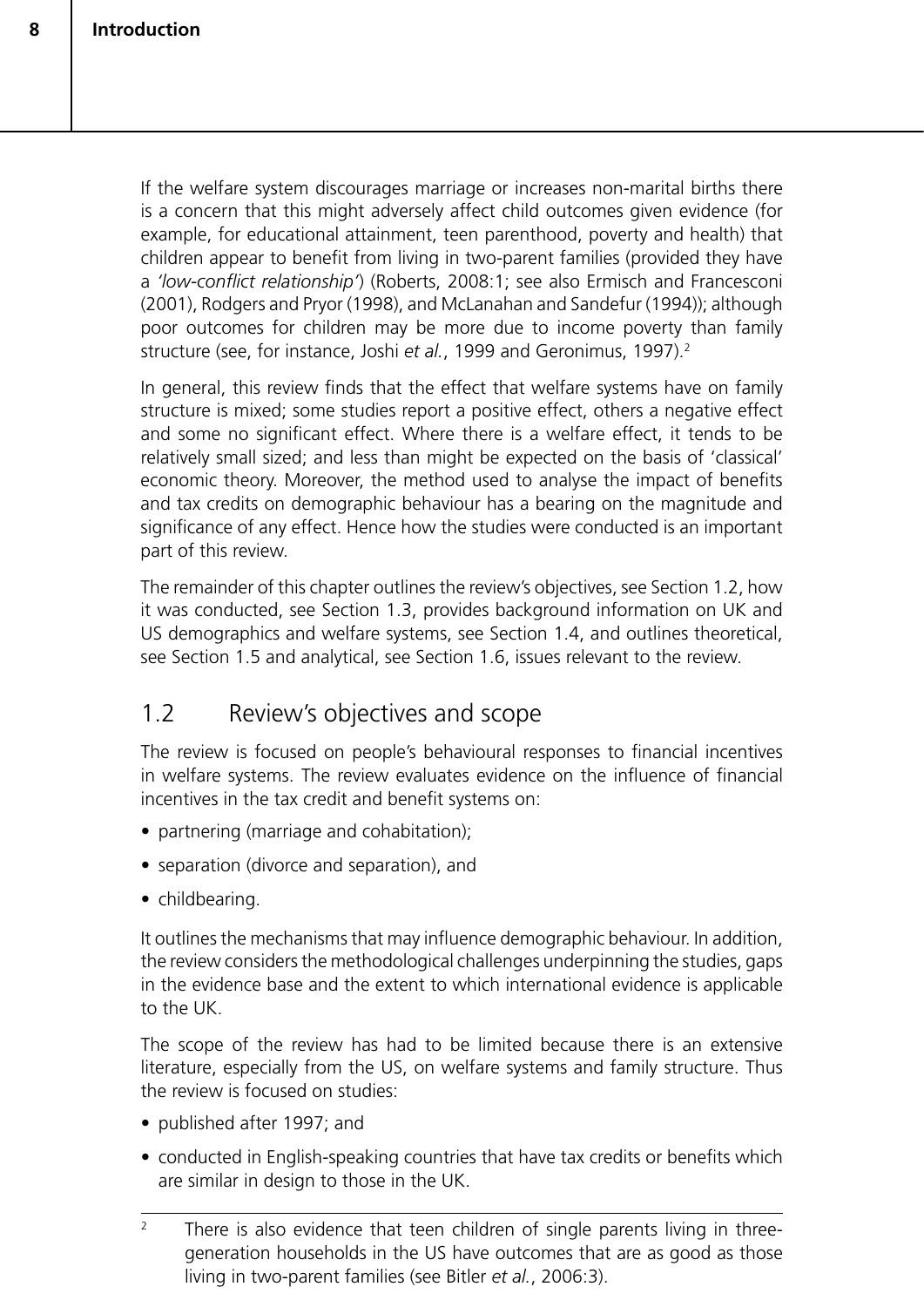If the welfare system discourages marriage or increases non-marital births there is a concern that this might adversely affect child outcomes given evidence (for example, for educational attainment, teen parenthood, poverty and health) that children appear to benefit from living in two-parent families (provided they have a *'low-conflict relationship'*) (Roberts, 2008:1; see also Ermisch and Francesconi (2001), Rodgers and Pryor (1998), and McLanahan and Sandefur (1994)); although poor outcomes for children may be more due to income poverty than family structure (see, for instance, Joshi *et al.*, 1999 and Geronimus, 1997).[2]

In general, this review finds that the effect that welfare systems have on family structure is mixed; some studies report a positive effect, others a negative effect and some no significant effect. Where there is a welfare effect, it tends to be relatively small sized; and less than might be expected on the basis of 'classical' economic theory. Moreover, the method used to analyse the impact of benefits and tax credits on demographic behaviour has a bearing on the magnitude and significance of any effect. Hence how the studies were conducted is an important part of this review.

The remainder of this chapter outlines the review's objectives, see Section 1.2, how it was conducted, see Section 1.3, provides background information on UK and US demographics and welfare systems, see Section 1.4, and outlines theoretical, see Section 1.5 and analytical, see Section 1.6, issues relevant to the review.

## 1.2 Review's objectives and scope

The review is focused on people's behavioural responses to financial incentives in welfare systems. The review evaluates evidence on the influence of financial incentives in the tax credit and benefit systems on:

- partnering (marriage and cohabitation);
- separation (divorce and separation), and
- childbearing.

It outlines the mechanisms that may influence demographic behaviour. In addition, the review considers the methodological challenges underpinning the studies, gaps in the evidence base and the extent to which international evidence is applicable to the UK.

The scope of the review has had to be limited because there is an extensive literature, especially from the US, on welfare systems and family structure. Thus the review is focused on studies:

- published after 1997; and
- conducted in English-speaking countries that have tax credits or benefits which are similar in design to those in the UK.

[2] There is also evidence that teen children of single parents living in three-generation households in the US have outcomes that are as good as those living in two-parent families (see Bitler *et al.*, 2006:3).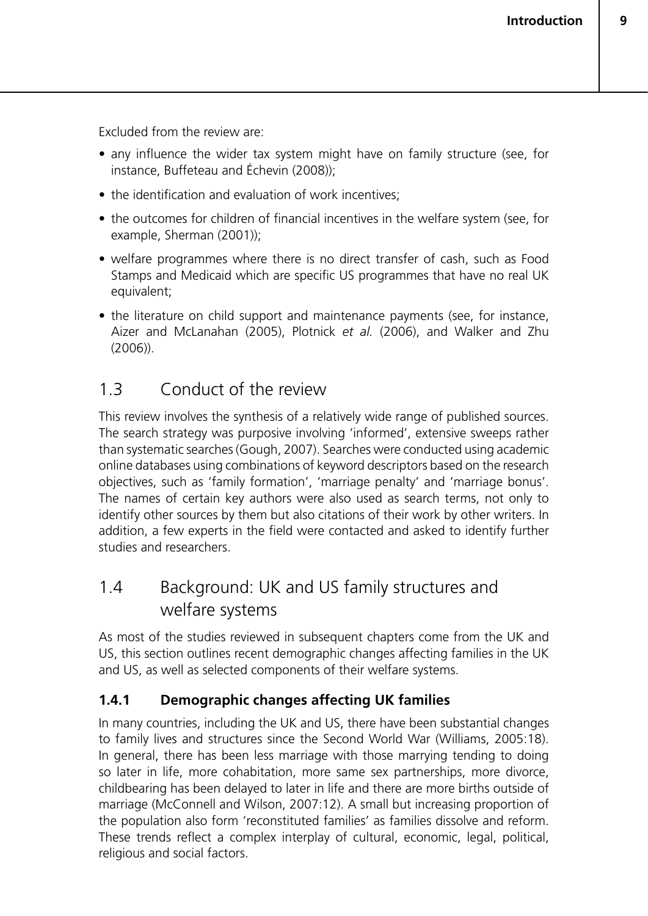Excluded from the review are:

- any influence the wider tax system might have on family structure (see, for instance, Buffeteau and Échevin (2008));
- the identification and evaluation of work incentives;
- the outcomes for children of financial incentives in the welfare system (see, for example, Sherman (2001));
- welfare programmes where there is no direct transfer of cash, such as Food Stamps and Medicaid which are specific US programmes that have no real UK equivalent;
- the literature on child support and maintenance payments (see, for instance, Aizer and McLanahan (2005), Plotnick *et al.* (2006), and Walker and Zhu (2006)).

## 1.3 Conduct of the review

This review involves the synthesis of a relatively wide range of published sources. The search strategy was purposive involving 'informed', extensive sweeps rather than systematic searches (Gough, 2007). Searches were conducted using academic online databases using combinations of keyword descriptors based on the research objectives, such as 'family formation', 'marriage penalty' and 'marriage bonus'. The names of certain key authors were also used as search terms, not only to identify other sources by them but also citations of their work by other writers. In addition, a few experts in the field were contacted and asked to identify further studies and researchers.

## 1.4 Background: UK and US family structures and welfare systems

As most of the studies reviewed in subsequent chapters come from the UK and US, this section outlines recent demographic changes affecting families in the UK and US, as well as selected components of their welfare systems.

### 1.4.1 Demographic changes affecting UK families

In many countries, including the UK and US, there have been substantial changes to family lives and structures since the Second World War (Williams, 2005:18). In general, there has been less marriage with those marrying tending to doing so later in life, more cohabitation, more same sex partnerships, more divorce, childbearing has been delayed to later in life and there are more births outside of marriage (McConnell and Wilson, 2007:12). A small but increasing proportion of the population also form 'reconstituted families' as families dissolve and reform. These trends reflect a complex interplay of cultural, economic, legal, political, religious and social factors.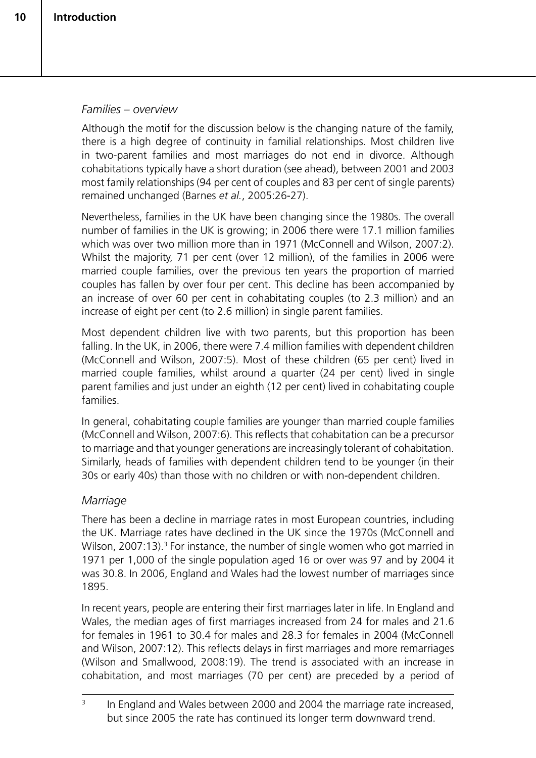*Families – overview*

Although the motif for the discussion below is the changing nature of the family, there is a high degree of continuity in familial relationships. Most children live in two-parent families and most marriages do not end in divorce. Although cohabitations typically have a short duration (see ahead), between 2001 and 2003 most family relationships (94 per cent of couples and 83 per cent of single parents) remained unchanged (Barnes *et al.*, 2005:26-27).

Nevertheless, families in the UK have been changing since the 1980s. The overall number of families in the UK is growing; in 2006 there were 17.1 million families which was over two million more than in 1971 (McConnell and Wilson, 2007:2). Whilst the majority, 71 per cent (over 12 million), of the families in 2006 were married couple families, over the previous ten years the proportion of married couples has fallen by over four per cent. This decline has been accompanied by an increase of over 60 per cent in cohabitating couples (to 2.3 million) and an increase of eight per cent (to 2.6 million) in single parent families.

Most dependent children live with two parents, but this proportion has been falling. In the UK, in 2006, there were 7.4 million families with dependent children (McConnell and Wilson, 2007:5). Most of these children (65 per cent) lived in married couple families, whilst around a quarter (24 per cent) lived in single parent families and just under an eighth (12 per cent) lived in cohabitating couple families.

In general, cohabitating couple families are younger than married couple families (McConnell and Wilson, 2007:6). This reflects that cohabitation can be a precursor to marriage and that younger generations are increasingly tolerant of cohabitation. Similarly, heads of families with dependent children tend to be younger (in their 30s or early 40s) than those with no children or with non-dependent children.

*Marriage*

There has been a decline in marriage rates in most European countries, including the UK. Marriage rates have declined in the UK since the 1970s (McConnell and Wilson, 2007:13).[3] For instance, the number of single women who got married in 1971 per 1,000 of the single population aged 16 or over was 97 and by 2004 it was 30.8. In 2006, England and Wales had the lowest number of marriages since 1895.

In recent years, people are entering their first marriages later in life. In England and Wales, the median ages of first marriages increased from 24 for males and 21.6 for females in 1961 to 30.4 for males and 28.3 for females in 2004 (McConnell and Wilson, 2007:12). This reflects delays in first marriages and more remarriages (Wilson and Smallwood, 2008:19). The trend is associated with an increase in cohabitation, and most marriages (70 per cent) are preceded by a period of

[3] In England and Wales between 2000 and 2004 the marriage rate increased, but since 2005 the rate has continued its longer term downward trend.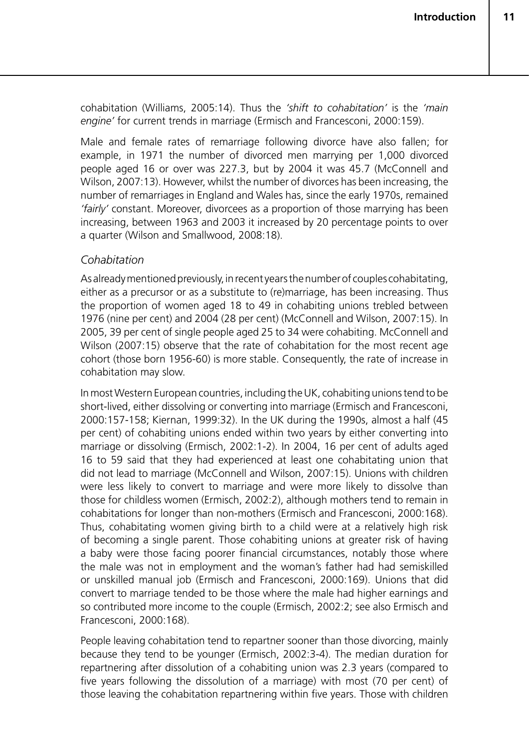cohabitation (Williams, 2005:14). Thus the *'shift to cohabitation'* is the *'main engine'* for current trends in marriage (Ermisch and Francesconi, 2000:159).

Male and female rates of remarriage following divorce have also fallen; for example, in 1971 the number of divorced men marrying per 1,000 divorced people aged 16 or over was 227.3, but by 2004 it was 45.7 (McConnell and Wilson, 2007:13). However, whilst the number of divorces has been increasing, the number of remarriages in England and Wales has, since the early 1970s, remained *'fairly'* constant. Moreover, divorcees as a proportion of those marrying has been increasing, between 1963 and 2003 it increased by 20 percentage points to over a quarter (Wilson and Smallwood, 2008:18).

### *Cohabitation*

As already mentioned previously, in recent years the number of couples cohabitating, either as a precursor or as a substitute to (re)marriage, has been increasing. Thus the proportion of women aged 18 to 49 in cohabiting unions trebled between 1976 (nine per cent) and 2004 (28 per cent) (McConnell and Wilson, 2007:15). In 2005, 39 per cent of single people aged 25 to 34 were cohabiting. McConnell and Wilson (2007:15) observe that the rate of cohabitation for the most recent age cohort (those born 1956-60) is more stable. Consequently, the rate of increase in cohabitation may slow.

In most Western European countries, including the UK, cohabiting unions tend to be short-lived, either dissolving or converting into marriage (Ermisch and Francesconi, 2000:157-158; Kiernan, 1999:32). In the UK during the 1990s, almost a half (45 per cent) of cohabiting unions ended within two years by either converting into marriage or dissolving (Ermisch, 2002:1-2). In 2004, 16 per cent of adults aged 16 to 59 said that they had experienced at least one cohabitating union that did not lead to marriage (McConnell and Wilson, 2007:15). Unions with children were less likely to convert to marriage and were more likely to dissolve than those for childless women (Ermisch, 2002:2), although mothers tend to remain in cohabitations for longer than non-mothers (Ermisch and Francesconi, 2000:168). Thus, cohabitating women giving birth to a child were at a relatively high risk of becoming a single parent. Those cohabiting unions at greater risk of having a baby were those facing poorer financial circumstances, notably those where the male was not in employment and the woman's father had had semiskilled or unskilled manual job (Ermisch and Francesconi, 2000:169). Unions that did convert to marriage tended to be those where the male had higher earnings and so contributed more income to the couple (Ermisch, 2002:2; see also Ermisch and Francesconi, 2000:168).

People leaving cohabitation tend to repartner sooner than those divorcing, mainly because they tend to be younger (Ermisch, 2002:3-4). The median duration for repartnering after dissolution of a cohabiting union was 2.3 years (compared to five years following the dissolution of a marriage) with most (70 per cent) of those leaving the cohabitation repartnering within five years. Those with children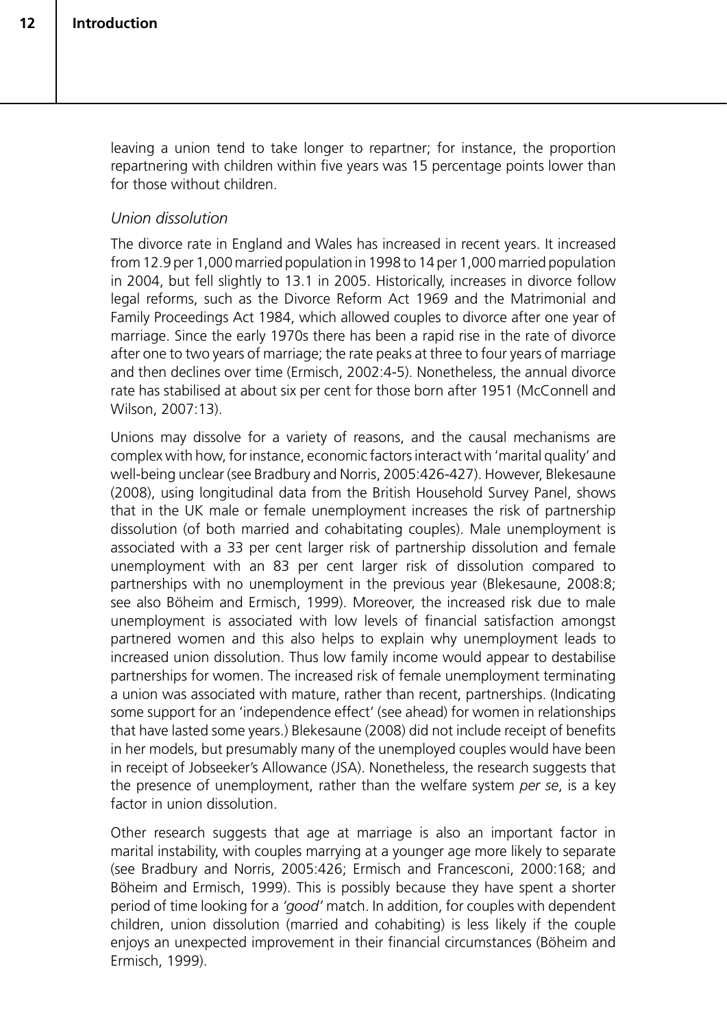leaving a union tend to take longer to repartner; for instance, the proportion repartnering with children within five years was 15 percentage points lower than for those without children.

### *Union dissolution*

The divorce rate in England and Wales has increased in recent years. It increased from 12.9 per 1,000 married population in 1998 to 14 per 1,000 married population in 2004, but fell slightly to 13.1 in 2005. Historically, increases in divorce follow legal reforms, such as the Divorce Reform Act 1969 and the Matrimonial and Family Proceedings Act 1984, which allowed couples to divorce after one year of marriage. Since the early 1970s there has been a rapid rise in the rate of divorce after one to two years of marriage; the rate peaks at three to four years of marriage and then declines over time (Ermisch, 2002:4-5). Nonetheless, the annual divorce rate has stabilised at about six per cent for those born after 1951 (McConnell and Wilson, 2007:13).

Unions may dissolve for a variety of reasons, and the causal mechanisms are complex with how, for instance, economic factors interact with 'marital quality' and well-being unclear (see Bradbury and Norris, 2005:426-427). However, Blekesaune (2008), using longitudinal data from the British Household Survey Panel, shows that in the UK male or female unemployment increases the risk of partnership dissolution (of both married and cohabitating couples). Male unemployment is associated with a 33 per cent larger risk of partnership dissolution and female unemployment with an 83 per cent larger risk of dissolution compared to partnerships with no unemployment in the previous year (Blekesaune, 2008:8; see also Böheim and Ermisch, 1999). Moreover, the increased risk due to male unemployment is associated with low levels of financial satisfaction amongst partnered women and this also helps to explain why unemployment leads to increased union dissolution. Thus low family income would appear to destabilise partnerships for women. The increased risk of female unemployment terminating a union was associated with mature, rather than recent, partnerships. (Indicating some support for an 'independence effect' (see ahead) for women in relationships that have lasted some years.) Blekesaune (2008) did not include receipt of benefits in her models, but presumably many of the unemployed couples would have been in receipt of Jobseeker's Allowance (JSA). Nonetheless, the research suggests that the presence of unemployment, rather than the welfare system *per se*, is a key factor in union dissolution.

Other research suggests that age at marriage is also an important factor in marital instability, with couples marrying at a younger age more likely to separate (see Bradbury and Norris, 2005:426; Ermisch and Francesconi, 2000:168; and Böheim and Ermisch, 1999). This is possibly because they have spent a shorter period of time looking for a *'good'* match. In addition, for couples with dependent children, union dissolution (married and cohabiting) is less likely if the couple enjoys an unexpected improvement in their financial circumstances (Böheim and Ermisch, 1999).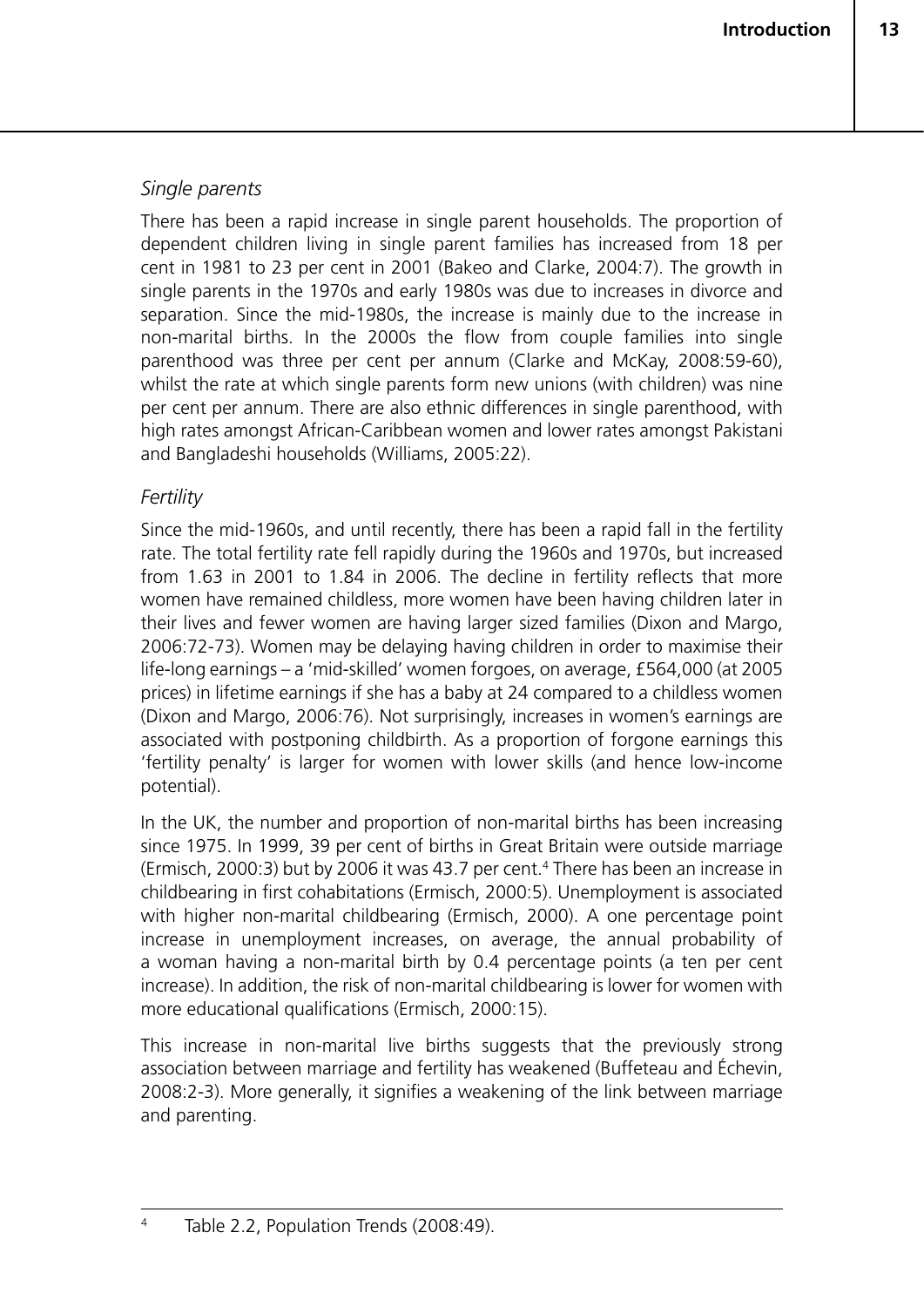*Single parents*

There has been a rapid increase in single parent households. The proportion of dependent children living in single parent families has increased from 18 per cent in 1981 to 23 per cent in 2001 (Bakeo and Clarke, 2004:7). The growth in single parents in the 1970s and early 1980s was due to increases in divorce and separation. Since the mid-1980s, the increase is mainly due to the increase in non-marital births. In the 2000s the flow from couple families into single parenthood was three per cent per annum (Clarke and McKay, 2008:59-60), whilst the rate at which single parents form new unions (with children) was nine per cent per annum. There are also ethnic differences in single parenthood, with high rates amongst African-Caribbean women and lower rates amongst Pakistani and Bangladeshi households (Williams, 2005:22).

*Fertility*

Since the mid-1960s, and until recently, there has been a rapid fall in the fertility rate. The total fertility rate fell rapidly during the 1960s and 1970s, but increased from 1.63 in 2001 to 1.84 in 2006. The decline in fertility reflects that more women have remained childless, more women have been having children later in their lives and fewer women are having larger sized families (Dixon and Margo, 2006:72-73). Women may be delaying having children in order to maximise their life-long earnings – a 'mid-skilled' women forgoes, on average, £564,000 (at 2005 prices) in lifetime earnings if she has a baby at 24 compared to a childless women (Dixon and Margo, 2006:76). Not surprisingly, increases in women's earnings are associated with postponing childbirth. As a proportion of forgone earnings this 'fertility penalty' is larger for women with lower skills (and hence low-income potential).

In the UK, the number and proportion of non-marital births has been increasing since 1975. In 1999, 39 per cent of births in Great Britain were outside marriage (Ermisch, 2000:3) but by 2006 it was 43.7 per cent.[4] There has been an increase in childbearing in first cohabitations (Ermisch, 2000:5). Unemployment is associated with higher non-marital childbearing (Ermisch, 2000). A one percentage point increase in unemployment increases, on average, the annual probability of a woman having a non-marital birth by 0.4 percentage points (a ten per cent increase). In addition, the risk of non-marital childbearing is lower for women with more educational qualifications (Ermisch, 2000:15).

This increase in non-marital live births suggests that the previously strong association between marriage and fertility has weakened (Buffeteau and Échevin, 2008:2-3). More generally, it signifies a weakening of the link between marriage and parenting.

[4] Table 2.2, Population Trends (2008:49).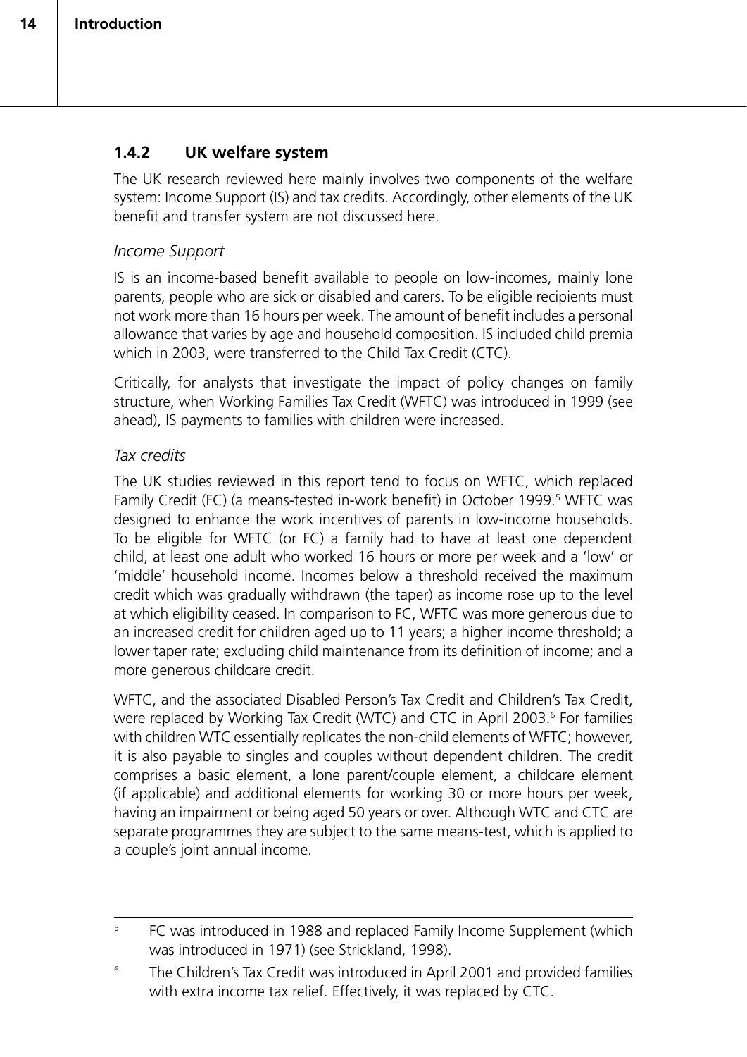### 1.4.2 UK welfare system

The UK research reviewed here mainly involves two components of the welfare system: Income Support (IS) and tax credits. Accordingly, other elements of the UK benefit and transfer system are not discussed here.

*Income Support*

IS is an income-based benefit available to people on low-incomes, mainly lone parents, people who are sick or disabled and carers. To be eligible recipients must not work more than 16 hours per week. The amount of benefit includes a personal allowance that varies by age and household composition. IS included child premia which in 2003, were transferred to the Child Tax Credit (CTC).

Critically, for analysts that investigate the impact of policy changes on family structure, when Working Families Tax Credit (WFTC) was introduced in 1999 (see ahead), IS payments to families with children were increased.

*Tax credits*

The UK studies reviewed in this report tend to focus on WFTC, which replaced Family Credit (FC) (a means-tested in-work benefit) in October 1999.[5] WFTC was designed to enhance the work incentives of parents in low-income households. To be eligible for WFTC (or FC) a family had to have at least one dependent child, at least one adult who worked 16 hours or more per week and a 'low' or 'middle' household income. Incomes below a threshold received the maximum credit which was gradually withdrawn (the taper) as income rose up to the level at which eligibility ceased. In comparison to FC, WFTC was more generous due to an increased credit for children aged up to 11 years; a higher income threshold; a lower taper rate; excluding child maintenance from its definition of income; and a more generous childcare credit.

WFTC, and the associated Disabled Person's Tax Credit and Children's Tax Credit, were replaced by Working Tax Credit (WTC) and CTC in April 2003.[6] For families with children WTC essentially replicates the non-child elements of WFTC; however, it is also payable to singles and couples without dependent children. The credit comprises a basic element, a lone parent/couple element, a childcare element (if applicable) and additional elements for working 30 or more hours per week, having an impairment or being aged 50 years or over. Although WTC and CTC are separate programmes they are subject to the same means-test, which is applied to a couple's joint annual income.

---

[5] FC was introduced in 1988 and replaced Family Income Supplement (which was introduced in 1971) (see Strickland, 1998).

[6] The Children's Tax Credit was introduced in April 2001 and provided families with extra income tax relief. Effectively, it was replaced by CTC.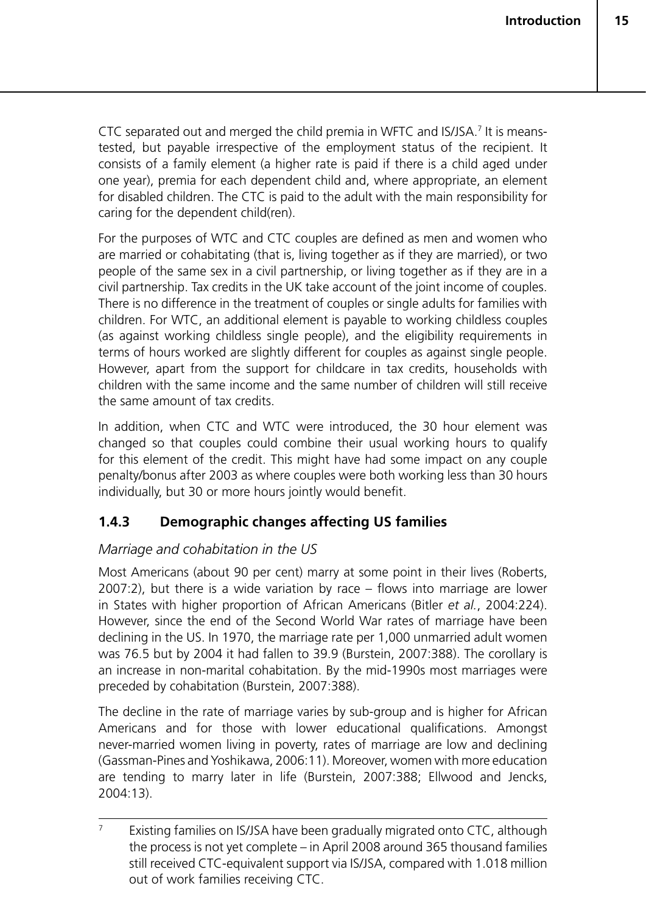CTC separated out and merged the child premia in WFTC and IS/JSA.[7] It is means-tested, but payable irrespective of the employment status of the recipient. It consists of a family element (a higher rate is paid if there is a child aged under one year), premia for each dependent child and, where appropriate, an element for disabled children. The CTC is paid to the adult with the main responsibility for caring for the dependent child(ren).

For the purposes of WTC and CTC couples are defined as men and women who are married or cohabitating (that is, living together as if they are married), or two people of the same sex in a civil partnership, or living together as if they are in a civil partnership. Tax credits in the UK take account of the joint income of couples. There is no difference in the treatment of couples or single adults for families with children. For WTC, an additional element is payable to working childless couples (as against working childless single people), and the eligibility requirements in terms of hours worked are slightly different for couples as against single people. However, apart from the support for childcare in tax credits, households with children with the same income and the same number of children will still receive the same amount of tax credits.

In addition, when CTC and WTC were introduced, the 30 hour element was changed so that couples could combine their usual working hours to qualify for this element of the credit. This might have had some impact on any couple penalty/bonus after 2003 as where couples were both working less than 30 hours individually, but 30 or more hours jointly would benefit.

### 1.4.3 Demographic changes affecting US families

*Marriage and cohabitation in the US*

Most Americans (about 90 per cent) marry at some point in their lives (Roberts, 2007:2), but there is a wide variation by race – flows into marriage are lower in States with higher proportion of African Americans (Bitler *et al.*, 2004:224). However, since the end of the Second World War rates of marriage have been declining in the US. In 1970, the marriage rate per 1,000 unmarried adult women was 76.5 but by 2004 it had fallen to 39.9 (Burstein, 2007:388). The corollary is an increase in non-marital cohabitation. By the mid-1990s most marriages were preceded by cohabitation (Burstein, 2007:388).

The decline in the rate of marriage varies by sub-group and is higher for African Americans and for those with lower educational qualifications. Amongst never-married women living in poverty, rates of marriage are low and declining (Gassman-Pines and Yoshikawa, 2006:11). Moreover, women with more education are tending to marry later in life (Burstein, 2007:388; Ellwood and Jencks, 2004:13).

[7] Existing families on IS/JSA have been gradually migrated onto CTC, although the process is not yet complete – in April 2008 around 365 thousand families still received CTC-equivalent support via IS/JSA, compared with 1.018 million out of work families receiving CTC.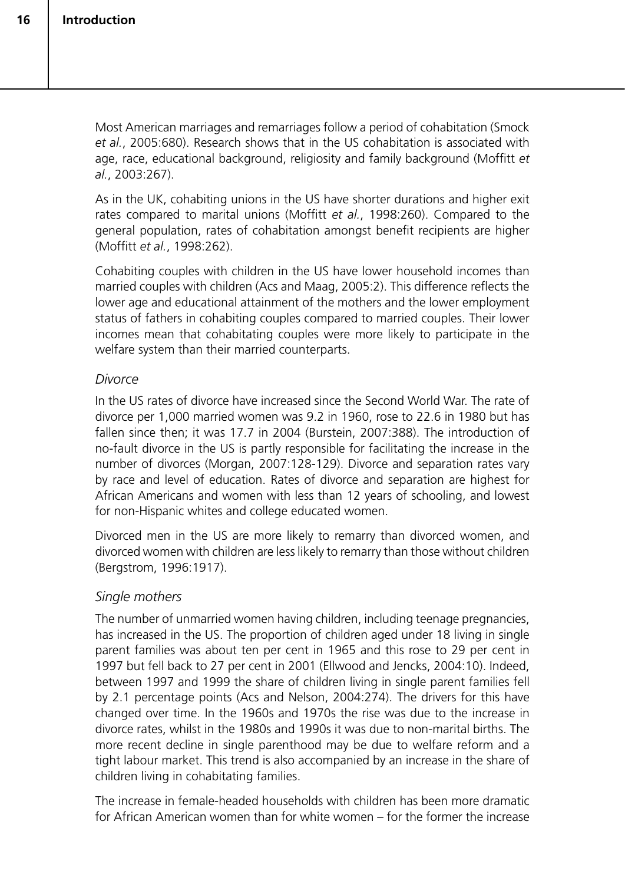Most American marriages and remarriages follow a period of cohabitation (Smock *et al.*, 2005:680). Research shows that in the US cohabitation is associated with age, race, educational background, religiosity and family background (Moffitt *et al.*, 2003:267).

As in the UK, cohabiting unions in the US have shorter durations and higher exit rates compared to marital unions (Moffitt *et al.*, 1998:260). Compared to the general population, rates of cohabitation amongst benefit recipients are higher (Moffitt *et al.*, 1998:262).

Cohabiting couples with children in the US have lower household incomes than married couples with children (Acs and Maag, 2005:2). This difference reflects the lower age and educational attainment of the mothers and the lower employment status of fathers in cohabiting couples compared to married couples. Their lower incomes mean that cohabitating couples were more likely to participate in the welfare system than their married counterparts.

### *Divorce*

In the US rates of divorce have increased since the Second World War. The rate of divorce per 1,000 married women was 9.2 in 1960, rose to 22.6 in 1980 but has fallen since then; it was 17.7 in 2004 (Burstein, 2007:388). The introduction of no-fault divorce in the US is partly responsible for facilitating the increase in the number of divorces (Morgan, 2007:128-129). Divorce and separation rates vary by race and level of education. Rates of divorce and separation are highest for African Americans and women with less than 12 years of schooling, and lowest for non-Hispanic whites and college educated women.

Divorced men in the US are more likely to remarry than divorced women, and divorced women with children are less likely to remarry than those without children (Bergstrom, 1996:1917).

### *Single mothers*

The number of unmarried women having children, including teenage pregnancies, has increased in the US. The proportion of children aged under 18 living in single parent families was about ten per cent in 1965 and this rose to 29 per cent in 1997 but fell back to 27 per cent in 2001 (Ellwood and Jencks, 2004:10). Indeed, between 1997 and 1999 the share of children living in single parent families fell by 2.1 percentage points (Acs and Nelson, 2004:274). The drivers for this have changed over time. In the 1960s and 1970s the rise was due to the increase in divorce rates, whilst in the 1980s and 1990s it was due to non-marital births. The more recent decline in single parenthood may be due to welfare reform and a tight labour market. This trend is also accompanied by an increase in the share of children living in cohabitating families.

The increase in female-headed households with children has been more dramatic for African American women than for white women – for the former the increase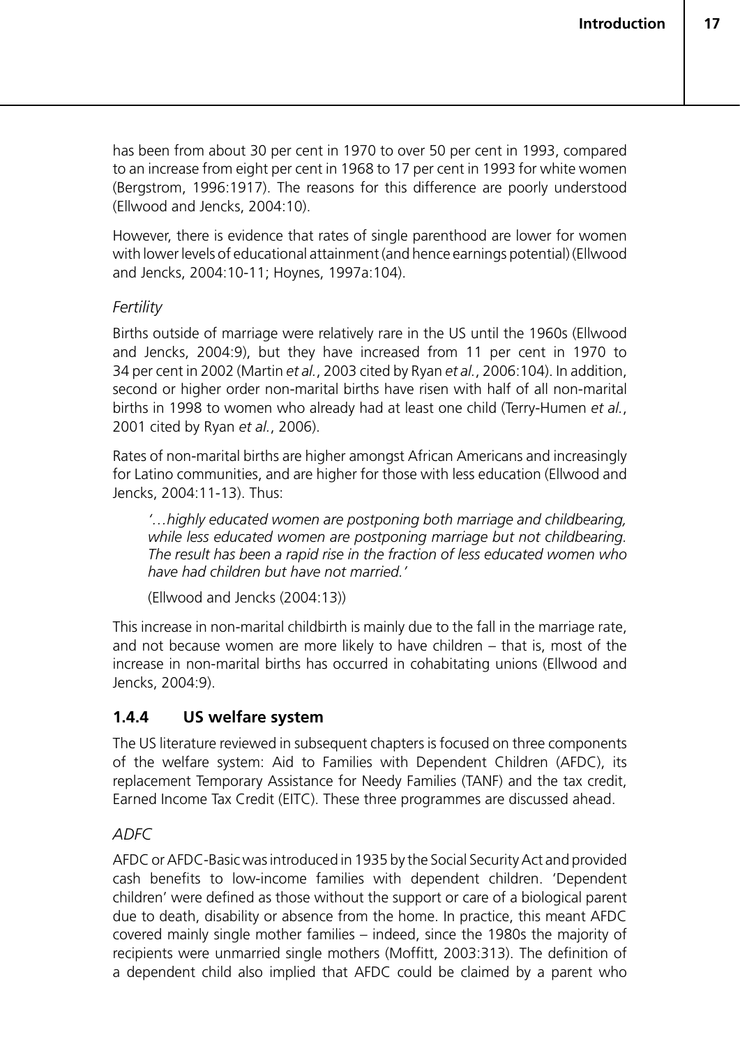has been from about 30 per cent in 1970 to over 50 per cent in 1993, compared to an increase from eight per cent in 1968 to 17 per cent in 1993 for white women (Bergstrom, 1996:1917). The reasons for this difference are poorly understood (Ellwood and Jencks, 2004:10).

However, there is evidence that rates of single parenthood are lower for women with lower levels of educational attainment (and hence earnings potential) (Ellwood and Jencks, 2004:10-11; Hoynes, 1997a:104).

*Fertility*

Births outside of marriage were relatively rare in the US until the 1960s (Ellwood and Jencks, 2004:9), but they have increased from 11 per cent in 1970 to 34 per cent in 2002 (Martin *et al.*, 2003 cited by Ryan *et al.*, 2006:104). In addition, second or higher order non-marital births have risen with half of all non-marital births in 1998 to women who already had at least one child (Terry-Humen *et al.*, 2001 cited by Ryan *et al.*, 2006).

Rates of non-marital births are higher amongst African Americans and increasingly for Latino communities, and are higher for those with less education (Ellwood and Jencks, 2004:11-13). Thus:

> *'…highly educated women are postponing both marriage and childbearing, while less educated women are postponing marriage but not childbearing. The result has been a rapid rise in the fraction of less educated women who have had children but have not married.'*
>
> (Ellwood and Jencks (2004:13))

This increase in non-marital childbirth is mainly due to the fall in the marriage rate, and not because women are more likely to have children – that is, most of the increase in non-marital births has occurred in cohabitating unions (Ellwood and Jencks, 2004:9).

### 1.4.4 US welfare system

The US literature reviewed in subsequent chapters is focused on three components of the welfare system: Aid to Families with Dependent Children (AFDC), its replacement Temporary Assistance for Needy Families (TANF) and the tax credit, Earned Income Tax Credit (EITC). These three programmes are discussed ahead.

*ADFC*

AFDC or AFDC-Basic was introduced in 1935 by the Social Security Act and provided cash benefits to low-income families with dependent children. 'Dependent children' were defined as those without the support or care of a biological parent due to death, disability or absence from the home. In practice, this meant AFDC covered mainly single mother families – indeed, since the 1980s the majority of recipients were unmarried single mothers (Moffitt, 2003:313). The definition of a dependent child also implied that AFDC could be claimed by a parent who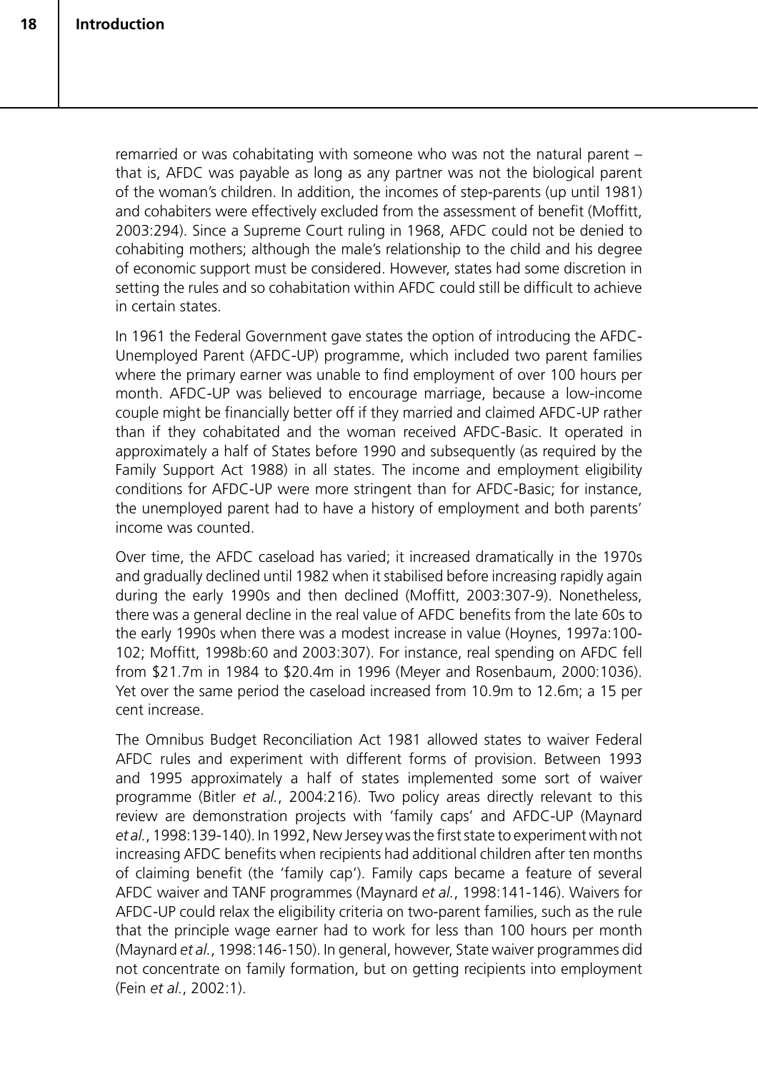remarried or was cohabitating with someone who was not the natural parent – that is, AFDC was payable as long as any partner was not the biological parent of the woman's children. In addition, the incomes of step-parents (up until 1981) and cohabiters were effectively excluded from the assessment of benefit (Moffitt, 2003:294). Since a Supreme Court ruling in 1968, AFDC could not be denied to cohabiting mothers; although the male's relationship to the child and his degree of economic support must be considered. However, states had some discretion in setting the rules and so cohabitation within AFDC could still be difficult to achieve in certain states.

In 1961 the Federal Government gave states the option of introducing the AFDC-Unemployed Parent (AFDC-UP) programme, which included two parent families where the primary earner was unable to find employment of over 100 hours per month. AFDC-UP was believed to encourage marriage, because a low-income couple might be financially better off if they married and claimed AFDC-UP rather than if they cohabitated and the woman received AFDC-Basic. It operated in approximately a half of States before 1990 and subsequently (as required by the Family Support Act 1988) in all states. The income and employment eligibility conditions for AFDC-UP were more stringent than for AFDC-Basic; for instance, the unemployed parent had to have a history of employment and both parents' income was counted.

Over time, the AFDC caseload has varied; it increased dramatically in the 1970s and gradually declined until 1982 when it stabilised before increasing rapidly again during the early 1990s and then declined (Moffitt, 2003:307-9). Nonetheless, there was a general decline in the real value of AFDC benefits from the late 60s to the early 1990s when there was a modest increase in value (Hoynes, 1997a:100-102; Moffitt, 1998b:60 and 2003:307). For instance, real spending on AFDC fell from \$21.7m in 1984 to \$20.4m in 1996 (Meyer and Rosenbaum, 2000:1036). Yet over the same period the caseload increased from 10.9m to 12.6m; a 15 per cent increase.

The Omnibus Budget Reconciliation Act 1981 allowed states to waiver Federal AFDC rules and experiment with different forms of provision. Between 1993 and 1995 approximately a half of states implemented some sort of waiver programme (Bitler *et al.*, 2004:216). Two policy areas directly relevant to this review are demonstration projects with 'family caps' and AFDC-UP (Maynard *et al.*, 1998:139-140). In 1992, New Jersey was the first state to experiment with not increasing AFDC benefits when recipients had additional children after ten months of claiming benefit (the 'family cap'). Family caps became a feature of several AFDC waiver and TANF programmes (Maynard *et al.*, 1998:141-146). Waivers for AFDC-UP could relax the eligibility criteria on two-parent families, such as the rule that the principle wage earner had to work for less than 100 hours per month (Maynard *et al.*, 1998:146-150). In general, however, State waiver programmes did not concentrate on family formation, but on getting recipients into employment (Fein *et al.*, 2002:1).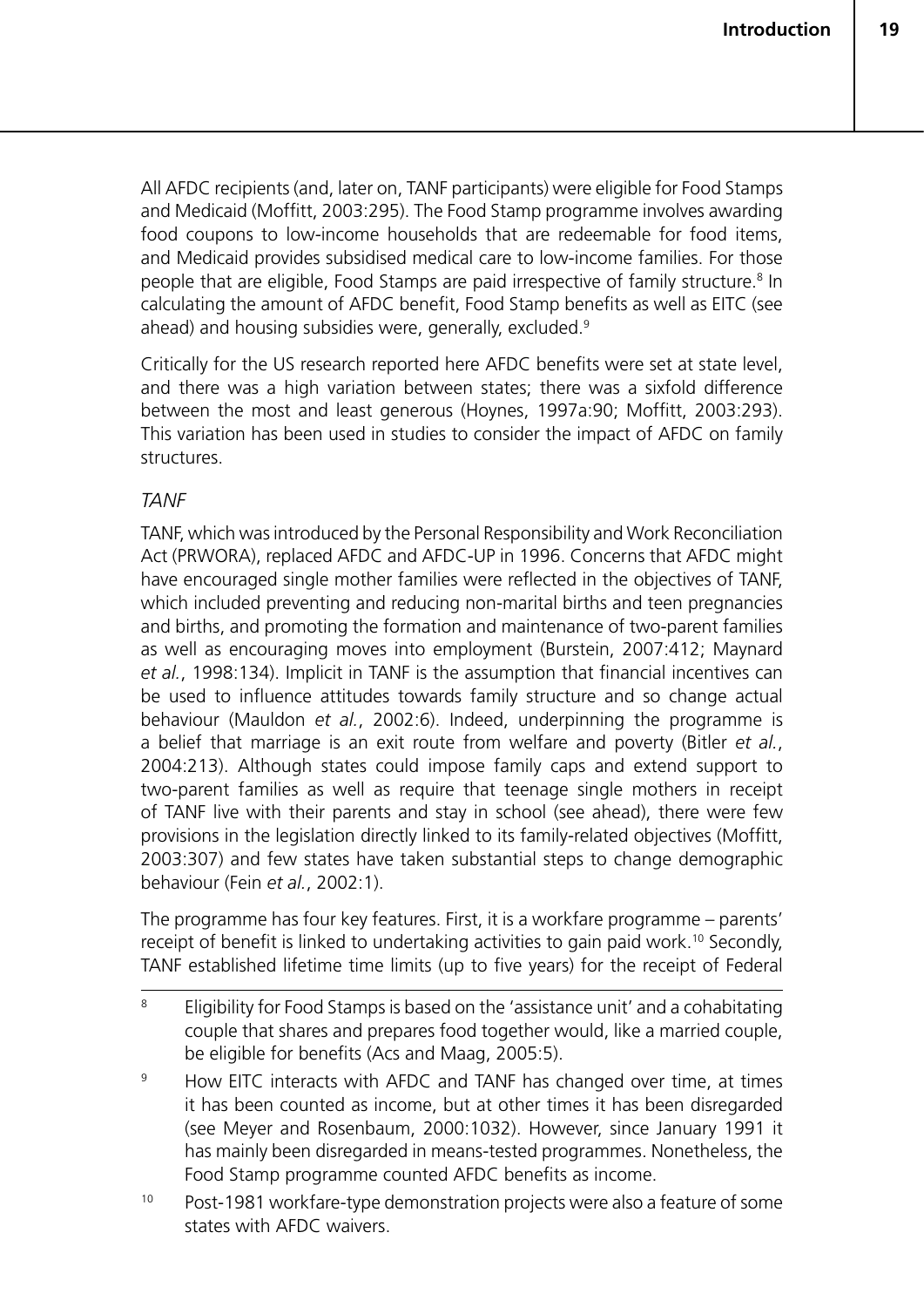All AFDC recipients (and, later on, TANF participants) were eligible for Food Stamps and Medicaid (Moffitt, 2003:295). The Food Stamp programme involves awarding food coupons to low-income households that are redeemable for food items, and Medicaid provides subsidised medical care to low-income families. For those people that are eligible, Food Stamps are paid irrespective of family structure.[8] In calculating the amount of AFDC benefit, Food Stamp benefits as well as EITC (see ahead) and housing subsidies were, generally, excluded.[9]

Critically for the US research reported here AFDC benefits were set at state level, and there was a high variation between states; there was a sixfold difference between the most and least generous (Hoynes, 1997a:90; Moffitt, 2003:293). This variation has been used in studies to consider the impact of AFDC on family structures.

*TANF*

TANF, which was introduced by the Personal Responsibility and Work Reconciliation Act (PRWORA), replaced AFDC and AFDC-UP in 1996. Concerns that AFDC might have encouraged single mother families were reflected in the objectives of TANF, which included preventing and reducing non-marital births and teen pregnancies and births, and promoting the formation and maintenance of two-parent families as well as encouraging moves into employment (Burstein, 2007:412; Maynard *et al.*, 1998:134). Implicit in TANF is the assumption that financial incentives can be used to influence attitudes towards family structure and so change actual behaviour (Mauldon *et al.*, 2002:6). Indeed, underpinning the programme is a belief that marriage is an exit route from welfare and poverty (Bitler *et al.*, 2004:213). Although states could impose family caps and extend support to two-parent families as well as require that teenage single mothers in receipt of TANF live with their parents and stay in school (see ahead), there were few provisions in the legislation directly linked to its family-related objectives (Moffitt, 2003:307) and few states have taken substantial steps to change demographic behaviour (Fein *et al.*, 2002:1).

The programme has four key features. First, it is a workfare programme – parents' receipt of benefit is linked to undertaking activities to gain paid work.[10] Secondly, TANF established lifetime time limits (up to five years) for the receipt of Federal

---

[8] Eligibility for Food Stamps is based on the 'assistance unit' and a cohabitating couple that shares and prepares food together would, like a married couple, be eligible for benefits (Acs and Maag, 2005:5).

[9] How EITC interacts with AFDC and TANF has changed over time, at times it has been counted as income, but at other times it has been disregarded (see Meyer and Rosenbaum, 2000:1032). However, since January 1991 it has mainly been disregarded in means-tested programmes. Nonetheless, the Food Stamp programme counted AFDC benefits as income.

[10] Post-1981 workfare-type demonstration projects were also a feature of some states with AFDC waivers.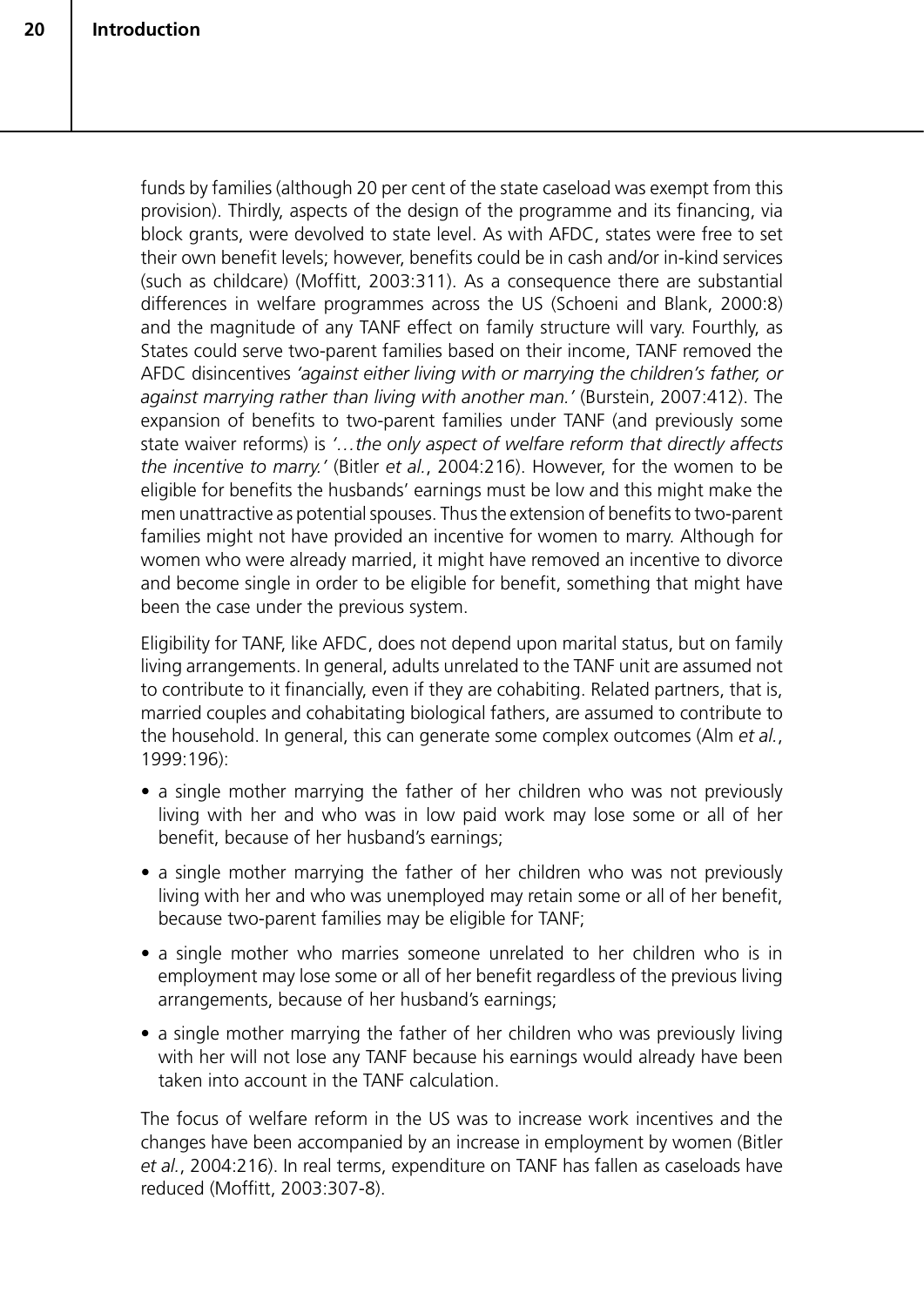funds by families (although 20 per cent of the state caseload was exempt from this provision). Thirdly, aspects of the design of the programme and its financing, via block grants, were devolved to state level. As with AFDC, states were free to set their own benefit levels; however, benefits could be in cash and/or in-kind services (such as childcare) (Moffitt, 2003:311). As a consequence there are substantial differences in welfare programmes across the US (Schoeni and Blank, 2000:8) and the magnitude of any TANF effect on family structure will vary. Fourthly, as States could serve two-parent families based on their income, TANF removed the AFDC disincentives *'against either living with or marrying the children's father, or against marrying rather than living with another man.'* (Burstein, 2007:412). The expansion of benefits to two-parent families under TANF (and previously some state waiver reforms) is *'…the only aspect of welfare reform that directly affects the incentive to marry.'* (Bitler *et al.*, 2004:216). However, for the women to be eligible for benefits the husbands' earnings must be low and this might make the men unattractive as potential spouses. Thus the extension of benefits to two-parent families might not have provided an incentive for women to marry. Although for women who were already married, it might have removed an incentive to divorce and become single in order to be eligible for benefit, something that might have been the case under the previous system.

Eligibility for TANF, like AFDC, does not depend upon marital status, but on family living arrangements. In general, adults unrelated to the TANF unit are assumed not to contribute to it financially, even if they are cohabiting. Related partners, that is, married couples and cohabitating biological fathers, are assumed to contribute to the household. In general, this can generate some complex outcomes (Alm *et al.*, 1999:196):

- a single mother marrying the father of her children who was not previously living with her and who was in low paid work may lose some or all of her benefit, because of her husband's earnings;
- a single mother marrying the father of her children who was not previously living with her and who was unemployed may retain some or all of her benefit, because two-parent families may be eligible for TANF;
- a single mother who marries someone unrelated to her children who is in employment may lose some or all of her benefit regardless of the previous living arrangements, because of her husband's earnings;
- a single mother marrying the father of her children who was previously living with her will not lose any TANF because his earnings would already have been taken into account in the TANF calculation.

The focus of welfare reform in the US was to increase work incentives and the changes have been accompanied by an increase in employment by women (Bitler *et al.*, 2004:216). In real terms, expenditure on TANF has fallen as caseloads have reduced (Moffitt, 2003:307-8).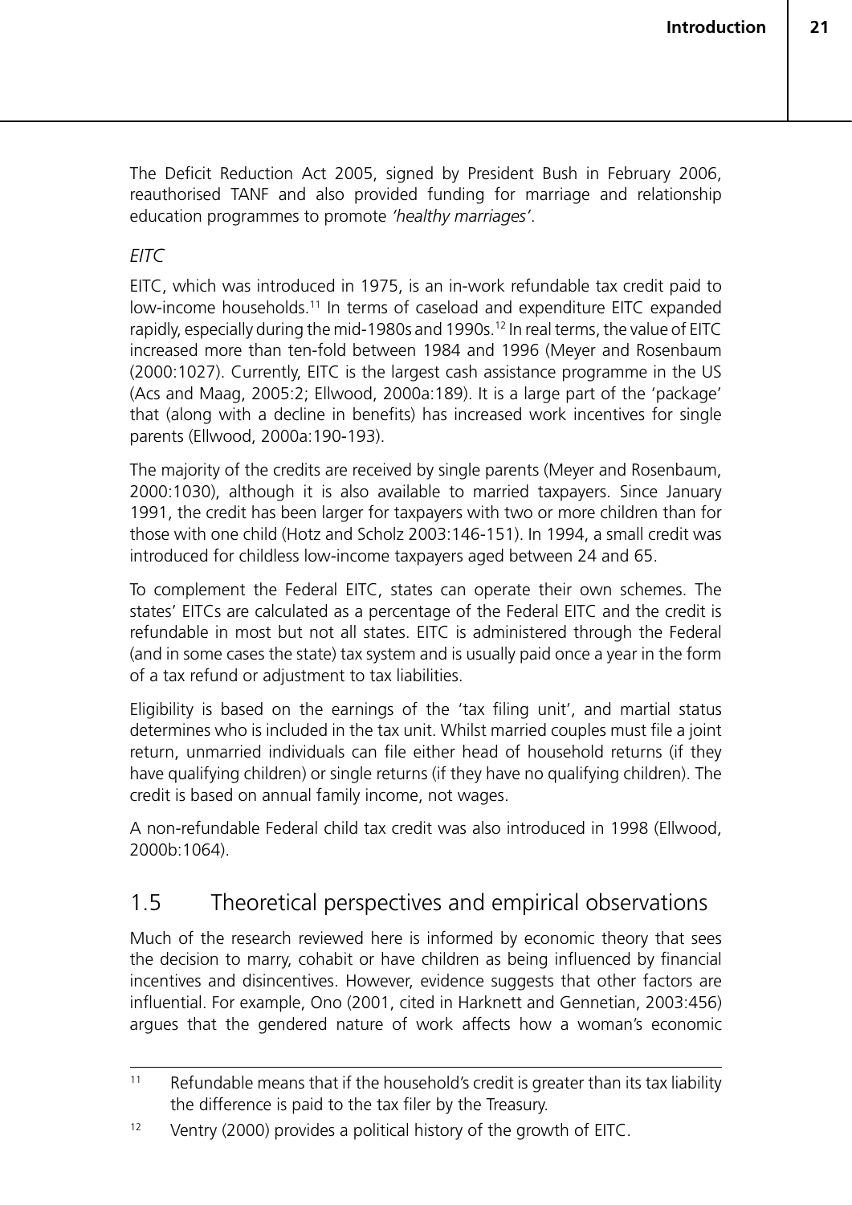The Deficit Reduction Act 2005, signed by President Bush in February 2006, reauthorised TANF and also provided funding for marriage and relationship education programmes to promote *'healthy marriages'*.

*EITC*

EITC, which was introduced in 1975, is an in-work refundable tax credit paid to low-income households.[11] In terms of caseload and expenditure EITC expanded rapidly, especially during the mid-1980s and 1990s.[12] In real terms, the value of EITC increased more than ten-fold between 1984 and 1996 (Meyer and Rosenbaum (2000:1027). Currently, EITC is the largest cash assistance programme in the US (Acs and Maag, 2005:2; Ellwood, 2000a:189). It is a large part of the 'package' that (along with a decline in benefits) has increased work incentives for single parents (Ellwood, 2000a:190-193).

The majority of the credits are received by single parents (Meyer and Rosenbaum, 2000:1030), although it is also available to married taxpayers. Since January 1991, the credit has been larger for taxpayers with two or more children than for those with one child (Hotz and Scholz 2003:146-151). In 1994, a small credit was introduced for childless low-income taxpayers aged between 24 and 65.

To complement the Federal EITC, states can operate their own schemes. The states' EITCs are calculated as a percentage of the Federal EITC and the credit is refundable in most but not all states. EITC is administered through the Federal (and in some cases the state) tax system and is usually paid once a year in the form of a tax refund or adjustment to tax liabilities.

Eligibility is based on the earnings of the 'tax filing unit', and martial status determines who is included in the tax unit. Whilst married couples must file a joint return, unmarried individuals can file either head of household returns (if they have qualifying children) or single returns (if they have no qualifying children). The credit is based on annual family income, not wages.

A non-refundable Federal child tax credit was also introduced in 1998 (Ellwood, 2000b:1064).

## 1.5 Theoretical perspectives and empirical observations

Much of the research reviewed here is informed by economic theory that sees the decision to marry, cohabit or have children as being influenced by financial incentives and disincentives. However, evidence suggests that other factors are influential. For example, Ono (2001, cited in Harknett and Gennetian, 2003:456) argues that the gendered nature of work affects how a woman's economic

---

[11] Refundable means that if the household's credit is greater than its tax liability the difference is paid to the tax filer by the Treasury.

[12] Ventry (2000) provides a political history of the growth of EITC.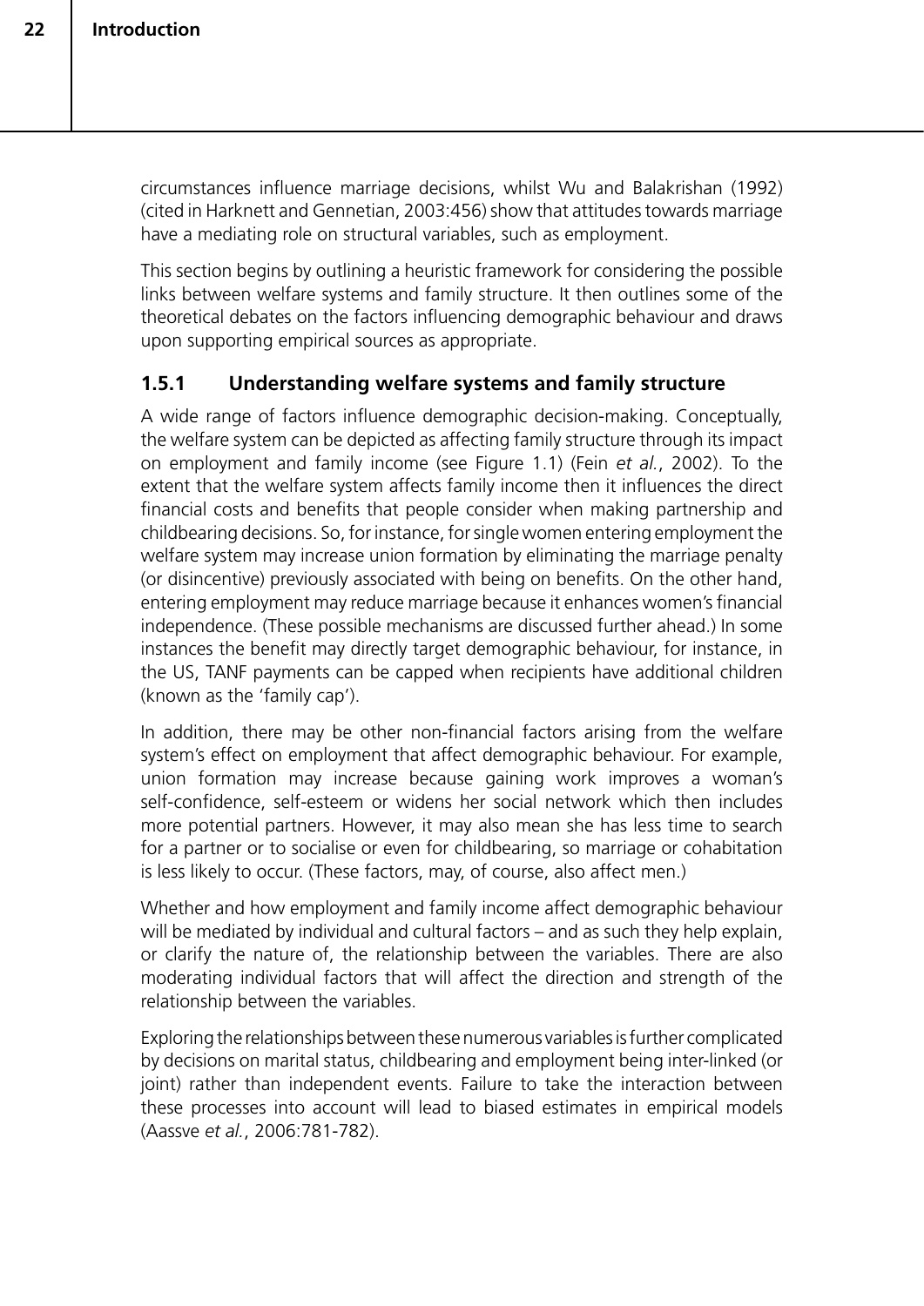circumstances influence marriage decisions, whilst Wu and Balakrishan (1992) (cited in Harknett and Gennetian, 2003:456) show that attitudes towards marriage have a mediating role on structural variables, such as employment.

This section begins by outlining a heuristic framework for considering the possible links between welfare systems and family structure. It then outlines some of the theoretical debates on the factors influencing demographic behaviour and draws upon supporting empirical sources as appropriate.

### 1.5.1 Understanding welfare systems and family structure

A wide range of factors influence demographic decision-making. Conceptually, the welfare system can be depicted as affecting family structure through its impact on employment and family income (see Figure 1.1) (Fein *et al.*, 2002). To the extent that the welfare system affects family income then it influences the direct financial costs and benefits that people consider when making partnership and childbearing decisions. So, for instance, for single women entering employment the welfare system may increase union formation by eliminating the marriage penalty (or disincentive) previously associated with being on benefits. On the other hand, entering employment may reduce marriage because it enhances women's financial independence. (These possible mechanisms are discussed further ahead.) In some instances the benefit may directly target demographic behaviour, for instance, in the US, TANF payments can be capped when recipients have additional children (known as the 'family cap').

In addition, there may be other non-financial factors arising from the welfare system's effect on employment that affect demographic behaviour. For example, union formation may increase because gaining work improves a woman's self-confidence, self-esteem or widens her social network which then includes more potential partners. However, it may also mean she has less time to search for a partner or to socialise or even for childbearing, so marriage or cohabitation is less likely to occur. (These factors, may, of course, also affect men.)

Whether and how employment and family income affect demographic behaviour will be mediated by individual and cultural factors – and as such they help explain, or clarify the nature of, the relationship between the variables. There are also moderating individual factors that will affect the direction and strength of the relationship between the variables.

Exploring the relationships between these numerous variables is further complicated by decisions on marital status, childbearing and employment being inter-linked (or joint) rather than independent events. Failure to take the interaction between these processes into account will lead to biased estimates in empirical models (Aassve *et al.*, 2006:781-782).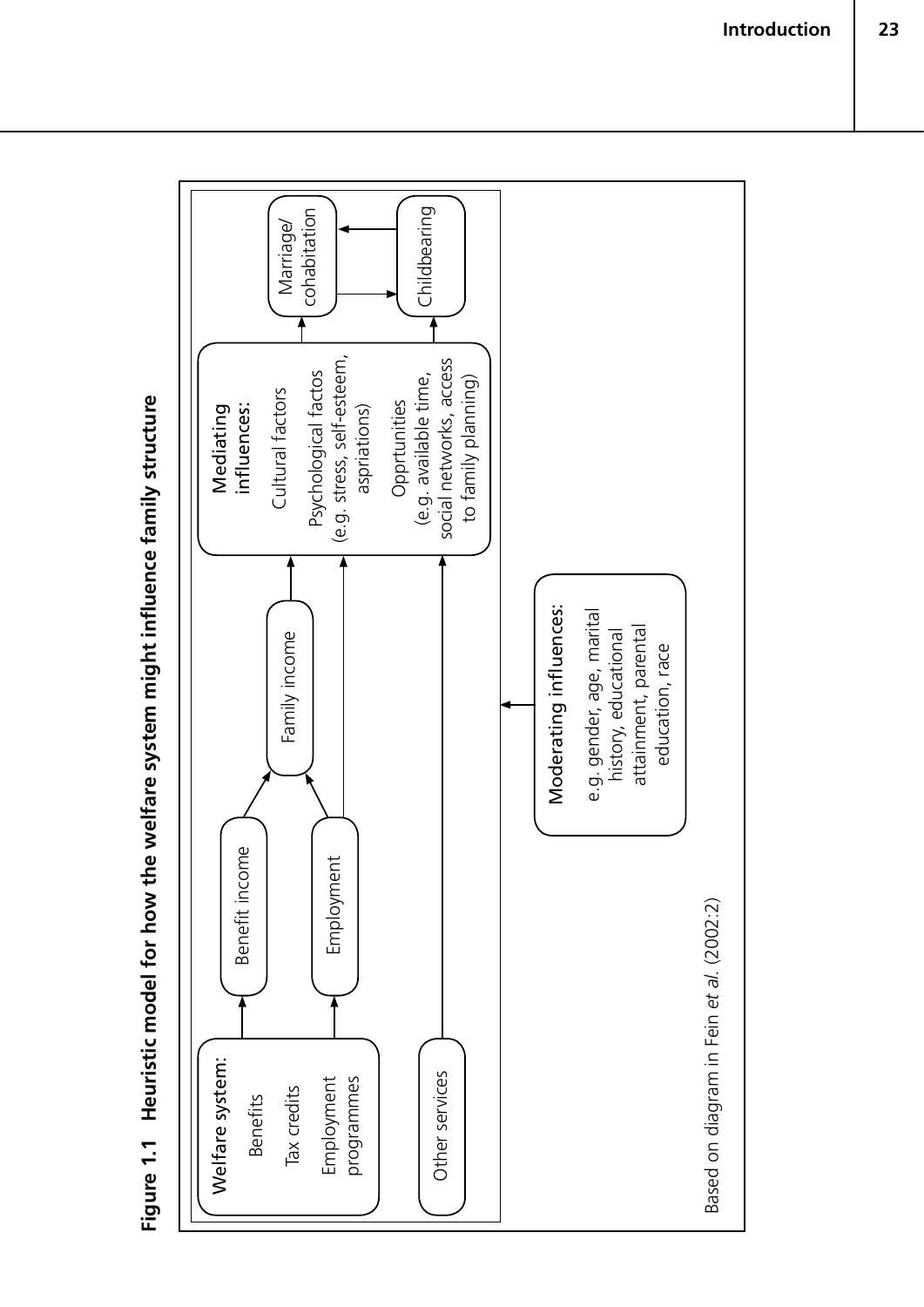**Figure 1.1 Heuristic model for how the welfare system might influence family structure**

Welfare system:
Benefits
Tax credits
Employment programmes

Other services

Benefit income

Employment

Family income

Mediating influences:
Cultural factors
Psychological factos (e.g. stress, self-esteem, aspriations)
Opprtunities (e.g. available time, social networks, access to family planning)

Marriage/cohabitation

Childbearing

Moderating influences:
e.g. gender, age, marital history, educational attainment, parental education, race

Based on diagram in Fein *et al.* (2002:2)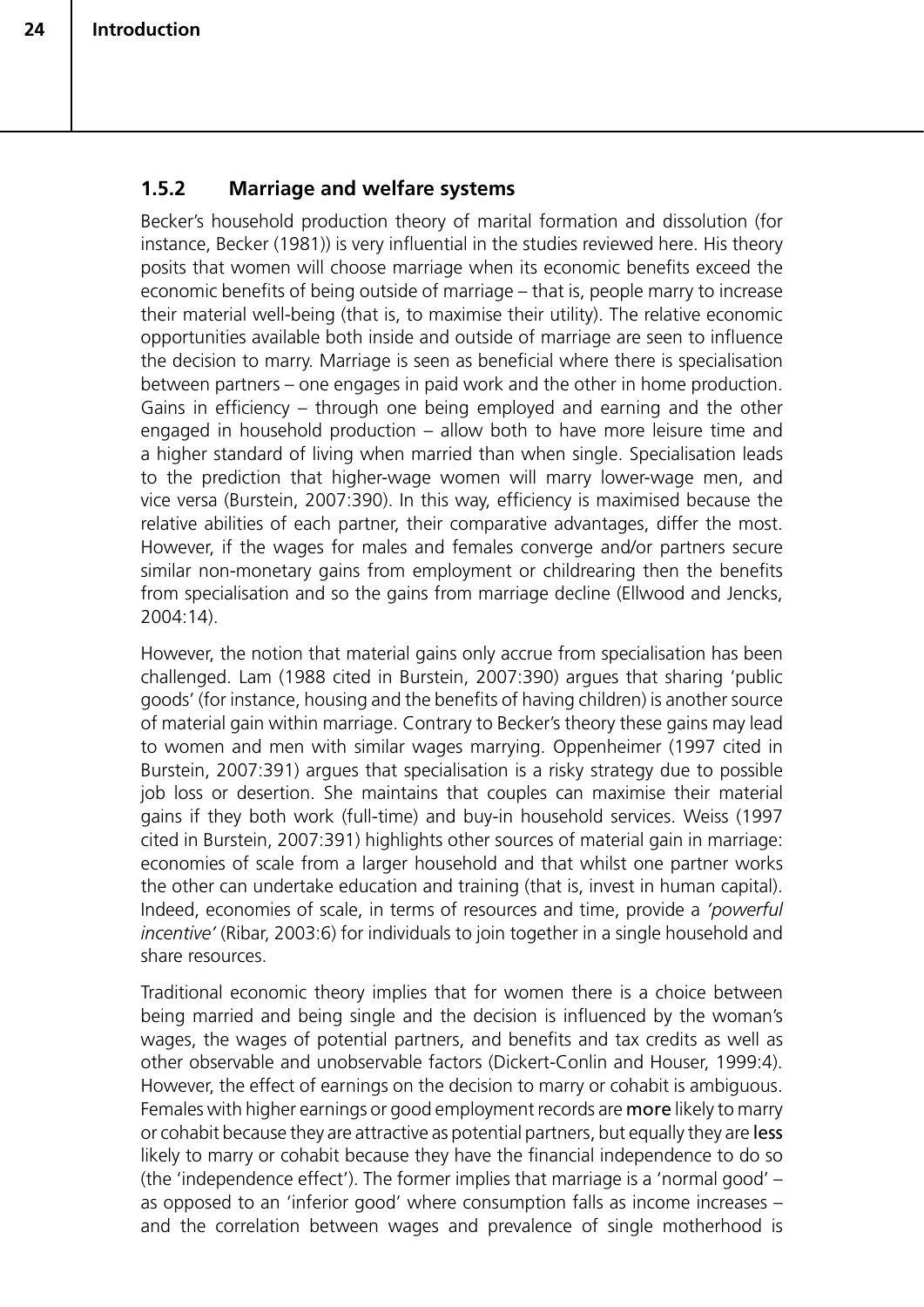### 1.5.2 Marriage and welfare systems

Becker's household production theory of marital formation and dissolution (for instance, Becker (1981)) is very influential in the studies reviewed here. His theory posits that women will choose marriage when its economic benefits exceed the economic benefits of being outside of marriage – that is, people marry to increase their material well-being (that is, to maximise their utility). The relative economic opportunities available both inside and outside of marriage are seen to influence the decision to marry. Marriage is seen as beneficial where there is specialisation between partners – one engages in paid work and the other in home production. Gains in efficiency – through one being employed and earning and the other engaged in household production – allow both to have more leisure time and a higher standard of living when married than when single. Specialisation leads to the prediction that higher-wage women will marry lower-wage men, and vice versa (Burstein, 2007:390). In this way, efficiency is maximised because the relative abilities of each partner, their comparative advantages, differ the most. However, if the wages for males and females converge and/or partners secure similar non-monetary gains from employment or childrearing then the benefits from specialisation and so the gains from marriage decline (Ellwood and Jencks, 2004:14).

However, the notion that material gains only accrue from specialisation has been challenged. Lam (1988 cited in Burstein, 2007:390) argues that sharing 'public goods' (for instance, housing and the benefits of having children) is another source of material gain within marriage. Contrary to Becker's theory these gains may lead to women and men with similar wages marrying. Oppenheimer (1997 cited in Burstein, 2007:391) argues that specialisation is a risky strategy due to possible job loss or desertion. She maintains that couples can maximise their material gains if they both work (full-time) and buy-in household services. Weiss (1997 cited in Burstein, 2007:391) highlights other sources of material gain in marriage: economies of scale from a larger household and that whilst one partner works the other can undertake education and training (that is, invest in human capital). Indeed, economies of scale, in terms of resources and time, provide a *'powerful incentive'* (Ribar, 2003:6) for individuals to join together in a single household and share resources.

Traditional economic theory implies that for women there is a choice between being married and being single and the decision is influenced by the woman's wages, the wages of potential partners, and benefits and tax credits as well as other observable and unobservable factors (Dickert-Conlin and Houser, 1999:4). However, the effect of earnings on the decision to marry or cohabit is ambiguous. Females with higher earnings or good employment records are **more** likely to marry or cohabit because they are attractive as potential partners, but equally they are **less** likely to marry or cohabit because they have the financial independence to do so (the 'independence effect'). The former implies that marriage is a 'normal good' – as opposed to an 'inferior good' where consumption falls as income increases – and the correlation between wages and prevalence of single motherhood is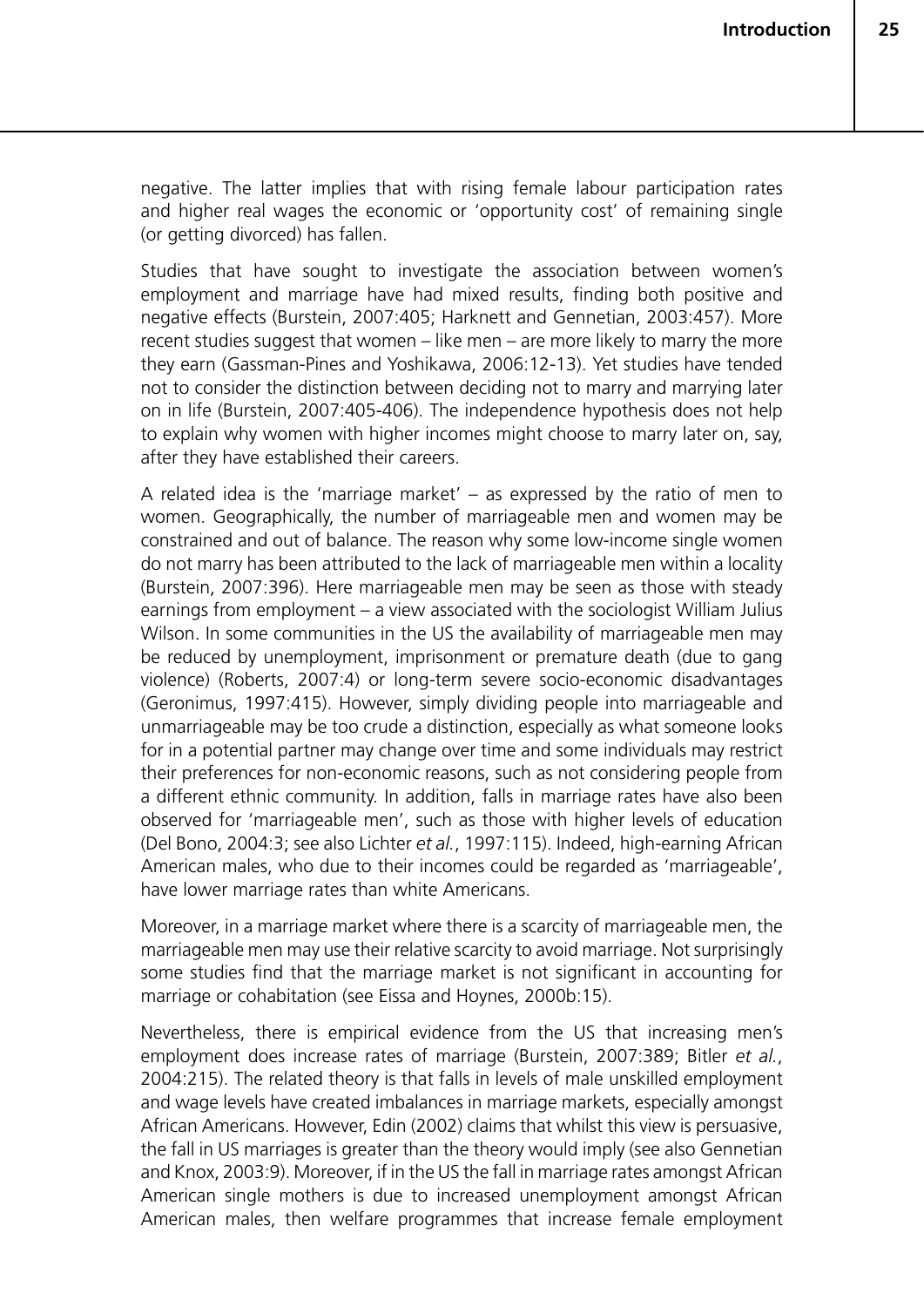negative. The latter implies that with rising female labour participation rates and higher real wages the economic or 'opportunity cost' of remaining single (or getting divorced) has fallen.

Studies that have sought to investigate the association between women's employment and marriage have had mixed results, finding both positive and negative effects (Burstein, 2007:405; Harknett and Gennetian, 2003:457). More recent studies suggest that women – like men – are more likely to marry the more they earn (Gassman-Pines and Yoshikawa, 2006:12-13). Yet studies have tended not to consider the distinction between deciding not to marry and marrying later on in life (Burstein, 2007:405-406). The independence hypothesis does not help to explain why women with higher incomes might choose to marry later on, say, after they have established their careers.

A related idea is the 'marriage market' – as expressed by the ratio of men to women. Geographically, the number of marriageable men and women may be constrained and out of balance. The reason why some low-income single women do not marry has been attributed to the lack of marriageable men within a locality (Burstein, 2007:396). Here marriageable men may be seen as those with steady earnings from employment – a view associated with the sociologist William Julius Wilson. In some communities in the US the availability of marriageable men may be reduced by unemployment, imprisonment or premature death (due to gang violence) (Roberts, 2007:4) or long-term severe socio-economic disadvantages (Geronimus, 1997:415). However, simply dividing people into marriageable and unmarriageable may be too crude a distinction, especially as what someone looks for in a potential partner may change over time and some individuals may restrict their preferences for non-economic reasons, such as not considering people from a different ethnic community. In addition, falls in marriage rates have also been observed for 'marriageable men', such as those with higher levels of education (Del Bono, 2004:3; see also Lichter *et al.*, 1997:115). Indeed, high-earning African American males, who due to their incomes could be regarded as 'marriageable', have lower marriage rates than white Americans.

Moreover, in a marriage market where there is a scarcity of marriageable men, the marriageable men may use their relative scarcity to avoid marriage. Not surprisingly some studies find that the marriage market is not significant in accounting for marriage or cohabitation (see Eissa and Hoynes, 2000b:15).

Nevertheless, there is empirical evidence from the US that increasing men's employment does increase rates of marriage (Burstein, 2007:389; Bitler *et al.*, 2004:215). The related theory is that falls in levels of male unskilled employment and wage levels have created imbalances in marriage markets, especially amongst African Americans. However, Edin (2002) claims that whilst this view is persuasive, the fall in US marriages is greater than the theory would imply (see also Gennetian and Knox, 2003:9). Moreover, if in the US the fall in marriage rates amongst African American single mothers is due to increased unemployment amongst African American males, then welfare programmes that increase female employment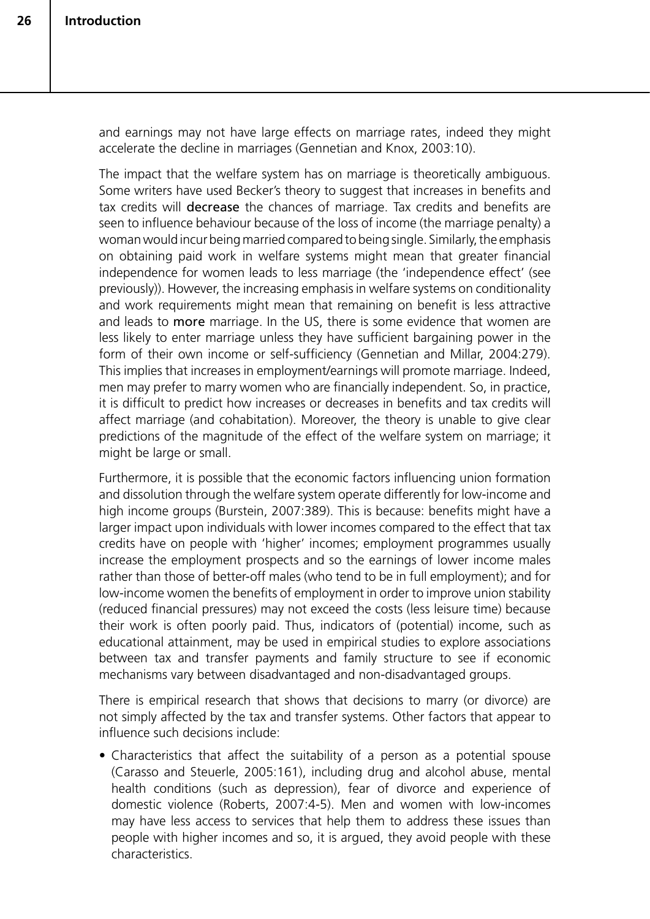and earnings may not have large effects on marriage rates, indeed they might accelerate the decline in marriages (Gennetian and Knox, 2003:10).

The impact that the welfare system has on marriage is theoretically ambiguous. Some writers have used Becker's theory to suggest that increases in benefits and tax credits will **decrease** the chances of marriage. Tax credits and benefits are seen to influence behaviour because of the loss of income (the marriage penalty) a woman would incur being married compared to being single. Similarly, the emphasis on obtaining paid work in welfare systems might mean that greater financial independence for women leads to less marriage (the 'independence effect' (see previously)). However, the increasing emphasis in welfare systems on conditionality and work requirements might mean that remaining on benefit is less attractive and leads to **more** marriage. In the US, there is some evidence that women are less likely to enter marriage unless they have sufficient bargaining power in the form of their own income or self-sufficiency (Gennetian and Millar, 2004:279). This implies that increases in employment/earnings will promote marriage. Indeed, men may prefer to marry women who are financially independent. So, in practice, it is difficult to predict how increases or decreases in benefits and tax credits will affect marriage (and cohabitation). Moreover, the theory is unable to give clear predictions of the magnitude of the effect of the welfare system on marriage; it might be large or small.

Furthermore, it is possible that the economic factors influencing union formation and dissolution through the welfare system operate differently for low-income and high income groups (Burstein, 2007:389). This is because: benefits might have a larger impact upon individuals with lower incomes compared to the effect that tax credits have on people with 'higher' incomes; employment programmes usually increase the employment prospects and so the earnings of lower income males rather than those of better-off males (who tend to be in full employment); and for low-income women the benefits of employment in order to improve union stability (reduced financial pressures) may not exceed the costs (less leisure time) because their work is often poorly paid. Thus, indicators of (potential) income, such as educational attainment, may be used in empirical studies to explore associations between tax and transfer payments and family structure to see if economic mechanisms vary between disadvantaged and non-disadvantaged groups.

There is empirical research that shows that decisions to marry (or divorce) are not simply affected by the tax and transfer systems. Other factors that appear to influence such decisions include:

- Characteristics that affect the suitability of a person as a potential spouse (Carasso and Steuerle, 2005:161), including drug and alcohol abuse, mental health conditions (such as depression), fear of divorce and experience of domestic violence (Roberts, 2007:4-5). Men and women with low-incomes may have less access to services that help them to address these issues than people with higher incomes and so, it is argued, they avoid people with these characteristics.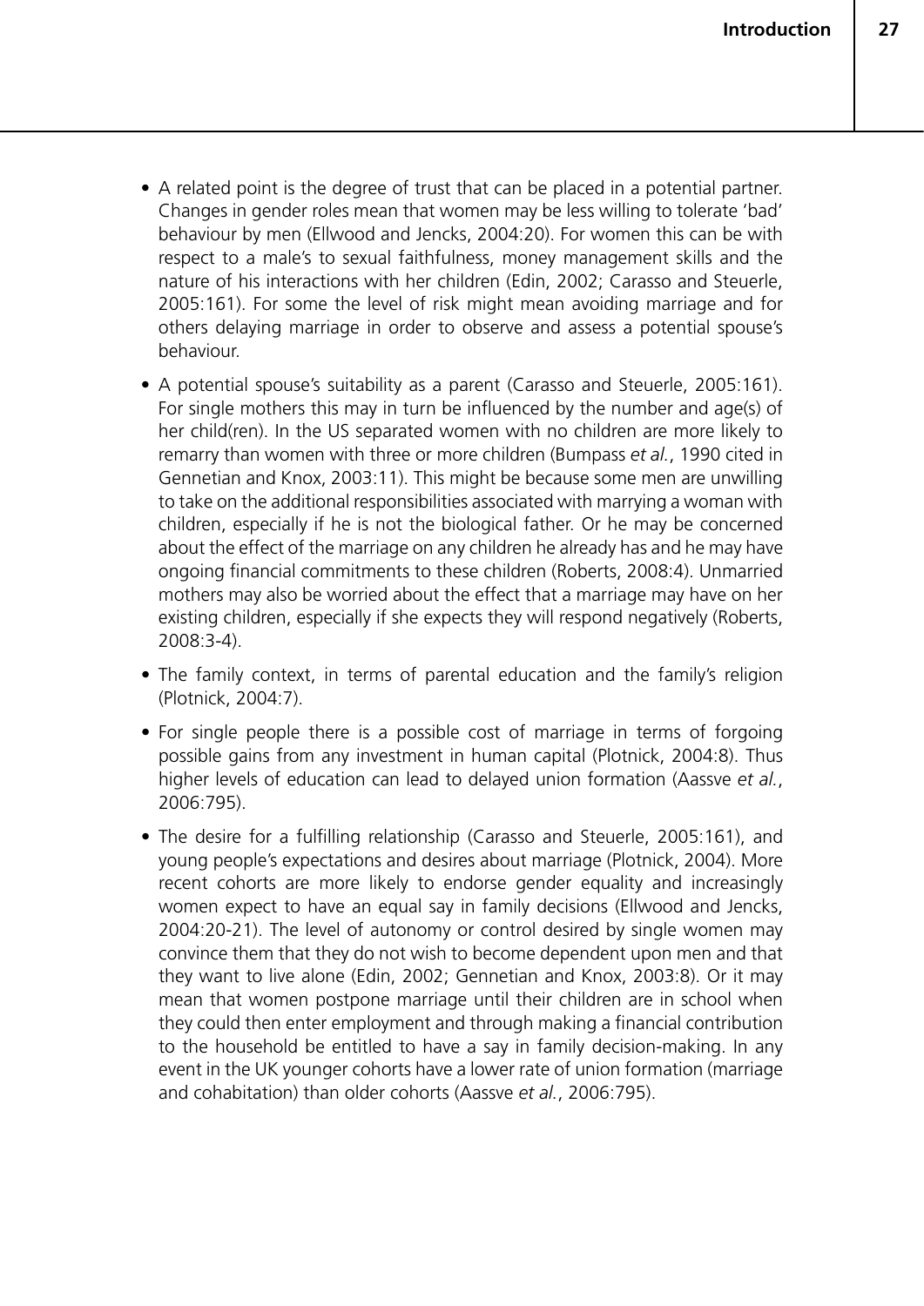- A related point is the degree of trust that can be placed in a potential partner. Changes in gender roles mean that women may be less willing to tolerate 'bad' behaviour by men (Ellwood and Jencks, 2004:20). For women this can be with respect to a male's to sexual faithfulness, money management skills and the nature of his interactions with her children (Edin, 2002; Carasso and Steuerle, 2005:161). For some the level of risk might mean avoiding marriage and for others delaying marriage in order to observe and assess a potential spouse's behaviour.

- A potential spouse's suitability as a parent (Carasso and Steuerle, 2005:161). For single mothers this may in turn be influenced by the number and age(s) of her child(ren). In the US separated women with no children are more likely to remarry than women with three or more children (Bumpass *et al.*, 1990 cited in Gennetian and Knox, 2003:11). This might be because some men are unwilling to take on the additional responsibilities associated with marrying a woman with children, especially if he is not the biological father. Or he may be concerned about the effect of the marriage on any children he already has and he may have ongoing financial commitments to these children (Roberts, 2008:4). Unmarried mothers may also be worried about the effect that a marriage may have on her existing children, especially if she expects they will respond negatively (Roberts, 2008:3-4).

- The family context, in terms of parental education and the family's religion (Plotnick, 2004:7).

- For single people there is a possible cost of marriage in terms of forgoing possible gains from any investment in human capital (Plotnick, 2004:8). Thus higher levels of education can lead to delayed union formation (Aassve *et al.*, 2006:795).

- The desire for a fulfilling relationship (Carasso and Steuerle, 2005:161), and young people's expectations and desires about marriage (Plotnick, 2004). More recent cohorts are more likely to endorse gender equality and increasingly women expect to have an equal say in family decisions (Ellwood and Jencks, 2004:20-21). The level of autonomy or control desired by single women may convince them that they do not wish to become dependent upon men and that they want to live alone (Edin, 2002; Gennetian and Knox, 2003:8). Or it may mean that women postpone marriage until their children are in school when they could then enter employment and through making a financial contribution to the household be entitled to have a say in family decision-making. In any event in the UK younger cohorts have a lower rate of union formation (marriage and cohabitation) than older cohorts (Aassve *et al.*, 2006:795).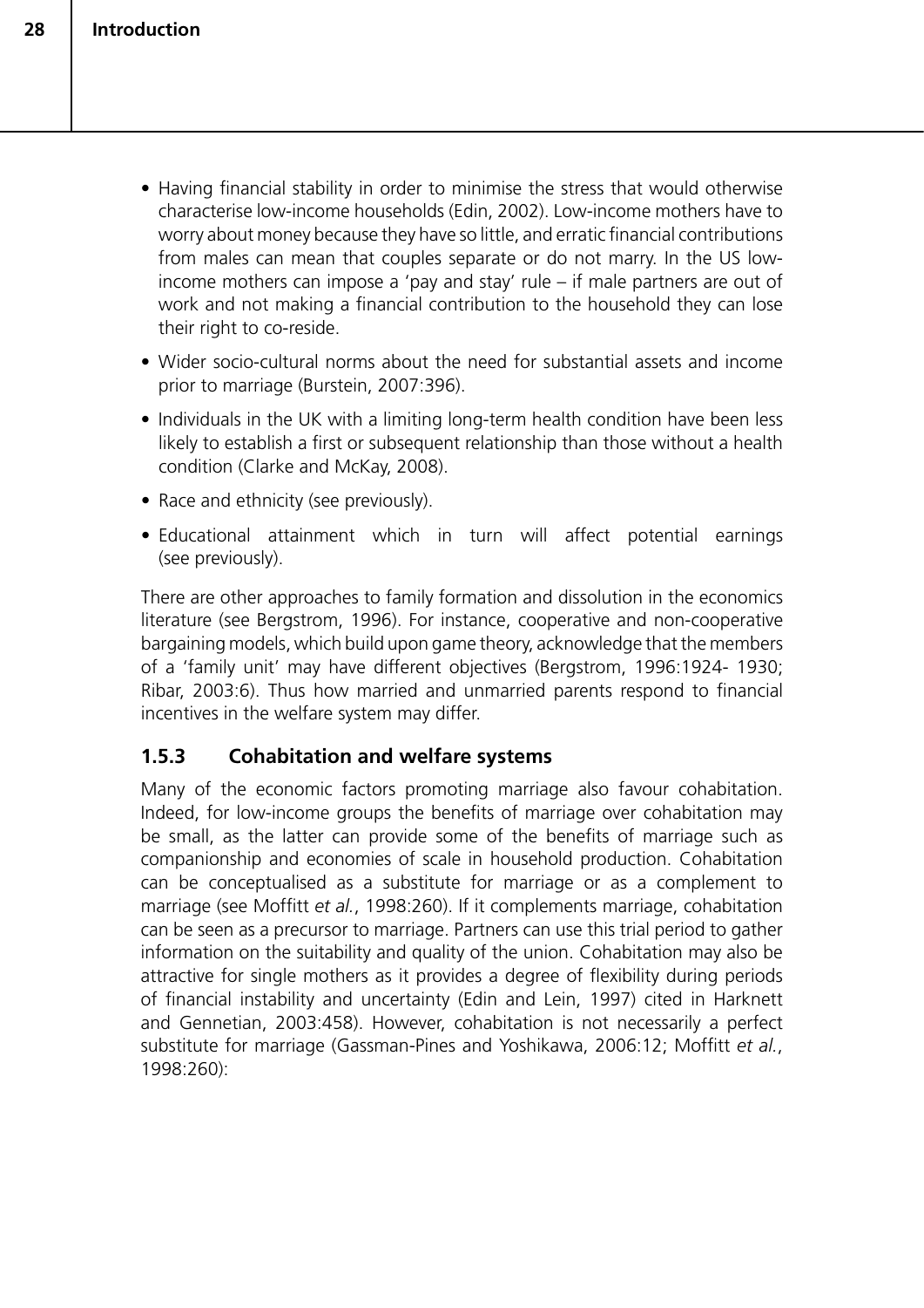- Having financial stability in order to minimise the stress that would otherwise characterise low-income households (Edin, 2002). Low-income mothers have to worry about money because they have so little, and erratic financial contributions from males can mean that couples separate or do not marry. In the US low-income mothers can impose a 'pay and stay' rule – if male partners are out of work and not making a financial contribution to the household they can lose their right to co-reside.
- Wider socio-cultural norms about the need for substantial assets and income prior to marriage (Burstein, 2007:396).
- Individuals in the UK with a limiting long-term health condition have been less likely to establish a first or subsequent relationship than those without a health condition (Clarke and McKay, 2008).
- Race and ethnicity (see previously).
- Educational attainment which in turn will affect potential earnings (see previously).

There are other approaches to family formation and dissolution in the economics literature (see Bergstrom, 1996). For instance, cooperative and non-cooperative bargaining models, which build upon game theory, acknowledge that the members of a 'family unit' may have different objectives (Bergstrom, 1996:1924- 1930; Ribar, 2003:6). Thus how married and unmarried parents respond to financial incentives in the welfare system may differ.

### 1.5.3 Cohabitation and welfare systems

Many of the economic factors promoting marriage also favour cohabitation. Indeed, for low-income groups the benefits of marriage over cohabitation may be small, as the latter can provide some of the benefits of marriage such as companionship and economies of scale in household production. Cohabitation can be conceptualised as a substitute for marriage or as a complement to marriage (see Moffitt *et al.*, 1998:260). If it complements marriage, cohabitation can be seen as a precursor to marriage. Partners can use this trial period to gather information on the suitability and quality of the union. Cohabitation may also be attractive for single mothers as it provides a degree of flexibility during periods of financial instability and uncertainty (Edin and Lein, 1997) cited in Harknett and Gennetian, 2003:458). However, cohabitation is not necessarily a perfect substitute for marriage (Gassman-Pines and Yoshikawa, 2006:12; Moffitt *et al.*, 1998:260):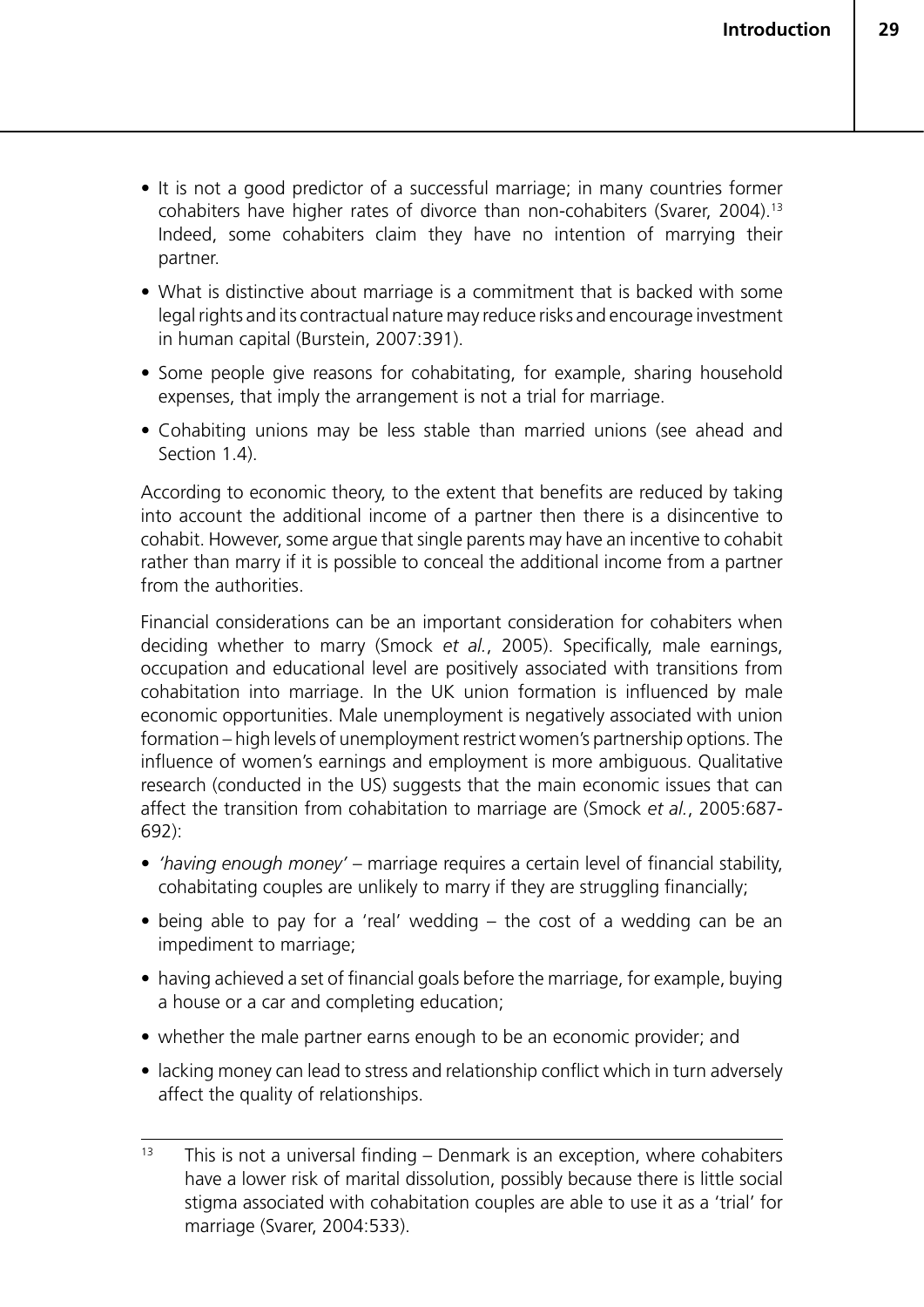- It is not a good predictor of a successful marriage; in many countries former cohabiters have higher rates of divorce than non-cohabiters (Svarer, 2004).[13] Indeed, some cohabiters claim they have no intention of marrying their partner.
- What is distinctive about marriage is a commitment that is backed with some legal rights and its contractual nature may reduce risks and encourage investment in human capital (Burstein, 2007:391).
- Some people give reasons for cohabitating, for example, sharing household expenses, that imply the arrangement is not a trial for marriage.
- Cohabiting unions may be less stable than married unions (see ahead and Section 1.4).

According to economic theory, to the extent that benefits are reduced by taking into account the additional income of a partner then there is a disincentive to cohabit. However, some argue that single parents may have an incentive to cohabit rather than marry if it is possible to conceal the additional income from a partner from the authorities.

Financial considerations can be an important consideration for cohabiters when deciding whether to marry (Smock *et al.*, 2005). Specifically, male earnings, occupation and educational level are positively associated with transitions from cohabitation into marriage. In the UK union formation is influenced by male economic opportunities. Male unemployment is negatively associated with union formation – high levels of unemployment restrict women's partnership options. The influence of women's earnings and employment is more ambiguous. Qualitative research (conducted in the US) suggests that the main economic issues that can affect the transition from cohabitation to marriage are (Smock *et al.*, 2005:687-692):

- *'having enough money'* – marriage requires a certain level of financial stability, cohabitating couples are unlikely to marry if they are struggling financially;
- being able to pay for a 'real' wedding – the cost of a wedding can be an impediment to marriage;
- having achieved a set of financial goals before the marriage, for example, buying a house or a car and completing education;
- whether the male partner earns enough to be an economic provider; and
- lacking money can lead to stress and relationship conflict which in turn adversely affect the quality of relationships.

---

[13] This is not a universal finding – Denmark is an exception, where cohabiters have a lower risk of marital dissolution, possibly because there is little social stigma associated with cohabitation couples are able to use it as a 'trial' for marriage (Svarer, 2004:533).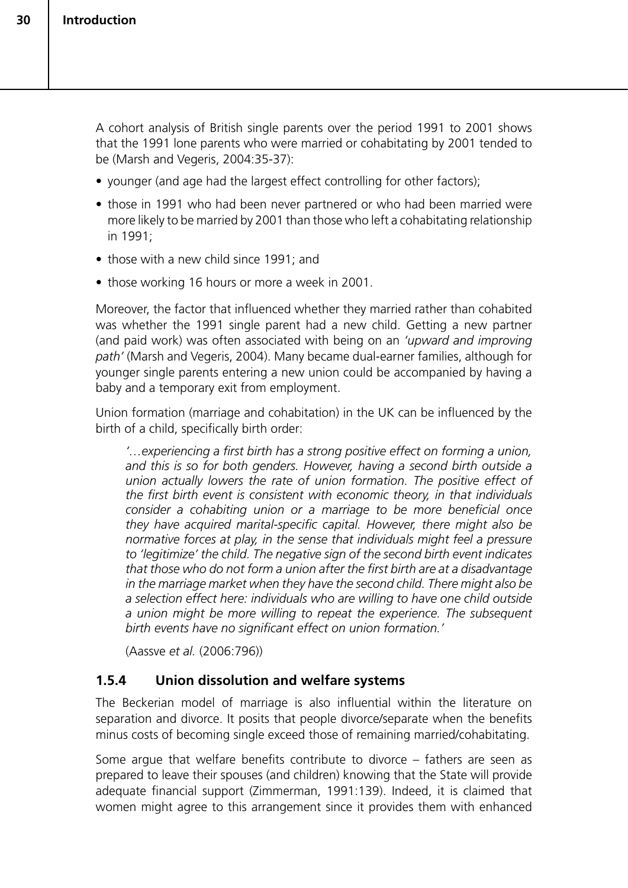A cohort analysis of British single parents over the period 1991 to 2001 shows that the 1991 lone parents who were married or cohabitating by 2001 tended to be (Marsh and Vegeris, 2004:35-37):

- younger (and age had the largest effect controlling for other factors);
- those in 1991 who had been never partnered or who had been married were more likely to be married by 2001 than those who left a cohabitating relationship in 1991;
- those with a new child since 1991; and
- those working 16 hours or more a week in 2001.

Moreover, the factor that influenced whether they married rather than cohabited was whether the 1991 single parent had a new child. Getting a new partner (and paid work) was often associated with being on an *'upward and improving path'* (Marsh and Vegeris, 2004). Many became dual-earner families, although for younger single parents entering a new union could be accompanied by having a baby and a temporary exit from employment.

Union formation (marriage and cohabitation) in the UK can be influenced by the birth of a child, specifically birth order:

> *'…experiencing a first birth has a strong positive effect on forming a union, and this is so for both genders. However, having a second birth outside a union actually lowers the rate of union formation. The positive effect of the first birth event is consistent with economic theory, in that individuals consider a cohabiting union or a marriage to be more beneficial once they have acquired marital-specific capital. However, there might also be normative forces at play, in the sense that individuals might feel a pressure to 'legitimize' the child. The negative sign of the second birth event indicates that those who do not form a union after the first birth are at a disadvantage in the marriage market when they have the second child. There might also be a selection effect here: individuals who are willing to have one child outside a union might be more willing to repeat the experience. The subsequent birth events have no significant effect on union formation.'*
>
> (Aassve *et al.* (2006:796))

### 1.5.4 Union dissolution and welfare systems

The Beckerian model of marriage is also influential within the literature on separation and divorce. It posits that people divorce/separate when the benefits minus costs of becoming single exceed those of remaining married/cohabitating.

Some argue that welfare benefits contribute to divorce – fathers are seen as prepared to leave their spouses (and children) knowing that the State will provide adequate financial support (Zimmerman, 1991:139). Indeed, it is claimed that women might agree to this arrangement since it provides them with enhanced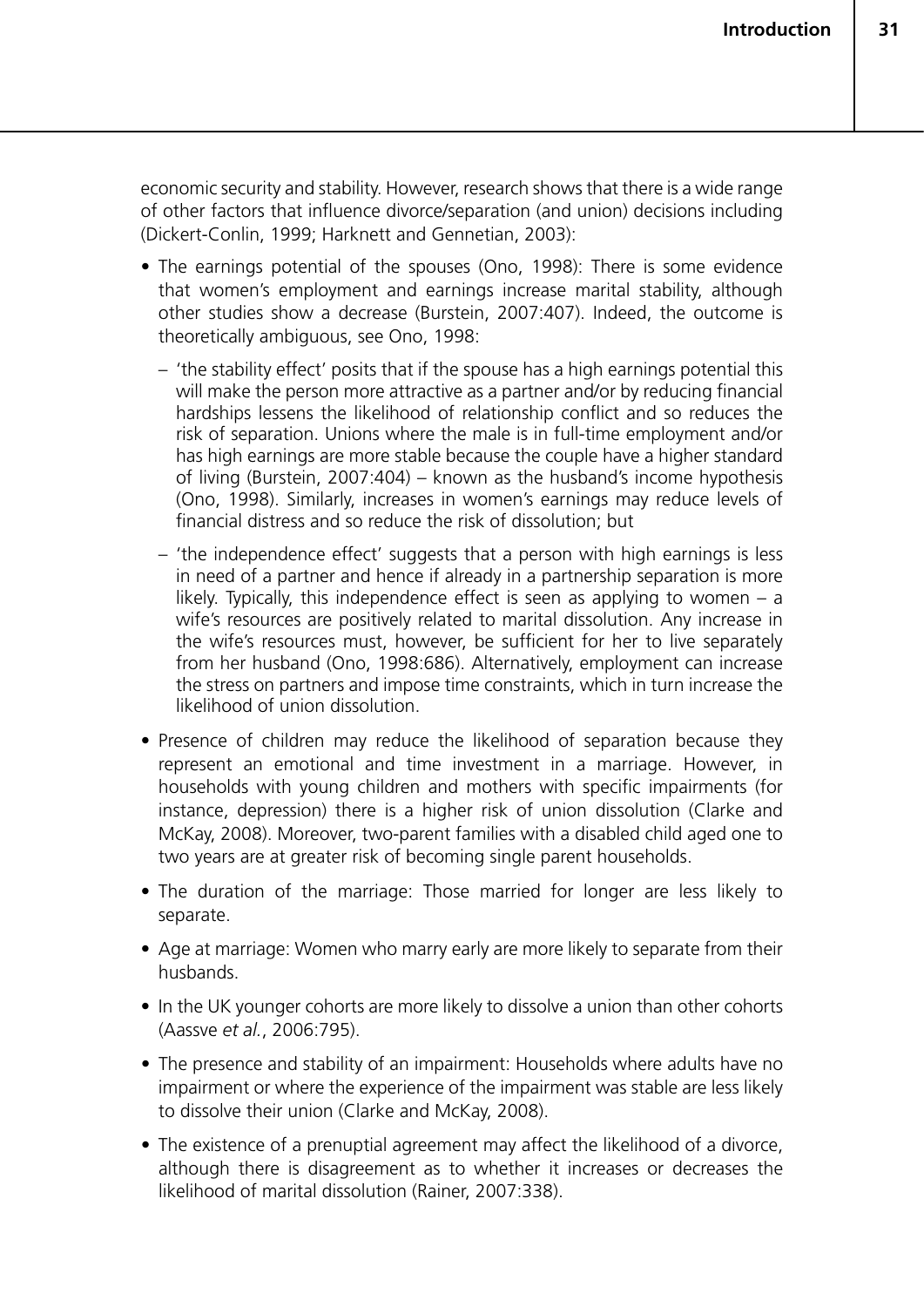economic security and stability. However, research shows that there is a wide range of other factors that influence divorce/separation (and union) decisions including (Dickert-Conlin, 1999; Harknett and Gennetian, 2003):

- The earnings potential of the spouses (Ono, 1998): There is some evidence that women's employment and earnings increase marital stability, although other studies show a decrease (Burstein, 2007:407). Indeed, the outcome is theoretically ambiguous, see Ono, 1998:
  - 'the stability effect' posits that if the spouse has a high earnings potential this will make the person more attractive as a partner and/or by reducing financial hardships lessens the likelihood of relationship conflict and so reduces the risk of separation. Unions where the male is in full-time employment and/or has high earnings are more stable because the couple have a higher standard of living (Burstein, 2007:404) – known as the husband's income hypothesis (Ono, 1998). Similarly, increases in women's earnings may reduce levels of financial distress and so reduce the risk of dissolution; but
  - 'the independence effect' suggests that a person with high earnings is less in need of a partner and hence if already in a partnership separation is more likely. Typically, this independence effect is seen as applying to women – a wife's resources are positively related to marital dissolution. Any increase in the wife's resources must, however, be sufficient for her to live separately from her husband (Ono, 1998:686). Alternatively, employment can increase the stress on partners and impose time constraints, which in turn increase the likelihood of union dissolution.
- Presence of children may reduce the likelihood of separation because they represent an emotional and time investment in a marriage. However, in households with young children and mothers with specific impairments (for instance, depression) there is a higher risk of union dissolution (Clarke and McKay, 2008). Moreover, two-parent families with a disabled child aged one to two years are at greater risk of becoming single parent households.
- The duration of the marriage: Those married for longer are less likely to separate.
- Age at marriage: Women who marry early are more likely to separate from their husbands.
- In the UK younger cohorts are more likely to dissolve a union than other cohorts (Aassve *et al.*, 2006:795).
- The presence and stability of an impairment: Households where adults have no impairment or where the experience of the impairment was stable are less likely to dissolve their union (Clarke and McKay, 2008).
- The existence of a prenuptial agreement may affect the likelihood of a divorce, although there is disagreement as to whether it increases or decreases the likelihood of marital dissolution (Rainer, 2007:338).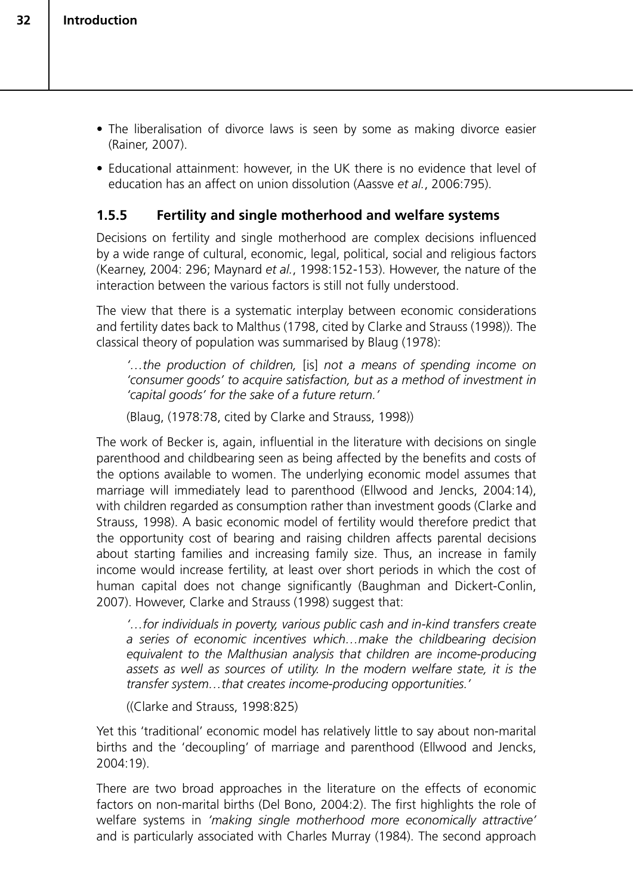- The liberalisation of divorce laws is seen by some as making divorce easier (Rainer, 2007).
- Educational attainment: however, in the UK there is no evidence that level of education has an affect on union dissolution (Aassve *et al.*, 2006:795).

### 1.5.5 Fertility and single motherhood and welfare systems

Decisions on fertility and single motherhood are complex decisions influenced by a wide range of cultural, economic, legal, political, social and religious factors (Kearney, 2004: 296; Maynard *et al.*, 1998:152-153). However, the nature of the interaction between the various factors is still not fully understood.

The view that there is a systematic interplay between economic considerations and fertility dates back to Malthus (1798, cited by Clarke and Strauss (1998)). The classical theory of population was summarised by Blaug (1978):

> *'…the production of children,* [is] *not a means of spending income on 'consumer goods' to acquire satisfaction, but as a method of investment in 'capital goods' for the sake of a future return.'*
>
> (Blaug, (1978:78, cited by Clarke and Strauss, 1998))

The work of Becker is, again, influential in the literature with decisions on single parenthood and childbearing seen as being affected by the benefits and costs of the options available to women. The underlying economic model assumes that marriage will immediately lead to parenthood (Ellwood and Jencks, 2004:14), with children regarded as consumption rather than investment goods (Clarke and Strauss, 1998). A basic economic model of fertility would therefore predict that the opportunity cost of bearing and raising children affects parental decisions about starting families and increasing family size. Thus, an increase in family income would increase fertility, at least over short periods in which the cost of human capital does not change significantly (Baughman and Dickert-Conlin, 2007). However, Clarke and Strauss (1998) suggest that:

> *'…for individuals in poverty, various public cash and in-kind transfers create a series of economic incentives which…make the childbearing decision equivalent to the Malthusian analysis that children are income-producing assets as well as sources of utility. In the modern welfare state, it is the transfer system…that creates income-producing opportunities.'*
>
> ((Clarke and Strauss, 1998:825)

Yet this 'traditional' economic model has relatively little to say about non-marital births and the 'decoupling' of marriage and parenthood (Ellwood and Jencks, 2004:19).

There are two broad approaches in the literature on the effects of economic factors on non-marital births (Del Bono, 2004:2). The first highlights the role of welfare systems in *'making single motherhood more economically attractive'* and is particularly associated with Charles Murray (1984). The second approach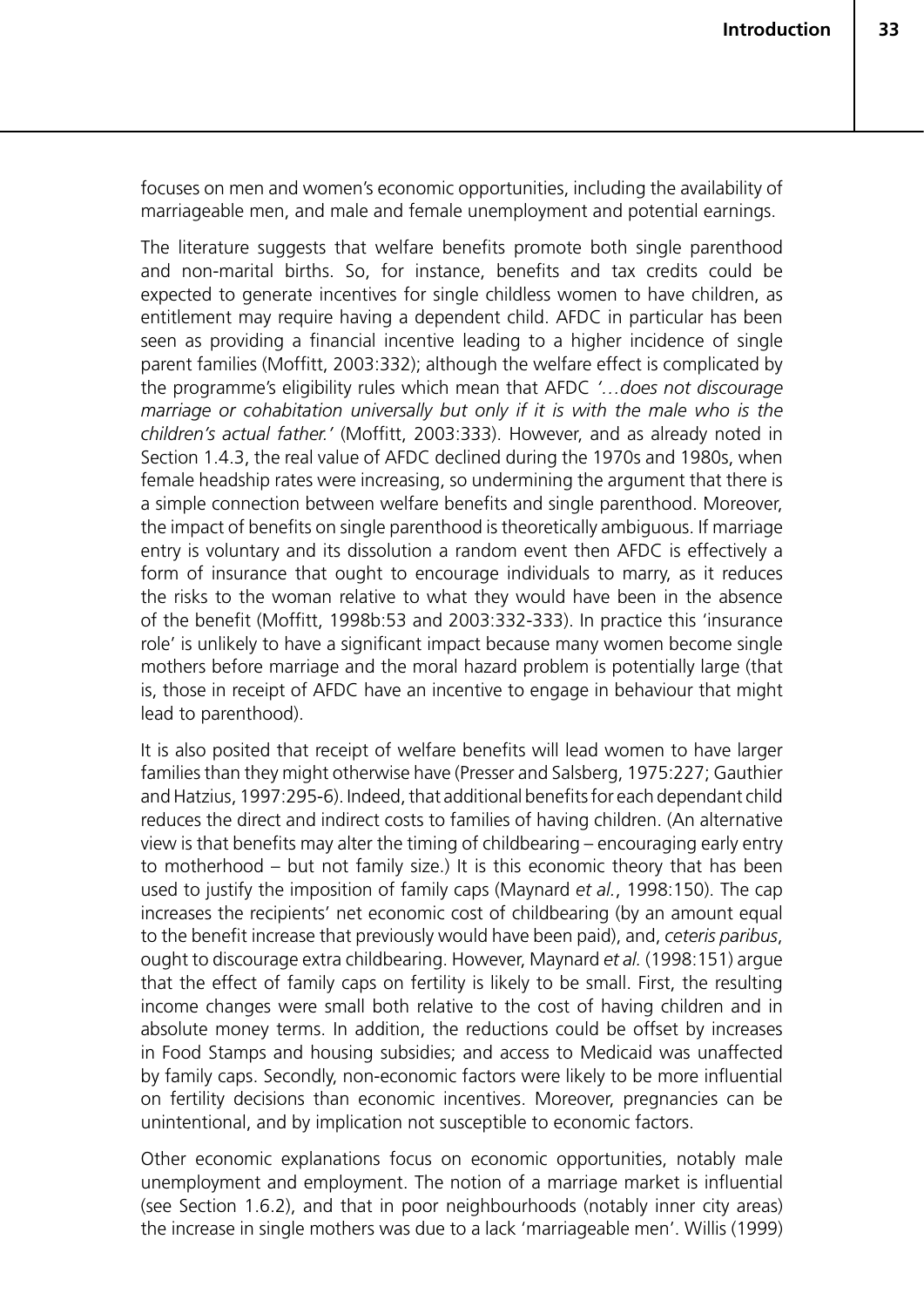focuses on men and women's economic opportunities, including the availability of marriageable men, and male and female unemployment and potential earnings.

The literature suggests that welfare benefits promote both single parenthood and non-marital births. So, for instance, benefits and tax credits could be expected to generate incentives for single childless women to have children, as entitlement may require having a dependent child. AFDC in particular has been seen as providing a financial incentive leading to a higher incidence of single parent families (Moffitt, 2003:332); although the welfare effect is complicated by the programme's eligibility rules which mean that AFDC *'…does not discourage marriage or cohabitation universally but only if it is with the male who is the children's actual father.'* (Moffitt, 2003:333). However, and as already noted in Section 1.4.3, the real value of AFDC declined during the 1970s and 1980s, when female headship rates were increasing, so undermining the argument that there is a simple connection between welfare benefits and single parenthood. Moreover, the impact of benefits on single parenthood is theoretically ambiguous. If marriage entry is voluntary and its dissolution a random event then AFDC is effectively a form of insurance that ought to encourage individuals to marry, as it reduces the risks to the woman relative to what they would have been in the absence of the benefit (Moffitt, 1998b:53 and 2003:332-333). In practice this 'insurance role' is unlikely to have a significant impact because many women become single mothers before marriage and the moral hazard problem is potentially large (that is, those in receipt of AFDC have an incentive to engage in behaviour that might lead to parenthood).

It is also posited that receipt of welfare benefits will lead women to have larger families than they might otherwise have (Presser and Salsberg, 1975:227; Gauthier and Hatzius, 1997:295-6). Indeed, that additional benefits for each dependant child reduces the direct and indirect costs to families of having children. (An alternative view is that benefits may alter the timing of childbearing – encouraging early entry to motherhood – but not family size.) It is this economic theory that has been used to justify the imposition of family caps (Maynard *et al.*, 1998:150). The cap increases the recipients' net economic cost of childbearing (by an amount equal to the benefit increase that previously would have been paid), and, *ceteris paribus*, ought to discourage extra childbearing. However, Maynard *et al.* (1998:151) argue that the effect of family caps on fertility is likely to be small. First, the resulting income changes were small both relative to the cost of having children and in absolute money terms. In addition, the reductions could be offset by increases in Food Stamps and housing subsidies; and access to Medicaid was unaffected by family caps. Secondly, non-economic factors were likely to be more influential on fertility decisions than economic incentives. Moreover, pregnancies can be unintentional, and by implication not susceptible to economic factors.

Other economic explanations focus on economic opportunities, notably male unemployment and employment. The notion of a marriage market is influential (see Section 1.6.2), and that in poor neighbourhoods (notably inner city areas) the increase in single mothers was due to a lack 'marriageable men'. Willis (1999)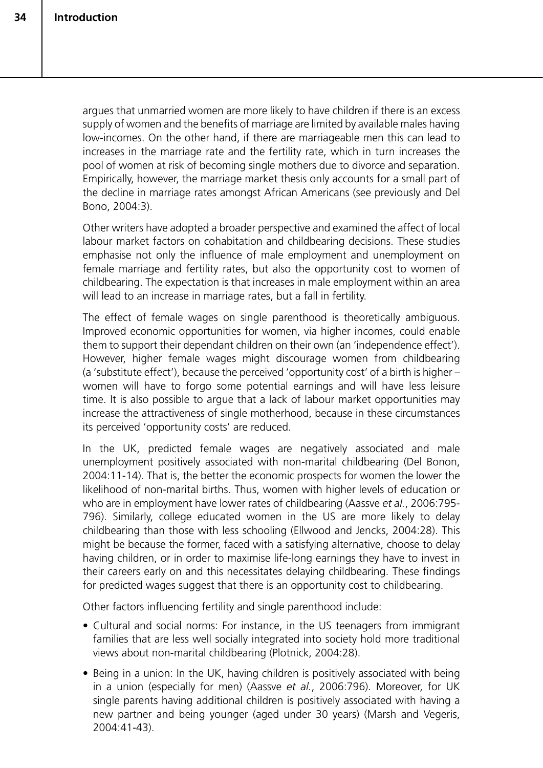argues that unmarried women are more likely to have children if there is an excess supply of women and the benefits of marriage are limited by available males having low-incomes. On the other hand, if there are marriageable men this can lead to increases in the marriage rate and the fertility rate, which in turn increases the pool of women at risk of becoming single mothers due to divorce and separation. Empirically, however, the marriage market thesis only accounts for a small part of the decline in marriage rates amongst African Americans (see previously and Del Bono, 2004:3).

Other writers have adopted a broader perspective and examined the affect of local labour market factors on cohabitation and childbearing decisions. These studies emphasise not only the influence of male employment and unemployment on female marriage and fertility rates, but also the opportunity cost to women of childbearing. The expectation is that increases in male employment within an area will lead to an increase in marriage rates, but a fall in fertility.

The effect of female wages on single parenthood is theoretically ambiguous. Improved economic opportunities for women, via higher incomes, could enable them to support their dependant children on their own (an 'independence effect'). However, higher female wages might discourage women from childbearing (a 'substitute effect'), because the perceived 'opportunity cost' of a birth is higher – women will have to forgo some potential earnings and will have less leisure time. It is also possible to argue that a lack of labour market opportunities may increase the attractiveness of single motherhood, because in these circumstances its perceived 'opportunity costs' are reduced.

In the UK, predicted female wages are negatively associated and male unemployment positively associated with non-marital childbearing (Del Bonon, 2004:11-14). That is, the better the economic prospects for women the lower the likelihood of non-marital births. Thus, women with higher levels of education or who are in employment have lower rates of childbearing (Aassve *et al.*, 2006:795-796). Similarly, college educated women in the US are more likely to delay childbearing than those with less schooling (Ellwood and Jencks, 2004:28). This might be because the former, faced with a satisfying alternative, choose to delay having children, or in order to maximise life-long earnings they have to invest in their careers early on and this necessitates delaying childbearing. These findings for predicted wages suggest that there is an opportunity cost to childbearing.

Other factors influencing fertility and single parenthood include:

- Cultural and social norms: For instance, in the US teenagers from immigrant families that are less well socially integrated into society hold more traditional views about non-marital childbearing (Plotnick, 2004:28).
- Being in a union: In the UK, having children is positively associated with being in a union (especially for men) (Aassve *et al.*, 2006:796). Moreover, for UK single parents having additional children is positively associated with having a new partner and being younger (aged under 30 years) (Marsh and Vegeris, 2004:41-43).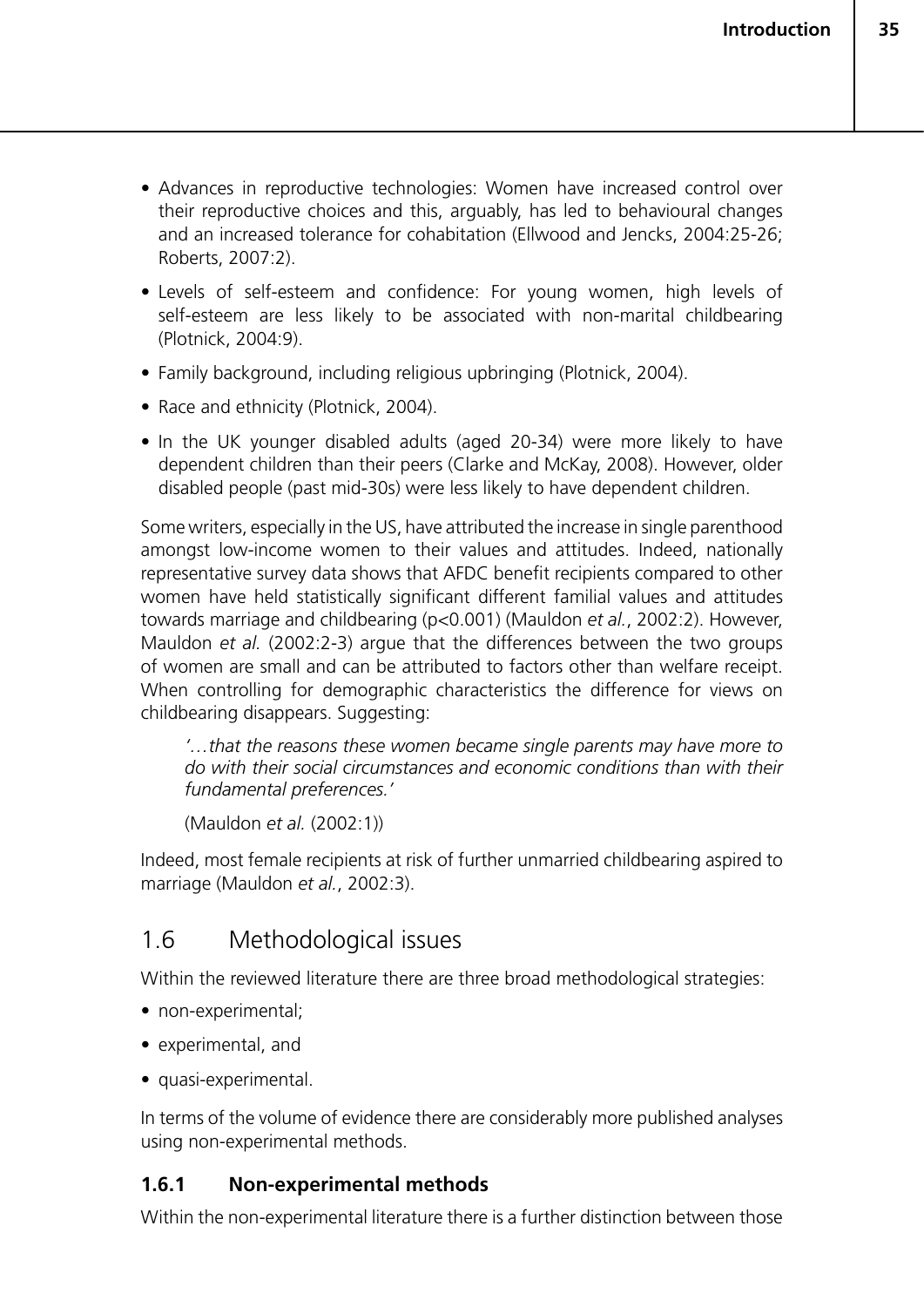- Advances in reproductive technologies: Women have increased control over their reproductive choices and this, arguably, has led to behavioural changes and an increased tolerance for cohabitation (Ellwood and Jencks, 2004:25-26; Roberts, 2007:2).
- Levels of self-esteem and confidence: For young women, high levels of self-esteem are less likely to be associated with non-marital childbearing (Plotnick, 2004:9).
- Family background, including religious upbringing (Plotnick, 2004).
- Race and ethnicity (Plotnick, 2004).
- In the UK younger disabled adults (aged 20-34) were more likely to have dependent children than their peers (Clarke and McKay, 2008). However, older disabled people (past mid-30s) were less likely to have dependent children.

Some writers, especially in the US, have attributed the increase in single parenthood amongst low-income women to their values and attitudes. Indeed, nationally representative survey data shows that AFDC benefit recipients compared to other women have held statistically significant different familial values and attitudes towards marriage and childbearing ($p<0.001$) (Mauldon *et al.*, 2002:2). However, Mauldon *et al.* (2002:2-3) argue that the differences between the two groups of women are small and can be attributed to factors other than welfare receipt. When controlling for demographic characteristics the difference for views on childbearing disappears. Suggesting:

> *'…that the reasons these women became single parents may have more to do with their social circumstances and economic conditions than with their fundamental preferences.'*
>
> (Mauldon *et al.* (2002:1))

Indeed, most female recipients at risk of further unmarried childbearing aspired to marriage (Mauldon *et al.*, 2002:3).

## 1.6 Methodological issues

Within the reviewed literature there are three broad methodological strategies:

- non-experimental;
- experimental, and
- quasi-experimental.

In terms of the volume of evidence there are considerably more published analyses using non-experimental methods.

### 1.6.1 Non-experimental methods

Within the non-experimental literature there is a further distinction between those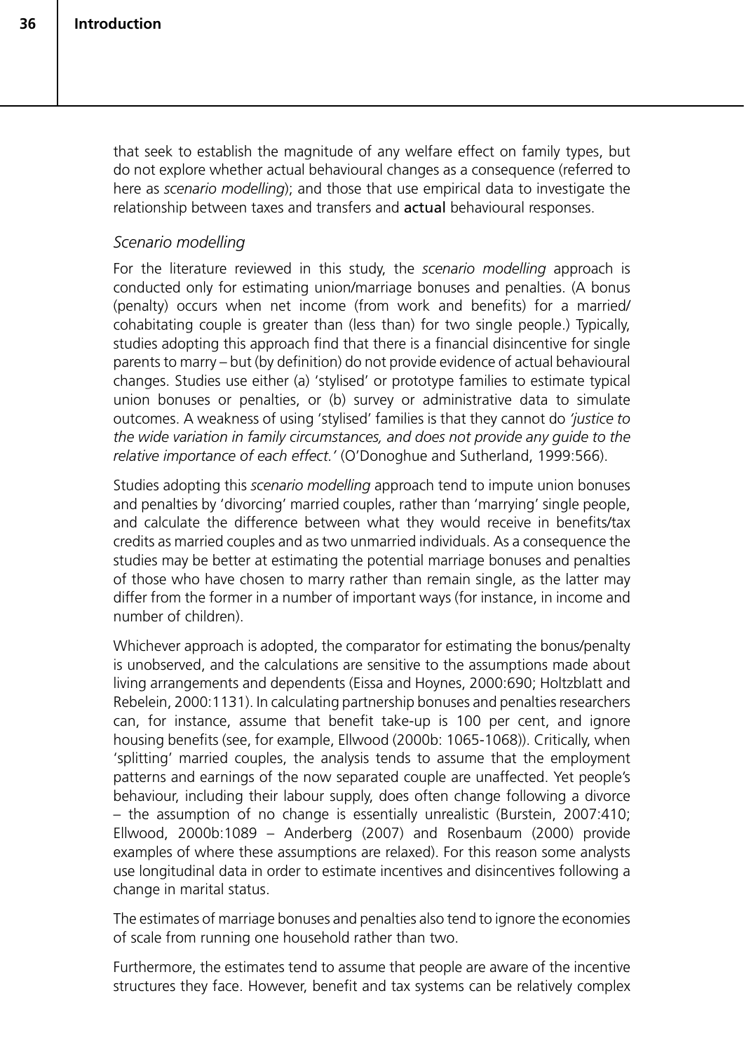that seek to establish the magnitude of any welfare effect on family types, but do not explore whether actual behavioural changes as a consequence (referred to here as *scenario modelling*); and those that use empirical data to investigate the relationship between taxes and transfers and **actual** behavioural responses.

### *Scenario modelling*

For the literature reviewed in this study, the *scenario modelling* approach is conducted only for estimating union/marriage bonuses and penalties. (A bonus (penalty) occurs when net income (from work and benefits) for a married/cohabitating couple is greater than (less than) for two single people.) Typically, studies adopting this approach find that there is a financial disincentive for single parents to marry – but (by definition) do not provide evidence of actual behavioural changes. Studies use either (a) 'stylised' or prototype families to estimate typical union bonuses or penalties, or (b) survey or administrative data to simulate outcomes. A weakness of using 'stylised' families is that they cannot do *'justice to the wide variation in family circumstances, and does not provide any guide to the relative importance of each effect.'* (O'Donoghue and Sutherland, 1999:566).

Studies adopting this *scenario modelling* approach tend to impute union bonuses and penalties by 'divorcing' married couples, rather than 'marrying' single people, and calculate the difference between what they would receive in benefits/tax credits as married couples and as two unmarried individuals. As a consequence the studies may be better at estimating the potential marriage bonuses and penalties of those who have chosen to marry rather than remain single, as the latter may differ from the former in a number of important ways (for instance, in income and number of children).

Whichever approach is adopted, the comparator for estimating the bonus/penalty is unobserved, and the calculations are sensitive to the assumptions made about living arrangements and dependents (Eissa and Hoynes, 2000:690; Holtzblatt and Rebelein, 2000:1131). In calculating partnership bonuses and penalties researchers can, for instance, assume that benefit take-up is 100 per cent, and ignore housing benefits (see, for example, Ellwood (2000b: 1065-1068)). Critically, when 'splitting' married couples, the analysis tends to assume that the employment patterns and earnings of the now separated couple are unaffected. Yet people's behaviour, including their labour supply, does often change following a divorce – the assumption of no change is essentially unrealistic (Burstein, 2007:410; Ellwood, 2000b:1089 – Anderberg (2007) and Rosenbaum (2000) provide examples of where these assumptions are relaxed). For this reason some analysts use longitudinal data in order to estimate incentives and disincentives following a change in marital status.

The estimates of marriage bonuses and penalties also tend to ignore the economies of scale from running one household rather than two.

Furthermore, the estimates tend to assume that people are aware of the incentive structures they face. However, benefit and tax systems can be relatively complex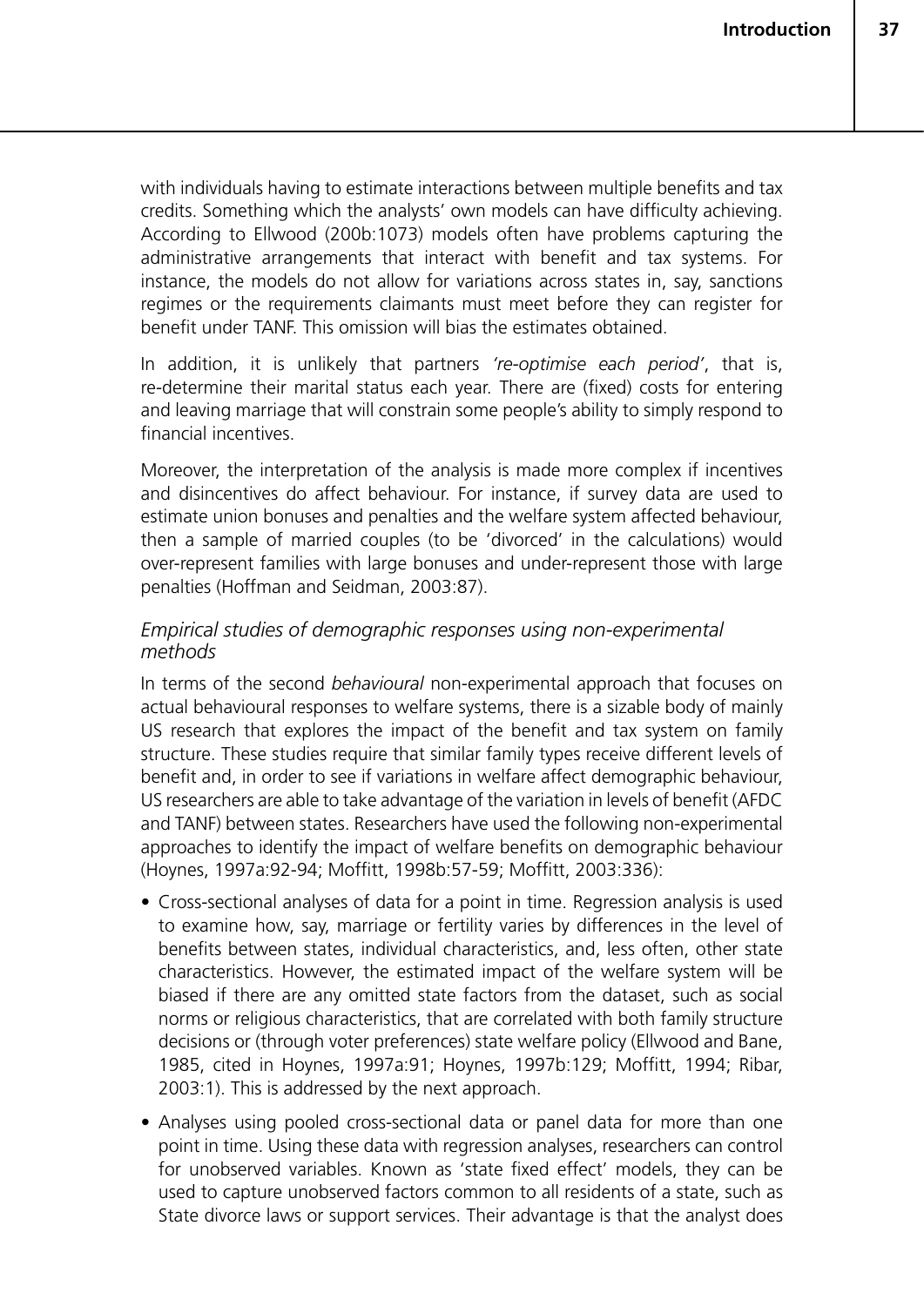with individuals having to estimate interactions between multiple benefits and tax credits. Something which the analysts' own models can have difficulty achieving. According to Ellwood (200b:1073) models often have problems capturing the administrative arrangements that interact with benefit and tax systems. For instance, the models do not allow for variations across states in, say, sanctions regimes or the requirements claimants must meet before they can register for benefit under TANF. This omission will bias the estimates obtained.

In addition, it is unlikely that partners *'re-optimise each period'*, that is, re-determine their marital status each year. There are (fixed) costs for entering and leaving marriage that will constrain some people's ability to simply respond to financial incentives.

Moreover, the interpretation of the analysis is made more complex if incentives and disincentives do affect behaviour. For instance, if survey data are used to estimate union bonuses and penalties and the welfare system affected behaviour, then a sample of married couples (to be 'divorced' in the calculations) would over-represent families with large bonuses and under-represent those with large penalties (Hoffman and Seidman, 2003:87).

### *Empirical studies of demographic responses using non-experimental methods*

In terms of the second *behavioural* non-experimental approach that focuses on actual behavioural responses to welfare systems, there is a sizable body of mainly US research that explores the impact of the benefit and tax system on family structure. These studies require that similar family types receive different levels of benefit and, in order to see if variations in welfare affect demographic behaviour, US researchers are able to take advantage of the variation in levels of benefit (AFDC and TANF) between states. Researchers have used the following non-experimental approaches to identify the impact of welfare benefits on demographic behaviour (Hoynes, 1997a:92-94; Moffitt, 1998b:57-59; Moffitt, 2003:336):

- Cross-sectional analyses of data for a point in time. Regression analysis is used to examine how, say, marriage or fertility varies by differences in the level of benefits between states, individual characteristics, and, less often, other state characteristics. However, the estimated impact of the welfare system will be biased if there are any omitted state factors from the dataset, such as social norms or religious characteristics, that are correlated with both family structure decisions or (through voter preferences) state welfare policy (Ellwood and Bane, 1985, cited in Hoynes, 1997a:91; Hoynes, 1997b:129; Moffitt, 1994; Ribar, 2003:1). This is addressed by the next approach.
- Analyses using pooled cross-sectional data or panel data for more than one point in time. Using these data with regression analyses, researchers can control for unobserved variables. Known as 'state fixed effect' models, they can be used to capture unobserved factors common to all residents of a state, such as State divorce laws or support services. Their advantage is that the analyst does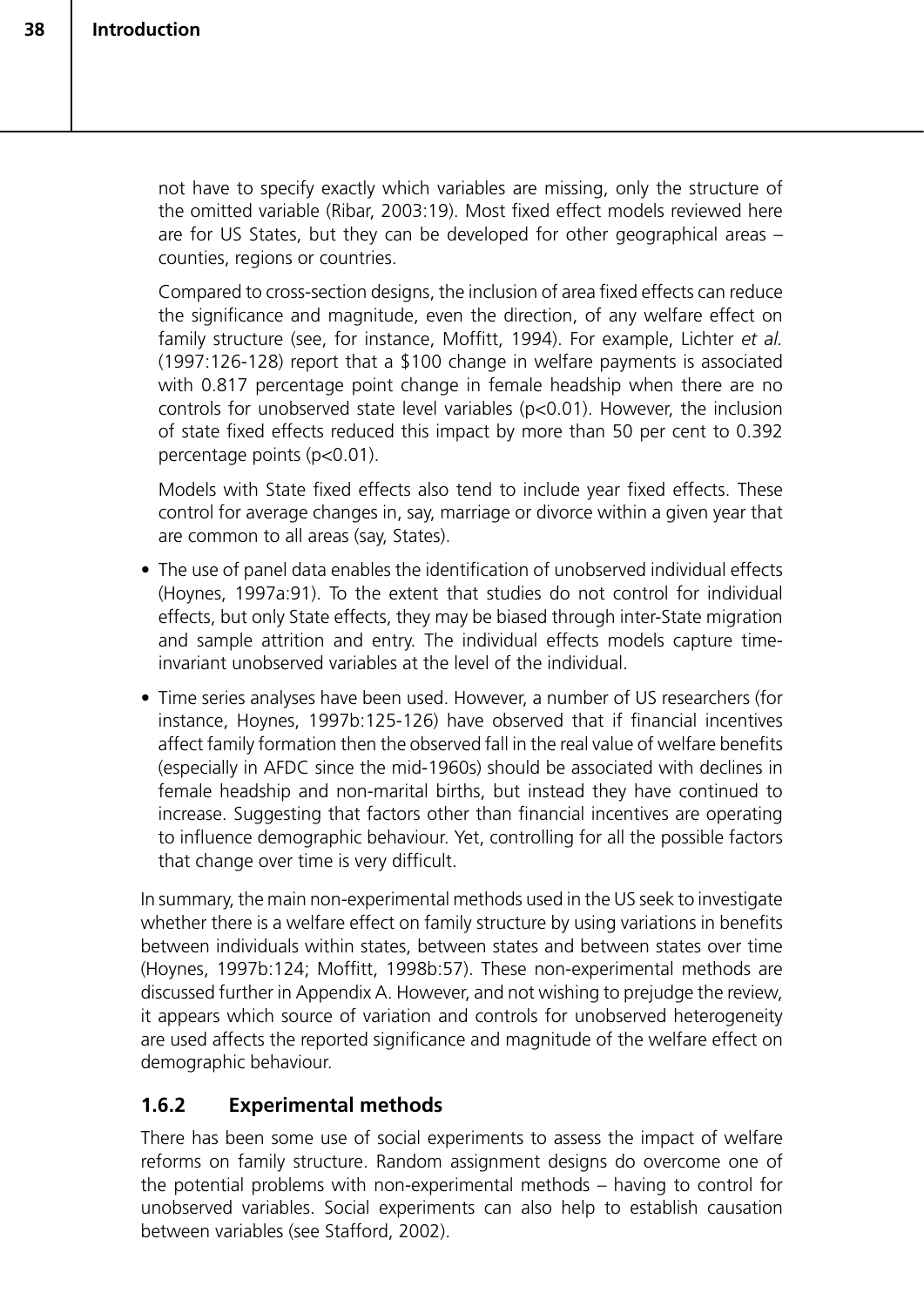not have to specify exactly which variables are missing, only the structure of the omitted variable (Ribar, 2003:19). Most fixed effect models reviewed here are for US States, but they can be developed for other geographical areas – counties, regions or countries.

Compared to cross-section designs, the inclusion of area fixed effects can reduce the significance and magnitude, even the direction, of any welfare effect on family structure (see, for instance, Moffitt, 1994). For example, Lichter *et al.* (1997:126-128) report that a $100 change in welfare payments is associated with 0.817 percentage point change in female headship when there are no controls for unobserved state level variables ($p<0.01$). However, the inclusion of state fixed effects reduced this impact by more than 50 per cent to 0.392 percentage points ($p<0.01$).

Models with State fixed effects also tend to include year fixed effects. These control for average changes in, say, marriage or divorce within a given year that are common to all areas (say, States).

- The use of panel data enables the identification of unobserved individual effects (Hoynes, 1997a:91). To the extent that studies do not control for individual effects, but only State effects, they may be biased through inter-State migration and sample attrition and entry. The individual effects models capture time-invariant unobserved variables at the level of the individual.
- Time series analyses have been used. However, a number of US researchers (for instance, Hoynes, 1997b:125-126) have observed that if financial incentives affect family formation then the observed fall in the real value of welfare benefits (especially in AFDC since the mid-1960s) should be associated with declines in female headship and non-marital births, but instead they have continued to increase. Suggesting that factors other than financial incentives are operating to influence demographic behaviour. Yet, controlling for all the possible factors that change over time is very difficult.

In summary, the main non-experimental methods used in the US seek to investigate whether there is a welfare effect on family structure by using variations in benefits between individuals within states, between states and between states over time (Hoynes, 1997b:124; Moffitt, 1998b:57). These non-experimental methods are discussed further in Appendix A. However, and not wishing to prejudge the review, it appears which source of variation and controls for unobserved heterogeneity are used affects the reported significance and magnitude of the welfare effect on demographic behaviour.

### 1.6.2 Experimental methods

There has been some use of social experiments to assess the impact of welfare reforms on family structure. Random assignment designs do overcome one of the potential problems with non-experimental methods – having to control for unobserved variables. Social experiments can also help to establish causation between variables (see Stafford, 2002).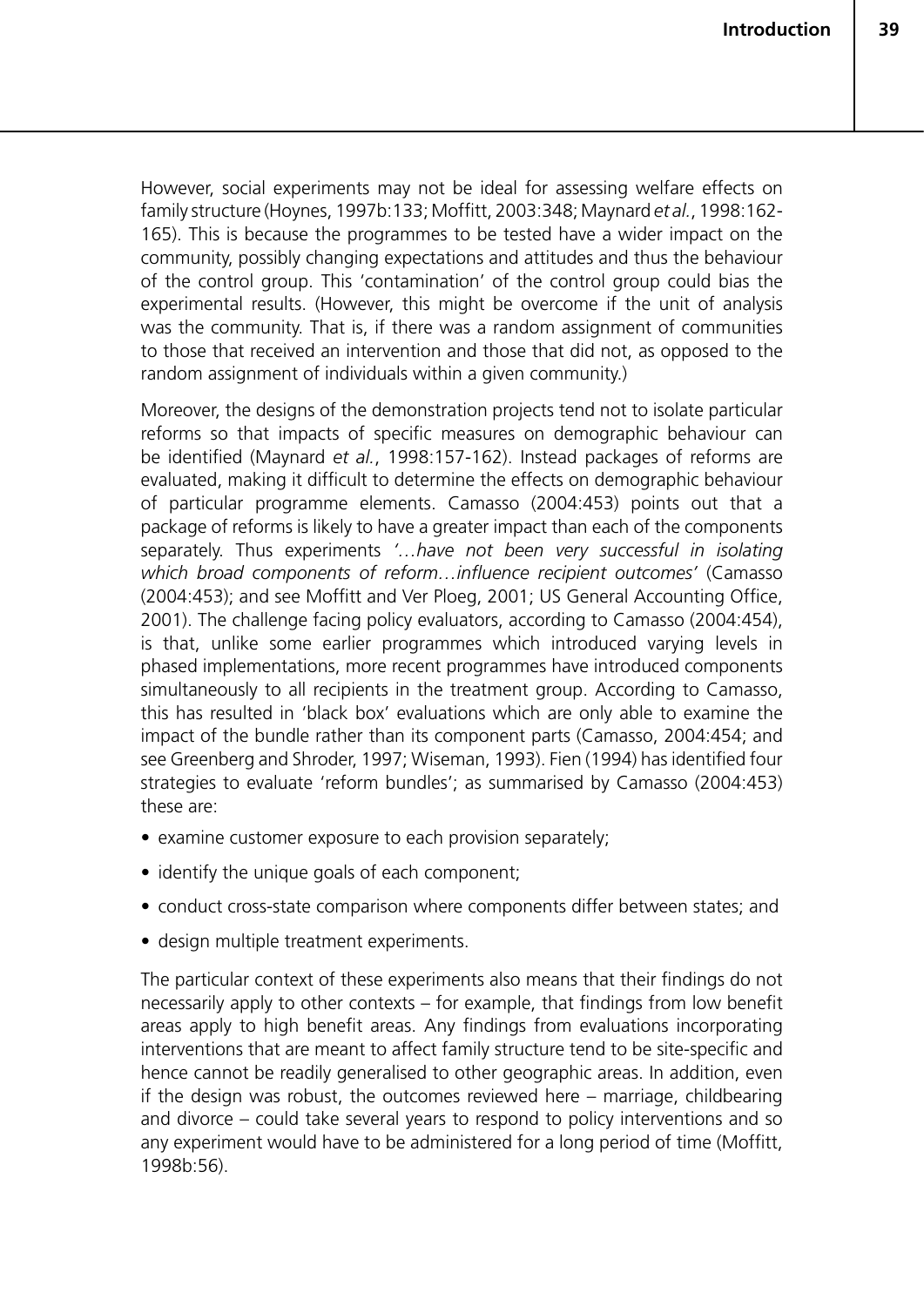However, social experiments may not be ideal for assessing welfare effects on family structure (Hoynes, 1997b:133; Moffitt, 2003:348; Maynard *et al.*, 1998:162-165). This is because the programmes to be tested have a wider impact on the community, possibly changing expectations and attitudes and thus the behaviour of the control group. This 'contamination' of the control group could bias the experimental results. (However, this might be overcome if the unit of analysis was the community. That is, if there was a random assignment of communities to those that received an intervention and those that did not, as opposed to the random assignment of individuals within a given community.)

Moreover, the designs of the demonstration projects tend not to isolate particular reforms so that impacts of specific measures on demographic behaviour can be identified (Maynard *et al.*, 1998:157-162). Instead packages of reforms are evaluated, making it difficult to determine the effects on demographic behaviour of particular programme elements. Camasso (2004:453) points out that a package of reforms is likely to have a greater impact than each of the components separately. Thus experiments *'…have not been very successful in isolating which broad components of reform…influence recipient outcomes'* (Camasso (2004:453); and see Moffitt and Ver Ploeg, 2001; US General Accounting Office, 2001). The challenge facing policy evaluators, according to Camasso (2004:454), is that, unlike some earlier programmes which introduced varying levels in phased implementations, more recent programmes have introduced components simultaneously to all recipients in the treatment group. According to Camasso, this has resulted in 'black box' evaluations which are only able to examine the impact of the bundle rather than its component parts (Camasso, 2004:454; and see Greenberg and Shroder, 1997; Wiseman, 1993). Fien (1994) has identified four strategies to evaluate 'reform bundles'; as summarised by Camasso (2004:453) these are:

- examine customer exposure to each provision separately;
- identify the unique goals of each component;
- conduct cross-state comparison where components differ between states; and
- design multiple treatment experiments.

The particular context of these experiments also means that their findings do not necessarily apply to other contexts – for example, that findings from low benefit areas apply to high benefit areas. Any findings from evaluations incorporating interventions that are meant to affect family structure tend to be site-specific and hence cannot be readily generalised to other geographic areas. In addition, even if the design was robust, the outcomes reviewed here – marriage, childbearing and divorce – could take several years to respond to policy interventions and so any experiment would have to be administered for a long period of time (Moffitt, 1998b:56).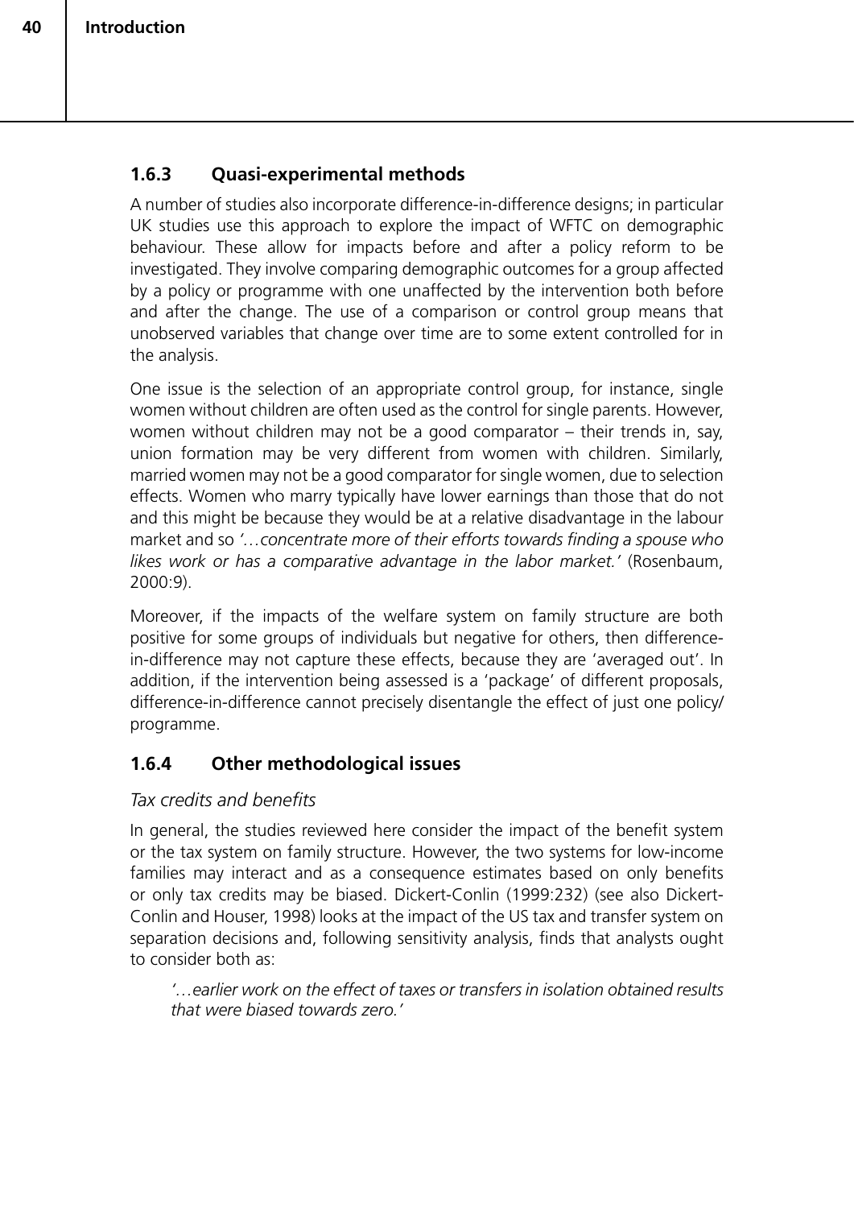### 1.6.3 Quasi-experimental methods

A number of studies also incorporate difference-in-difference designs; in particular UK studies use this approach to explore the impact of WFTC on demographic behaviour. These allow for impacts before and after a policy reform to be investigated. They involve comparing demographic outcomes for a group affected by a policy or programme with one unaffected by the intervention both before and after the change. The use of a comparison or control group means that unobserved variables that change over time are to some extent controlled for in the analysis.

One issue is the selection of an appropriate control group, for instance, single women without children are often used as the control for single parents. However, women without children may not be a good comparator – their trends in, say, union formation may be very different from women with children. Similarly, married women may not be a good comparator for single women, due to selection effects. Women who marry typically have lower earnings than those that do not and this might be because they would be at a relative disadvantage in the labour market and so *'…concentrate more of their efforts towards finding a spouse who likes work or has a comparative advantage in the labor market.'* (Rosenbaum, 2000:9).

Moreover, if the impacts of the welfare system on family structure are both positive for some groups of individuals but negative for others, then difference-in-difference may not capture these effects, because they are 'averaged out'. In addition, if the intervention being assessed is a 'package' of different proposals, difference-in-difference cannot precisely disentangle the effect of just one policy/ programme.

### 1.6.4 Other methodological issues

*Tax credits and benefits*

In general, the studies reviewed here consider the impact of the benefit system or the tax system on family structure. However, the two systems for low-income families may interact and as a consequence estimates based on only benefits or only tax credits may be biased. Dickert-Conlin (1999:232) (see also Dickert-Conlin and Houser, 1998) looks at the impact of the US tax and transfer system on separation decisions and, following sensitivity analysis, finds that analysts ought to consider both as:

> *'…earlier work on the effect of taxes or transfers in isolation obtained results that were biased towards zero.'*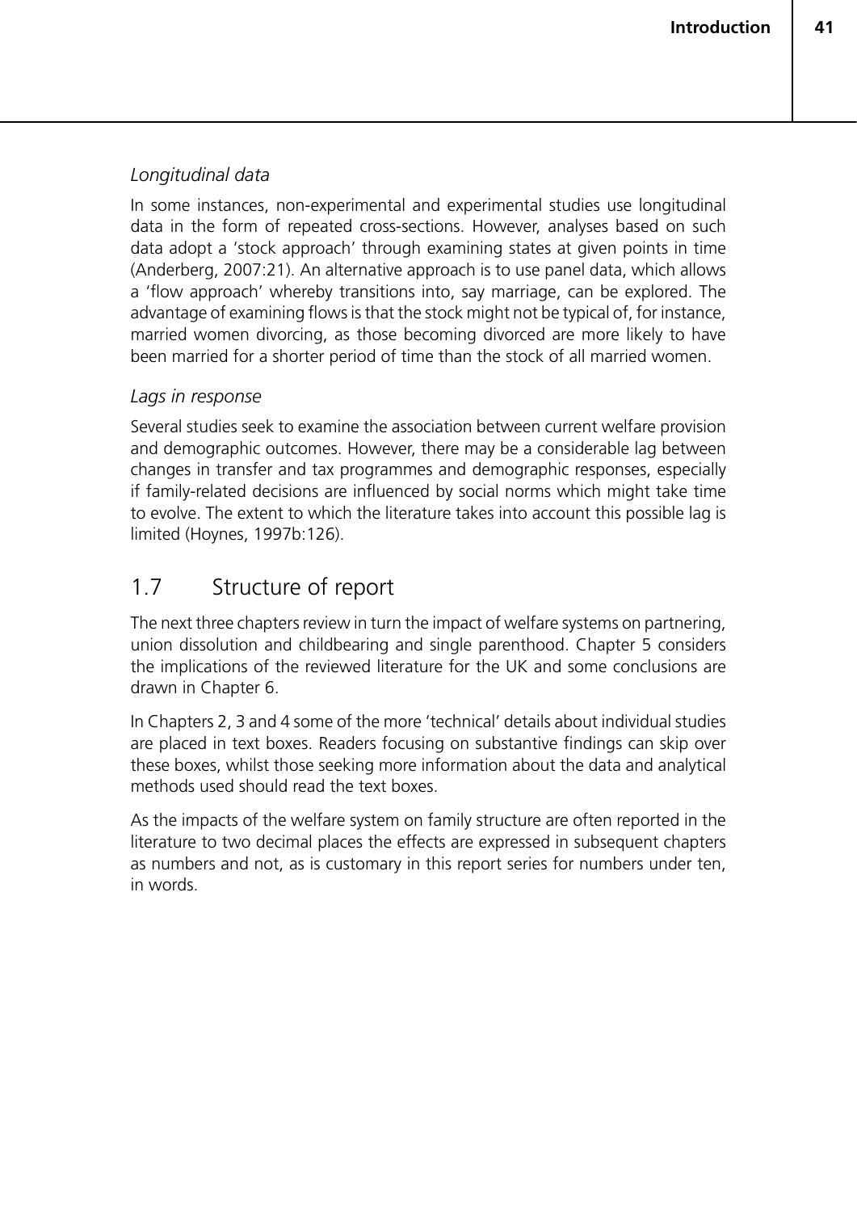*Longitudinal data*

In some instances, non-experimental and experimental studies use longitudinal data in the form of repeated cross-sections. However, analyses based on such data adopt a 'stock approach' through examining states at given points in time (Anderberg, 2007:21). An alternative approach is to use panel data, which allows a 'flow approach' whereby transitions into, say marriage, can be explored. The advantage of examining flows is that the stock might not be typical of, for instance, married women divorcing, as those becoming divorced are more likely to have been married for a shorter period of time than the stock of all married women.

*Lags in response*

Several studies seek to examine the association between current welfare provision and demographic outcomes. However, there may be a considerable lag between changes in transfer and tax programmes and demographic responses, especially if family-related decisions are influenced by social norms which might take time to evolve. The extent to which the literature takes into account this possible lag is limited (Hoynes, 1997b:126).

## 1.7 Structure of report

The next three chapters review in turn the impact of welfare systems on partnering, union dissolution and childbearing and single parenthood. Chapter 5 considers the implications of the reviewed literature for the UK and some conclusions are drawn in Chapter 6.

In Chapters 2, 3 and 4 some of the more 'technical' details about individual studies are placed in text boxes. Readers focusing on substantive findings can skip over these boxes, whilst those seeking more information about the data and analytical methods used should read the text boxes.

As the impacts of the welfare system on family structure are often reported in the literature to two decimal places the effects are expressed in subsequent chapters as numbers and not, as is customary in this report series for numbers under ten, in words.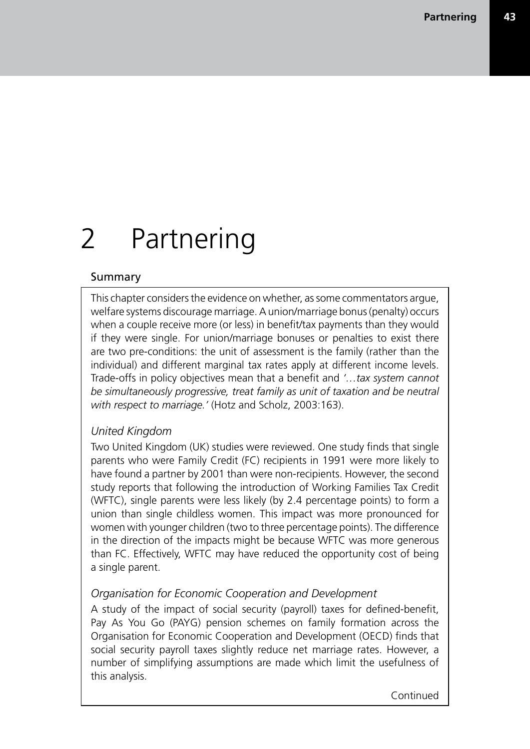# 2 Partnering

## Summary

This chapter considers the evidence on whether, as some commentators argue, welfare systems discourage marriage. A union/marriage bonus (penalty) occurs when a couple receive more (or less) in benefit/tax payments than they would if they were single. For union/marriage bonuses or penalties to exist there are two pre-conditions: the unit of assessment is the family (rather than the individual) and different marginal tax rates apply at different income levels. Trade-offs in policy objectives mean that a benefit and *'…tax system cannot be simultaneously progressive, treat family as unit of taxation and be neutral with respect to marriage.'* (Hotz and Scholz, 2003:163).

### *United Kingdom*

Two United Kingdom (UK) studies were reviewed. One study finds that single parents who were Family Credit (FC) recipients in 1991 were more likely to have found a partner by 2001 than were non-recipients. However, the second study reports that following the introduction of Working Families Tax Credit (WFTC), single parents were less likely (by 2.4 percentage points) to form a union than single childless women. This impact was more pronounced for women with younger children (two to three percentage points). The difference in the direction of the impacts might be because WFTC was more generous than FC. Effectively, WFTC may have reduced the opportunity cost of being a single parent.

### *Organisation for Economic Cooperation and Development*

A study of the impact of social security (payroll) taxes for defined-benefit, Pay As You Go (PAYG) pension schemes on family formation across the Organisation for Economic Cooperation and Development (OECD) finds that social security payroll taxes slightly reduce net marriage rates. However, a number of simplifying assumptions are made which limit the usefulness of this analysis.

Continued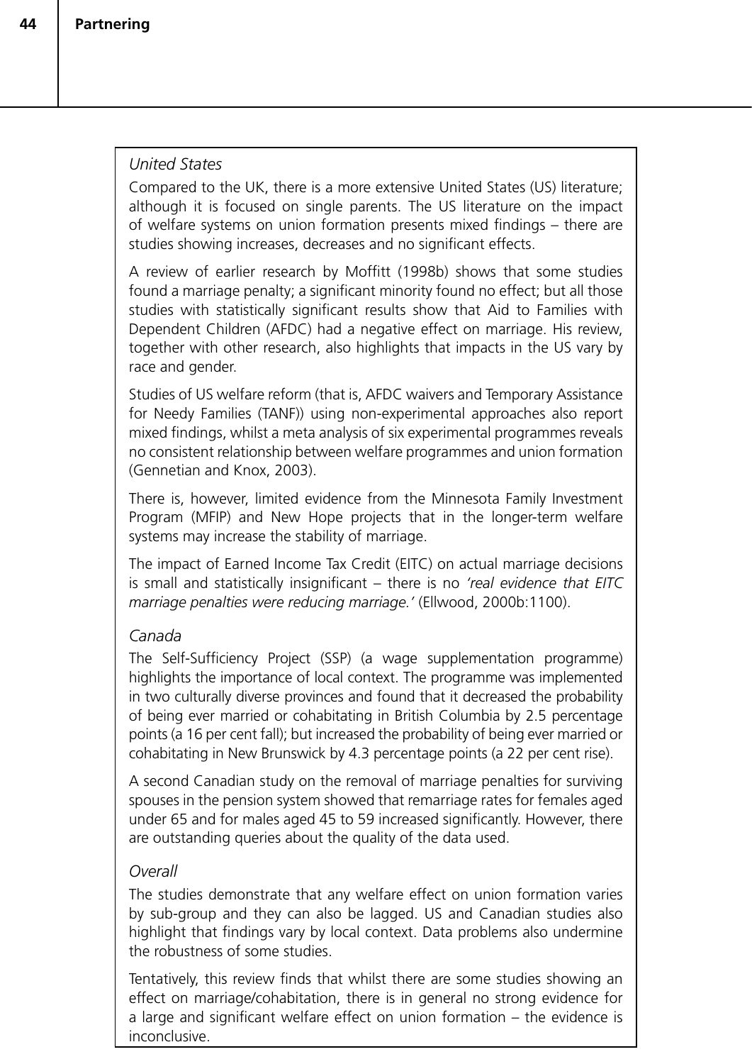*United States*

Compared to the UK, there is a more extensive United States (US) literature; although it is focused on single parents. The US literature on the impact of welfare systems on union formation presents mixed findings – there are studies showing increases, decreases and no significant effects.

A review of earlier research by Moffitt (1998b) shows that some studies found a marriage penalty; a significant minority found no effect; but all those studies with statistically significant results show that Aid to Families with Dependent Children (AFDC) had a negative effect on marriage. His review, together with other research, also highlights that impacts in the US vary by race and gender.

Studies of US welfare reform (that is, AFDC waivers and Temporary Assistance for Needy Families (TANF)) using non-experimental approaches also report mixed findings, whilst a meta analysis of six experimental programmes reveals no consistent relationship between welfare programmes and union formation (Gennetian and Knox, 2003).

There is, however, limited evidence from the Minnesota Family Investment Program (MFIP) and New Hope projects that in the longer-term welfare systems may increase the stability of marriage.

The impact of Earned Income Tax Credit (EITC) on actual marriage decisions is small and statistically insignificant – there is no *'real evidence that EITC marriage penalties were reducing marriage.'* (Ellwood, 2000b:1100).

*Canada*

The Self-Sufficiency Project (SSP) (a wage supplementation programme) highlights the importance of local context. The programme was implemented in two culturally diverse provinces and found that it decreased the probability of being ever married or cohabitating in British Columbia by 2.5 percentage points (a 16 per cent fall); but increased the probability of being ever married or cohabitating in New Brunswick by 4.3 percentage points (a 22 per cent rise).

A second Canadian study on the removal of marriage penalties for surviving spouses in the pension system showed that remarriage rates for females aged under 65 and for males aged 45 to 59 increased significantly. However, there are outstanding queries about the quality of the data used.

*Overall*

The studies demonstrate that any welfare effect on union formation varies by sub-group and they can also be lagged. US and Canadian studies also highlight that findings vary by local context. Data problems also undermine the robustness of some studies.

Tentatively, this review finds that whilst there are some studies showing an effect on marriage/cohabitation, there is in general no strong evidence for a large and significant welfare effect on union formation – the evidence is inconclusive.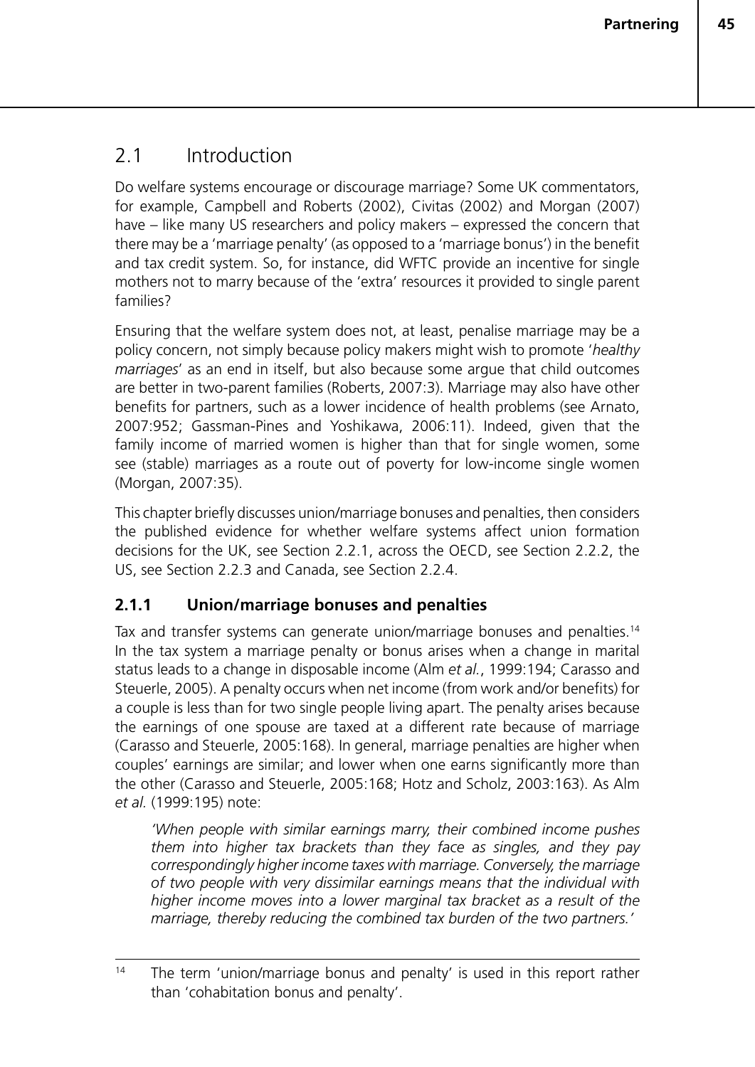## 2.1 Introduction

Do welfare systems encourage or discourage marriage? Some UK commentators, for example, Campbell and Roberts (2002), Civitas (2002) and Morgan (2007) have – like many US researchers and policy makers – expressed the concern that there may be a 'marriage penalty' (as opposed to a 'marriage bonus') in the benefit and tax credit system. So, for instance, did WFTC provide an incentive for single mothers not to marry because of the 'extra' resources it provided to single parent families?

Ensuring that the welfare system does not, at least, penalise marriage may be a policy concern, not simply because policy makers might wish to promote '*healthy marriages*' as an end in itself, but also because some argue that child outcomes are better in two-parent families (Roberts, 2007:3). Marriage may also have other benefits for partners, such as a lower incidence of health problems (see Arnato, 2007:952; Gassman-Pines and Yoshikawa, 2006:11). Indeed, given that the family income of married women is higher than that for single women, some see (stable) marriages as a route out of poverty for low-income single women (Morgan, 2007:35).

This chapter briefly discusses union/marriage bonuses and penalties, then considers the published evidence for whether welfare systems affect union formation decisions for the UK, see Section 2.2.1, across the OECD, see Section 2.2.2, the US, see Section 2.2.3 and Canada, see Section 2.2.4.

### 2.1.1 Union/marriage bonuses and penalties

Tax and transfer systems can generate union/marriage bonuses and penalties.[14] In the tax system a marriage penalty or bonus arises when a change in marital status leads to a change in disposable income (Alm *et al.*, 1999:194; Carasso and Steuerle, 2005). A penalty occurs when net income (from work and/or benefits) for a couple is less than for two single people living apart. The penalty arises because the earnings of one spouse are taxed at a different rate because of marriage (Carasso and Steuerle, 2005:168). In general, marriage penalties are higher when couples' earnings are similar; and lower when one earns significantly more than the other (Carasso and Steuerle, 2005:168; Hotz and Scholz, 2003:163). As Alm *et al.* (1999:195) note:

> *'When people with similar earnings marry, their combined income pushes them into higher tax brackets than they face as singles, and they pay correspondingly higher income taxes with marriage. Conversely, the marriage of two people with very dissimilar earnings means that the individual with higher income moves into a lower marginal tax bracket as a result of the marriage, thereby reducing the combined tax burden of the two partners.'*

---

[14] The term 'union/marriage bonus and penalty' is used in this report rather than 'cohabitation bonus and penalty'.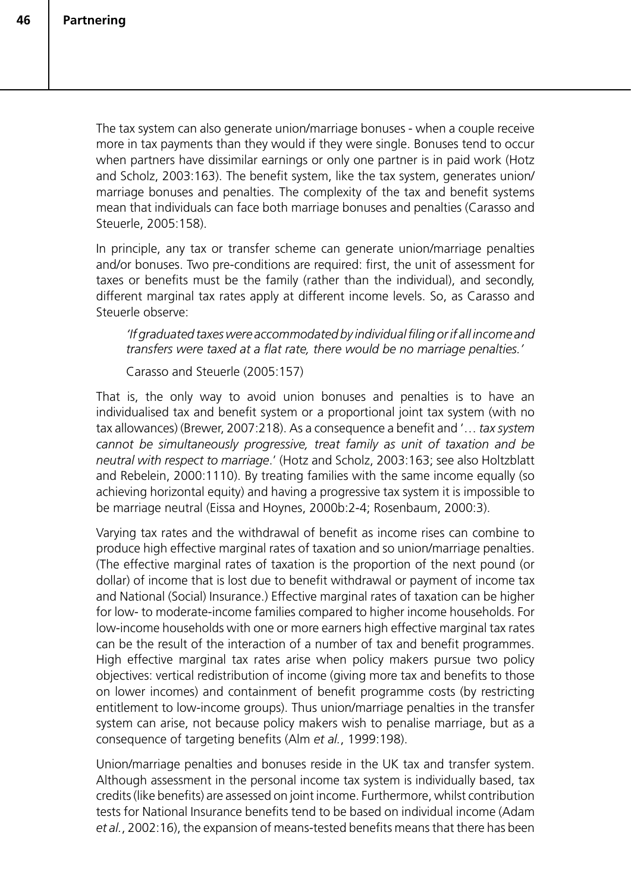The tax system can also generate union/marriage bonuses - when a couple receive more in tax payments than they would if they were single. Bonuses tend to occur when partners have dissimilar earnings or only one partner is in paid work (Hotz and Scholz, 2003:163). The benefit system, like the tax system, generates union/marriage bonuses and penalties. The complexity of the tax and benefit systems mean that individuals can face both marriage bonuses and penalties (Carasso and Steuerle, 2005:158).

In principle, any tax or transfer scheme can generate union/marriage penalties and/or bonuses. Two pre-conditions are required: first, the unit of assessment for taxes or benefits must be the family (rather than the individual), and secondly, different marginal tax rates apply at different income levels. So, as Carasso and Steuerle observe:

> *'If graduated taxes were accommodated by individual filing or if all income and transfers were taxed at a flat rate, there would be no marriage penalties.'*
>
> Carasso and Steuerle (2005:157)

That is, the only way to avoid union bonuses and penalties is to have an individualised tax and benefit system or a proportional joint tax system (with no tax allowances) (Brewer, 2007:218). As a consequence a benefit and '… *tax system cannot be simultaneously progressive, treat family as unit of taxation and be neutral with respect to marriage*.' (Hotz and Scholz, 2003:163; see also Holtzblatt and Rebelein, 2000:1110). By treating families with the same income equally (so achieving horizontal equity) and having a progressive tax system it is impossible to be marriage neutral (Eissa and Hoynes, 2000b:2-4; Rosenbaum, 2000:3).

Varying tax rates and the withdrawal of benefit as income rises can combine to produce high effective marginal rates of taxation and so union/marriage penalties. (The effective marginal rates of taxation is the proportion of the next pound (or dollar) of income that is lost due to benefit withdrawal or payment of income tax and National (Social) Insurance.) Effective marginal rates of taxation can be higher for low- to moderate-income families compared to higher income households. For low-income households with one or more earners high effective marginal tax rates can be the result of the interaction of a number of tax and benefit programmes. High effective marginal tax rates arise when policy makers pursue two policy objectives: vertical redistribution of income (giving more tax and benefits to those on lower incomes) and containment of benefit programme costs (by restricting entitlement to low-income groups). Thus union/marriage penalties in the transfer system can arise, not because policy makers wish to penalise marriage, but as a consequence of targeting benefits (Alm *et al.*, 1999:198).

Union/marriage penalties and bonuses reside in the UK tax and transfer system. Although assessment in the personal income tax system is individually based, tax credits (like benefits) are assessed on joint income. Furthermore, whilst contribution tests for National Insurance benefits tend to be based on individual income (Adam *et al.*, 2002:16), the expansion of means-tested benefits means that there has been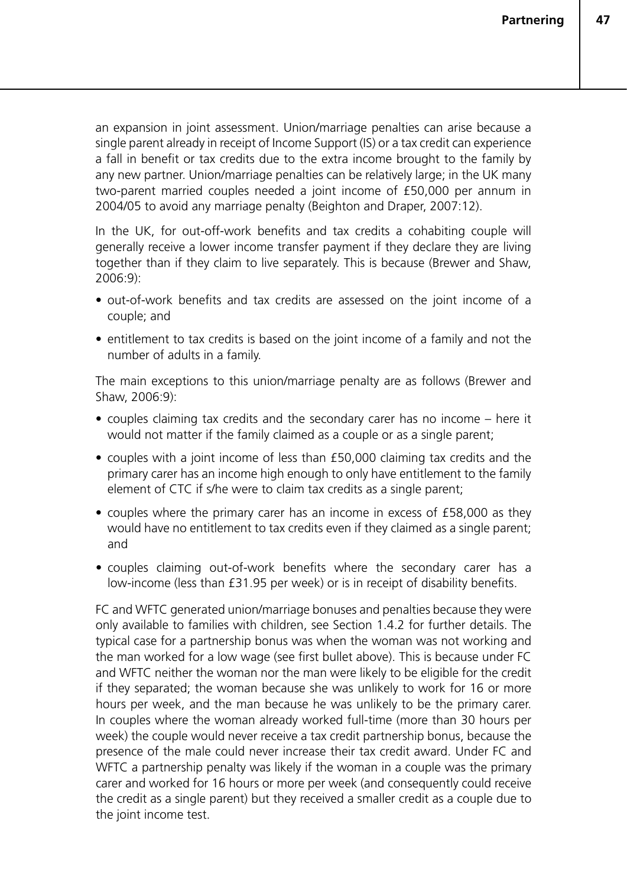an expansion in joint assessment. Union/marriage penalties can arise because a single parent already in receipt of Income Support (IS) or a tax credit can experience a fall in benefit or tax credits due to the extra income brought to the family by any new partner. Union/marriage penalties can be relatively large; in the UK many two-parent married couples needed a joint income of £50,000 per annum in 2004/05 to avoid any marriage penalty (Beighton and Draper, 2007:12).

In the UK, for out-off-work benefits and tax credits a cohabiting couple will generally receive a lower income transfer payment if they declare they are living together than if they claim to live separately. This is because (Brewer and Shaw, 2006:9):

- out-of-work benefits and tax credits are assessed on the joint income of a couple; and
- entitlement to tax credits is based on the joint income of a family and not the number of adults in a family.

The main exceptions to this union/marriage penalty are as follows (Brewer and Shaw, 2006:9):

- couples claiming tax credits and the secondary carer has no income – here it would not matter if the family claimed as a couple or as a single parent;
- couples with a joint income of less than £50,000 claiming tax credits and the primary carer has an income high enough to only have entitlement to the family element of CTC if s/he were to claim tax credits as a single parent;
- couples where the primary carer has an income in excess of £58,000 as they would have no entitlement to tax credits even if they claimed as a single parent; and
- couples claiming out-of-work benefits where the secondary carer has a low-income (less than £31.95 per week) or is in receipt of disability benefits.

FC and WFTC generated union/marriage bonuses and penalties because they were only available to families with children, see Section 1.4.2 for further details. The typical case for a partnership bonus was when the woman was not working and the man worked for a low wage (see first bullet above). This is because under FC and WFTC neither the woman nor the man were likely to be eligible for the credit if they separated; the woman because she was unlikely to work for 16 or more hours per week, and the man because he was unlikely to be the primary carer. In couples where the woman already worked full-time (more than 30 hours per week) the couple would never receive a tax credit partnership bonus, because the presence of the male could never increase their tax credit award. Under FC and WFTC a partnership penalty was likely if the woman in a couple was the primary carer and worked for 16 hours or more per week (and consequently could receive the credit as a single parent) but they received a smaller credit as a couple due to the joint income test.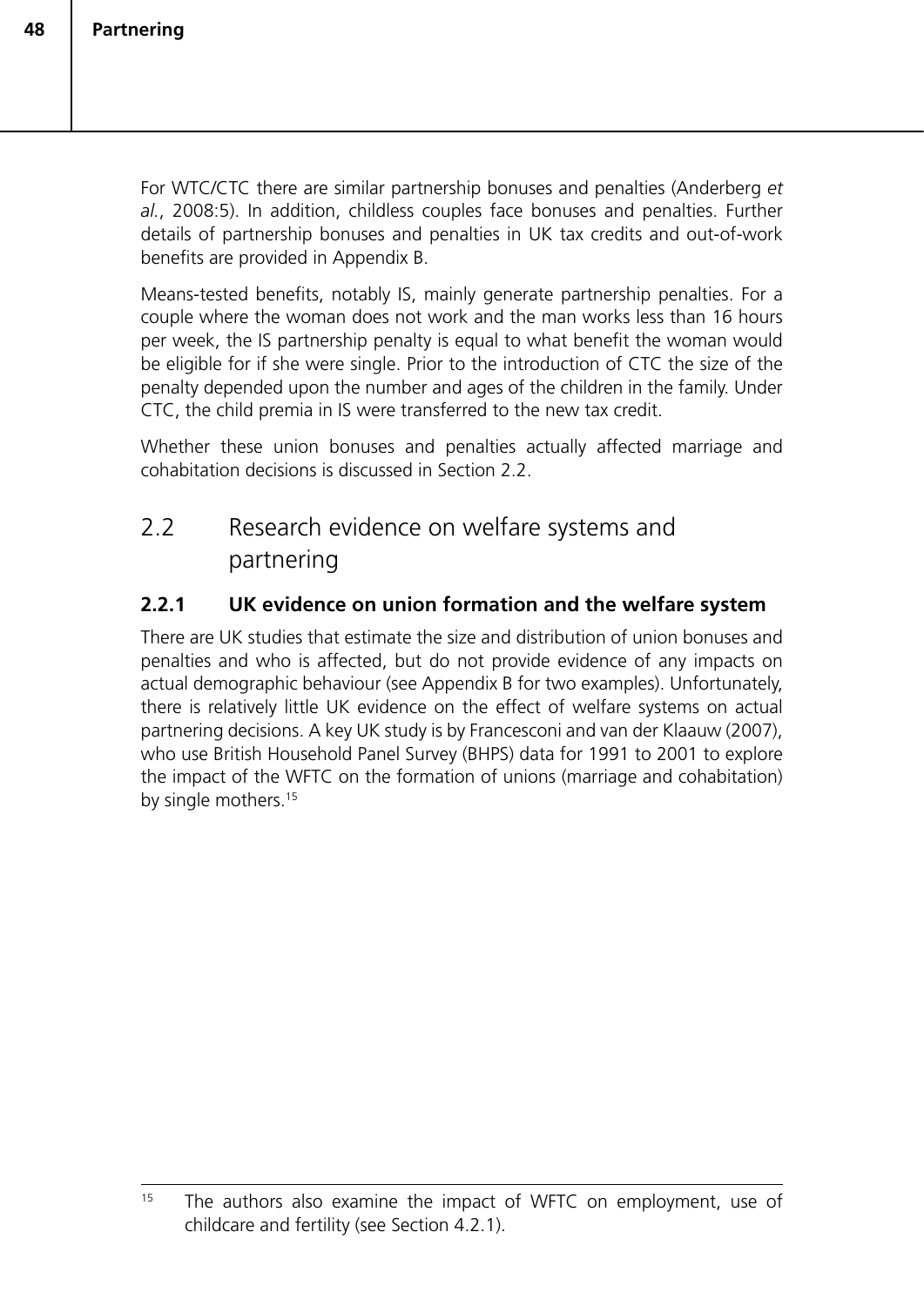For WTC/CTC there are similar partnership bonuses and penalties (Anderberg *et al.*, 2008:5). In addition, childless couples face bonuses and penalties. Further details of partnership bonuses and penalties in UK tax credits and out-of-work benefits are provided in Appendix B.

Means-tested benefits, notably IS, mainly generate partnership penalties. For a couple where the woman does not work and the man works less than 16 hours per week, the IS partnership penalty is equal to what benefit the woman would be eligible for if she were single. Prior to the introduction of CTC the size of the penalty depended upon the number and ages of the children in the family. Under CTC, the child premia in IS were transferred to the new tax credit.

Whether these union bonuses and penalties actually affected marriage and cohabitation decisions is discussed in Section 2.2.

## 2.2 Research evidence on welfare systems and partnering

### 2.2.1 UK evidence on union formation and the welfare system

There are UK studies that estimate the size and distribution of union bonuses and penalties and who is affected, but do not provide evidence of any impacts on actual demographic behaviour (see Appendix B for two examples). Unfortunately, there is relatively little UK evidence on the effect of welfare systems on actual partnering decisions. A key UK study is by Francesconi and van der Klaauw (2007), who use British Household Panel Survey (BHPS) data for 1991 to 2001 to explore the impact of the WFTC on the formation of unions (marriage and cohabitation) by single mothers.[15]

[15] The authors also examine the impact of WFTC on employment, use of childcare and fertility (see Section 4.2.1).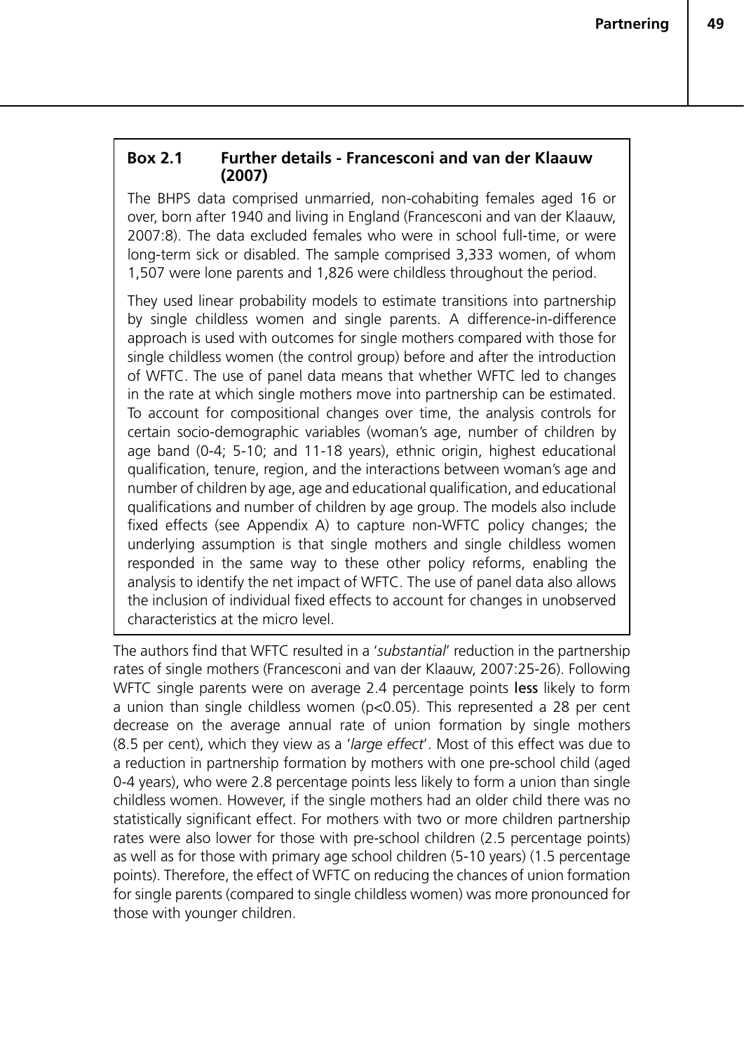**Box 2.1 Further details - Francesconi and van der Klaauw (2007)**

The BHPS data comprised unmarried, non-cohabiting females aged 16 or over, born after 1940 and living in England (Francesconi and van der Klaauw, 2007:8). The data excluded females who were in school full-time, or were long-term sick or disabled. The sample comprised 3,333 women, of whom 1,507 were lone parents and 1,826 were childless throughout the period.

They used linear probability models to estimate transitions into partnership by single childless women and single parents. A difference-in-difference approach is used with outcomes for single mothers compared with those for single childless women (the control group) before and after the introduction of WFTC. The use of panel data means that whether WFTC led to changes in the rate at which single mothers move into partnership can be estimated. To account for compositional changes over time, the analysis controls for certain socio-demographic variables (woman's age, number of children by age band (0-4; 5-10; and 11-18 years), ethnic origin, highest educational qualification, tenure, region, and the interactions between woman's age and number of children by age, age and educational qualification, and educational qualifications and number of children by age group. The models also include fixed effects (see Appendix A) to capture non-WFTC policy changes; the underlying assumption is that single mothers and single childless women responded in the same way to these other policy reforms, enabling the analysis to identify the net impact of WFTC. The use of panel data also allows the inclusion of individual fixed effects to account for changes in unobserved characteristics at the micro level.

The authors find that WFTC resulted in a '*substantial*' reduction in the partnership rates of single mothers (Francesconi and van der Klaauw, 2007:25-26). Following WFTC single parents were on average 2.4 percentage points **less** likely to form a union than single childless women ($p<0.05$). This represented a 28 per cent decrease on the average annual rate of union formation by single mothers (8.5 per cent), which they view as a '*large effect*'. Most of this effect was due to a reduction in partnership formation by mothers with one pre-school child (aged 0-4 years), who were 2.8 percentage points less likely to form a union than single childless women. However, if the single mothers had an older child there was no statistically significant effect. For mothers with two or more children partnership rates were also lower for those with pre-school children (2.5 percentage points) as well as for those with primary age school children (5-10 years) (1.5 percentage points). Therefore, the effect of WFTC on reducing the chances of union formation for single parents (compared to single childless women) was more pronounced for those with younger children.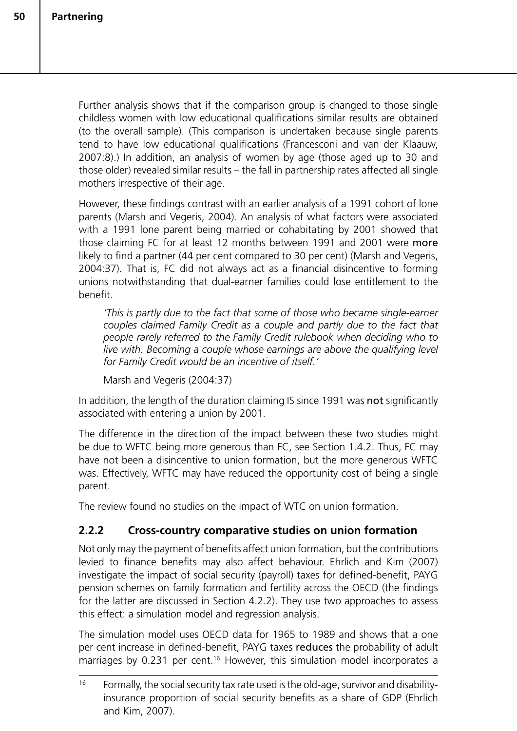Further analysis shows that if the comparison group is changed to those single childless women with low educational qualifications similar results are obtained (to the overall sample). (This comparison is undertaken because single parents tend to have low educational qualifications (Francesconi and van der Klaauw, 2007:8).) In addition, an analysis of women by age (those aged up to 30 and those older) revealed similar results – the fall in partnership rates affected all single mothers irrespective of their age.

However, these findings contrast with an earlier analysis of a 1991 cohort of lone parents (Marsh and Vegeris, 2004). An analysis of what factors were associated with a 1991 lone parent being married or cohabitating by 2001 showed that those claiming FC for at least 12 months between 1991 and 2001 were **more** likely to find a partner (44 per cent compared to 30 per cent) (Marsh and Vegeris, 2004:37). That is, FC did not always act as a financial disincentive to forming unions notwithstanding that dual-earner families could lose entitlement to the benefit.

> *'This is partly due to the fact that some of those who became single-earner couples claimed Family Credit as a couple and partly due to the fact that people rarely referred to the Family Credit rulebook when deciding who to live with. Becoming a couple whose earnings are above the qualifying level for Family Credit would be an incentive of itself.'*
>
> Marsh and Vegeris (2004:37)

In addition, the length of the duration claiming IS since 1991 was **not** significantly associated with entering a union by 2001.

The difference in the direction of the impact between these two studies might be due to WFTC being more generous than FC, see Section 1.4.2. Thus, FC may have not been a disincentive to union formation, but the more generous WFTC was. Effectively, WFTC may have reduced the opportunity cost of being a single parent.

The review found no studies on the impact of WTC on union formation.

### 2.2.2 Cross-country comparative studies on union formation

Not only may the payment of benefits affect union formation, but the contributions levied to finance benefits may also affect behaviour. Ehrlich and Kim (2007) investigate the impact of social security (payroll) taxes for defined-benefit, PAYG pension schemes on family formation and fertility across the OECD (the findings for the latter are discussed in Section 4.2.2). They use two approaches to assess this effect: a simulation model and regression analysis.

The simulation model uses OECD data for 1965 to 1989 and shows that a one per cent increase in defined-benefit, PAYG taxes **reduces** the probability of adult marriages by 0.231 per cent.[16] However, this simulation model incorporates a

[16] Formally, the social security tax rate used is the old-age, survivor and disability-insurance proportion of social security benefits as a share of GDP (Ehrlich and Kim, 2007).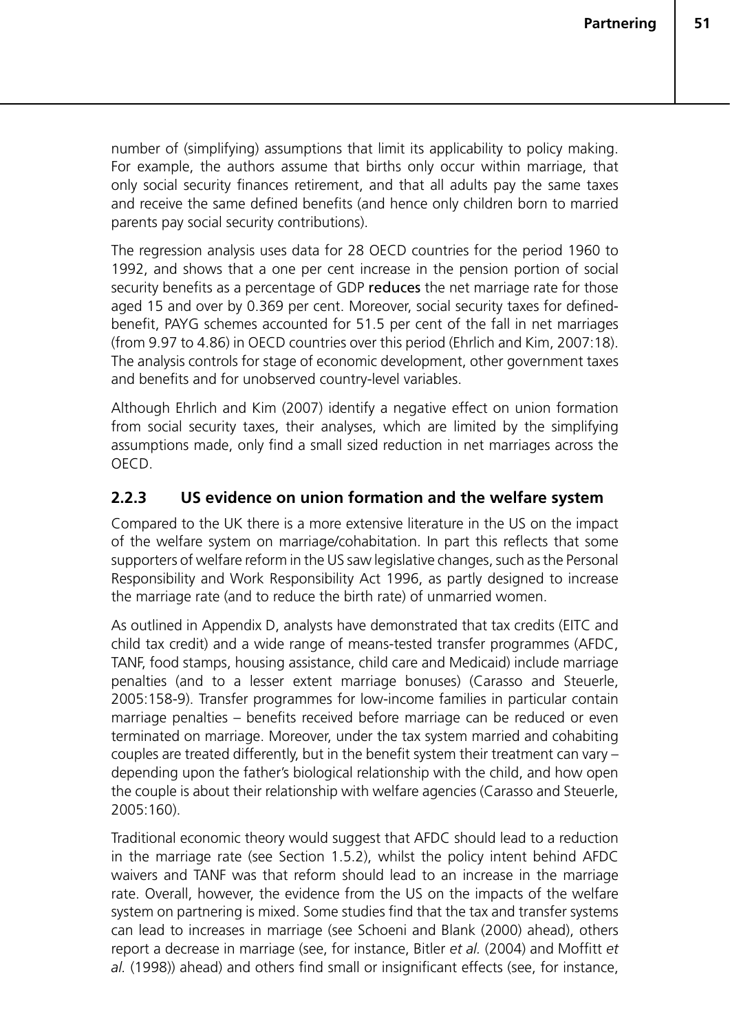number of (simplifying) assumptions that limit its applicability to policy making. For example, the authors assume that births only occur within marriage, that only social security finances retirement, and that all adults pay the same taxes and receive the same defined benefits (and hence only children born to married parents pay social security contributions).

The regression analysis uses data for 28 OECD countries for the period 1960 to 1992, and shows that a one per cent increase in the pension portion of social security benefits as a percentage of GDP **reduces** the net marriage rate for those aged 15 and over by 0.369 per cent. Moreover, social security taxes for defined-benefit, PAYG schemes accounted for 51.5 per cent of the fall in net marriages (from 9.97 to 4.86) in OECD countries over this period (Ehrlich and Kim, 2007:18). The analysis controls for stage of economic development, other government taxes and benefits and for unobserved country-level variables.

Although Ehrlich and Kim (2007) identify a negative effect on union formation from social security taxes, their analyses, which are limited by the simplifying assumptions made, only find a small sized reduction in net marriages across the OECD.

### 2.2.3 US evidence on union formation and the welfare system

Compared to the UK there is a more extensive literature in the US on the impact of the welfare system on marriage/cohabitation. In part this reflects that some supporters of welfare reform in the US saw legislative changes, such as the Personal Responsibility and Work Responsibility Act 1996, as partly designed to increase the marriage rate (and to reduce the birth rate) of unmarried women.

As outlined in Appendix D, analysts have demonstrated that tax credits (EITC and child tax credit) and a wide range of means-tested transfer programmes (AFDC, TANF, food stamps, housing assistance, child care and Medicaid) include marriage penalties (and to a lesser extent marriage bonuses) (Carasso and Steuerle, 2005:158-9). Transfer programmes for low-income families in particular contain marriage penalties – benefits received before marriage can be reduced or even terminated on marriage. Moreover, under the tax system married and cohabiting couples are treated differently, but in the benefit system their treatment can vary – depending upon the father's biological relationship with the child, and how open the couple is about their relationship with welfare agencies (Carasso and Steuerle, 2005:160).

Traditional economic theory would suggest that AFDC should lead to a reduction in the marriage rate (see Section 1.5.2), whilst the policy intent behind AFDC waivers and TANF was that reform should lead to an increase in the marriage rate. Overall, however, the evidence from the US on the impacts of the welfare system on partnering is mixed. Some studies find that the tax and transfer systems can lead to increases in marriage (see Schoeni and Blank (2000) ahead), others report a decrease in marriage (see, for instance, Bitler *et al.* (2004) and Moffitt *et al.* (1998)) ahead) and others find small or insignificant effects (see, for instance,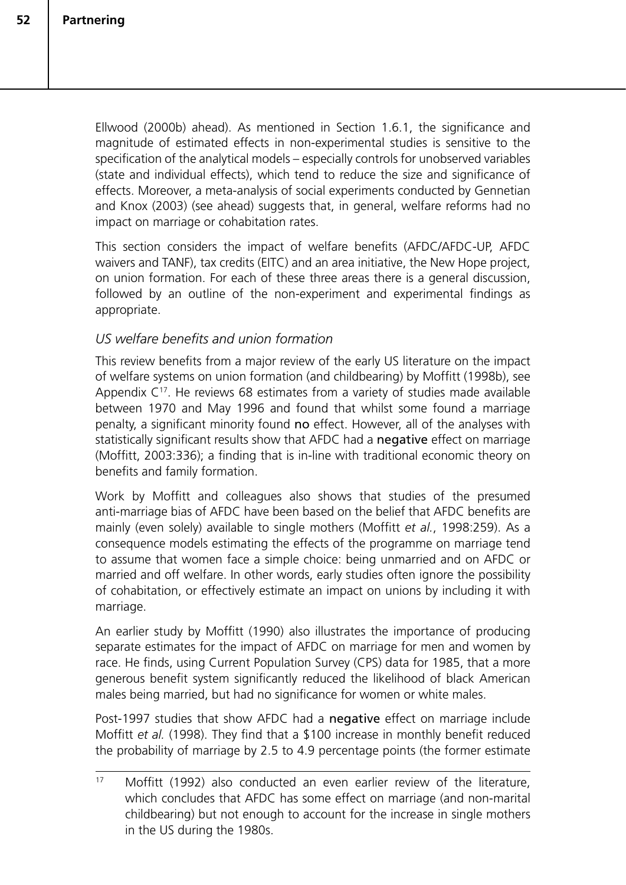Ellwood (2000b) ahead). As mentioned in Section 1.6.1, the significance and magnitude of estimated effects in non-experimental studies is sensitive to the specification of the analytical models – especially controls for unobserved variables (state and individual effects), which tend to reduce the size and significance of effects. Moreover, a meta-analysis of social experiments conducted by Gennetian and Knox (2003) (see ahead) suggests that, in general, welfare reforms had no impact on marriage or cohabitation rates.

This section considers the impact of welfare benefits (AFDC/AFDC-UP, AFDC waivers and TANF), tax credits (EITC) and an area initiative, the New Hope project, on union formation. For each of these three areas there is a general discussion, followed by an outline of the non-experiment and experimental findings as appropriate.

*US welfare benefits and union formation*

This review benefits from a major review of the early US literature on the impact of welfare systems on union formation (and childbearing) by Moffitt (1998b), see Appendix C[17]. He reviews 68 estimates from a variety of studies made available between 1970 and May 1996 and found that whilst some found a marriage penalty, a significant minority found **no** effect. However, all of the analyses with statistically significant results show that AFDC had a **negative** effect on marriage (Moffitt, 2003:336); a finding that is in-line with traditional economic theory on benefits and family formation.

Work by Moffitt and colleagues also shows that studies of the presumed anti-marriage bias of AFDC have been based on the belief that AFDC benefits are mainly (even solely) available to single mothers (Moffitt *et al.*, 1998:259). As a consequence models estimating the effects of the programme on marriage tend to assume that women face a simple choice: being unmarried and on AFDC or married and off welfare. In other words, early studies often ignore the possibility of cohabitation, or effectively estimate an impact on unions by including it with marriage.

An earlier study by Moffitt (1990) also illustrates the importance of producing separate estimates for the impact of AFDC on marriage for men and women by race. He finds, using Current Population Survey (CPS) data for 1985, that a more generous benefit system significantly reduced the likelihood of black American males being married, but had no significance for women or white males.

Post-1997 studies that show AFDC had a **negative** effect on marriage include Moffitt *et al.* (1998). They find that a $100 increase in monthly benefit reduced the probability of marriage by 2.5 to 4.9 percentage points (the former estimate

[17] Moffitt (1992) also conducted an even earlier review of the literature, which concludes that AFDC has some effect on marriage (and non-marital childbearing) but not enough to account for the increase in single mothers in the US during the 1980s.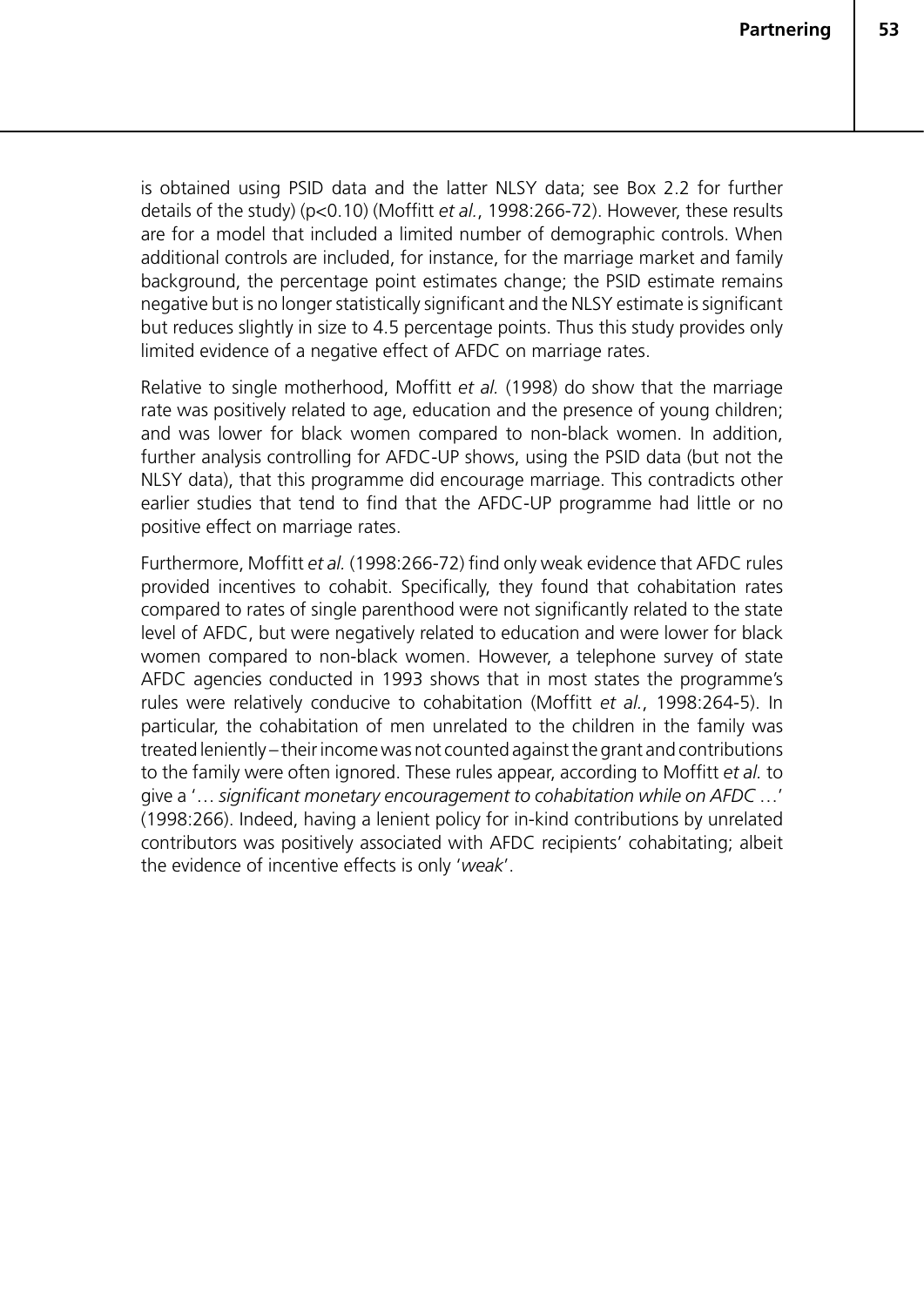is obtained using PSID data and the latter NLSY data; see Box 2.2 for further details of the study) ($p<0.10$) (Moffitt *et al.*, 1998:266-72). However, these results are for a model that included a limited number of demographic controls. When additional controls are included, for instance, for the marriage market and family background, the percentage point estimates change; the PSID estimate remains negative but is no longer statistically significant and the NLSY estimate is significant but reduces slightly in size to 4.5 percentage points. Thus this study provides only limited evidence of a negative effect of AFDC on marriage rates.

Relative to single motherhood, Moffitt *et al.* (1998) do show that the marriage rate was positively related to age, education and the presence of young children; and was lower for black women compared to non-black women. In addition, further analysis controlling for AFDC-UP shows, using the PSID data (but not the NLSY data), that this programme did encourage marriage. This contradicts other earlier studies that tend to find that the AFDC-UP programme had little or no positive effect on marriage rates.

Furthermore, Moffitt *et al.* (1998:266-72) find only weak evidence that AFDC rules provided incentives to cohabit. Specifically, they found that cohabitation rates compared to rates of single parenthood were not significantly related to the state level of AFDC, but were negatively related to education and were lower for black women compared to non-black women. However, a telephone survey of state AFDC agencies conducted in 1993 shows that in most states the programme's rules were relatively conducive to cohabitation (Moffitt *et al.*, 1998:264-5). In particular, the cohabitation of men unrelated to the children in the family was treated leniently – their income was not counted against the grant and contributions to the family were often ignored. These rules appear, according to Moffitt *et al.* to give a '… *significant monetary encouragement to cohabitation while on AFDC* …' (1998:266). Indeed, having a lenient policy for in-kind contributions by unrelated contributors was positively associated with AFDC recipients' cohabitating; albeit the evidence of incentive effects is only '*weak*'.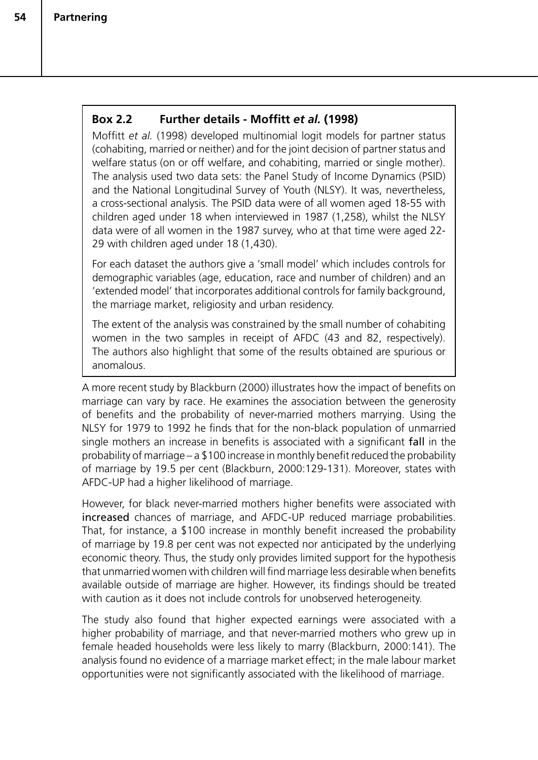**Box 2.2 Further details - Moffitt *et al.* (1998)**

Moffitt *et al.* (1998) developed multinomial logit models for partner status (cohabiting, married or neither) and for the joint decision of partner status and welfare status (on or off welfare, and cohabiting, married or single mother). The analysis used two data sets: the Panel Study of Income Dynamics (PSID) and the National Longitudinal Survey of Youth (NLSY). It was, nevertheless, a cross-sectional analysis. The PSID data were of all women aged 18-55 with children aged under 18 when interviewed in 1987 (1,258), whilst the NLSY data were of all women in the 1987 survey, who at that time were aged 22-29 with children aged under 18 (1,430).

For each dataset the authors give a 'small model' which includes controls for demographic variables (age, education, race and number of children) and an 'extended model' that incorporates additional controls for family background, the marriage market, religiosity and urban residency.

The extent of the analysis was constrained by the small number of cohabiting women in the two samples in receipt of AFDC (43 and 82, respectively). The authors also highlight that some of the results obtained are spurious or anomalous.

A more recent study by Blackburn (2000) illustrates how the impact of benefits on marriage can vary by race. He examines the association between the generosity of benefits and the probability of never-married mothers marrying. Using the NLSY for 1979 to 1992 he finds that for the non-black population of unmarried single mothers an increase in benefits is associated with a significant **fall** in the probability of marriage – a $100 increase in monthly benefit reduced the probability of marriage by 19.5 per cent (Blackburn, 2000:129-131). Moreover, states with AFDC-UP had a higher likelihood of marriage.

However, for black never-married mothers higher benefits were associated with **increased** chances of marriage, and AFDC-UP reduced marriage probabilities. That, for instance, a $100 increase in monthly benefit increased the probability of marriage by 19.8 per cent was not expected nor anticipated by the underlying economic theory. Thus, the study only provides limited support for the hypothesis that unmarried women with children will find marriage less desirable when benefits available outside of marriage are higher. However, its findings should be treated with caution as it does not include controls for unobserved heterogeneity.

The study also found that higher expected earnings were associated with a higher probability of marriage, and that never-married mothers who grew up in female headed households were less likely to marry (Blackburn, 2000:141). The analysis found no evidence of a marriage market effect; in the male labour market opportunities were not significantly associated with the likelihood of marriage.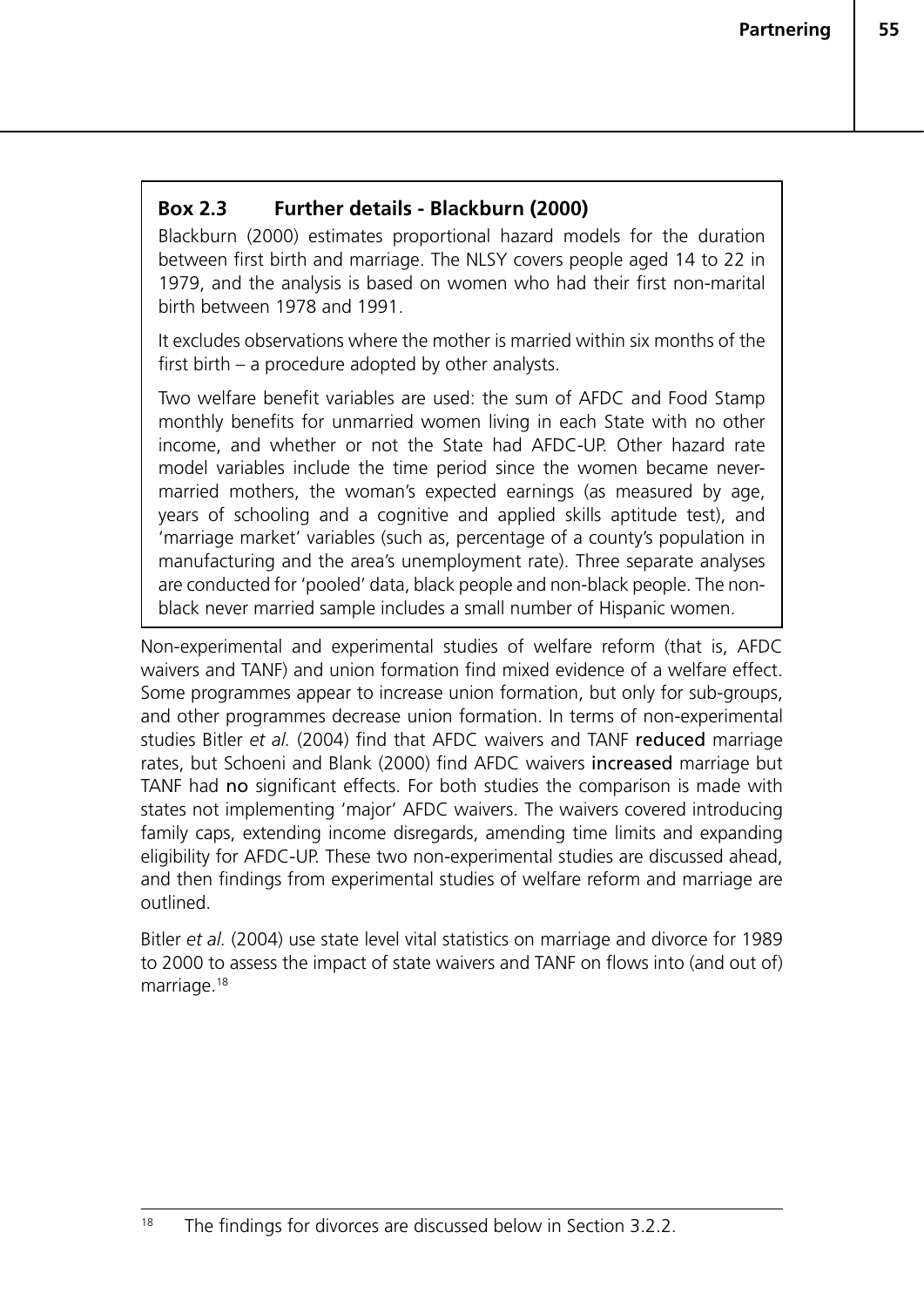### Box 2.3 Further details - Blackburn (2000)

Blackburn (2000) estimates proportional hazard models for the duration between first birth and marriage. The NLSY covers people aged 14 to 22 in 1979, and the analysis is based on women who had their first non-marital birth between 1978 and 1991.

It excludes observations where the mother is married within six months of the first birth – a procedure adopted by other analysts.

Two welfare benefit variables are used: the sum of AFDC and Food Stamp monthly benefits for unmarried women living in each State with no other income, and whether or not the State had AFDC-UP. Other hazard rate model variables include the time period since the women became never-married mothers, the woman's expected earnings (as measured by age, years of schooling and a cognitive and applied skills aptitude test), and 'marriage market' variables (such as, percentage of a county's population in manufacturing and the area's unemployment rate). Three separate analyses are conducted for 'pooled' data, black people and non-black people. The non-black never married sample includes a small number of Hispanic women.

Non-experimental and experimental studies of welfare reform (that is, AFDC waivers and TANF) and union formation find mixed evidence of a welfare effect. Some programmes appear to increase union formation, but only for sub-groups, and other programmes decrease union formation. In terms of non-experimental studies Bitler *et al.* (2004) find that AFDC waivers and TANF **reduced** marriage rates, but Schoeni and Blank (2000) find AFDC waivers **increased** marriage but TANF had **no** significant effects. For both studies the comparison is made with states not implementing 'major' AFDC waivers. The waivers covered introducing family caps, extending income disregards, amending time limits and expanding eligibility for AFDC-UP. These two non-experimental studies are discussed ahead, and then findings from experimental studies of welfare reform and marriage are outlined.

Bitler *et al.* (2004) use state level vital statistics on marriage and divorce for 1989 to 2000 to assess the impact of state waivers and TANF on flows into (and out of) marriage.[18]

[18] The findings for divorces are discussed below in Section 3.2.2.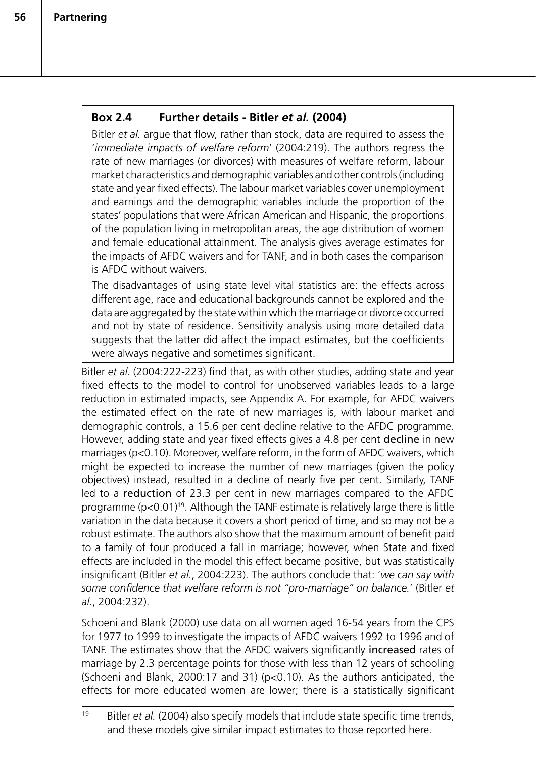**Box 2.4 Further details - Bitler *et al.* (2004)**

Bitler *et al.* argue that flow, rather than stock, data are required to assess the '*immediate impacts of welfare reform*' (2004:219). The authors regress the rate of new marriages (or divorces) with measures of welfare reform, labour market characteristics and demographic variables and other controls (including state and year fixed effects). The labour market variables cover unemployment and earnings and the demographic variables include the proportion of the states' populations that were African American and Hispanic, the proportions of the population living in metropolitan areas, the age distribution of women and female educational attainment. The analysis gives average estimates for the impacts of AFDC waivers and for TANF, and in both cases the comparison is AFDC without waivers.

The disadvantages of using state level vital statistics are: the effects across different age, race and educational backgrounds cannot be explored and the data are aggregated by the state within which the marriage or divorce occurred and not by state of residence. Sensitivity analysis using more detailed data suggests that the latter did affect the impact estimates, but the coefficients were always negative and sometimes significant.

Bitler *et al.* (2004:222-223) find that, as with other studies, adding state and year fixed effects to the model to control for unobserved variables leads to a large reduction in estimated impacts, see Appendix A. For example, for AFDC waivers the estimated effect on the rate of new marriages is, with labour market and demographic controls, a 15.6 per cent decline relative to the AFDC programme. However, adding state and year fixed effects gives a 4.8 per cent **decline** in new marriages ($p<0.10$). Moreover, welfare reform, in the form of AFDC waivers, which might be expected to increase the number of new marriages (given the policy objectives) instead, resulted in a decline of nearly five per cent. Similarly, TANF led to a **reduction** of 23.3 per cent in new marriages compared to the AFDC programme ($p<0.01$)[19]. Although the TANF estimate is relatively large there is little variation in the data because it covers a short period of time, and so may not be a robust estimate. The authors also show that the maximum amount of benefit paid to a family of four produced a fall in marriage; however, when State and fixed effects are included in the model this effect became positive, but was statistically insignificant (Bitler *et al.*, 2004:223). The authors conclude that: '*we can say with some confidence that welfare reform is not "pro-marriage" on balance.*' (Bitler *et al.*, 2004:232).

Schoeni and Blank (2000) use data on all women aged 16-54 years from the CPS for 1977 to 1999 to investigate the impacts of AFDC waivers 1992 to 1996 and of TANF. The estimates show that the AFDC waivers significantly **increased** rates of marriage by 2.3 percentage points for those with less than 12 years of schooling (Schoeni and Blank, 2000:17 and 31) ($p<0.10$). As the authors anticipated, the effects for more educated women are lower; there is a statistically significant

[19] Bitler *et al.* (2004) also specify models that include state specific time trends, and these models give similar impact estimates to those reported here.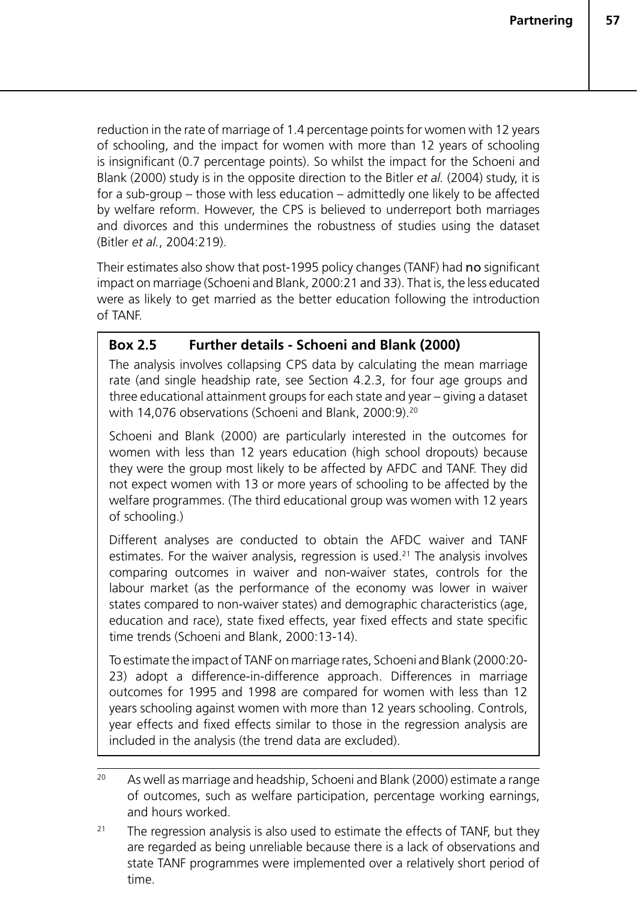reduction in the rate of marriage of 1.4 percentage points for women with 12 years of schooling, and the impact for women with more than 12 years of schooling is insignificant (0.7 percentage points). So whilst the impact for the Schoeni and Blank (2000) study is in the opposite direction to the Bitler *et al.* (2004) study, it is for a sub-group – those with less education – admittedly one likely to be affected by welfare reform. However, the CPS is believed to underreport both marriages and divorces and this undermines the robustness of studies using the dataset (Bitler *et al.*, 2004:219).

Their estimates also show that post-1995 policy changes (TANF) had **no** significant impact on marriage (Schoeni and Blank, 2000:21 and 33). That is, the less educated were as likely to get married as the better education following the introduction of TANF.

> **Box 2.5 Further details - Schoeni and Blank (2000)**
>
> The analysis involves collapsing CPS data by calculating the mean marriage rate (and single headship rate, see Section 4.2.3, for four age groups and three educational attainment groups for each state and year – giving a dataset with 14,076 observations (Schoeni and Blank, 2000:9).[20]
>
> Schoeni and Blank (2000) are particularly interested in the outcomes for women with less than 12 years education (high school dropouts) because they were the group most likely to be affected by AFDC and TANF. They did not expect women with 13 or more years of schooling to be affected by the welfare programmes. (The third educational group was women with 12 years of schooling.)
>
> Different analyses are conducted to obtain the AFDC waiver and TANF estimates. For the waiver analysis, regression is used.[21] The analysis involves comparing outcomes in waiver and non-waiver states, controls for the labour market (as the performance of the economy was lower in waiver states compared to non-waiver states) and demographic characteristics (age, education and race), state fixed effects, year fixed effects and state specific time trends (Schoeni and Blank, 2000:13-14).
>
> To estimate the impact of TANF on marriage rates, Schoeni and Blank (2000:20-23) adopt a difference-in-difference approach. Differences in marriage outcomes for 1995 and 1998 are compared for women with less than 12 years schooling against women with more than 12 years schooling. Controls, year effects and fixed effects similar to those in the regression analysis are included in the analysis (the trend data are excluded).

---

[20] As well as marriage and headship, Schoeni and Blank (2000) estimate a range of outcomes, such as welfare participation, percentage working earnings, and hours worked.

[21] The regression analysis is also used to estimate the effects of TANF, but they are regarded as being unreliable because there is a lack of observations and state TANF programmes were implemented over a relatively short period of time.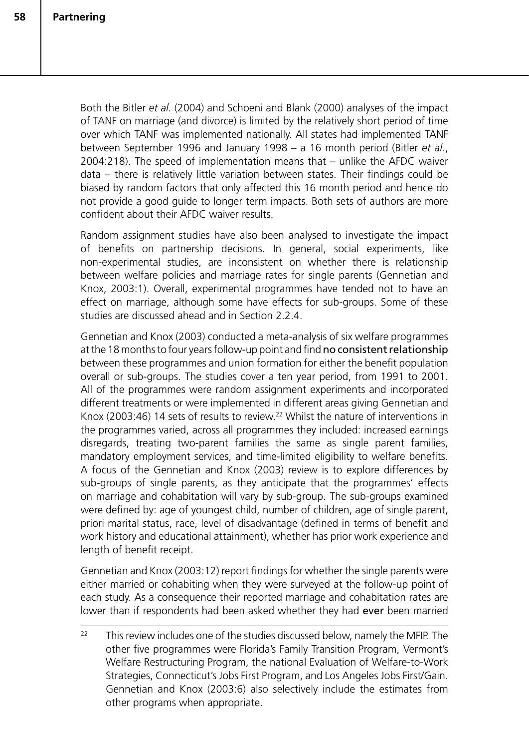Both the Bitler *et al.* (2004) and Schoeni and Blank (2000) analyses of the impact of TANF on marriage (and divorce) is limited by the relatively short period of time over which TANF was implemented nationally. All states had implemented TANF between September 1996 and January 1998 – a 16 month period (Bitler *et al.*, 2004:218). The speed of implementation means that – unlike the AFDC waiver data – there is relatively little variation between states. Their findings could be biased by random factors that only affected this 16 month period and hence do not provide a good guide to longer term impacts. Both sets of authors are more confident about their AFDC waiver results.

Random assignment studies have also been analysed to investigate the impact of benefits on partnership decisions. In general, social experiments, like non-experimental studies, are inconsistent on whether there is relationship between welfare policies and marriage rates for single parents (Gennetian and Knox, 2003:1). Overall, experimental programmes have tended not to have an effect on marriage, although some have effects for sub-groups. Some of these studies are discussed ahead and in Section 2.2.4.

Gennetian and Knox (2003) conducted a meta-analysis of six welfare programmes at the 18 months to four years follow-up point and find **no consistent relationship** between these programmes and union formation for either the benefit population overall or sub-groups. The studies cover a ten year period, from 1991 to 2001. All of the programmes were random assignment experiments and incorporated different treatments or were implemented in different areas giving Gennetian and Knox (2003:46) 14 sets of results to review.[22] Whilst the nature of interventions in the programmes varied, across all programmes they included: increased earnings disregards, treating two-parent families the same as single parent families, mandatory employment services, and time-limited eligibility to welfare benefits. A focus of the Gennetian and Knox (2003) review is to explore differences by sub-groups of single parents, as they anticipate that the programmes' effects on marriage and cohabitation will vary by sub-group. The sub-groups examined were defined by: age of youngest child, number of children, age of single parent, priori marital status, race, level of disadvantage (defined in terms of benefit and work history and educational attainment), whether has prior work experience and length of benefit receipt.

Gennetian and Knox (2003:12) report findings for whether the single parents were either married or cohabiting when they were surveyed at the follow-up point of each study. As a consequence their reported marriage and cohabitation rates are lower than if respondents had been asked whether they had **ever** been married

[22] This review includes one of the studies discussed below, namely the MFIP. The other five programmes were Florida's Family Transition Program, Vermont's Welfare Restructuring Program, the national Evaluation of Welfare-to-Work Strategies, Connecticut's Jobs First Program, and Los Angeles Jobs First/Gain. Gennetian and Knox (2003:6) also selectively include the estimates from other programs when appropriate.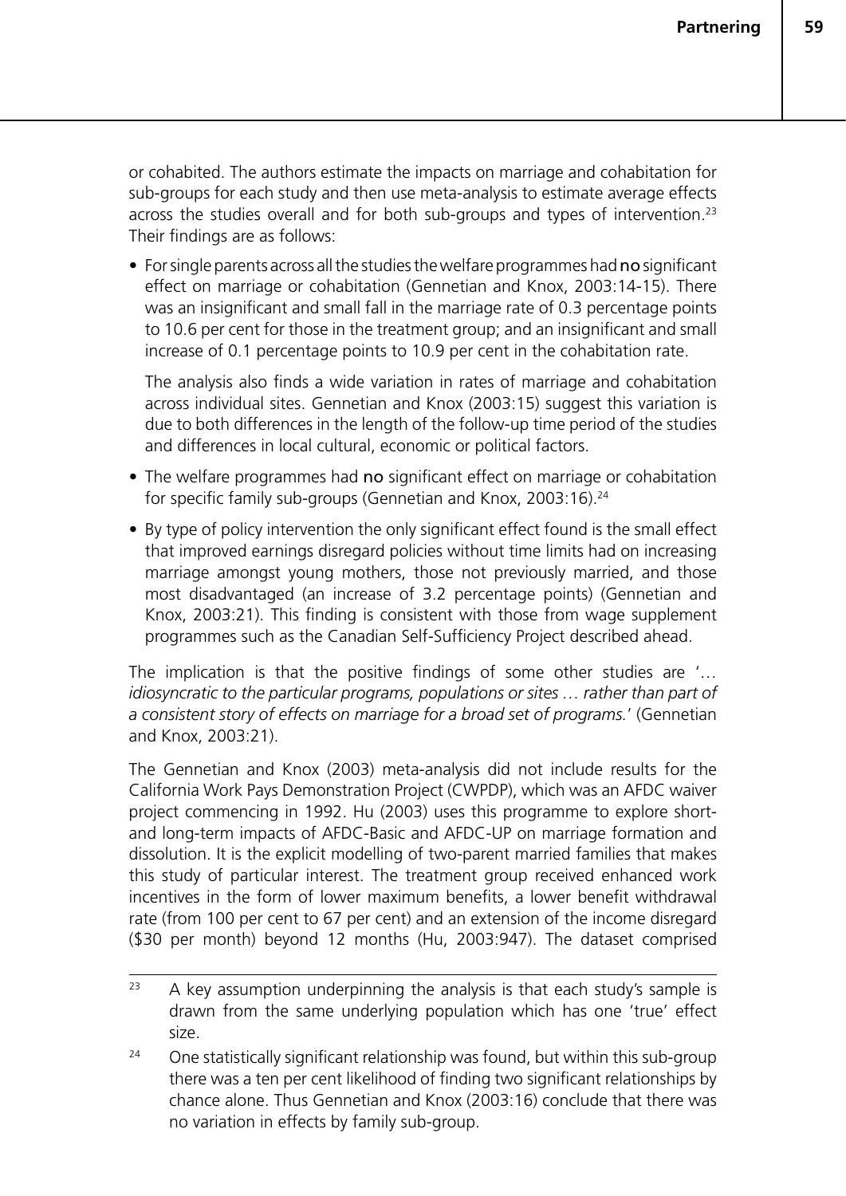or cohabited. The authors estimate the impacts on marriage and cohabitation for sub-groups for each study and then use meta-analysis to estimate average effects across the studies overall and for both sub-groups and types of intervention.[23] Their findings are as follows:

- For single parents across all the studies the welfare programmes had **no** significant effect on marriage or cohabitation (Gennetian and Knox, 2003:14-15). There was an insignificant and small fall in the marriage rate of 0.3 percentage points to 10.6 per cent for those in the treatment group; and an insignificant and small increase of 0.1 percentage points to 10.9 per cent in the cohabitation rate.

  The analysis also finds a wide variation in rates of marriage and cohabitation across individual sites. Gennetian and Knox (2003:15) suggest this variation is due to both differences in the length of the follow-up time period of the studies and differences in local cultural, economic or political factors.

- The welfare programmes had **no** significant effect on marriage or cohabitation for specific family sub-groups (Gennetian and Knox, 2003:16).[24]

- By type of policy intervention the only significant effect found is the small effect that improved earnings disregard policies without time limits had on increasing marriage amongst young mothers, those not previously married, and those most disadvantaged (an increase of 3.2 percentage points) (Gennetian and Knox, 2003:21). This finding is consistent with those from wage supplement programmes such as the Canadian Self-Sufficiency Project described ahead.

The implication is that the positive findings of some other studies are '*… idiosyncratic to the particular programs, populations or sites … rather than part of a consistent story of effects on marriage for a broad set of programs.*' (Gennetian and Knox, 2003:21).

The Gennetian and Knox (2003) meta-analysis did not include results for the California Work Pays Demonstration Project (CWPDP), which was an AFDC waiver project commencing in 1992. Hu (2003) uses this programme to explore short- and long-term impacts of AFDC-Basic and AFDC-UP on marriage formation and dissolution. It is the explicit modelling of two-parent married families that makes this study of particular interest. The treatment group received enhanced work incentives in the form of lower maximum benefits, a lower benefit withdrawal rate (from 100 per cent to 67 per cent) and an extension of the income disregard ($30 per month) beyond 12 months (Hu, 2003:947). The dataset comprised

---

[23] A key assumption underpinning the analysis is that each study's sample is drawn from the same underlying population which has one 'true' effect size.

[24] One statistically significant relationship was found, but within this sub-group there was a ten per cent likelihood of finding two significant relationships by chance alone. Thus Gennetian and Knox (2003:16) conclude that there was no variation in effects by family sub-group.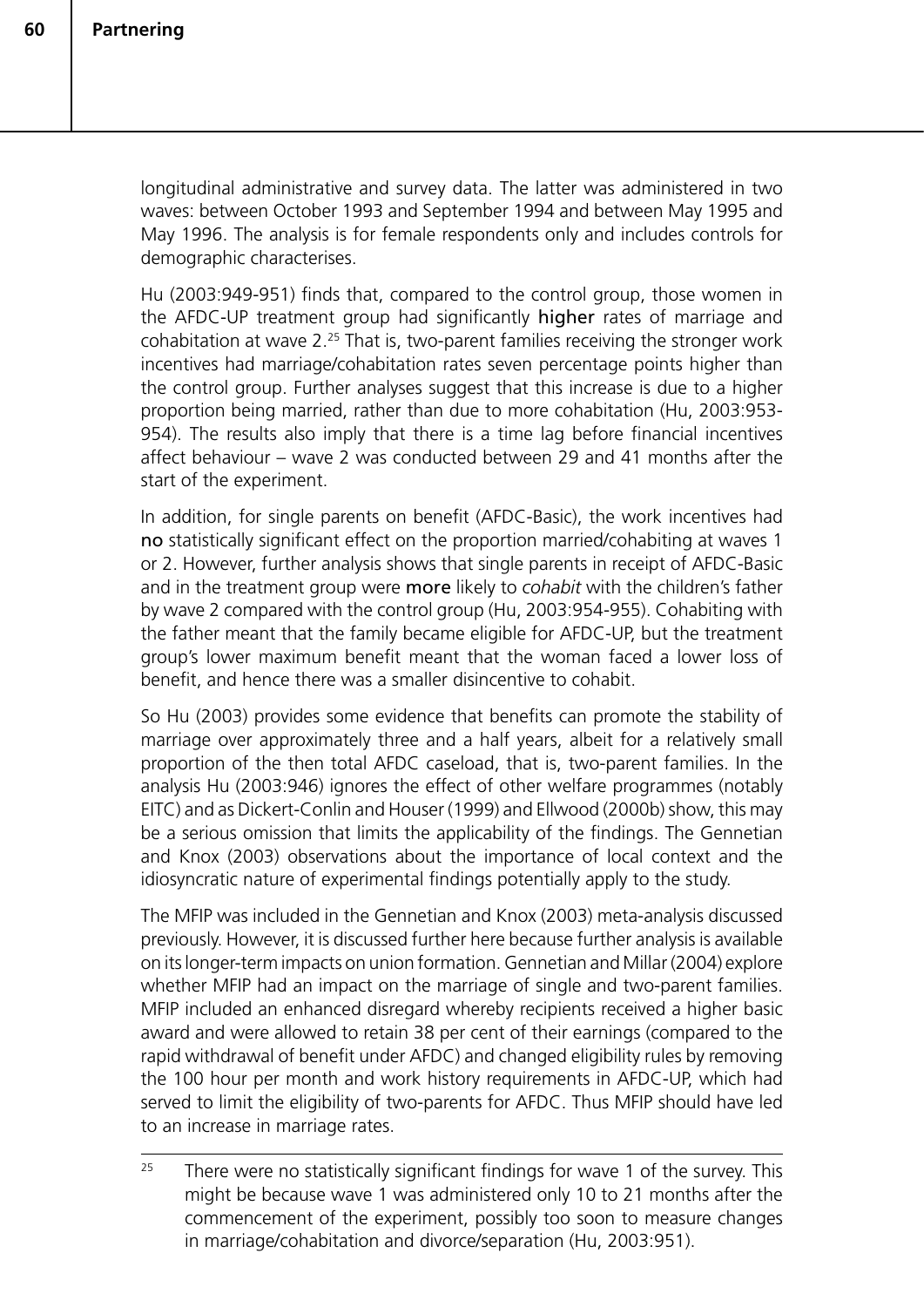longitudinal administrative and survey data. The latter was administered in two waves: between October 1993 and September 1994 and between May 1995 and May 1996. The analysis is for female respondents only and includes controls for demographic characterises.

Hu (2003:949-951) finds that, compared to the control group, those women in the AFDC-UP treatment group had significantly **higher** rates of marriage and cohabitation at wave 2.[25] That is, two-parent families receiving the stronger work incentives had marriage/cohabitation rates seven percentage points higher than the control group. Further analyses suggest that this increase is due to a higher proportion being married, rather than due to more cohabitation (Hu, 2003:953-954). The results also imply that there is a time lag before financial incentives affect behaviour – wave 2 was conducted between 29 and 41 months after the start of the experiment.

In addition, for single parents on benefit (AFDC-Basic), the work incentives had **no** statistically significant effect on the proportion married/cohabiting at waves 1 or 2. However, further analysis shows that single parents in receipt of AFDC-Basic and in the treatment group were **more** likely to *cohabit* with the children's father by wave 2 compared with the control group (Hu, 2003:954-955). Cohabiting with the father meant that the family became eligible for AFDC-UP, but the treatment group's lower maximum benefit meant that the woman faced a lower loss of benefit, and hence there was a smaller disincentive to cohabit.

So Hu (2003) provides some evidence that benefits can promote the stability of marriage over approximately three and a half years, albeit for a relatively small proportion of the then total AFDC caseload, that is, two-parent families. In the analysis Hu (2003:946) ignores the effect of other welfare programmes (notably EITC) and as Dickert-Conlin and Houser (1999) and Ellwood (2000b) show, this may be a serious omission that limits the applicability of the findings. The Gennetian and Knox (2003) observations about the importance of local context and the idiosyncratic nature of experimental findings potentially apply to the study.

The MFIP was included in the Gennetian and Knox (2003) meta-analysis discussed previously. However, it is discussed further here because further analysis is available on its longer-term impacts on union formation. Gennetian and Millar (2004) explore whether MFIP had an impact on the marriage of single and two-parent families. MFIP included an enhanced disregard whereby recipients received a higher basic award and were allowed to retain 38 per cent of their earnings (compared to the rapid withdrawal of benefit under AFDC) and changed eligibility rules by removing the 100 hour per month and work history requirements in AFDC-UP, which had served to limit the eligibility of two-parents for AFDC. Thus MFIP should have led to an increase in marriage rates.

[25] There were no statistically significant findings for wave 1 of the survey. This might be because wave 1 was administered only 10 to 21 months after the commencement of the experiment, possibly too soon to measure changes in marriage/cohabitation and divorce/separation (Hu, 2003:951).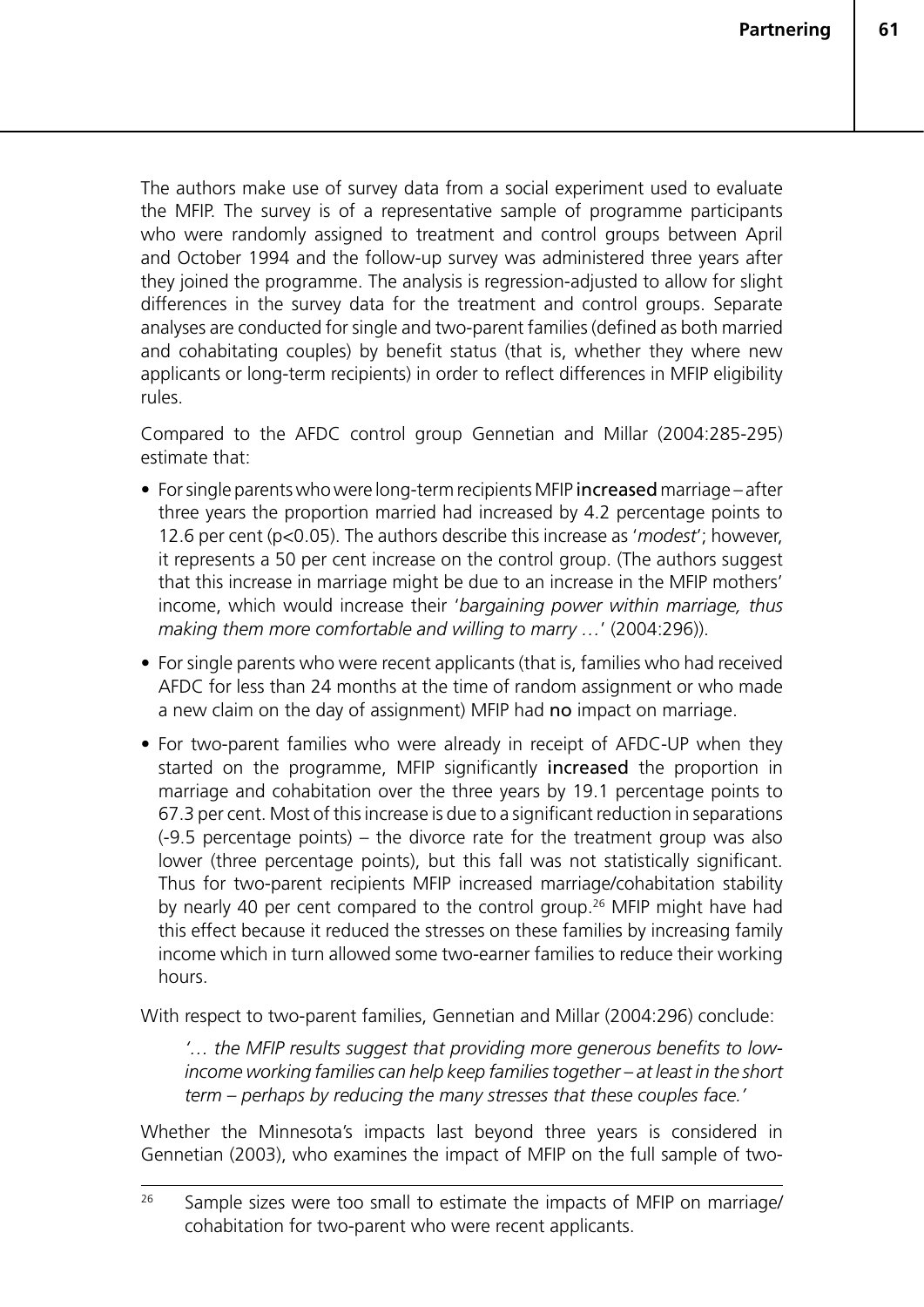The authors make use of survey data from a social experiment used to evaluate the MFIP. The survey is of a representative sample of programme participants who were randomly assigned to treatment and control groups between April and October 1994 and the follow-up survey was administered three years after they joined the programme. The analysis is regression-adjusted to allow for slight differences in the survey data for the treatment and control groups. Separate analyses are conducted for single and two-parent families (defined as both married and cohabitating couples) by benefit status (that is, whether they where new applicants or long-term recipients) in order to reflect differences in MFIP eligibility rules.

Compared to the AFDC control group Gennetian and Millar (2004:285-295) estimate that:

- For single parents who were long-term recipients MFIP **increased** marriage – after three years the proportion married had increased by 4.2 percentage points to 12.6 per cent ($p<0.05$). The authors describe this increase as '*modest*'; however, it represents a 50 per cent increase on the control group. (The authors suggest that this increase in marriage might be due to an increase in the MFIP mothers' income, which would increase their '*bargaining power within marriage, thus making them more comfortable and willing to marry …*' (2004:296)).
- For single parents who were recent applicants (that is, families who had received AFDC for less than 24 months at the time of random assignment or who made a new claim on the day of assignment) MFIP had **no** impact on marriage.
- For two-parent families who were already in receipt of AFDC-UP when they started on the programme, MFIP significantly **increased** the proportion in marriage and cohabitation over the three years by 19.1 percentage points to 67.3 per cent. Most of this increase is due to a significant reduction in separations (-9.5 percentage points) – the divorce rate for the treatment group was also lower (three percentage points), but this fall was not statistically significant. Thus for two-parent recipients MFIP increased marriage/cohabitation stability by nearly 40 per cent compared to the control group.[26] MFIP might have had this effect because it reduced the stresses on these families by increasing family income which in turn allowed some two-earner families to reduce their working hours.

With respect to two-parent families, Gennetian and Millar (2004:296) conclude:

> *'… the MFIP results suggest that providing more generous benefits to low-income working families can help keep families together – at least in the short term – perhaps by reducing the many stresses that these couples face.'*

Whether the Minnesota's impacts last beyond three years is considered in Gennetian (2003), who examines the impact of MFIP on the full sample of two-

[26] Sample sizes were too small to estimate the impacts of MFIP on marriage/cohabitation for two-parent who were recent applicants.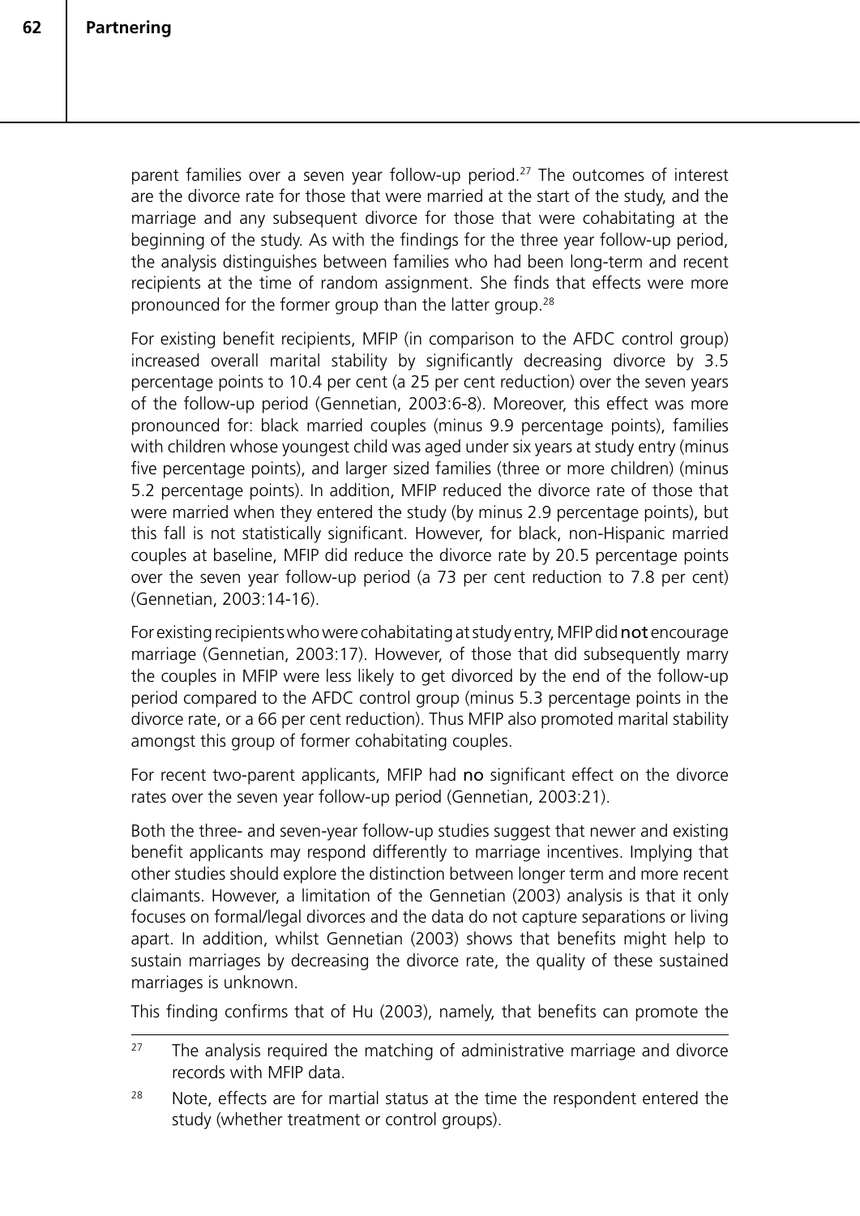parent families over a seven year follow-up period.[27] The outcomes of interest are the divorce rate for those that were married at the start of the study, and the marriage and any subsequent divorce for those that were cohabitating at the beginning of the study. As with the findings for the three year follow-up period, the analysis distinguishes between families who had been long-term and recent recipients at the time of random assignment. She finds that effects were more pronounced for the former group than the latter group.[28]

For existing benefit recipients, MFIP (in comparison to the AFDC control group) increased overall marital stability by significantly decreasing divorce by 3.5 percentage points to 10.4 per cent (a 25 per cent reduction) over the seven years of the follow-up period (Gennetian, 2003:6-8). Moreover, this effect was more pronounced for: black married couples (minus 9.9 percentage points), families with children whose youngest child was aged under six years at study entry (minus five percentage points), and larger sized families (three or more children) (minus 5.2 percentage points). In addition, MFIP reduced the divorce rate of those that were married when they entered the study (by minus 2.9 percentage points), but this fall is not statistically significant. However, for black, non-Hispanic married couples at baseline, MFIP did reduce the divorce rate by 20.5 percentage points over the seven year follow-up period (a 73 per cent reduction to 7.8 per cent) (Gennetian, 2003:14-16).

For existing recipients who were cohabitating at study entry, MFIP did **not** encourage marriage (Gennetian, 2003:17). However, of those that did subsequently marry the couples in MFIP were less likely to get divorced by the end of the follow-up period compared to the AFDC control group (minus 5.3 percentage points in the divorce rate, or a 66 per cent reduction). Thus MFIP also promoted marital stability amongst this group of former cohabitating couples.

For recent two-parent applicants, MFIP had **no** significant effect on the divorce rates over the seven year follow-up period (Gennetian, 2003:21).

Both the three- and seven-year follow-up studies suggest that newer and existing benefit applicants may respond differently to marriage incentives. Implying that other studies should explore the distinction between longer term and more recent claimants. However, a limitation of the Gennetian (2003) analysis is that it only focuses on formal/legal divorces and the data do not capture separations or living apart. In addition, whilst Gennetian (2003) shows that benefits might help to sustain marriages by decreasing the divorce rate, the quality of these sustained marriages is unknown.

This finding confirms that of Hu (2003), namely, that benefits can promote the

[27] The analysis required the matching of administrative marriage and divorce records with MFIP data.

[28] Note, effects are for martial status at the time the respondent entered the study (whether treatment or control groups).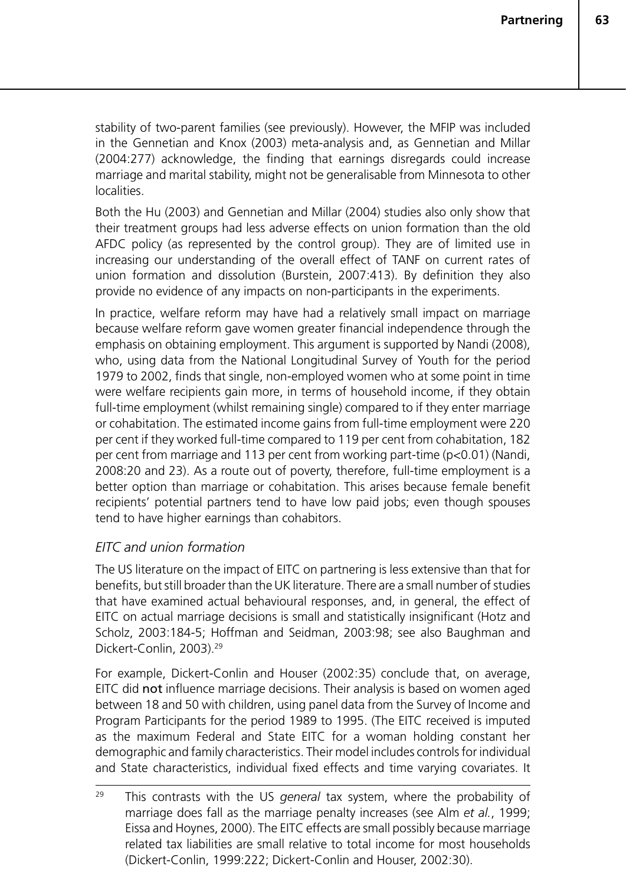stability of two-parent families (see previously). However, the MFIP was included in the Gennetian and Knox (2003) meta-analysis and, as Gennetian and Millar (2004:277) acknowledge, the finding that earnings disregards could increase marriage and marital stability, might not be generalisable from Minnesota to other localities.

Both the Hu (2003) and Gennetian and Millar (2004) studies also only show that their treatment groups had less adverse effects on union formation than the old AFDC policy (as represented by the control group). They are of limited use in increasing our understanding of the overall effect of TANF on current rates of union formation and dissolution (Burstein, 2007:413). By definition they also provide no evidence of any impacts on non-participants in the experiments.

In practice, welfare reform may have had a relatively small impact on marriage because welfare reform gave women greater financial independence through the emphasis on obtaining employment. This argument is supported by Nandi (2008), who, using data from the National Longitudinal Survey of Youth for the period 1979 to 2002, finds that single, non-employed women who at some point in time were welfare recipients gain more, in terms of household income, if they obtain full-time employment (whilst remaining single) compared to if they enter marriage or cohabitation. The estimated income gains from full-time employment were 220 per cent if they worked full-time compared to 119 per cent from cohabitation, 182 per cent from marriage and 113 per cent from working part-time ($p<0.01$) (Nandi, 2008:20 and 23). As a route out of poverty, therefore, full-time employment is a better option than marriage or cohabitation. This arises because female benefit recipients' potential partners tend to have low paid jobs; even though spouses tend to have higher earnings than cohabitors.

### *EITC and union formation*

The US literature on the impact of EITC on partnering is less extensive than that for benefits, but still broader than the UK literature. There are a small number of studies that have examined actual behavioural responses, and, in general, the effect of EITC on actual marriage decisions is small and statistically insignificant (Hotz and Scholz, 2003:184-5; Hoffman and Seidman, 2003:98; see also Baughman and Dickert-Conlin, 2003).[29]

For example, Dickert-Conlin and Houser (2002:35) conclude that, on average, EITC did **not** influence marriage decisions. Their analysis is based on women aged between 18 and 50 with children, using panel data from the Survey of Income and Program Participants for the period 1989 to 1995. (The EITC received is imputed as the maximum Federal and State EITC for a woman holding constant her demographic and family characteristics. Their model includes controls for individual and State characteristics, individual fixed effects and time varying covariates. It

[29] This contrasts with the US *general* tax system, where the probability of marriage does fall as the marriage penalty increases (see Alm *et al.*, 1999; Eissa and Hoynes, 2000). The EITC effects are small possibly because marriage related tax liabilities are small relative to total income for most households (Dickert-Conlin, 1999:222; Dickert-Conlin and Houser, 2002:30).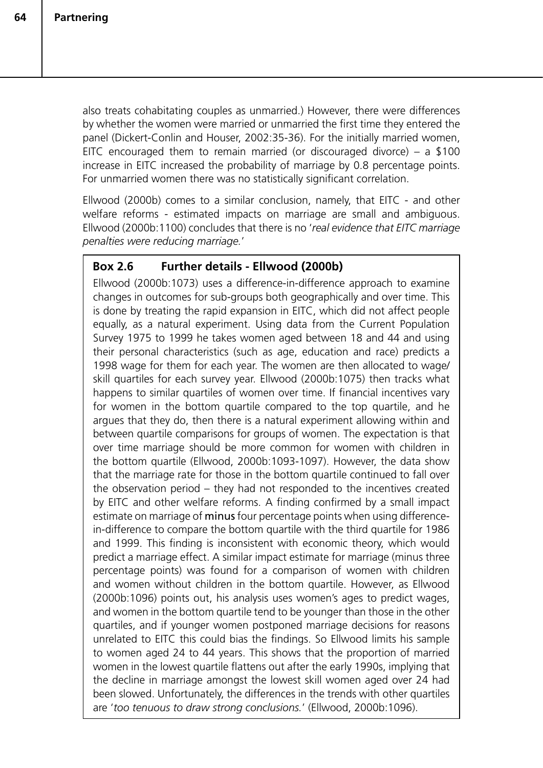also treats cohabitating couples as unmarried.) However, there were differences by whether the women were married or unmarried the first time they entered the panel (Dickert-Conlin and Houser, 2002:35-36). For the initially married women, EITC encouraged them to remain married (or discouraged divorce) – a $100 increase in EITC increased the probability of marriage by 0.8 percentage points. For unmarried women there was no statistically significant correlation.

Ellwood (2000b) comes to a similar conclusion, namely, that EITC - and other welfare reforms - estimated impacts on marriage are small and ambiguous. Ellwood (2000b:1100) concludes that there is no '*real evidence that EITC marriage penalties were reducing marriage.*'

> **Box 2.6 Further details - Ellwood (2000b)**
>
> Ellwood (2000b:1073) uses a difference-in-difference approach to examine changes in outcomes for sub-groups both geographically and over time. This is done by treating the rapid expansion in EITC, which did not affect people equally, as a natural experiment. Using data from the Current Population Survey 1975 to 1999 he takes women aged between 18 and 44 and using their personal characteristics (such as age, education and race) predicts a 1998 wage for them for each year. The women are then allocated to wage/skill quartiles for each survey year. Ellwood (2000b:1075) then tracks what happens to similar quartiles of women over time. If financial incentives vary for women in the bottom quartile compared to the top quartile, and he argues that they do, then there is a natural experiment allowing within and between quartile comparisons for groups of women. The expectation is that over time marriage should be more common for women with children in the bottom quartile (Ellwood, 2000b:1093-1097). However, the data show that the marriage rate for those in the bottom quartile continued to fall over the observation period – they had not responded to the incentives created by EITC and other welfare reforms. A finding confirmed by a small impact estimate on marriage of **minus** four percentage points when using difference-in-difference to compare the bottom quartile with the third quartile for 1986 and 1999. This finding is inconsistent with economic theory, which would predict a marriage effect. A similar impact estimate for marriage (minus three percentage points) was found for a comparison of women with children and women without children in the bottom quartile. However, as Ellwood (2000b:1096) points out, his analysis uses women's ages to predict wages, and women in the bottom quartile tend to be younger than those in the other quartiles, and if younger women postponed marriage decisions for reasons unrelated to EITC this could bias the findings. So Ellwood limits his sample to women aged 24 to 44 years. This shows that the proportion of married women in the lowest quartile flattens out after the early 1990s, implying that the decline in marriage amongst the lowest skill women aged over 24 had been slowed. Unfortunately, the differences in the trends with other quartiles are '*too tenuous to draw strong conclusions.*' (Ellwood, 2000b:1096).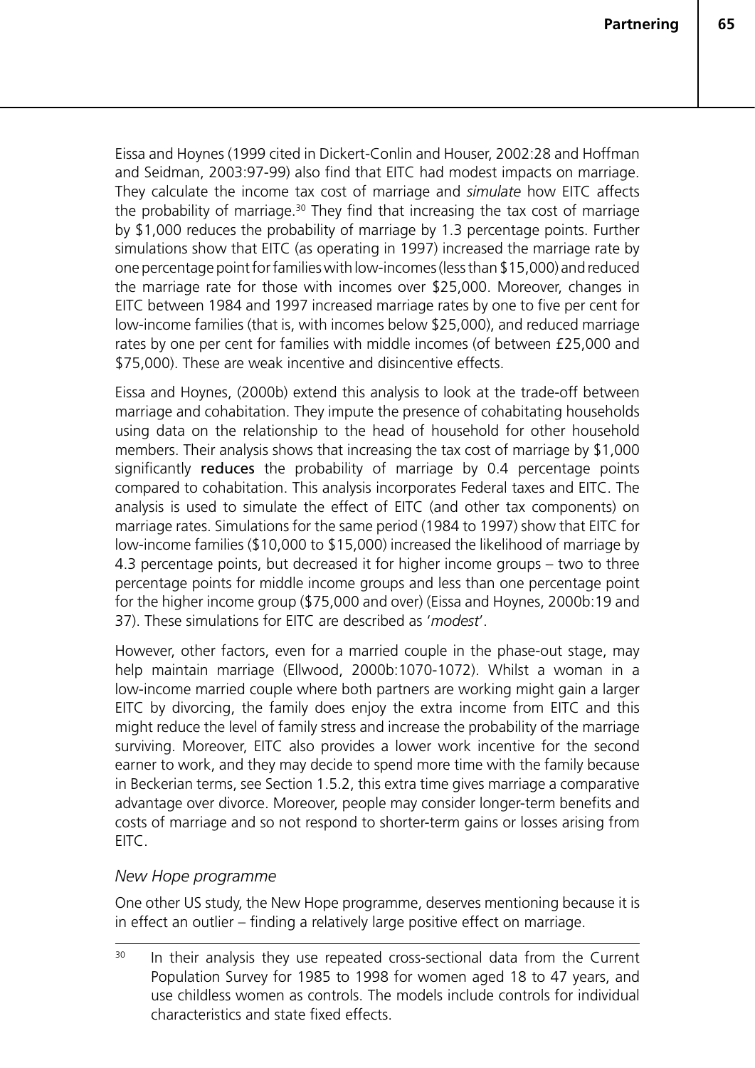Eissa and Hoynes (1999 cited in Dickert-Conlin and Houser, 2002:28 and Hoffman and Seidman, 2003:97-99) also find that EITC had modest impacts on marriage. They calculate the income tax cost of marriage and *simulate* how EITC affects the probability of marriage.[30] They find that increasing the tax cost of marriage by $1,000 reduces the probability of marriage by 1.3 percentage points. Further simulations show that EITC (as operating in 1997) increased the marriage rate by one percentage point for families with low-incomes (less than $15,000) and reduced the marriage rate for those with incomes over $25,000. Moreover, changes in EITC between 1984 and 1997 increased marriage rates by one to five per cent for low-income families (that is, with incomes below $25,000), and reduced marriage rates by one per cent for families with middle incomes (of between £25,000 and $75,000). These are weak incentive and disincentive effects.

Eissa and Hoynes, (2000b) extend this analysis to look at the trade-off between marriage and cohabitation. They impute the presence of cohabitating households using data on the relationship to the head of household for other household members. Their analysis shows that increasing the tax cost of marriage by $1,000 significantly **reduces** the probability of marriage by 0.4 percentage points compared to cohabitation. This analysis incorporates Federal taxes and EITC. The analysis is used to simulate the effect of EITC (and other tax components) on marriage rates. Simulations for the same period (1984 to 1997) show that EITC for low-income families ($10,000 to $15,000) increased the likelihood of marriage by 4.3 percentage points, but decreased it for higher income groups – two to three percentage points for middle income groups and less than one percentage point for the higher income group ($75,000 and over) (Eissa and Hoynes, 2000b:19 and 37). These simulations for EITC are described as '*modest*'.

However, other factors, even for a married couple in the phase-out stage, may help maintain marriage (Ellwood, 2000b:1070-1072). Whilst a woman in a low-income married couple where both partners are working might gain a larger EITC by divorcing, the family does enjoy the extra income from EITC and this might reduce the level of family stress and increase the probability of the marriage surviving. Moreover, EITC also provides a lower work incentive for the second earner to work, and they may decide to spend more time with the family because in Beckerian terms, see Section 1.5.2, this extra time gives marriage a comparative advantage over divorce. Moreover, people may consider longer-term benefits and costs of marriage and so not respond to shorter-term gains or losses arising from EITC.

*New Hope programme*

One other US study, the New Hope programme, deserves mentioning because it is in effect an outlier – finding a relatively large positive effect on marriage.

---

[30] In their analysis they use repeated cross-sectional data from the Current Population Survey for 1985 to 1998 for women aged 18 to 47 years, and use childless women as controls. The models include controls for individual characteristics and state fixed effects.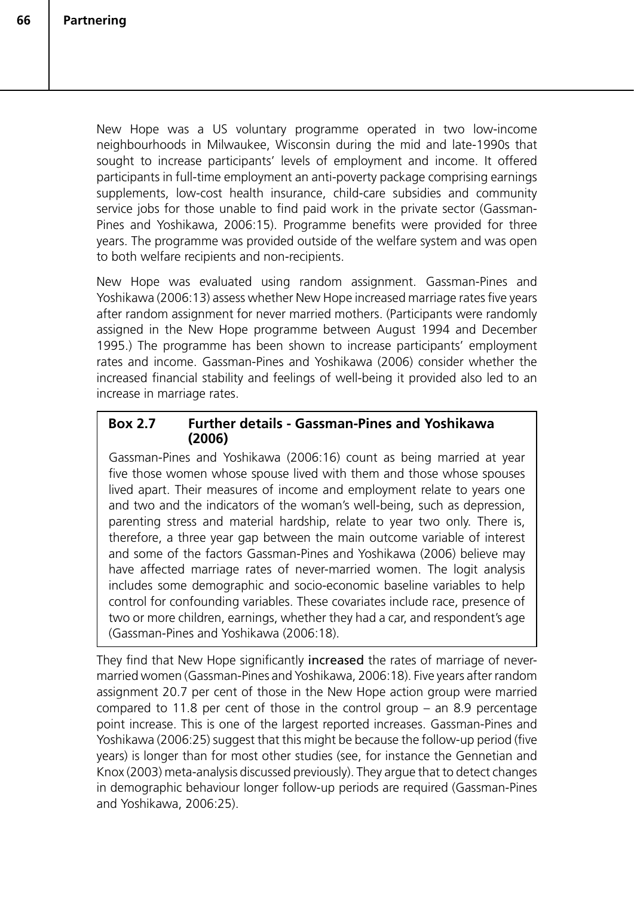New Hope was a US voluntary programme operated in two low-income neighbourhoods in Milwaukee, Wisconsin during the mid and late-1990s that sought to increase participants' levels of employment and income. It offered participants in full-time employment an anti-poverty package comprising earnings supplements, low-cost health insurance, child-care subsidies and community service jobs for those unable to find paid work in the private sector (Gassman-Pines and Yoshikawa, 2006:15). Programme benefits were provided for three years. The programme was provided outside of the welfare system and was open to both welfare recipients and non-recipients.

New Hope was evaluated using random assignment. Gassman-Pines and Yoshikawa (2006:13) assess whether New Hope increased marriage rates five years after random assignment for never married mothers. (Participants were randomly assigned in the New Hope programme between August 1994 and December 1995.) The programme has been shown to increase participants' employment rates and income. Gassman-Pines and Yoshikawa (2006) consider whether the increased financial stability and feelings of well-being it provided also led to an increase in marriage rates.

> **Box 2.7 Further details - Gassman-Pines and Yoshikawa (2006)**
>
> Gassman-Pines and Yoshikawa (2006:16) count as being married at year five those women whose spouse lived with them and those whose spouses lived apart. Their measures of income and employment relate to years one and two and the indicators of the woman's well-being, such as depression, parenting stress and material hardship, relate to year two only. There is, therefore, a three year gap between the main outcome variable of interest and some of the factors Gassman-Pines and Yoshikawa (2006) believe may have affected marriage rates of never-married women. The logit analysis includes some demographic and socio-economic baseline variables to help control for confounding variables. These covariates include race, presence of two or more children, earnings, whether they had a car, and respondent's age (Gassman-Pines and Yoshikawa (2006:18).

They find that New Hope significantly **increased** the rates of marriage of never-married women (Gassman-Pines and Yoshikawa, 2006:18). Five years after random assignment 20.7 per cent of those in the New Hope action group were married compared to 11.8 per cent of those in the control group – an 8.9 percentage point increase. This is one of the largest reported increases. Gassman-Pines and Yoshikawa (2006:25) suggest that this might be because the follow-up period (five years) is longer than for most other studies (see, for instance the Gennetian and Knox (2003) meta-analysis discussed previously). They argue that to detect changes in demographic behaviour longer follow-up periods are required (Gassman-Pines and Yoshikawa, 2006:25).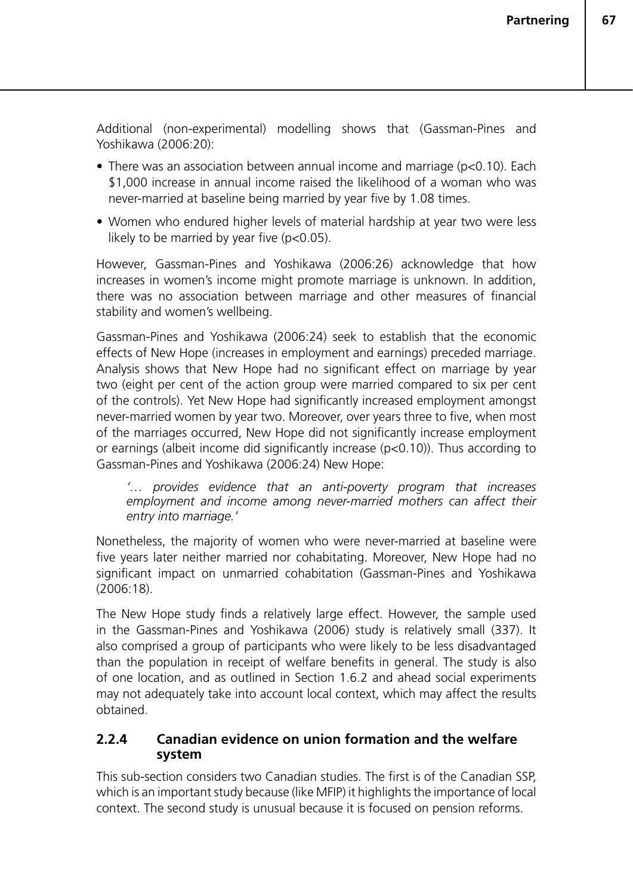Additional (non-experimental) modelling shows that (Gassman-Pines and Yoshikawa (2006:20):

- There was an association between annual income and marriage ($p<0.10$). Each \$1,000 increase in annual income raised the likelihood of a woman who was never-married at baseline being married by year five by 1.08 times.
- Women who endured higher levels of material hardship at year two were less likely to be married by year five ($p<0.05$).

However, Gassman-Pines and Yoshikawa (2006:26) acknowledge that how increases in women's income might promote marriage is unknown. In addition, there was no association between marriage and other measures of financial stability and women's wellbeing.

Gassman-Pines and Yoshikawa (2006:24) seek to establish that the economic effects of New Hope (increases in employment and earnings) preceded marriage. Analysis shows that New Hope had no significant effect on marriage by year two (eight per cent of the action group were married compared to six per cent of the controls). Yet New Hope had significantly increased employment amongst never-married women by year two. Moreover, over years three to five, when most of the marriages occurred, New Hope did not significantly increase employment or earnings (albeit income did significantly increase ($p<0.10$)). Thus according to Gassman-Pines and Yoshikawa (2006:24) New Hope:

> *'… provides evidence that an anti-poverty program that increases employment and income among never-married mothers can affect their entry into marriage.'*

Nonetheless, the majority of women who were never-married at baseline were five years later neither married nor cohabitating. Moreover, New Hope had no significant impact on unmarried cohabitation (Gassman-Pines and Yoshikawa (2006:18).

The New Hope study finds a relatively large effect. However, the sample used in the Gassman-Pines and Yoshikawa (2006) study is relatively small (337). It also comprised a group of participants who were likely to be less disadvantaged than the population in receipt of welfare benefits in general. The study is also of one location, and as outlined in Section 1.6.2 and ahead social experiments may not adequately take into account local context, which may affect the results obtained.

### 2.2.4 Canadian evidence on union formation and the welfare system

This sub-section considers two Canadian studies. The first is of the Canadian SSP, which is an important study because (like MFIP) it highlights the importance of local context. The second study is unusual because it is focused on pension reforms.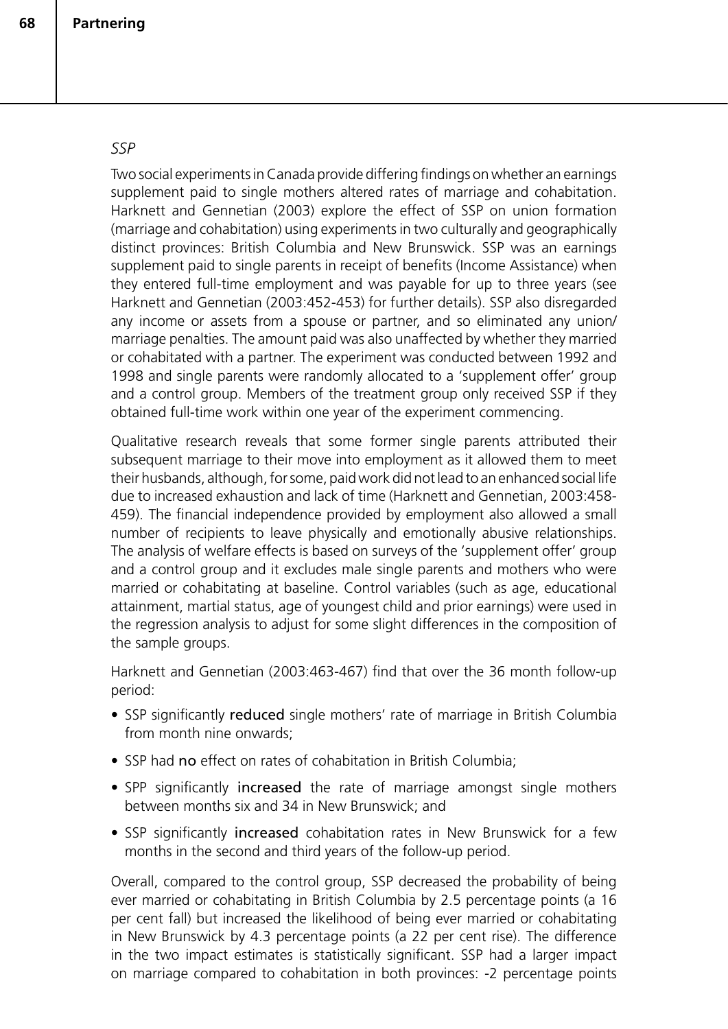*SSP*

Two social experiments in Canada provide differing findings on whether an earnings supplement paid to single mothers altered rates of marriage and cohabitation. Harknett and Gennetian (2003) explore the effect of SSP on union formation (marriage and cohabitation) using experiments in two culturally and geographically distinct provinces: British Columbia and New Brunswick. SSP was an earnings supplement paid to single parents in receipt of benefits (Income Assistance) when they entered full-time employment and was payable for up to three years (see Harknett and Gennetian (2003:452-453) for further details). SSP also disregarded any income or assets from a spouse or partner, and so eliminated any union/marriage penalties. The amount paid was also unaffected by whether they married or cohabitated with a partner. The experiment was conducted between 1992 and 1998 and single parents were randomly allocated to a 'supplement offer' group and a control group. Members of the treatment group only received SSP if they obtained full-time work within one year of the experiment commencing.

Qualitative research reveals that some former single parents attributed their subsequent marriage to their move into employment as it allowed them to meet their husbands, although, for some, paid work did not lead to an enhanced social life due to increased exhaustion and lack of time (Harknett and Gennetian, 2003:458-459). The financial independence provided by employment also allowed a small number of recipients to leave physically and emotionally abusive relationships. The analysis of welfare effects is based on surveys of the 'supplement offer' group and a control group and it excludes male single parents and mothers who were married or cohabitating at baseline. Control variables (such as age, educational attainment, martial status, age of youngest child and prior earnings) were used in the regression analysis to adjust for some slight differences in the composition of the sample groups.

Harknett and Gennetian (2003:463-467) find that over the 36 month follow-up period:

- SSP significantly **reduced** single mothers' rate of marriage in British Columbia from month nine onwards;
- SSP had **no** effect on rates of cohabitation in British Columbia;
- SPP significantly **increased** the rate of marriage amongst single mothers between months six and 34 in New Brunswick; and
- SSP significantly **increased** cohabitation rates in New Brunswick for a few months in the second and third years of the follow-up period.

Overall, compared to the control group, SSP decreased the probability of being ever married or cohabitating in British Columbia by 2.5 percentage points (a 16 per cent fall) but increased the likelihood of being ever married or cohabitating in New Brunswick by 4.3 percentage points (a 22 per cent rise). The difference in the two impact estimates is statistically significant. SSP had a larger impact on marriage compared to cohabitation in both provinces: -2 percentage points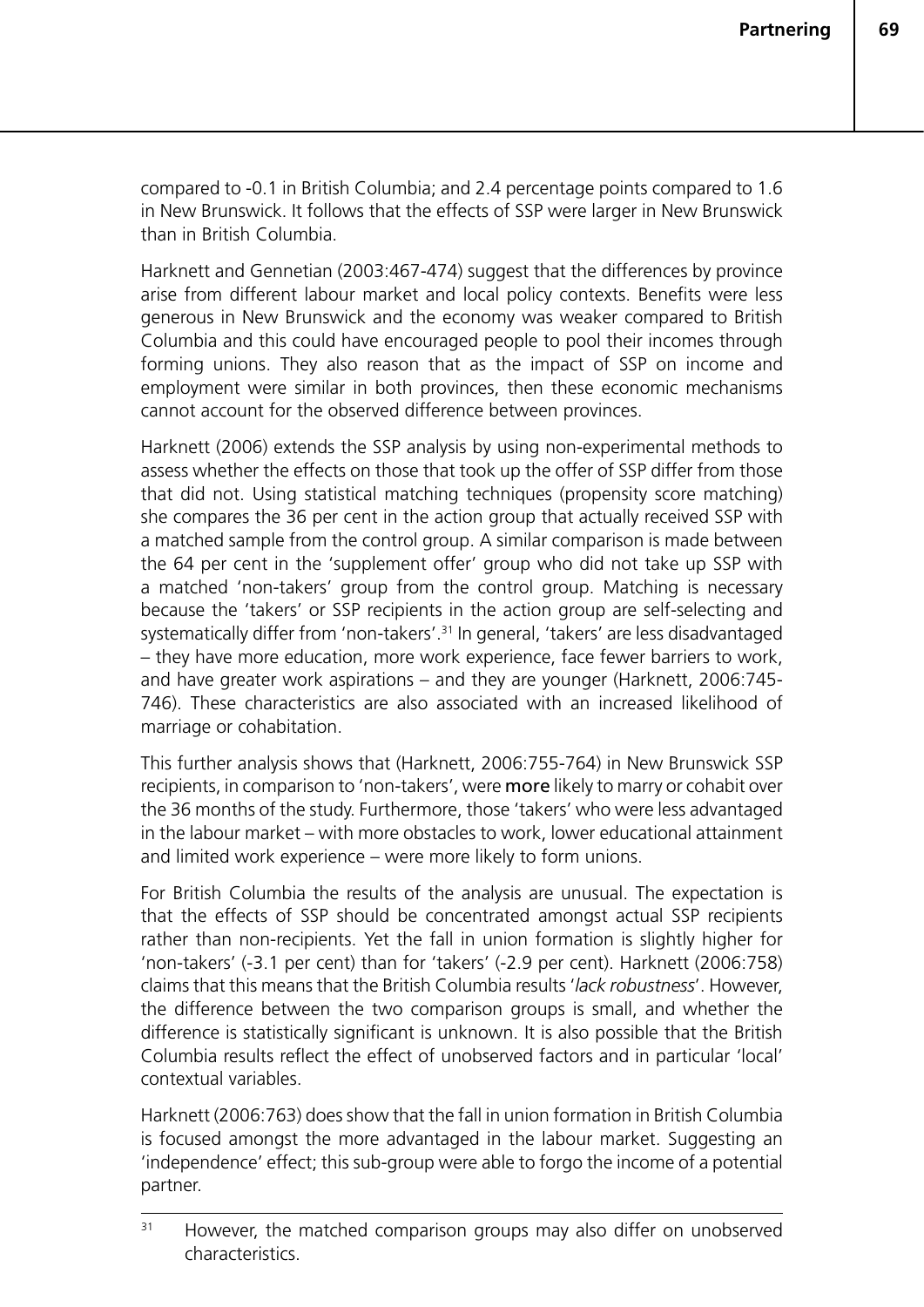compared to -0.1 in British Columbia; and 2.4 percentage points compared to 1.6 in New Brunswick. It follows that the effects of SSP were larger in New Brunswick than in British Columbia.

Harknett and Gennetian (2003:467-474) suggest that the differences by province arise from different labour market and local policy contexts. Benefits were less generous in New Brunswick and the economy was weaker compared to British Columbia and this could have encouraged people to pool their incomes through forming unions. They also reason that as the impact of SSP on income and employment were similar in both provinces, then these economic mechanisms cannot account for the observed difference between provinces.

Harknett (2006) extends the SSP analysis by using non-experimental methods to assess whether the effects on those that took up the offer of SSP differ from those that did not. Using statistical matching techniques (propensity score matching) she compares the 36 per cent in the action group that actually received SSP with a matched sample from the control group. A similar comparison is made between the 64 per cent in the 'supplement offer' group who did not take up SSP with a matched 'non-takers' group from the control group. Matching is necessary because the 'takers' or SSP recipients in the action group are self-selecting and systematically differ from 'non-takers'.[31] In general, 'takers' are less disadvantaged – they have more education, more work experience, face fewer barriers to work, and have greater work aspirations – and they are younger (Harknett, 2006:745-746). These characteristics are also associated with an increased likelihood of marriage or cohabitation.

This further analysis shows that (Harknett, 2006:755-764) in New Brunswick SSP recipients, in comparison to 'non-takers', were **more** likely to marry or cohabit over the 36 months of the study. Furthermore, those 'takers' who were less advantaged in the labour market – with more obstacles to work, lower educational attainment and limited work experience – were more likely to form unions.

For British Columbia the results of the analysis are unusual. The expectation is that the effects of SSP should be concentrated amongst actual SSP recipients rather than non-recipients. Yet the fall in union formation is slightly higher for 'non-takers' (-3.1 per cent) than for 'takers' (-2.9 per cent). Harknett (2006:758) claims that this means that the British Columbia results '*lack robustness*'. However, the difference between the two comparison groups is small, and whether the difference is statistically significant is unknown. It is also possible that the British Columbia results reflect the effect of unobserved factors and in particular 'local' contextual variables.

Harknett (2006:763) does show that the fall in union formation in British Columbia is focused amongst the more advantaged in the labour market. Suggesting an 'independence' effect; this sub-group were able to forgo the income of a potential partner.

[31] However, the matched comparison groups may also differ on unobserved characteristics.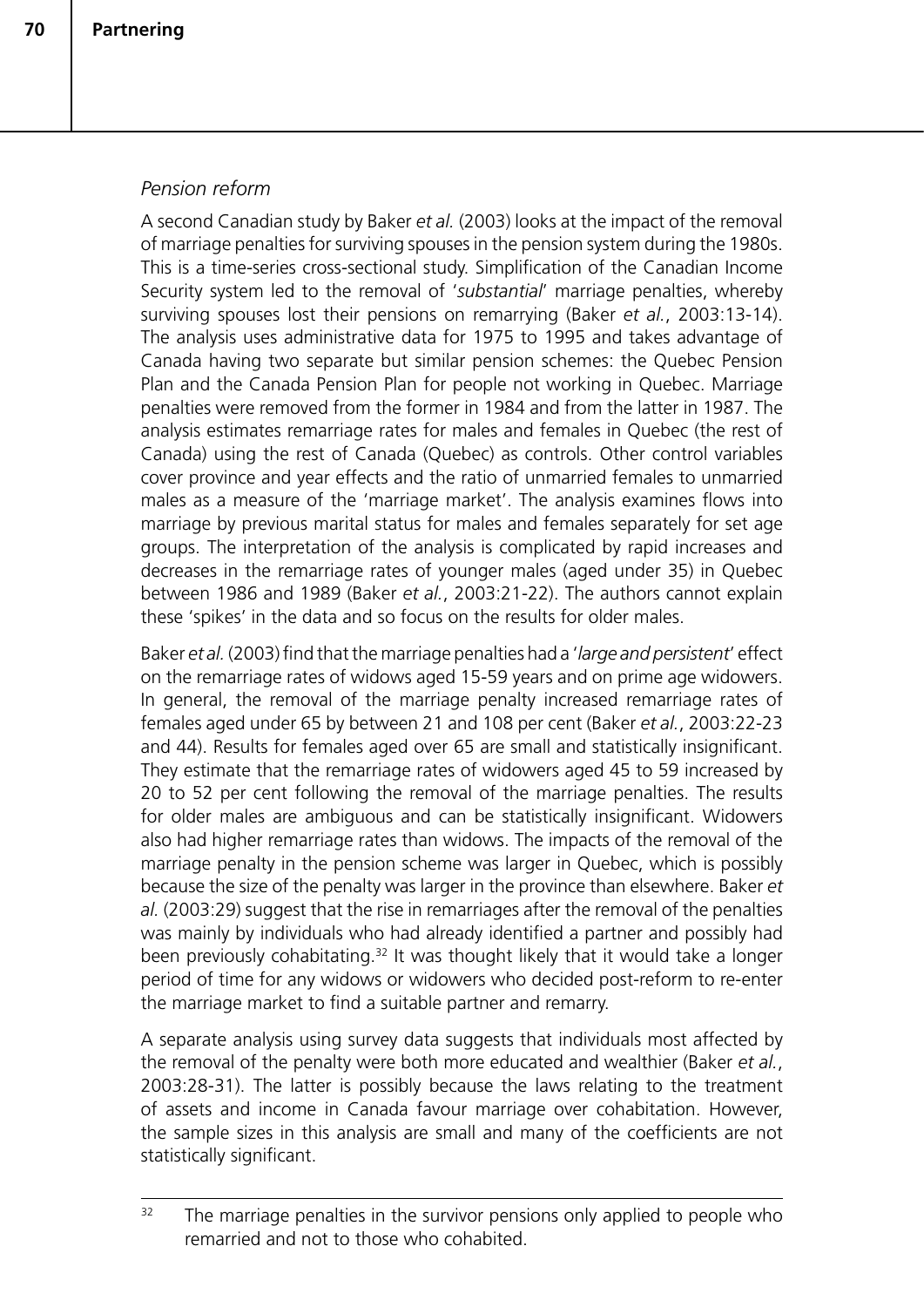### *Pension reform*

A second Canadian study by Baker *et al.* (2003) looks at the impact of the removal of marriage penalties for surviving spouses in the pension system during the 1980s. This is a time-series cross-sectional study. Simplification of the Canadian Income Security system led to the removal of '*substantial*' marriage penalties, whereby surviving spouses lost their pensions on remarrying (Baker *et al.*, 2003:13-14). The analysis uses administrative data for 1975 to 1995 and takes advantage of Canada having two separate but similar pension schemes: the Quebec Pension Plan and the Canada Pension Plan for people not working in Quebec. Marriage penalties were removed from the former in 1984 and from the latter in 1987. The analysis estimates remarriage rates for males and females in Quebec (the rest of Canada) using the rest of Canada (Quebec) as controls. Other control variables cover province and year effects and the ratio of unmarried females to unmarried males as a measure of the 'marriage market'. The analysis examines flows into marriage by previous marital status for males and females separately for set age groups. The interpretation of the analysis is complicated by rapid increases and decreases in the remarriage rates of younger males (aged under 35) in Quebec between 1986 and 1989 (Baker *et al.*, 2003:21-22). The authors cannot explain these 'spikes' in the data and so focus on the results for older males.

Baker *et al.* (2003) find that the marriage penalties had a '*large and persistent*' effect on the remarriage rates of widows aged 15-59 years and on prime age widowers. In general, the removal of the marriage penalty increased remarriage rates of females aged under 65 by between 21 and 108 per cent (Baker *et al.*, 2003:22-23 and 44). Results for females aged over 65 are small and statistically insignificant. They estimate that the remarriage rates of widowers aged 45 to 59 increased by 20 to 52 per cent following the removal of the marriage penalties. The results for older males are ambiguous and can be statistically insignificant. Widowers also had higher remarriage rates than widows. The impacts of the removal of the marriage penalty in the pension scheme was larger in Quebec, which is possibly because the size of the penalty was larger in the province than elsewhere. Baker *et al.* (2003:29) suggest that the rise in remarriages after the removal of the penalties was mainly by individuals who had already identified a partner and possibly had been previously cohabitating.[32] It was thought likely that it would take a longer period of time for any widows or widowers who decided post-reform to re-enter the marriage market to find a suitable partner and remarry.

A separate analysis using survey data suggests that individuals most affected by the removal of the penalty were both more educated and wealthier (Baker *et al.*, 2003:28-31). The latter is possibly because the laws relating to the treatment of assets and income in Canada favour marriage over cohabitation. However, the sample sizes in this analysis are small and many of the coefficients are not statistically significant.

[32] The marriage penalties in the survivor pensions only applied to people who remarried and not to those who cohabited.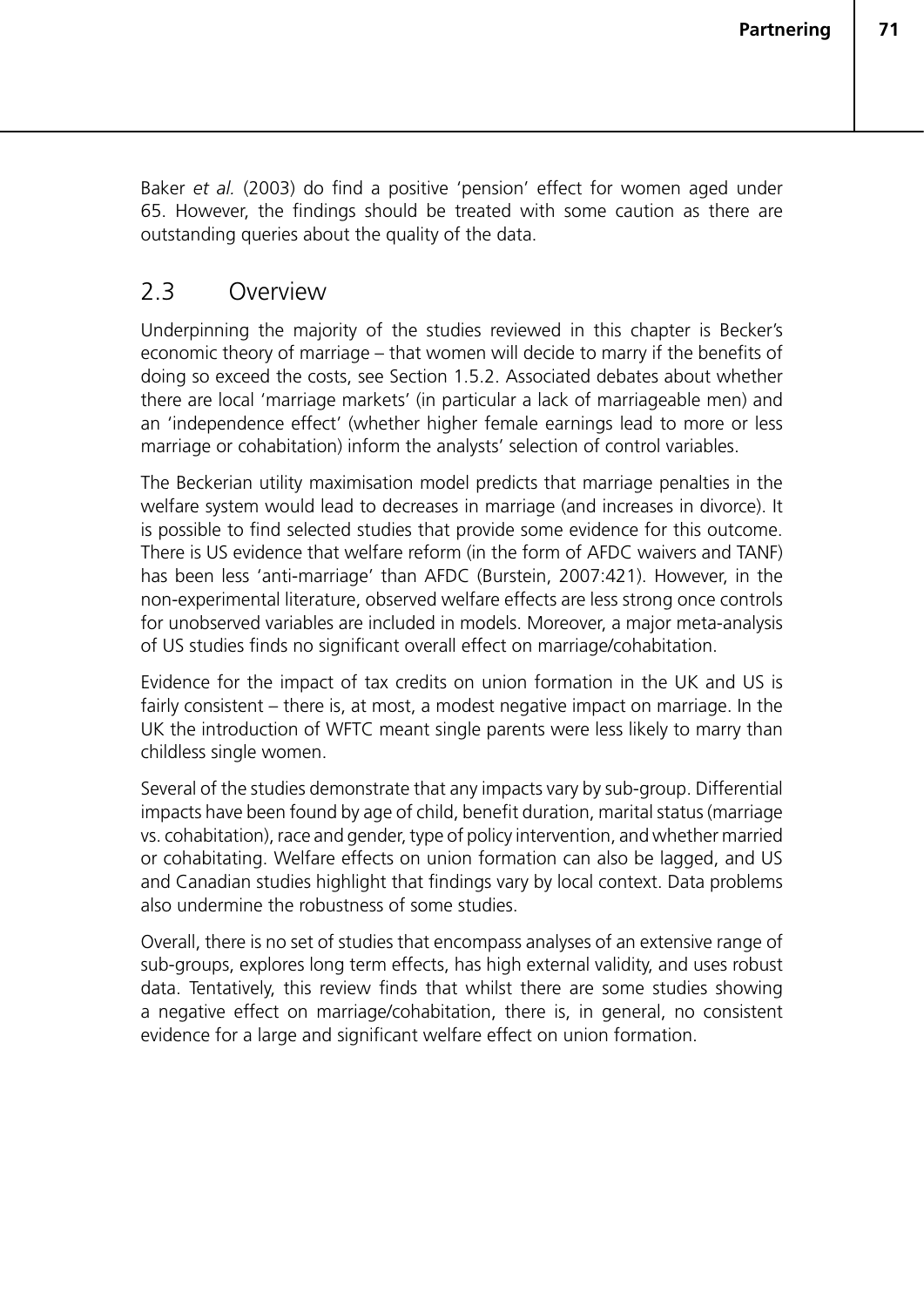Baker *et al.* (2003) do find a positive 'pension' effect for women aged under 65. However, the findings should be treated with some caution as there are outstanding queries about the quality of the data.

## 2.3 Overview

Underpinning the majority of the studies reviewed in this chapter is Becker's economic theory of marriage – that women will decide to marry if the benefits of doing so exceed the costs, see Section 1.5.2. Associated debates about whether there are local 'marriage markets' (in particular a lack of marriageable men) and an 'independence effect' (whether higher female earnings lead to more or less marriage or cohabitation) inform the analysts' selection of control variables.

The Beckerian utility maximisation model predicts that marriage penalties in the welfare system would lead to decreases in marriage (and increases in divorce). It is possible to find selected studies that provide some evidence for this outcome. There is US evidence that welfare reform (in the form of AFDC waivers and TANF) has been less 'anti-marriage' than AFDC (Burstein, 2007:421). However, in the non-experimental literature, observed welfare effects are less strong once controls for unobserved variables are included in models. Moreover, a major meta-analysis of US studies finds no significant overall effect on marriage/cohabitation.

Evidence for the impact of tax credits on union formation in the UK and US is fairly consistent – there is, at most, a modest negative impact on marriage. In the UK the introduction of WFTC meant single parents were less likely to marry than childless single women.

Several of the studies demonstrate that any impacts vary by sub-group. Differential impacts have been found by age of child, benefit duration, marital status (marriage vs. cohabitation), race and gender, type of policy intervention, and whether married or cohabitating. Welfare effects on union formation can also be lagged, and US and Canadian studies highlight that findings vary by local context. Data problems also undermine the robustness of some studies.

Overall, there is no set of studies that encompass analyses of an extensive range of sub-groups, explores long term effects, has high external validity, and uses robust data. Tentatively, this review finds that whilst there are some studies showing a negative effect on marriage/cohabitation, there is, in general, no consistent evidence for a large and significant welfare effect on union formation.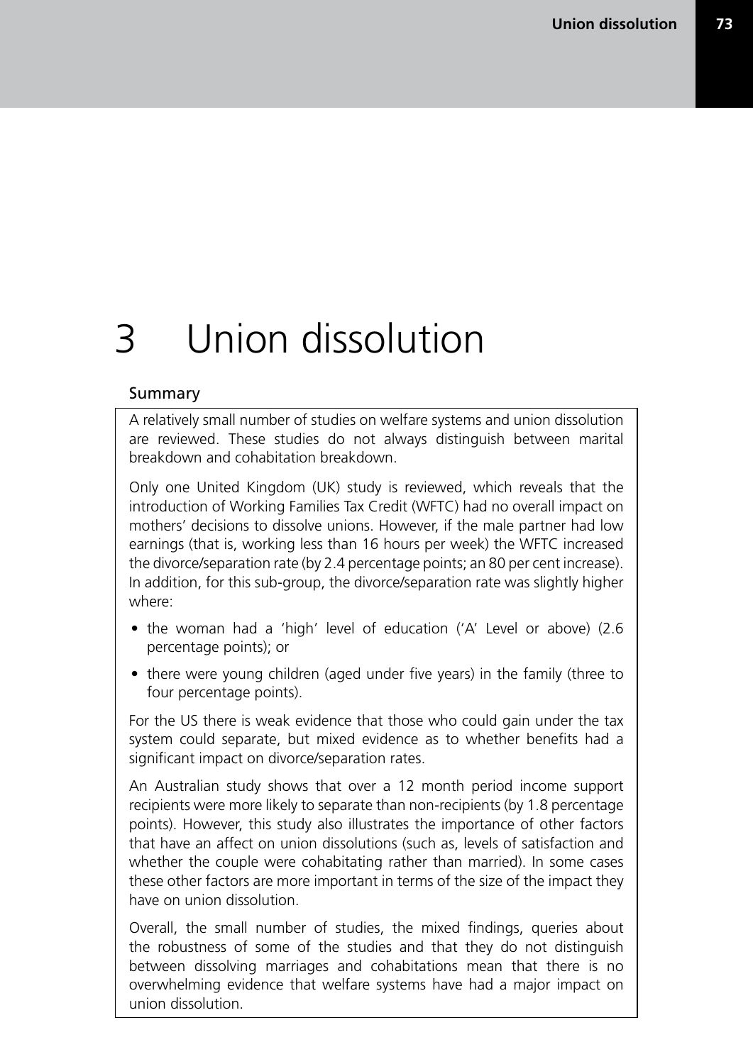# 3 Union dissolution

## Summary

A relatively small number of studies on welfare systems and union dissolution are reviewed. These studies do not always distinguish between marital breakdown and cohabitation breakdown.

Only one United Kingdom (UK) study is reviewed, which reveals that the introduction of Working Families Tax Credit (WFTC) had no overall impact on mothers' decisions to dissolve unions. However, if the male partner had low earnings (that is, working less than 16 hours per week) the WFTC increased the divorce/separation rate (by 2.4 percentage points; an 80 per cent increase). In addition, for this sub-group, the divorce/separation rate was slightly higher where:

- the woman had a 'high' level of education ('A' Level or above) (2.6 percentage points); or
- there were young children (aged under five years) in the family (three to four percentage points).

For the US there is weak evidence that those who could gain under the tax system could separate, but mixed evidence as to whether benefits had a significant impact on divorce/separation rates.

An Australian study shows that over a 12 month period income support recipients were more likely to separate than non-recipients (by 1.8 percentage points). However, this study also illustrates the importance of other factors that have an affect on union dissolutions (such as, levels of satisfaction and whether the couple were cohabitating rather than married). In some cases these other factors are more important in terms of the size of the impact they have on union dissolution.

Overall, the small number of studies, the mixed findings, queries about the robustness of some of the studies and that they do not distinguish between dissolving marriages and cohabitations mean that there is no overwhelming evidence that welfare systems have had a major impact on union dissolution.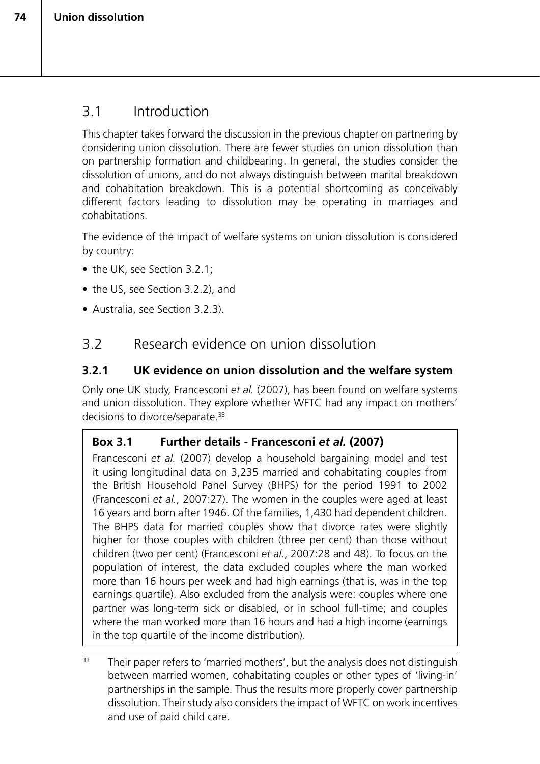## 3.1 Introduction

This chapter takes forward the discussion in the previous chapter on partnering by considering union dissolution. There are fewer studies on union dissolution than on partnership formation and childbearing. In general, the studies consider the dissolution of unions, and do not always distinguish between marital breakdown and cohabitation breakdown. This is a potential shortcoming as conceivably different factors leading to dissolution may be operating in marriages and cohabitations.

The evidence of the impact of welfare systems on union dissolution is considered by country:

- the UK, see Section 3.2.1;
- the US, see Section 3.2.2), and
- Australia, see Section 3.2.3).

## 3.2 Research evidence on union dissolution

### 3.2.1 UK evidence on union dissolution and the welfare system

Only one UK study, Francesconi *et al.* (2007), has been found on welfare systems and union dissolution. They explore whether WFTC had any impact on mothers' decisions to divorce/separate.[33]

**Box 3.1 Further details - Francesconi *et al.* (2007)**

Francesconi *et al*. (2007) develop a household bargaining model and test it using longitudinal data on 3,235 married and cohabitating couples from the British Household Panel Survey (BHPS) for the period 1991 to 2002 (Francesconi *et al.*, 2007:27). The women in the couples were aged at least 16 years and born after 1946. Of the families, 1,430 had dependent children. The BHPS data for married couples show that divorce rates were slightly higher for those couples with children (three per cent) than those without children (two per cent) (Francesconi *et al.*, 2007:28 and 48). To focus on the population of interest, the data excluded couples where the man worked more than 16 hours per week and had high earnings (that is, was in the top earnings quartile). Also excluded from the analysis were: couples where one partner was long-term sick or disabled, or in school full-time; and couples where the man worked more than 16 hours and had a high income (earnings in the top quartile of the income distribution).

[33] Their paper refers to 'married mothers', but the analysis does not distinguish between married women, cohabitating couples or other types of 'living-in' partnerships in the sample. Thus the results more properly cover partnership dissolution. Their study also considers the impact of WFTC on work incentives and use of paid child care.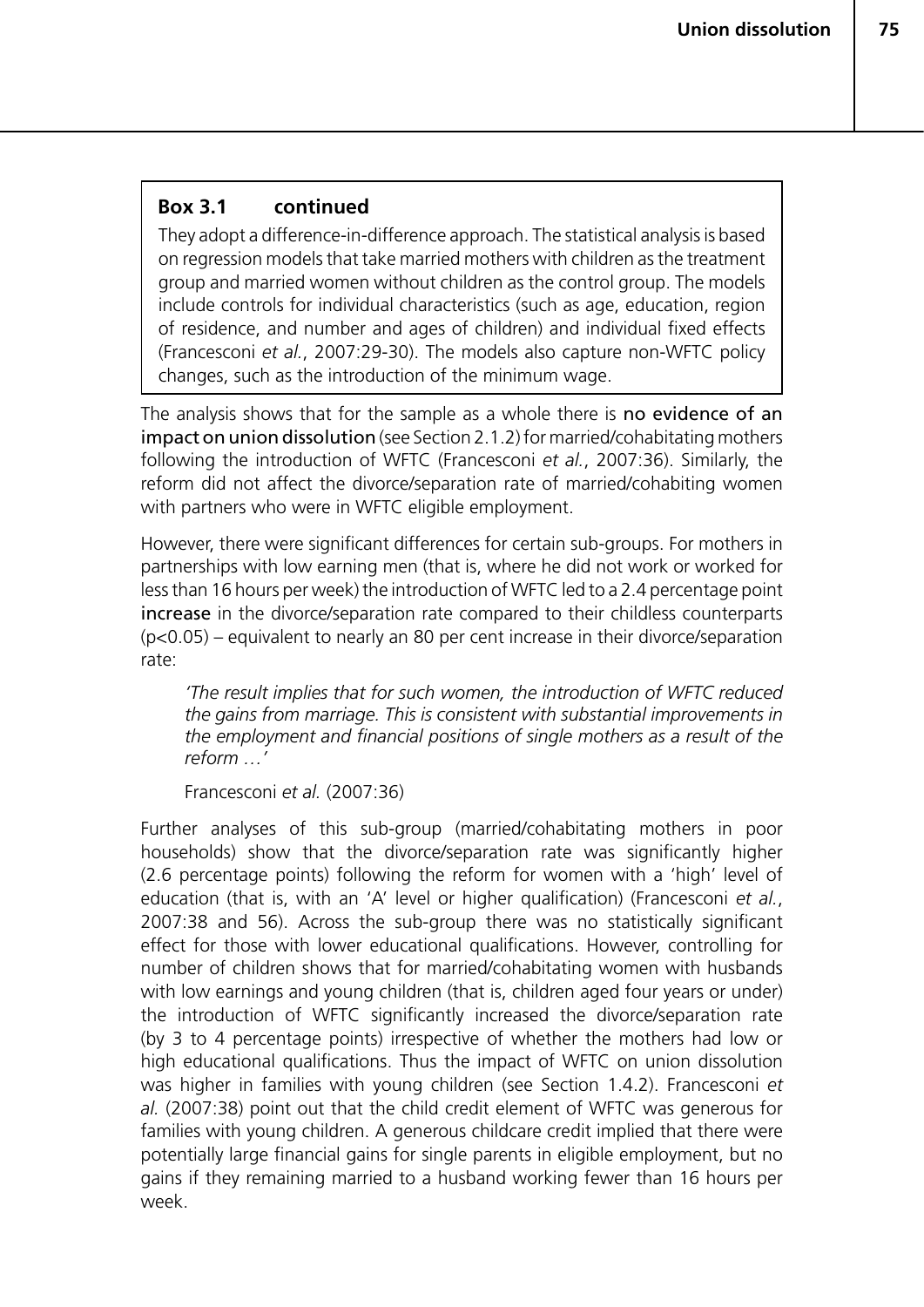**Box 3.1 continued**

They adopt a difference-in-difference approach. The statistical analysis is based on regression models that take married mothers with children as the treatment group and married women without children as the control group. The models include controls for individual characteristics (such as age, education, region of residence, and number and ages of children) and individual fixed effects (Francesconi *et al.*, 2007:29-30). The models also capture non-WFTC policy changes, such as the introduction of the minimum wage.

The analysis shows that for the sample as a whole there is **no evidence of an impact on union dissolution** (see Section 2.1.2) for married/cohabitating mothers following the introduction of WFTC (Francesconi *et al.*, 2007:36). Similarly, the reform did not affect the divorce/separation rate of married/cohabiting women with partners who were in WFTC eligible employment.

However, there were significant differences for certain sub-groups. For mothers in partnerships with low earning men (that is, where he did not work or worked for less than 16 hours per week) the introduction of WFTC led to a 2.4 percentage point **increase** in the divorce/separation rate compared to their childless counterparts ($p<0.05$) – equivalent to nearly an 80 per cent increase in their divorce/separation rate:

> *'The result implies that for such women, the introduction of WFTC reduced the gains from marriage. This is consistent with substantial improvements in the employment and financial positions of single mothers as a result of the reform …'*
>
> Francesconi *et al.* (2007:36)

Further analyses of this sub-group (married/cohabitating mothers in poor households) show that the divorce/separation rate was significantly higher (2.6 percentage points) following the reform for women with a 'high' level of education (that is, with an 'A' level or higher qualification) (Francesconi *et al.*, 2007:38 and 56). Across the sub-group there was no statistically significant effect for those with lower educational qualifications. However, controlling for number of children shows that for married/cohabitating women with husbands with low earnings and young children (that is, children aged four years or under) the introduction of WFTC significantly increased the divorce/separation rate (by 3 to 4 percentage points) irrespective of whether the mothers had low or high educational qualifications. Thus the impact of WFTC on union dissolution was higher in families with young children (see Section 1.4.2). Francesconi *et al.* (2007:38) point out that the child credit element of WFTC was generous for families with young children. A generous childcare credit implied that there were potentially large financial gains for single parents in eligible employment, but no gains if they remaining married to a husband working fewer than 16 hours per week.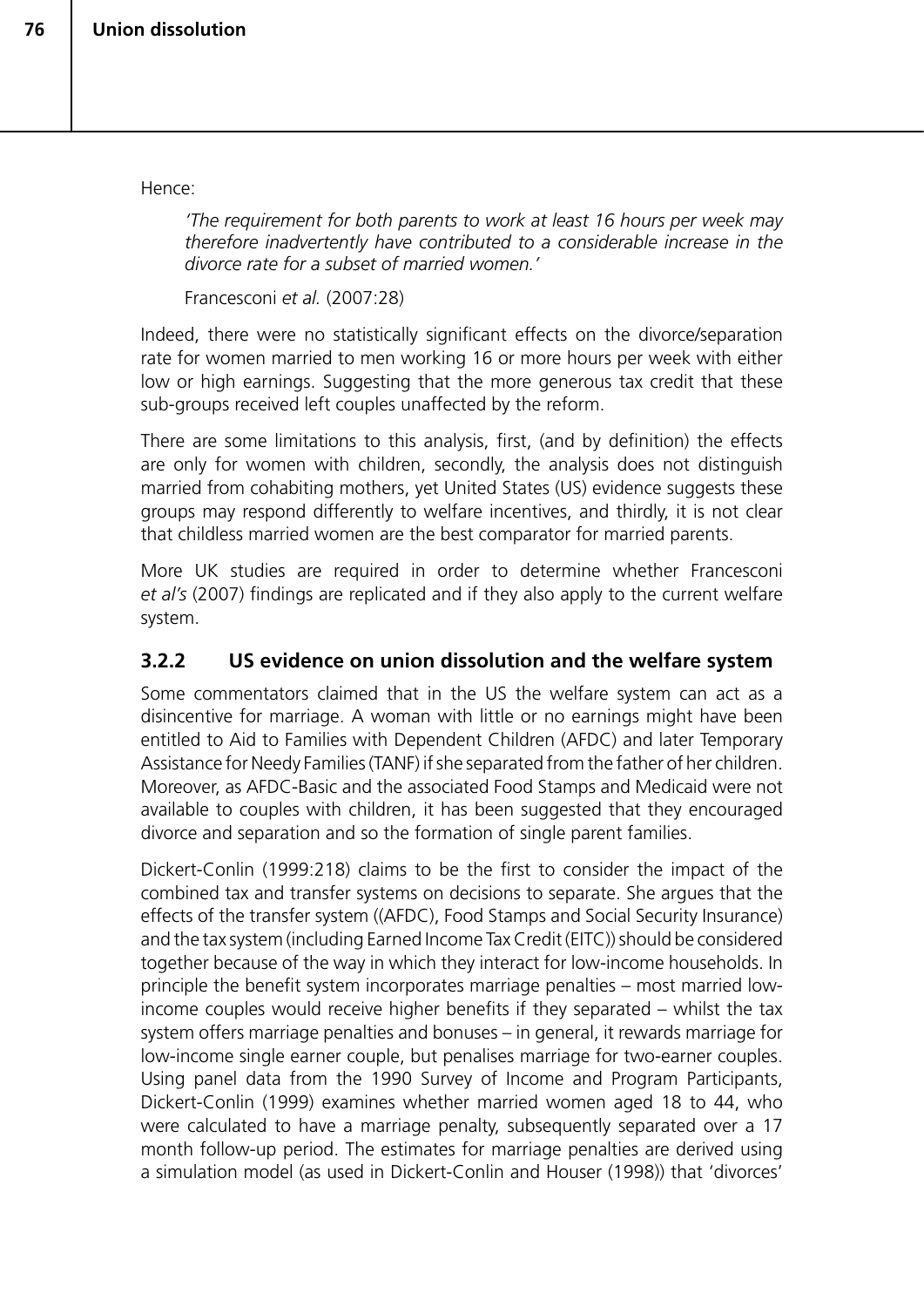Hence:

> *'The requirement for both parents to work at least 16 hours per week may therefore inadvertently have contributed to a considerable increase in the divorce rate for a subset of married women.'*
>
> Francesconi *et al.* (2007:28)

Indeed, there were no statistically significant effects on the divorce/separation rate for women married to men working 16 or more hours per week with either low or high earnings. Suggesting that the more generous tax credit that these sub-groups received left couples unaffected by the reform.

There are some limitations to this analysis, first, (and by definition) the effects are only for women with children, secondly, the analysis does not distinguish married from cohabiting mothers, yet United States (US) evidence suggests these groups may respond differently to welfare incentives, and thirdly, it is not clear that childless married women are the best comparator for married parents.

More UK studies are required in order to determine whether Francesconi *et al's* (2007) findings are replicated and if they also apply to the current welfare system.

### 3.2.2 US evidence on union dissolution and the welfare system

Some commentators claimed that in the US the welfare system can act as a disincentive for marriage. A woman with little or no earnings might have been entitled to Aid to Families with Dependent Children (AFDC) and later Temporary Assistance for Needy Families (TANF) if she separated from the father of her children. Moreover, as AFDC-Basic and the associated Food Stamps and Medicaid were not available to couples with children, it has been suggested that they encouraged divorce and separation and so the formation of single parent families.

Dickert-Conlin (1999:218) claims to be the first to consider the impact of the combined tax and transfer systems on decisions to separate. She argues that the effects of the transfer system ((AFDC), Food Stamps and Social Security Insurance) and the tax system (including Earned Income Tax Credit (EITC)) should be considered together because of the way in which they interact for low-income households. In principle the benefit system incorporates marriage penalties – most married low-income couples would receive higher benefits if they separated – whilst the tax system offers marriage penalties and bonuses – in general, it rewards marriage for low-income single earner couple, but penalises marriage for two-earner couples. Using panel data from the 1990 Survey of Income and Program Participants, Dickert-Conlin (1999) examines whether married women aged 18 to 44, who were calculated to have a marriage penalty, subsequently separated over a 17 month follow-up period. The estimates for marriage penalties are derived using a simulation model (as used in Dickert-Conlin and Houser (1998)) that 'divorces'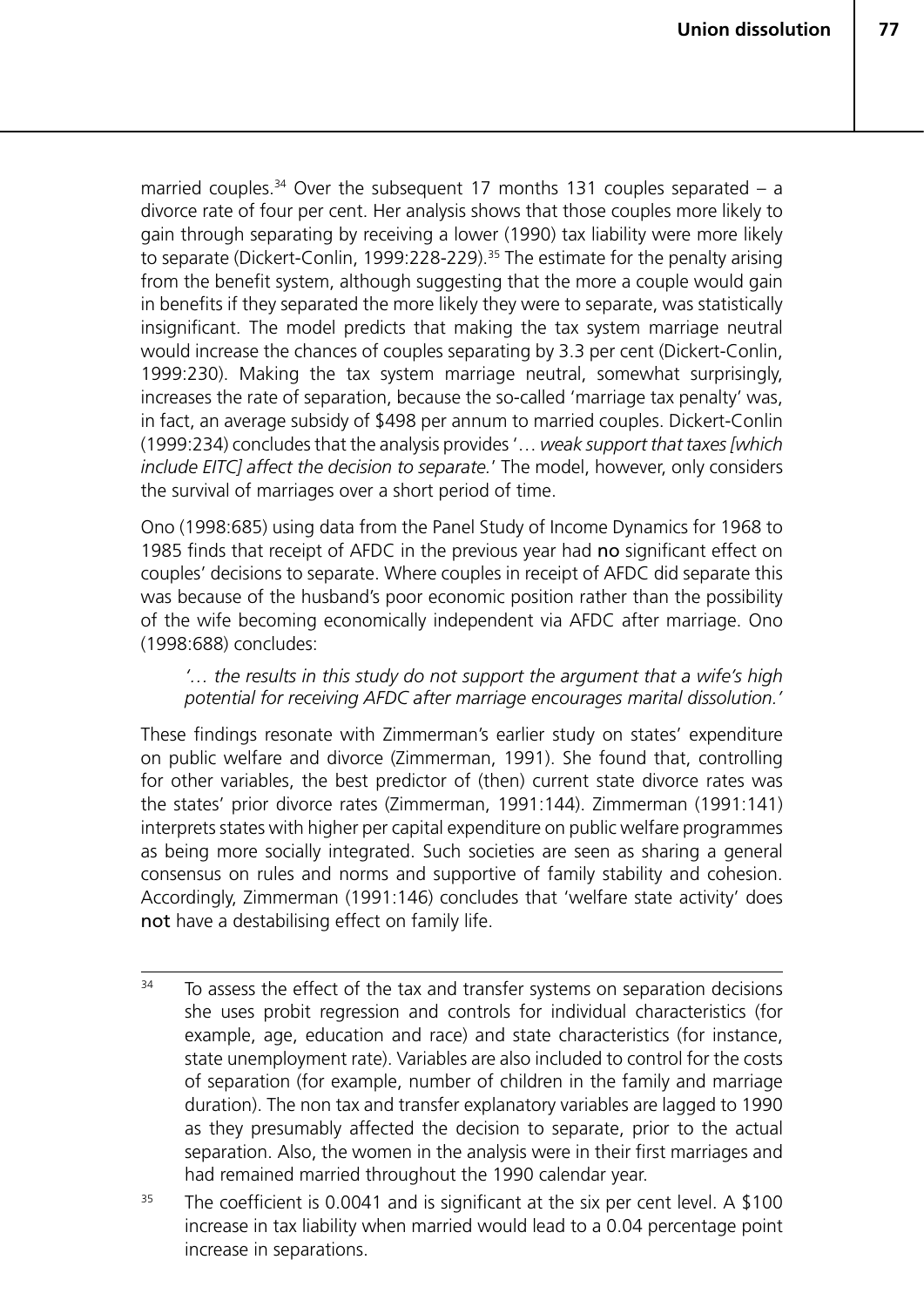married couples.[34] Over the subsequent 17 months 131 couples separated – a divorce rate of four per cent. Her analysis shows that those couples more likely to gain through separating by receiving a lower (1990) tax liability were more likely to separate (Dickert-Conlin, 1999:228-229).[35] The estimate for the penalty arising from the benefit system, although suggesting that the more a couple would gain in benefits if they separated the more likely they were to separate, was statistically insignificant. The model predicts that making the tax system marriage neutral would increase the chances of couples separating by 3.3 per cent (Dickert-Conlin, 1999:230). Making the tax system marriage neutral, somewhat surprisingly, increases the rate of separation, because the so-called 'marriage tax penalty' was, in fact, an average subsidy of $498 per annum to married couples. Dickert-Conlin (1999:234) concludes that the analysis provides '… *weak support that taxes [which include EITC] affect the decision to separate.*' The model, however, only considers the survival of marriages over a short period of time.

Ono (1998:685) using data from the Panel Study of Income Dynamics for 1968 to 1985 finds that receipt of AFDC in the previous year had **no** significant effect on couples' decisions to separate. Where couples in receipt of AFDC did separate this was because of the husband's poor economic position rather than the possibility of the wife becoming economically independent via AFDC after marriage. Ono (1998:688) concludes:

> *'… the results in this study do not support the argument that a wife's high potential for receiving AFDC after marriage encourages marital dissolution.'*

These findings resonate with Zimmerman's earlier study on states' expenditure on public welfare and divorce (Zimmerman, 1991). She found that, controlling for other variables, the best predictor of (then) current state divorce rates was the states' prior divorce rates (Zimmerman, 1991:144). Zimmerman (1991:141) interprets states with higher per capital expenditure on public welfare programmes as being more socially integrated. Such societies are seen as sharing a general consensus on rules and norms and supportive of family stability and cohesion. Accordingly, Zimmerman (1991:146) concludes that 'welfare state activity' does **not** have a destabilising effect on family life.

---

[34] To assess the effect of the tax and transfer systems on separation decisions she uses probit regression and controls for individual characteristics (for example, age, education and race) and state characteristics (for instance, state unemployment rate). Variables are also included to control for the costs of separation (for example, number of children in the family and marriage duration). The non tax and transfer explanatory variables are lagged to 1990 as they presumably affected the decision to separate, prior to the actual separation. Also, the women in the analysis were in their first marriages and had remained married throughout the 1990 calendar year.

[35] The coefficient is 0.0041 and is significant at the six per cent level. A $100 increase in tax liability when married would lead to a 0.04 percentage point increase in separations.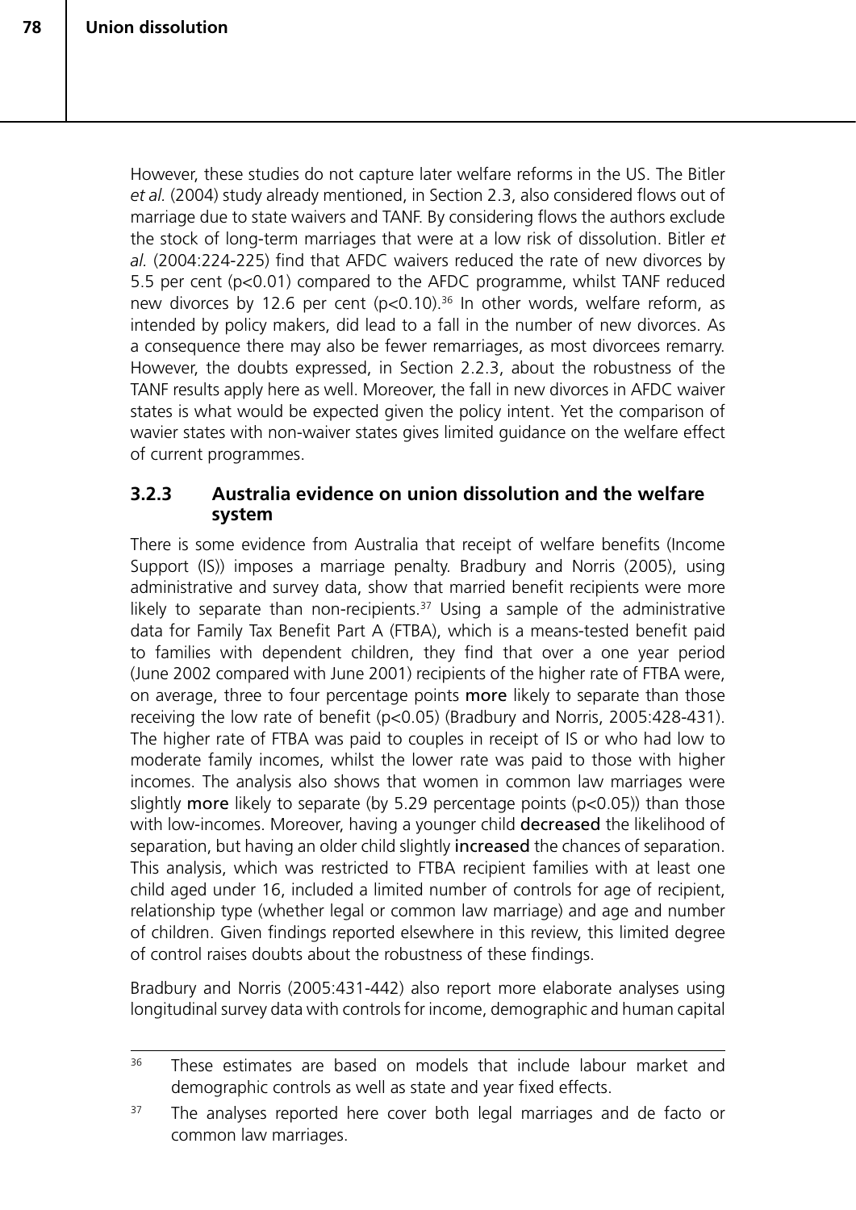However, these studies do not capture later welfare reforms in the US. The Bitler *et al.* (2004) study already mentioned, in Section 2.3, also considered flows out of marriage due to state waivers and TANF. By considering flows the authors exclude the stock of long-term marriages that were at a low risk of dissolution. Bitler *et al.* (2004:224-225) find that AFDC waivers reduced the rate of new divorces by 5.5 per cent ($p<0.01$) compared to the AFDC programme, whilst TANF reduced new divorces by 12.6 per cent ($p<0.10$).[36] In other words, welfare reform, as intended by policy makers, did lead to a fall in the number of new divorces. As a consequence there may also be fewer remarriages, as most divorcees remarry. However, the doubts expressed, in Section 2.2.3, about the robustness of the TANF results apply here as well. Moreover, the fall in new divorces in AFDC waiver states is what would be expected given the policy intent. Yet the comparison of wavier states with non-waiver states gives limited guidance on the welfare effect of current programmes.

### 3.2.3 Australia evidence on union dissolution and the welfare system

There is some evidence from Australia that receipt of welfare benefits (Income Support (IS)) imposes a marriage penalty. Bradbury and Norris (2005), using administrative and survey data, show that married benefit recipients were more likely to separate than non-recipients.[37] Using a sample of the administrative data for Family Tax Benefit Part A (FTBA), which is a means-tested benefit paid to families with dependent children, they find that over a one year period (June 2002 compared with June 2001) recipients of the higher rate of FTBA were, on average, three to four percentage points **more** likely to separate than those receiving the low rate of benefit ($p<0.05$) (Bradbury and Norris, 2005:428-431). The higher rate of FTBA was paid to couples in receipt of IS or who had low to moderate family incomes, whilst the lower rate was paid to those with higher incomes. The analysis also shows that women in common law marriages were slightly **more** likely to separate (by 5.29 percentage points ($p<0.05$)) than those with low-incomes. Moreover, having a younger child **decreased** the likelihood of separation, but having an older child slightly **increased** the chances of separation. This analysis, which was restricted to FTBA recipient families with at least one child aged under 16, included a limited number of controls for age of recipient, relationship type (whether legal or common law marriage) and age and number of children. Given findings reported elsewhere in this review, this limited degree of control raises doubts about the robustness of these findings.

Bradbury and Norris (2005:431-442) also report more elaborate analyses using longitudinal survey data with controls for income, demographic and human capital

---

[36] These estimates are based on models that include labour market and demographic controls as well as state and year fixed effects.

[37] The analyses reported here cover both legal marriages and de facto or common law marriages.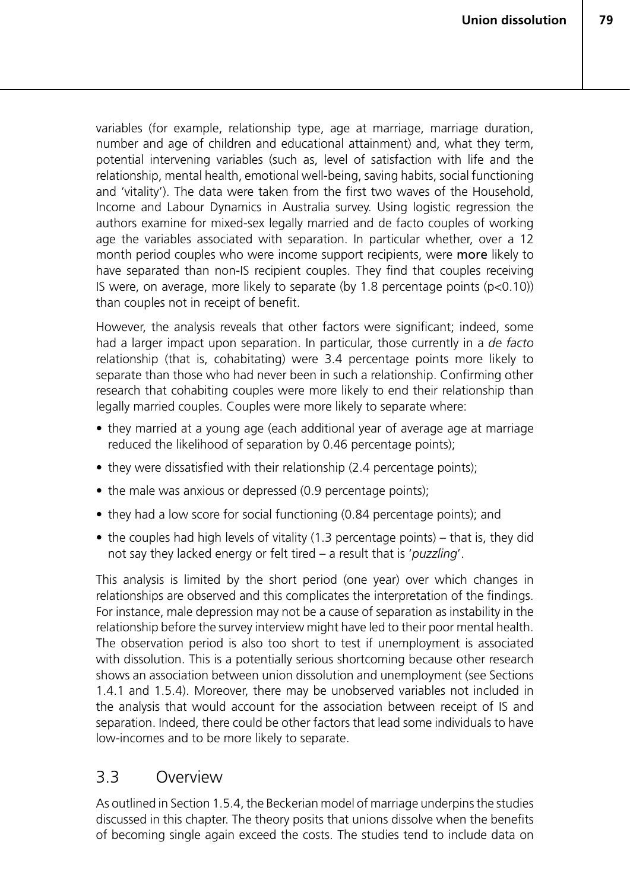variables (for example, relationship type, age at marriage, marriage duration, number and age of children and educational attainment) and, what they term, potential intervening variables (such as, level of satisfaction with life and the relationship, mental health, emotional well-being, saving habits, social functioning and 'vitality'). The data were taken from the first two waves of the Household, Income and Labour Dynamics in Australia survey. Using logistic regression the authors examine for mixed-sex legally married and de facto couples of working age the variables associated with separation. In particular whether, over a 12 month period couples who were income support recipients, were more likely to have separated than non-IS recipient couples. They find that couples receiving IS were, on average, more likely to separate (by 1.8 percentage points ($p<0.10$)) than couples not in receipt of benefit.

However, the analysis reveals that other factors were significant; indeed, some had a larger impact upon separation. In particular, those currently in a *de facto* relationship (that is, cohabitating) were 3.4 percentage points more likely to separate than those who had never been in such a relationship. Confirming other research that cohabiting couples were more likely to end their relationship than legally married couples. Couples were more likely to separate where:

- they married at a young age (each additional year of average age at marriage reduced the likelihood of separation by 0.46 percentage points);
- they were dissatisfied with their relationship (2.4 percentage points);
- the male was anxious or depressed (0.9 percentage points);
- they had a low score for social functioning (0.84 percentage points); and
- the couples had high levels of vitality (1.3 percentage points) – that is, they did not say they lacked energy or felt tired – a result that is '*puzzling*'.

This analysis is limited by the short period (one year) over which changes in relationships are observed and this complicates the interpretation of the findings. For instance, male depression may not be a cause of separation as instability in the relationship before the survey interview might have led to their poor mental health. The observation period is also too short to test if unemployment is associated with dissolution. This is a potentially serious shortcoming because other research shows an association between union dissolution and unemployment (see Sections 1.4.1 and 1.5.4). Moreover, there may be unobserved variables not included in the analysis that would account for the association between receipt of IS and separation. Indeed, there could be other factors that lead some individuals to have low-incomes and to be more likely to separate.

## 3.3 Overview

As outlined in Section 1.5.4, the Beckerian model of marriage underpins the studies discussed in this chapter. The theory posits that unions dissolve when the benefits of becoming single again exceed the costs. The studies tend to include data on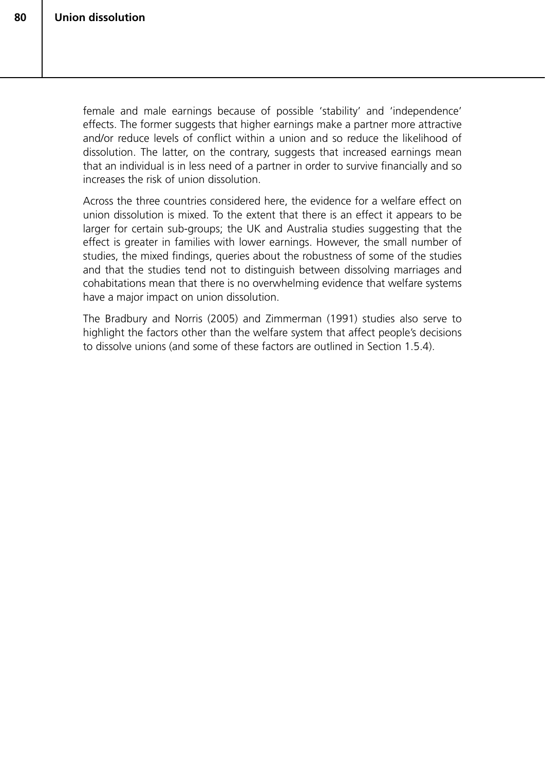female and male earnings because of possible 'stability' and 'independence' effects. The former suggests that higher earnings make a partner more attractive and/or reduce levels of conflict within a union and so reduce the likelihood of dissolution. The latter, on the contrary, suggests that increased earnings mean that an individual is in less need of a partner in order to survive financially and so increases the risk of union dissolution.

Across the three countries considered here, the evidence for a welfare effect on union dissolution is mixed. To the extent that there is an effect it appears to be larger for certain sub-groups; the UK and Australia studies suggesting that the effect is greater in families with lower earnings. However, the small number of studies, the mixed findings, queries about the robustness of some of the studies and that the studies tend not to distinguish between dissolving marriages and cohabitations mean that there is no overwhelming evidence that welfare systems have a major impact on union dissolution.

The Bradbury and Norris (2005) and Zimmerman (1991) studies also serve to highlight the factors other than the welfare system that affect people's decisions to dissolve unions (and some of these factors are outlined in Section 1.5.4).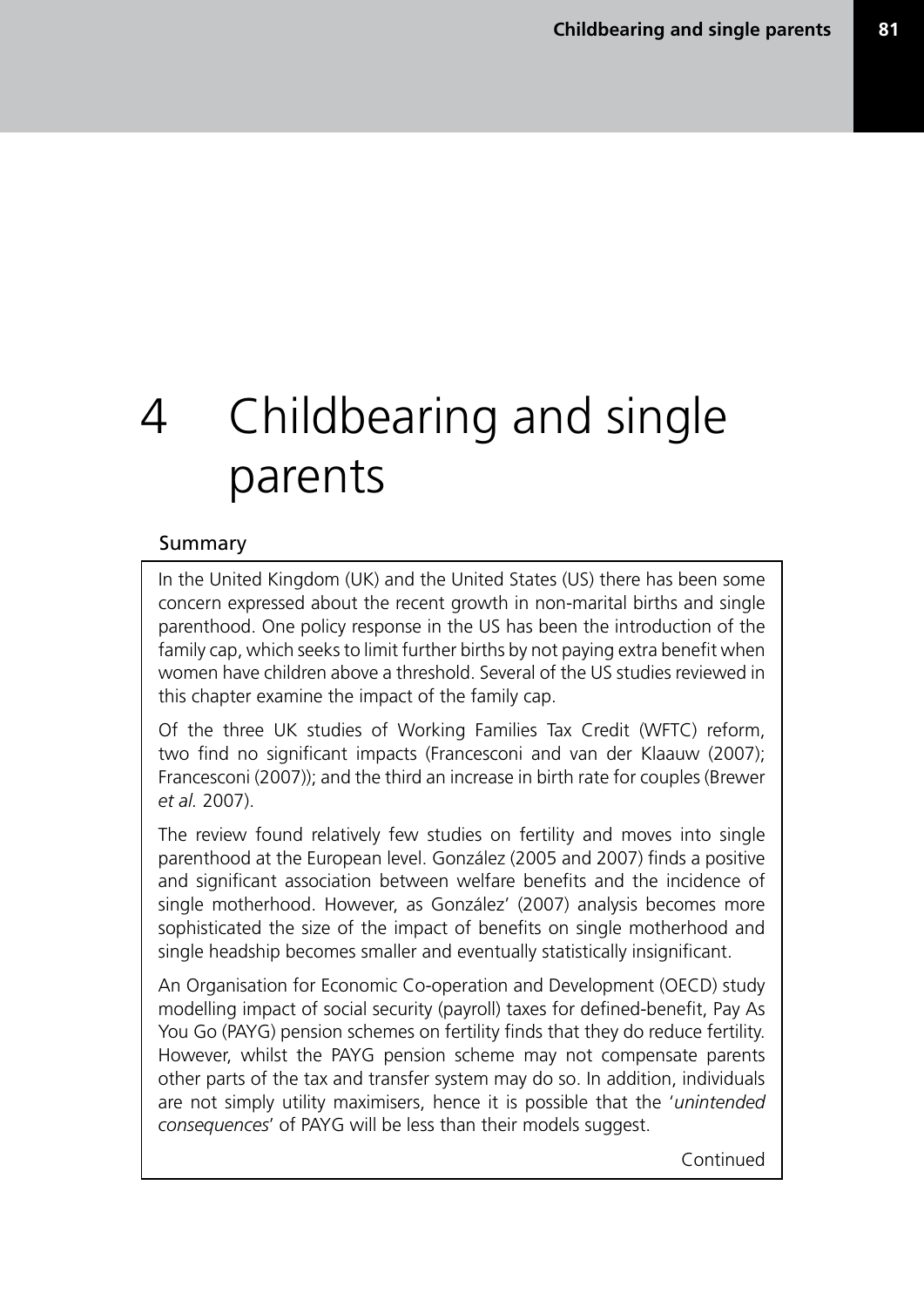# 4 Childbearing and single parents

## Summary

In the United Kingdom (UK) and the United States (US) there has been some concern expressed about the recent growth in non-marital births and single parenthood. One policy response in the US has been the introduction of the family cap, which seeks to limit further births by not paying extra benefit when women have children above a threshold. Several of the US studies reviewed in this chapter examine the impact of the family cap.

Of the three UK studies of Working Families Tax Credit (WFTC) reform, two find no significant impacts (Francesconi and van der Klaauw (2007); Francesconi (2007)); and the third an increase in birth rate for couples (Brewer *et al.* 2007).

The review found relatively few studies on fertility and moves into single parenthood at the European level. González (2005 and 2007) finds a positive and significant association between welfare benefits and the incidence of single motherhood. However, as González' (2007) analysis becomes more sophisticated the size of the impact of benefits on single motherhood and single headship becomes smaller and eventually statistically insignificant.

An Organisation for Economic Co-operation and Development (OECD) study modelling impact of social security (payroll) taxes for defined-benefit, Pay As You Go (PAYG) pension schemes on fertility finds that they do reduce fertility. However, whilst the PAYG pension scheme may not compensate parents other parts of the tax and transfer system may do so. In addition, individuals are not simply utility maximisers, hence it is possible that the '*unintended consequences*' of PAYG will be less than their models suggest.

Continued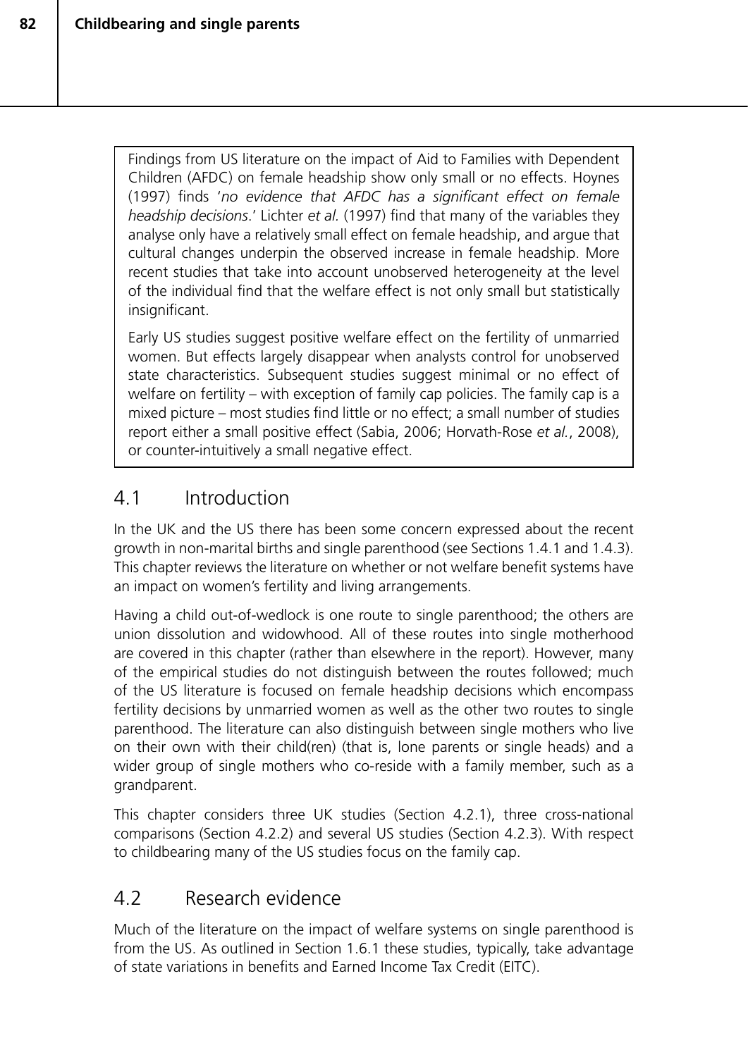Findings from US literature on the impact of Aid to Families with Dependent Children (AFDC) on female headship show only small or no effects. Hoynes (1997) finds '*no evidence that AFDC has a significant effect on female headship decisions*.' Lichter *et al.* (1997) find that many of the variables they analyse only have a relatively small effect on female headship, and argue that cultural changes underpin the observed increase in female headship. More recent studies that take into account unobserved heterogeneity at the level of the individual find that the welfare effect is not only small but statistically insignificant.

Early US studies suggest positive welfare effect on the fertility of unmarried women. But effects largely disappear when analysts control for unobserved state characteristics. Subsequent studies suggest minimal or no effect of welfare on fertility – with exception of family cap policies. The family cap is a mixed picture – most studies find little or no effect; a small number of studies report either a small positive effect (Sabia, 2006; Horvath-Rose *et al.*, 2008), or counter-intuitively a small negative effect.

## 4.1 Introduction

In the UK and the US there has been some concern expressed about the recent growth in non-marital births and single parenthood (see Sections 1.4.1 and 1.4.3). This chapter reviews the literature on whether or not welfare benefit systems have an impact on women's fertility and living arrangements.

Having a child out-of-wedlock is one route to single parenthood; the others are union dissolution and widowhood. All of these routes into single motherhood are covered in this chapter (rather than elsewhere in the report). However, many of the empirical studies do not distinguish between the routes followed; much of the US literature is focused on female headship decisions which encompass fertility decisions by unmarried women as well as the other two routes to single parenthood. The literature can also distinguish between single mothers who live on their own with their child(ren) (that is, lone parents or single heads) and a wider group of single mothers who co-reside with a family member, such as a grandparent.

This chapter considers three UK studies (Section 4.2.1), three cross-national comparisons (Section 4.2.2) and several US studies (Section 4.2.3). With respect to childbearing many of the US studies focus on the family cap.

## 4.2 Research evidence

Much of the literature on the impact of welfare systems on single parenthood is from the US. As outlined in Section 1.6.1 these studies, typically, take advantage of state variations in benefits and Earned Income Tax Credit (EITC).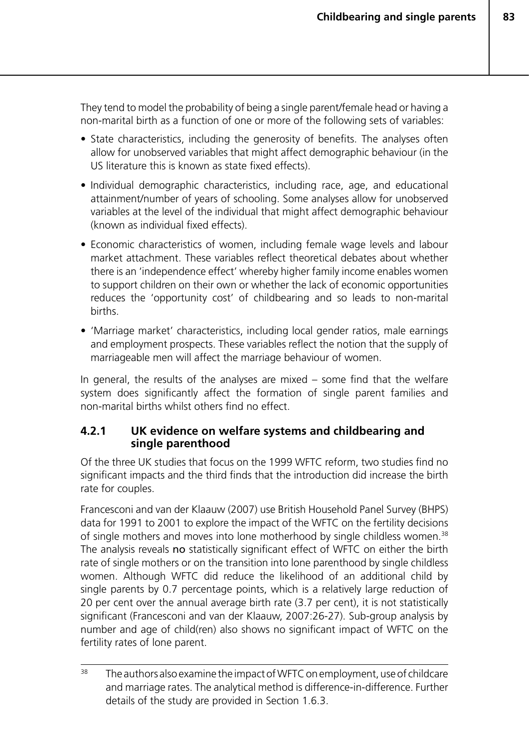They tend to model the probability of being a single parent/female head or having a non-marital birth as a function of one or more of the following sets of variables:

- State characteristics, including the generosity of benefits. The analyses often allow for unobserved variables that might affect demographic behaviour (in the US literature this is known as state fixed effects).
- Individual demographic characteristics, including race, age, and educational attainment/number of years of schooling. Some analyses allow for unobserved variables at the level of the individual that might affect demographic behaviour (known as individual fixed effects).
- Economic characteristics of women, including female wage levels and labour market attachment. These variables reflect theoretical debates about whether there is an 'independence effect' whereby higher family income enables women to support children on their own or whether the lack of economic opportunities reduces the 'opportunity cost' of childbearing and so leads to non-marital births.
- 'Marriage market' characteristics, including local gender ratios, male earnings and employment prospects. These variables reflect the notion that the supply of marriageable men will affect the marriage behaviour of women.

In general, the results of the analyses are mixed – some find that the welfare system does significantly affect the formation of single parent families and non-marital births whilst others find no effect.

### 4.2.1 UK evidence on welfare systems and childbearing and single parenthood

Of the three UK studies that focus on the 1999 WFTC reform, two studies find no significant impacts and the third finds that the introduction did increase the birth rate for couples.

Francesconi and van der Klaauw (2007) use British Household Panel Survey (BHPS) data for 1991 to 2001 to explore the impact of the WFTC on the fertility decisions of single mothers and moves into lone motherhood by single childless women.[38] The analysis reveals **no** statistically significant effect of WFTC on either the birth rate of single mothers or on the transition into lone parenthood by single childless women. Although WFTC did reduce the likelihood of an additional child by single parents by 0.7 percentage points, which is a relatively large reduction of 20 per cent over the annual average birth rate (3.7 per cent), it is not statistically significant (Francesconi and van der Klaauw, 2007:26-27). Sub-group analysis by number and age of child(ren) also shows no significant impact of WFTC on the fertility rates of lone parent.

[38] The authors also examine the impact of WFTC on employment, use of childcare and marriage rates. The analytical method is difference-in-difference. Further details of the study are provided in Section 1.6.3.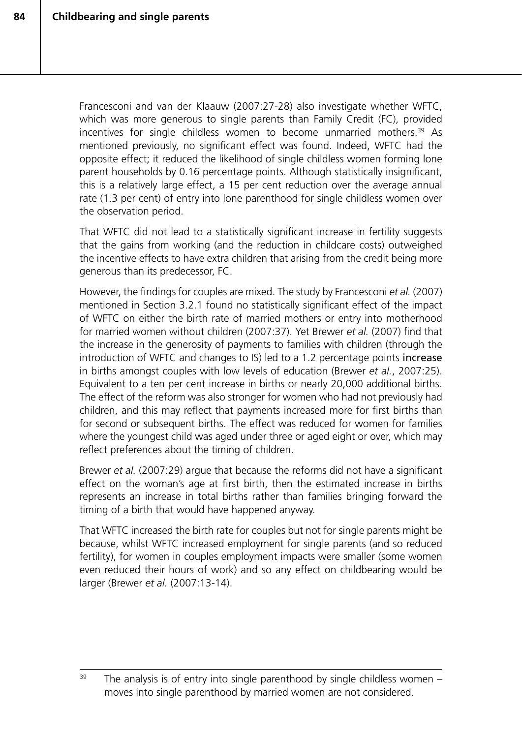Francesconi and van der Klaauw (2007:27-28) also investigate whether WFTC, which was more generous to single parents than Family Credit (FC), provided incentives for single childless women to become unmarried mothers.[39] As mentioned previously, no significant effect was found. Indeed, WFTC had the opposite effect; it reduced the likelihood of single childless women forming lone parent households by 0.16 percentage points. Although statistically insignificant, this is a relatively large effect, a 15 per cent reduction over the average annual rate (1.3 per cent) of entry into lone parenthood for single childless women over the observation period.

That WFTC did not lead to a statistically significant increase in fertility suggests that the gains from working (and the reduction in childcare costs) outweighed the incentive effects to have extra children that arising from the credit being more generous than its predecessor, FC.

However, the findings for couples are mixed. The study by Francesconi *et al.* (2007) mentioned in Section 3.2.1 found no statistically significant effect of the impact of WFTC on either the birth rate of married mothers or entry into motherhood for married women without children (2007:37). Yet Brewer *et al.* (2007) find that the increase in the generosity of payments to families with children (through the introduction of WFTC and changes to IS) led to a 1.2 percentage points increase in births amongst couples with low levels of education (Brewer *et al.*, 2007:25). Equivalent to a ten per cent increase in births or nearly 20,000 additional births. The effect of the reform was also stronger for women who had not previously had children, and this may reflect that payments increased more for first births than for second or subsequent births. The effect was reduced for women for families where the youngest child was aged under three or aged eight or over, which may reflect preferences about the timing of children.

Brewer *et al.* (2007:29) argue that because the reforms did not have a significant effect on the woman's age at first birth, then the estimated increase in births represents an increase in total births rather than families bringing forward the timing of a birth that would have happened anyway.

That WFTC increased the birth rate for couples but not for single parents might be because, whilst WFTC increased employment for single parents (and so reduced fertility), for women in couples employment impacts were smaller (some women even reduced their hours of work) and so any effect on childbearing would be larger (Brewer *et al.* (2007:13-14).

[39] The analysis is of entry into single parenthood by single childless women – moves into single parenthood by married women are not considered.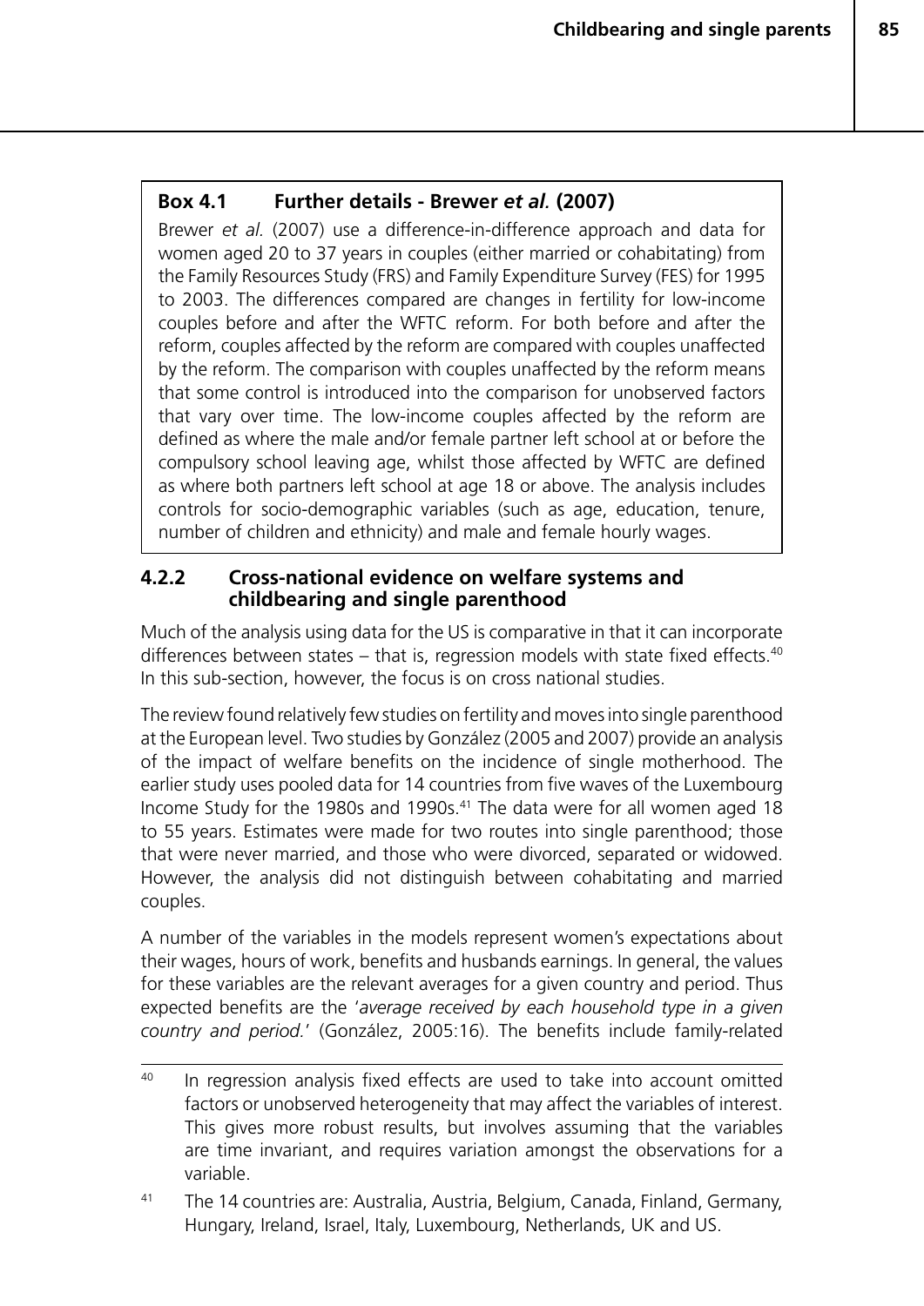**Box 4.1 Further details - Brewer *et al.* (2007)**

Brewer *et al.* (2007) use a difference-in-difference approach and data for women aged 20 to 37 years in couples (either married or cohabitating) from the Family Resources Study (FRS) and Family Expenditure Survey (FES) for 1995 to 2003. The differences compared are changes in fertility for low-income couples before and after the WFTC reform. For both before and after the reform, couples affected by the reform are compared with couples unaffected by the reform. The comparison with couples unaffected by the reform means that some control is introduced into the comparison for unobserved factors that vary over time. The low-income couples affected by the reform are defined as where the male and/or female partner left school at or before the compulsory school leaving age, whilst those affected by WFTC are defined as where both partners left school at age 18 or above. The analysis includes controls for socio-demographic variables (such as age, education, tenure, number of children and ethnicity) and male and female hourly wages.

### 4.2.2 Cross-national evidence on welfare systems and childbearing and single parenthood

Much of the analysis using data for the US is comparative in that it can incorporate differences between states – that is, regression models with state fixed effects.[40] In this sub-section, however, the focus is on cross national studies.

The review found relatively few studies on fertility and moves into single parenthood at the European level. Two studies by González (2005 and 2007) provide an analysis of the impact of welfare benefits on the incidence of single motherhood. The earlier study uses pooled data for 14 countries from five waves of the Luxembourg Income Study for the 1980s and 1990s.[41] The data were for all women aged 18 to 55 years. Estimates were made for two routes into single parenthood; those that were never married, and those who were divorced, separated or widowed. However, the analysis did not distinguish between cohabitating and married couples.

A number of the variables in the models represent women's expectations about their wages, hours of work, benefits and husbands earnings. In general, the values for these variables are the relevant averages for a given country and period. Thus expected benefits are the '*average received by each household type in a given country and period.*' (González, 2005:16). The benefits include family-related

[40] In regression analysis fixed effects are used to take into account omitted factors or unobserved heterogeneity that may affect the variables of interest. This gives more robust results, but involves assuming that the variables are time invariant, and requires variation amongst the observations for a variable.

[41] The 14 countries are: Australia, Austria, Belgium, Canada, Finland, Germany, Hungary, Ireland, Israel, Italy, Luxembourg, Netherlands, UK and US.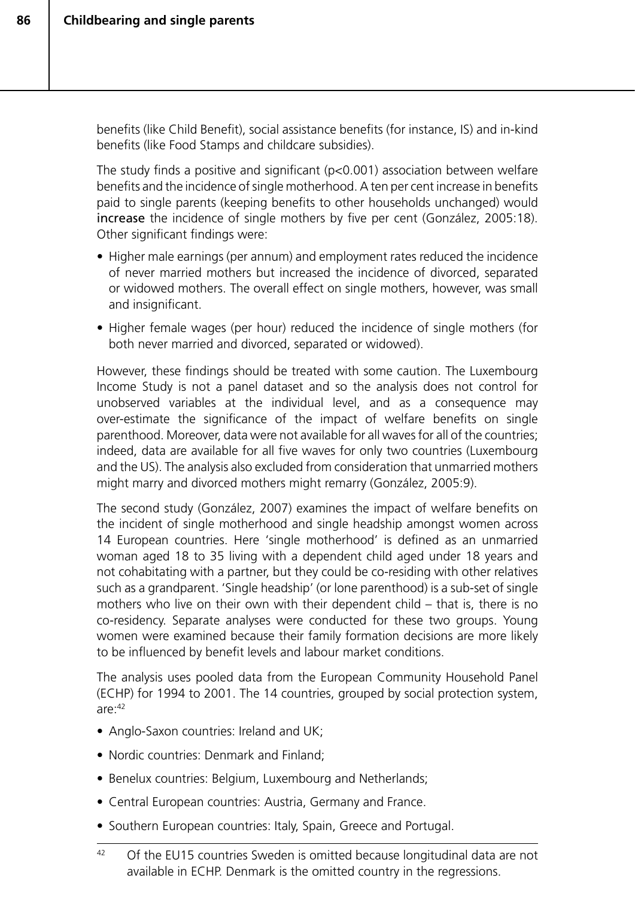benefits (like Child Benefit), social assistance benefits (for instance, IS) and in-kind benefits (like Food Stamps and childcare subsidies).

The study finds a positive and significant ($p<0.001$) association between welfare benefits and the incidence of single motherhood. A ten per cent increase in benefits paid to single parents (keeping benefits to other households unchanged) would **increase** the incidence of single mothers by five per cent (González, 2005:18). Other significant findings were:

- Higher male earnings (per annum) and employment rates reduced the incidence of never married mothers but increased the incidence of divorced, separated or widowed mothers. The overall effect on single mothers, however, was small and insignificant.
- Higher female wages (per hour) reduced the incidence of single mothers (for both never married and divorced, separated or widowed).

However, these findings should be treated with some caution. The Luxembourg Income Study is not a panel dataset and so the analysis does not control for unobserved variables at the individual level, and as a consequence may over-estimate the significance of the impact of welfare benefits on single parenthood. Moreover, data were not available for all waves for all of the countries; indeed, data are available for all five waves for only two countries (Luxembourg and the US). The analysis also excluded from consideration that unmarried mothers might marry and divorced mothers might remarry (González, 2005:9).

The second study (González, 2007) examines the impact of welfare benefits on the incident of single motherhood and single headship amongst women across 14 European countries. Here 'single motherhood' is defined as an unmarried woman aged 18 to 35 living with a dependent child aged under 18 years and not cohabitating with a partner, but they could be co-residing with other relatives such as a grandparent. 'Single headship' (or lone parenthood) is a sub-set of single mothers who live on their own with their dependent child – that is, there is no co-residency. Separate analyses were conducted for these two groups. Young women were examined because their family formation decisions are more likely to be influenced by benefit levels and labour market conditions.

The analysis uses pooled data from the European Community Household Panel (ECHP) for 1994 to 2001. The 14 countries, grouped by social protection system, are:[42]

- Anglo-Saxon countries: Ireland and UK;
- Nordic countries: Denmark and Finland;
- Benelux countries: Belgium, Luxembourg and Netherlands;
- Central European countries: Austria, Germany and France.
- Southern European countries: Italy, Spain, Greece and Portugal.

[42] Of the EU15 countries Sweden is omitted because longitudinal data are not available in ECHP. Denmark is the omitted country in the regressions.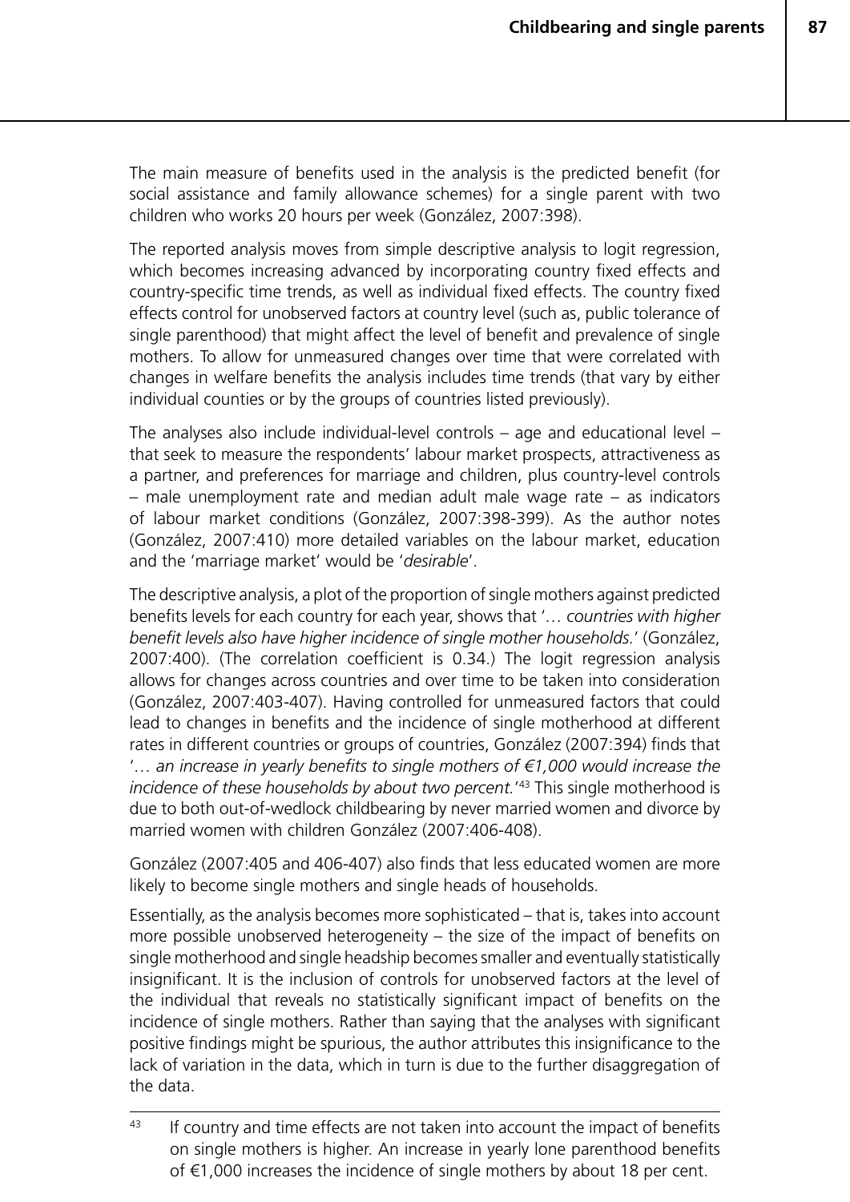The main measure of benefits used in the analysis is the predicted benefit (for social assistance and family allowance schemes) for a single parent with two children who works 20 hours per week (González, 2007:398).

The reported analysis moves from simple descriptive analysis to logit regression, which becomes increasing advanced by incorporating country fixed effects and country-specific time trends, as well as individual fixed effects. The country fixed effects control for unobserved factors at country level (such as, public tolerance of single parenthood) that might affect the level of benefit and prevalence of single mothers. To allow for unmeasured changes over time that were correlated with changes in welfare benefits the analysis includes time trends (that vary by either individual counties or by the groups of countries listed previously).

The analyses also include individual-level controls – age and educational level – that seek to measure the respondents' labour market prospects, attractiveness as a partner, and preferences for marriage and children, plus country-level controls – male unemployment rate and median adult male wage rate – as indicators of labour market conditions (González, 2007:398-399). As the author notes (González, 2007:410) more detailed variables on the labour market, education and the 'marriage market' would be '*desirable*'.

The descriptive analysis, a plot of the proportion of single mothers against predicted benefits levels for each country for each year, shows that '*… countries with higher benefit levels also have higher incidence of single mother households.*' (González, 2007:400). (The correlation coefficient is 0.34.) The logit regression analysis allows for changes across countries and over time to be taken into consideration (González, 2007:403-407). Having controlled for unmeasured factors that could lead to changes in benefits and the incidence of single motherhood at different rates in different countries or groups of countries, González (2007:394) finds that '*… an increase in yearly benefits to single mothers of €1,000 would increase the incidence of these households by about two percent.*'[43] This single motherhood is due to both out-of-wedlock childbearing by never married women and divorce by married women with children González (2007:406-408).

González (2007:405 and 406-407) also finds that less educated women are more likely to become single mothers and single heads of households.

Essentially, as the analysis becomes more sophisticated – that is, takes into account more possible unobserved heterogeneity – the size of the impact of benefits on single motherhood and single headship becomes smaller and eventually statistically insignificant. It is the inclusion of controls for unobserved factors at the level of the individual that reveals no statistically significant impact of benefits on the incidence of single mothers. Rather than saying that the analyses with significant positive findings might be spurious, the author attributes this insignificance to the lack of variation in the data, which in turn is due to the further disaggregation of the data.

---

[43] If country and time effects are not taken into account the impact of benefits on single mothers is higher. An increase in yearly lone parenthood benefits of €1,000 increases the incidence of single mothers by about 18 per cent.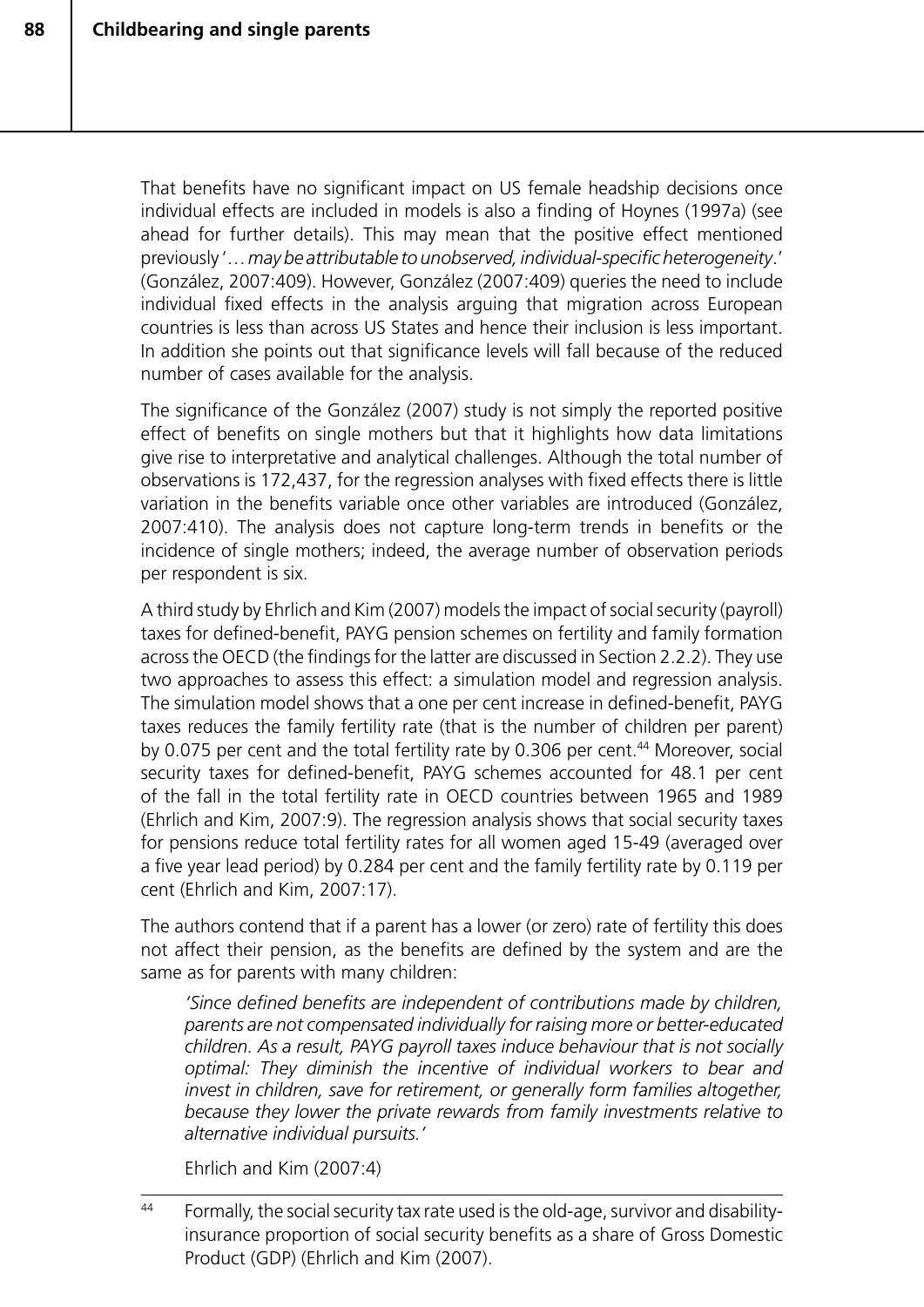That benefits have no significant impact on US female headship decisions once individual effects are included in models is also a finding of Hoynes (1997a) (see ahead for further details). This may mean that the positive effect mentioned previously '*… may be attributable to unobserved, individual-specific heterogeneity*.' (González, 2007:409). However, González (2007:409) queries the need to include individual fixed effects in the analysis arguing that migration across European countries is less than across US States and hence their inclusion is less important. In addition she points out that significance levels will fall because of the reduced number of cases available for the analysis.

The significance of the González (2007) study is not simply the reported positive effect of benefits on single mothers but that it highlights how data limitations give rise to interpretative and analytical challenges. Although the total number of observations is 172,437, for the regression analyses with fixed effects there is little variation in the benefits variable once other variables are introduced (González, 2007:410). The analysis does not capture long-term trends in benefits or the incidence of single mothers; indeed, the average number of observation periods per respondent is six.

A third study by Ehrlich and Kim (2007) models the impact of social security (payroll) taxes for defined-benefit, PAYG pension schemes on fertility and family formation across the OECD (the findings for the latter are discussed in Section 2.2.2). They use two approaches to assess this effect: a simulation model and regression analysis. The simulation model shows that a one per cent increase in defined-benefit, PAYG taxes reduces the family fertility rate (that is the number of children per parent) by 0.075 per cent and the total fertility rate by 0.306 per cent.[44] Moreover, social security taxes for defined-benefit, PAYG schemes accounted for 48.1 per cent of the fall in the total fertility rate in OECD countries between 1965 and 1989 (Ehrlich and Kim, 2007:9). The regression analysis shows that social security taxes for pensions reduce total fertility rates for all women aged 15-49 (averaged over a five year lead period) by 0.284 per cent and the family fertility rate by 0.119 per cent (Ehrlich and Kim, 2007:17).

The authors contend that if a parent has a lower (or zero) rate of fertility this does not affect their pension, as the benefits are defined by the system and are the same as for parents with many children:

> *'Since defined benefits are independent of contributions made by children, parents are not compensated individually for raising more or better-educated children. As a result, PAYG payroll taxes induce behaviour that is not socially optimal: They diminish the incentive of individual workers to bear and invest in children, save for retirement, or generally form families altogether, because they lower the private rewards from family investments relative to alternative individual pursuits.'*
>
> Ehrlich and Kim (2007:4)

---

[44] Formally, the social security tax rate used is the old-age, survivor and disability-insurance proportion of social security benefits as a share of Gross Domestic Product (GDP) (Ehrlich and Kim (2007).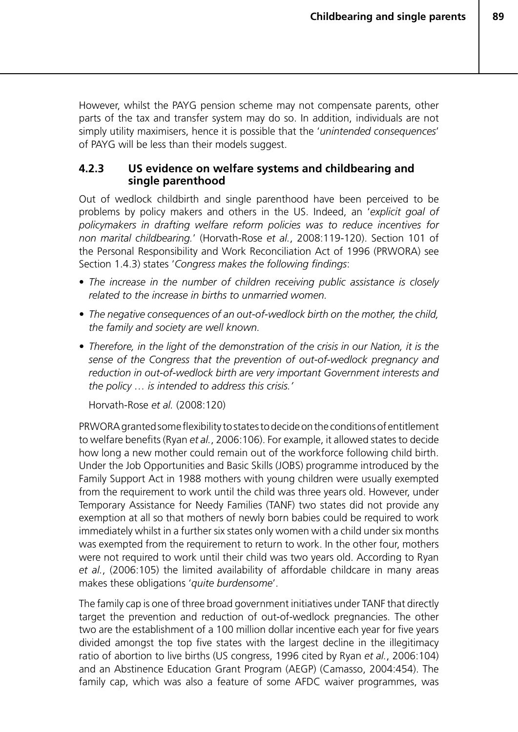However, whilst the PAYG pension scheme may not compensate parents, other parts of the tax and transfer system may do so. In addition, individuals are not simply utility maximisers, hence it is possible that the '*unintended consequences*' of PAYG will be less than their models suggest.

### 4.2.3 US evidence on welfare systems and childbearing and single parenthood

Out of wedlock childbirth and single parenthood have been perceived to be problems by policy makers and others in the US. Indeed, an '*explicit goal of policymakers in drafting welfare reform policies was to reduce incentives for non marital childbearing.*' (Horvath-Rose *et al.*, 2008:119-120). Section 101 of the Personal Responsibility and Work Reconciliation Act of 1996 (PRWORA) see Section 1.4.3) states '*Congress makes the following findings*:

- *The increase in the number of children receiving public assistance is closely related to the increase in births to unmarried women.*
- *The negative consequences of an out-of-wedlock birth on the mother, the child, the family and society are well known.*
- *Therefore, in the light of the demonstration of the crisis in our Nation, it is the sense of the Congress that the prevention of out-of-wedlock pregnancy and reduction in out-of-wedlock birth are very important Government interests and the policy … is intended to address this crisis.'*

Horvath-Rose *et al.* (2008:120)

PRWORA granted some flexibility to states to decide on the conditions of entitlement to welfare benefits (Ryan *et al.*, 2006:106). For example, it allowed states to decide how long a new mother could remain out of the workforce following child birth. Under the Job Opportunities and Basic Skills (JOBS) programme introduced by the Family Support Act in 1988 mothers with young children were usually exempted from the requirement to work until the child was three years old. However, under Temporary Assistance for Needy Families (TANF) two states did not provide any exemption at all so that mothers of newly born babies could be required to work immediately whilst in a further six states only women with a child under six months was exempted from the requirement to return to work. In the other four, mothers were not required to work until their child was two years old. According to Ryan *et al.*, (2006:105) the limited availability of affordable childcare in many areas makes these obligations '*quite burdensome*'.

The family cap is one of three broad government initiatives under TANF that directly target the prevention and reduction of out-of-wedlock pregnancies. The other two are the establishment of a 100 million dollar incentive each year for five years divided amongst the top five states with the largest decline in the illegitimacy ratio of abortion to live births (US congress, 1996 cited by Ryan *et al.*, 2006:104) and an Abstinence Education Grant Program (AEGP) (Camasso, 2004:454). The family cap, which was also a feature of some AFDC waiver programmes, was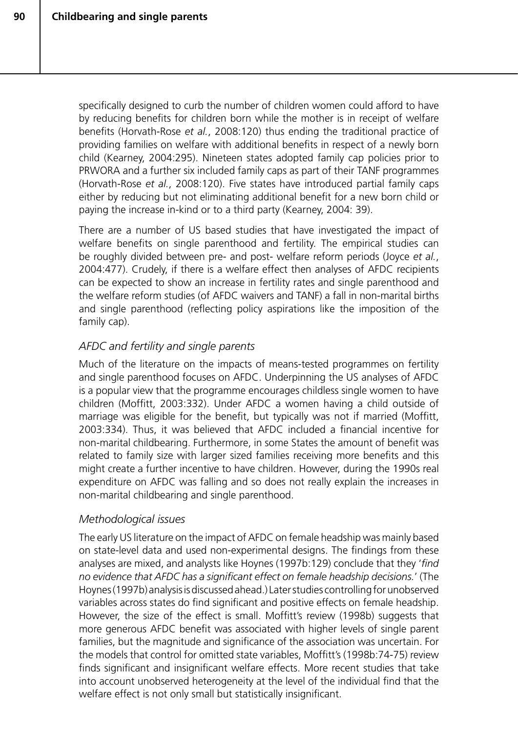specifically designed to curb the number of children women could afford to have by reducing benefits for children born while the mother is in receipt of welfare benefits (Horvath-Rose *et al.*, 2008:120) thus ending the traditional practice of providing families on welfare with additional benefits in respect of a newly born child (Kearney, 2004:295). Nineteen states adopted family cap policies prior to PRWORA and a further six included family caps as part of their TANF programmes (Horvath-Rose *et al.*, 2008:120). Five states have introduced partial family caps either by reducing but not eliminating additional benefit for a new born child or paying the increase in-kind or to a third party (Kearney, 2004: 39).

There are a number of US based studies that have investigated the impact of welfare benefits on single parenthood and fertility. The empirical studies can be roughly divided between pre- and post- welfare reform periods (Joyce *et al.*, 2004:477). Crudely, if there is a welfare effect then analyses of AFDC recipients can be expected to show an increase in fertility rates and single parenthood and the welfare reform studies (of AFDC waivers and TANF) a fall in non-marital births and single parenthood (reflecting policy aspirations like the imposition of the family cap).

### *AFDC and fertility and single parents*

Much of the literature on the impacts of means-tested programmes on fertility and single parenthood focuses on AFDC. Underpinning the US analyses of AFDC is a popular view that the programme encourages childless single women to have children (Moffitt, 2003:332). Under AFDC a women having a child outside of marriage was eligible for the benefit, but typically was not if married (Moffitt, 2003:334). Thus, it was believed that AFDC included a financial incentive for non-marital childbearing. Furthermore, in some States the amount of benefit was related to family size with larger sized families receiving more benefits and this might create a further incentive to have children. However, during the 1990s real expenditure on AFDC was falling and so does not really explain the increases in non-marital childbearing and single parenthood.

### *Methodological issues*

The early US literature on the impact of AFDC on female headship was mainly based on state-level data and used non-experimental designs. The findings from these analyses are mixed, and analysts like Hoynes (1997b:129) conclude that they '*find no evidence that AFDC has a significant effect on female headship decisions.*' (The Hoynes (1997b) analysis is discussed ahead.) Later studies controlling for unobserved variables across states do find significant and positive effects on female headship. However, the size of the effect is small. Moffitt's review (1998b) suggests that more generous AFDC benefit was associated with higher levels of single parent families, but the magnitude and significance of the association was uncertain. For the models that control for omitted state variables, Moffitt's (1998b:74-75) review finds significant and insignificant welfare effects. More recent studies that take into account unobserved heterogeneity at the level of the individual find that the welfare effect is not only small but statistically insignificant.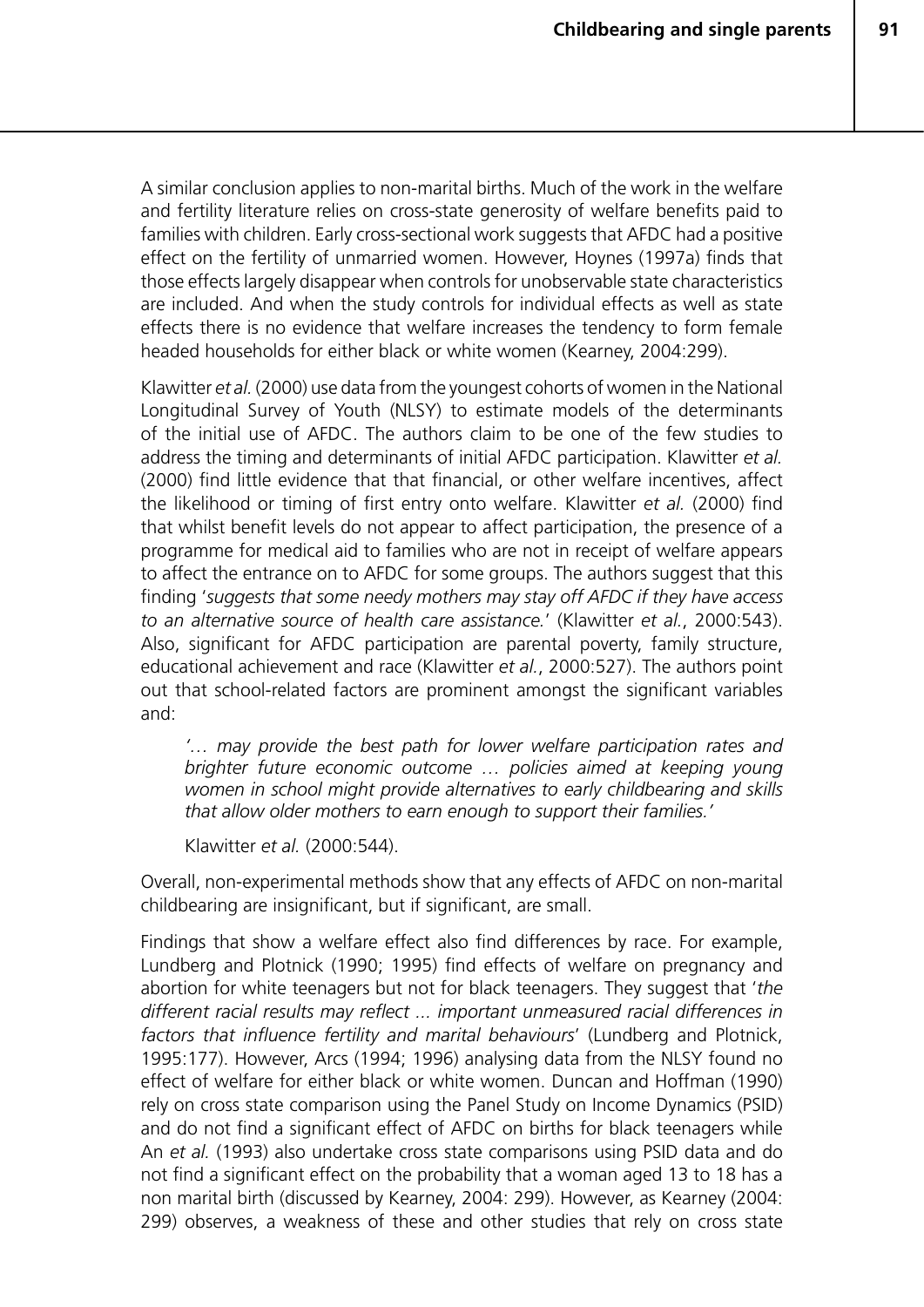A similar conclusion applies to non-marital births. Much of the work in the welfare and fertility literature relies on cross-state generosity of welfare benefits paid to families with children. Early cross-sectional work suggests that AFDC had a positive effect on the fertility of unmarried women. However, Hoynes (1997a) finds that those effects largely disappear when controls for unobservable state characteristics are included. And when the study controls for individual effects as well as state effects there is no evidence that welfare increases the tendency to form female headed households for either black or white women (Kearney, 2004:299).

Klawitter *et al.* (2000) use data from the youngest cohorts of women in the National Longitudinal Survey of Youth (NLSY) to estimate models of the determinants of the initial use of AFDC. The authors claim to be one of the few studies to address the timing and determinants of initial AFDC participation. Klawitter *et al.* (2000) find little evidence that that financial, or other welfare incentives, affect the likelihood or timing of first entry onto welfare. Klawitter *et al.* (2000) find that whilst benefit levels do not appear to affect participation, the presence of a programme for medical aid to families who are not in receipt of welfare appears to affect the entrance on to AFDC for some groups. The authors suggest that this finding '*suggests that some needy mothers may stay off AFDC if they have access to an alternative source of health care assistance.*' (Klawitter *et al.*, 2000:543). Also, significant for AFDC participation are parental poverty, family structure, educational achievement and race (Klawitter *et al.*, 2000:527). The authors point out that school-related factors are prominent amongst the significant variables and:

> *'… may provide the best path for lower welfare participation rates and brighter future economic outcome … policies aimed at keeping young women in school might provide alternatives to early childbearing and skills that allow older mothers to earn enough to support their families.'*
>
> Klawitter *et al.* (2000:544).

Overall, non-experimental methods show that any effects of AFDC on non-marital childbearing are insignificant, but if significant, are small.

Findings that show a welfare effect also find differences by race. For example, Lundberg and Plotnick (1990; 1995) find effects of welfare on pregnancy and abortion for white teenagers but not for black teenagers. They suggest that '*the different racial results may reflect ... important unmeasured racial differences in factors that influence fertility and marital behaviours*' (Lundberg and Plotnick, 1995:177). However, Arcs (1994; 1996) analysing data from the NLSY found no effect of welfare for either black or white women. Duncan and Hoffman (1990) rely on cross state comparison using the Panel Study on Income Dynamics (PSID) and do not find a significant effect of AFDC on births for black teenagers while An *et al.* (1993) also undertake cross state comparisons using PSID data and do not find a significant effect on the probability that a woman aged 13 to 18 has a non marital birth (discussed by Kearney, 2004: 299). However, as Kearney (2004: 299) observes, a weakness of these and other studies that rely on cross state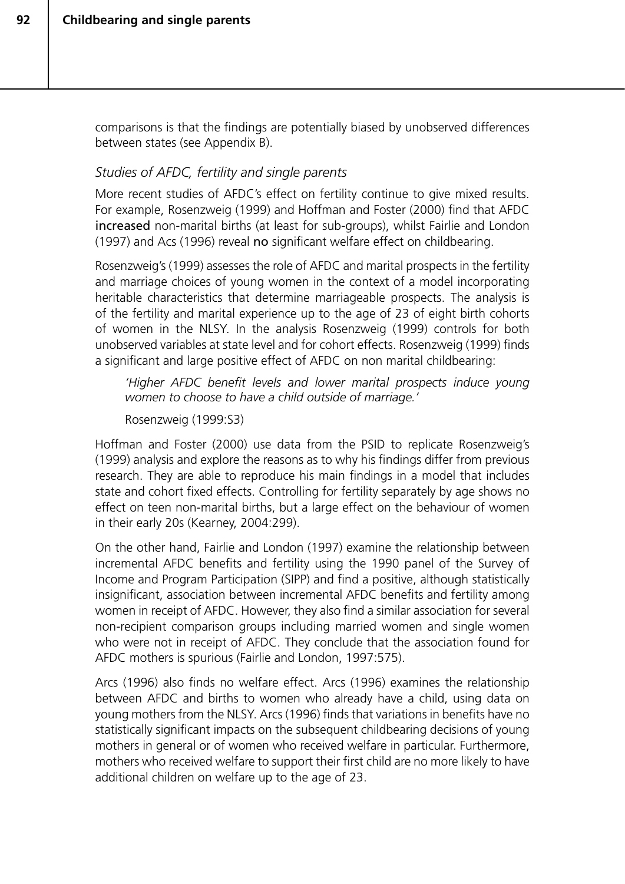comparisons is that the findings are potentially biased by unobserved differences between states (see Appendix B).

### *Studies of AFDC, fertility and single parents*

More recent studies of AFDC's effect on fertility continue to give mixed results. For example, Rosenzweig (1999) and Hoffman and Foster (2000) find that AFDC **increased** non-marital births (at least for sub-groups), whilst Fairlie and London (1997) and Acs (1996) reveal **no** significant welfare effect on childbearing.

Rosenzweig's (1999) assesses the role of AFDC and marital prospects in the fertility and marriage choices of young women in the context of a model incorporating heritable characteristics that determine marriageable prospects. The analysis is of the fertility and marital experience up to the age of 23 of eight birth cohorts of women in the NLSY. In the analysis Rosenzweig (1999) controls for both unobserved variables at state level and for cohort effects. Rosenzweig (1999) finds a significant and large positive effect of AFDC on non marital childbearing:

> *'Higher AFDC benefit levels and lower marital prospects induce young women to choose to have a child outside of marriage.'*
>
> Rosenzweig (1999:S3)

Hoffman and Foster (2000) use data from the PSID to replicate Rosenzweig's (1999) analysis and explore the reasons as to why his findings differ from previous research. They are able to reproduce his main findings in a model that includes state and cohort fixed effects. Controlling for fertility separately by age shows no effect on teen non-marital births, but a large effect on the behaviour of women in their early 20s (Kearney, 2004:299).

On the other hand, Fairlie and London (1997) examine the relationship between incremental AFDC benefits and fertility using the 1990 panel of the Survey of Income and Program Participation (SIPP) and find a positive, although statistically insignificant, association between incremental AFDC benefits and fertility among women in receipt of AFDC. However, they also find a similar association for several non-recipient comparison groups including married women and single women who were not in receipt of AFDC. They conclude that the association found for AFDC mothers is spurious (Fairlie and London, 1997:575).

Arcs (1996) also finds no welfare effect. Arcs (1996) examines the relationship between AFDC and births to women who already have a child, using data on young mothers from the NLSY. Arcs (1996) finds that variations in benefits have no statistically significant impacts on the subsequent childbearing decisions of young mothers in general or of women who received welfare in particular. Furthermore, mothers who received welfare to support their first child are no more likely to have additional children on welfare up to the age of 23.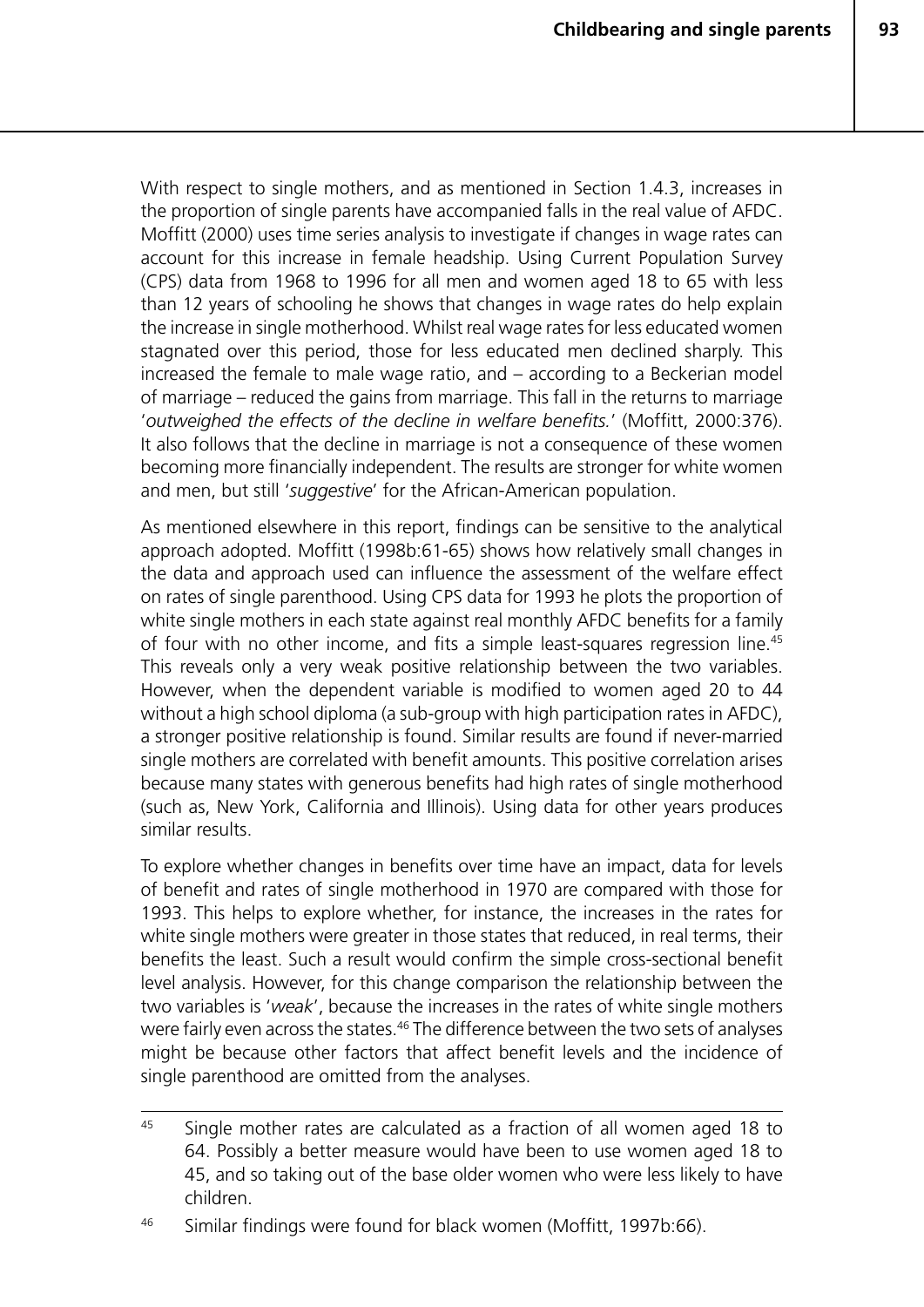With respect to single mothers, and as mentioned in Section 1.4.3, increases in the proportion of single parents have accompanied falls in the real value of AFDC. Moffitt (2000) uses time series analysis to investigate if changes in wage rates can account for this increase in female headship. Using Current Population Survey (CPS) data from 1968 to 1996 for all men and women aged 18 to 65 with less than 12 years of schooling he shows that changes in wage rates do help explain the increase in single motherhood. Whilst real wage rates for less educated women stagnated over this period, those for less educated men declined sharply. This increased the female to male wage ratio, and – according to a Beckerian model of marriage – reduced the gains from marriage. This fall in the returns to marriage '*outweighed the effects of the decline in welfare benefits.*' (Moffitt, 2000:376). It also follows that the decline in marriage is not a consequence of these women becoming more financially independent. The results are stronger for white women and men, but still '*suggestive*' for the African-American population.

As mentioned elsewhere in this report, findings can be sensitive to the analytical approach adopted. Moffitt (1998b:61-65) shows how relatively small changes in the data and approach used can influence the assessment of the welfare effect on rates of single parenthood. Using CPS data for 1993 he plots the proportion of white single mothers in each state against real monthly AFDC benefits for a family of four with no other income, and fits a simple least-squares regression line.[45] This reveals only a very weak positive relationship between the two variables. However, when the dependent variable is modified to women aged 20 to 44 without a high school diploma (a sub-group with high participation rates in AFDC), a stronger positive relationship is found. Similar results are found if never-married single mothers are correlated with benefit amounts. This positive correlation arises because many states with generous benefits had high rates of single motherhood (such as, New York, California and Illinois). Using data for other years produces similar results.

To explore whether changes in benefits over time have an impact, data for levels of benefit and rates of single motherhood in 1970 are compared with those for 1993. This helps to explore whether, for instance, the increases in the rates for white single mothers were greater in those states that reduced, in real terms, their benefits the least. Such a result would confirm the simple cross-sectional benefit level analysis. However, for this change comparison the relationship between the two variables is '*weak*', because the increases in the rates of white single mothers were fairly even across the states.[46] The difference between the two sets of analyses might be because other factors that affect benefit levels and the incidence of single parenthood are omitted from the analyses.

---

[45] Single mother rates are calculated as a fraction of all women aged 18 to 64. Possibly a better measure would have been to use women aged 18 to 45, and so taking out of the base older women who were less likely to have children.

[46] Similar findings were found for black women (Moffitt, 1997b:66).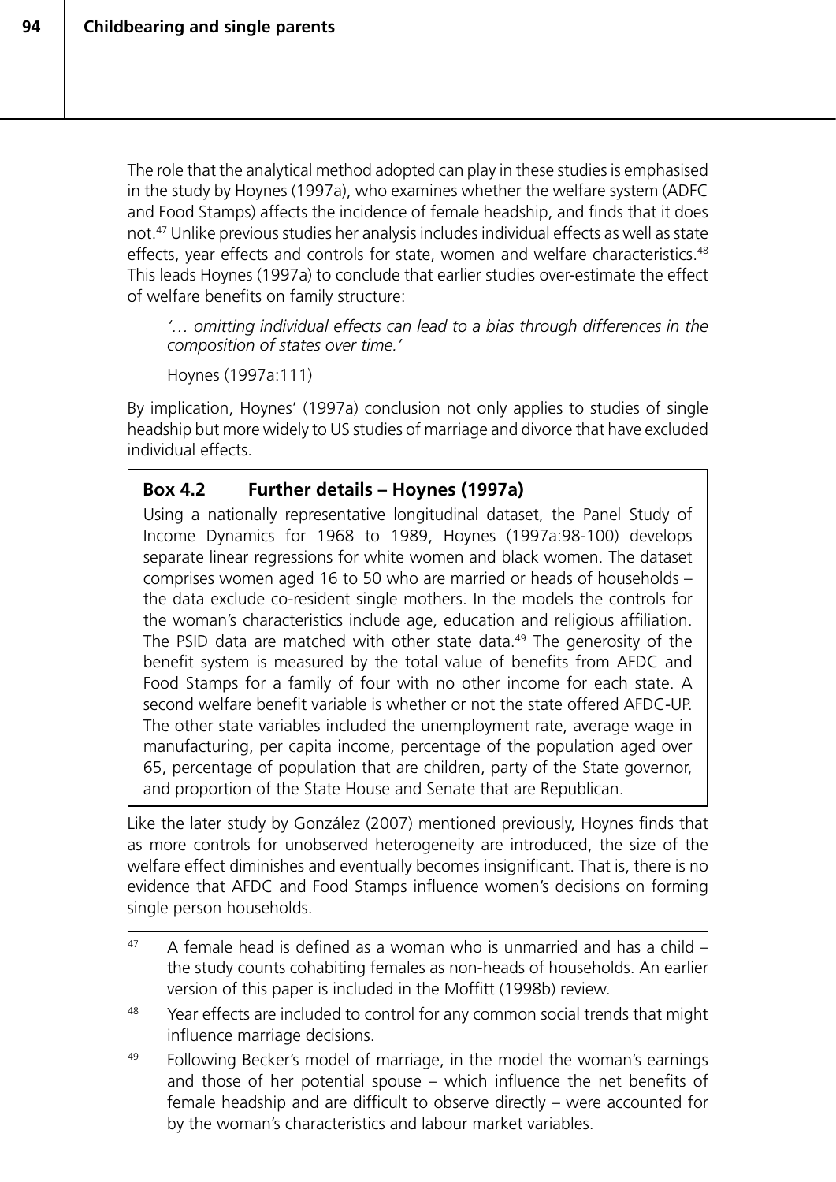The role that the analytical method adopted can play in these studies is emphasised in the study by Hoynes (1997a), who examines whether the welfare system (ADFC and Food Stamps) affects the incidence of female headship, and finds that it does not.[47] Unlike previous studies her analysis includes individual effects as well as state effects, year effects and controls for state, women and welfare characteristics.[48] This leads Hoynes (1997a) to conclude that earlier studies over-estimate the effect of welfare benefits on family structure:

> *'… omitting individual effects can lead to a bias through differences in the composition of states over time.'*
>
> Hoynes (1997a:111)

By implication, Hoynes' (1997a) conclusion not only applies to studies of single headship but more widely to US studies of marriage and divorce that have excluded individual effects.

> **Box 4.2 Further details – Hoynes (1997a)**
>
> Using a nationally representative longitudinal dataset, the Panel Study of Income Dynamics for 1968 to 1989, Hoynes (1997a:98-100) develops separate linear regressions for white women and black women. The dataset comprises women aged 16 to 50 who are married or heads of households – the data exclude co-resident single mothers. In the models the controls for the woman's characteristics include age, education and religious affiliation. The PSID data are matched with other state data.[49] The generosity of the benefit system is measured by the total value of benefits from AFDC and Food Stamps for a family of four with no other income for each state. A second welfare benefit variable is whether or not the state offered AFDC-UP. The other state variables included the unemployment rate, average wage in manufacturing, per capita income, percentage of the population aged over 65, percentage of population that are children, party of the State governor, and proportion of the State House and Senate that are Republican.

Like the later study by González (2007) mentioned previously, Hoynes finds that as more controls for unobserved heterogeneity are introduced, the size of the welfare effect diminishes and eventually becomes insignificant. That is, there is no evidence that AFDC and Food Stamps influence women's decisions on forming single person households.

---

[47] A female head is defined as a woman who is unmarried and has a child – the study counts cohabiting females as non-heads of households. An earlier version of this paper is included in the Moffitt (1998b) review.

[48] Year effects are included to control for any common social trends that might influence marriage decisions.

[49] Following Becker's model of marriage, in the model the woman's earnings and those of her potential spouse – which influence the net benefits of female headship and are difficult to observe directly – were accounted for by the woman's characteristics and labour market variables.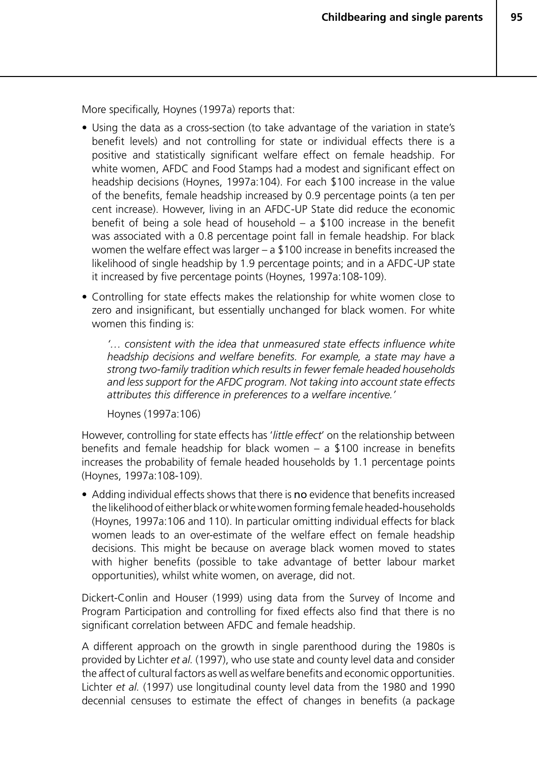More specifically, Hoynes (1997a) reports that:

- Using the data as a cross-section (to take advantage of the variation in state's benefit levels) and not controlling for state or individual effects there is a positive and statistically significant welfare effect on female headship. For white women, AFDC and Food Stamps had a modest and significant effect on headship decisions (Hoynes, 1997a:104). For each \$100 increase in the value of the benefits, female headship increased by 0.9 percentage points (a ten per cent increase). However, living in an AFDC-UP State did reduce the economic benefit of being a sole head of household – a \$100 increase in the benefit was associated with a 0.8 percentage point fall in female headship. For black women the welfare effect was larger – a \$100 increase in benefits increased the likelihood of single headship by 1.9 percentage points; and in a AFDC-UP state it increased by five percentage points (Hoynes, 1997a:108-109).

- Controlling for state effects makes the relationship for white women close to zero and insignificant, but essentially unchanged for black women. For white women this finding is:

  > *'… consistent with the idea that unmeasured state effects influence white headship decisions and welfare benefits. For example, a state may have a strong two-family tradition which results in fewer female headed households and less support for the AFDC program. Not taking into account state effects attributes this difference in preferences to a welfare incentive.'*
  >
  > Hoynes (1997a:106)

However, controlling for state effects has '*little effect*' on the relationship between benefits and female headship for black women – a \$100 increase in benefits increases the probability of female headed households by 1.1 percentage points (Hoynes, 1997a:108-109).

- Adding individual effects shows that there is **no** evidence that benefits increased the likelihood of either black or white women forming female headed-households (Hoynes, 1997a:106 and 110). In particular omitting individual effects for black women leads to an over-estimate of the welfare effect on female headship decisions. This might be because on average black women moved to states with higher benefits (possible to take advantage of better labour market opportunities), whilst white women, on average, did not.

Dickert-Conlin and Houser (1999) using data from the Survey of Income and Program Participation and controlling for fixed effects also find that there is no significant correlation between AFDC and female headship.

A different approach on the growth in single parenthood during the 1980s is provided by Lichter *et al.* (1997), who use state and county level data and consider the affect of cultural factors as well as welfare benefits and economic opportunities. Lichter *et al.* (1997) use longitudinal county level data from the 1980 and 1990 decennial censuses to estimate the effect of changes in benefits (a package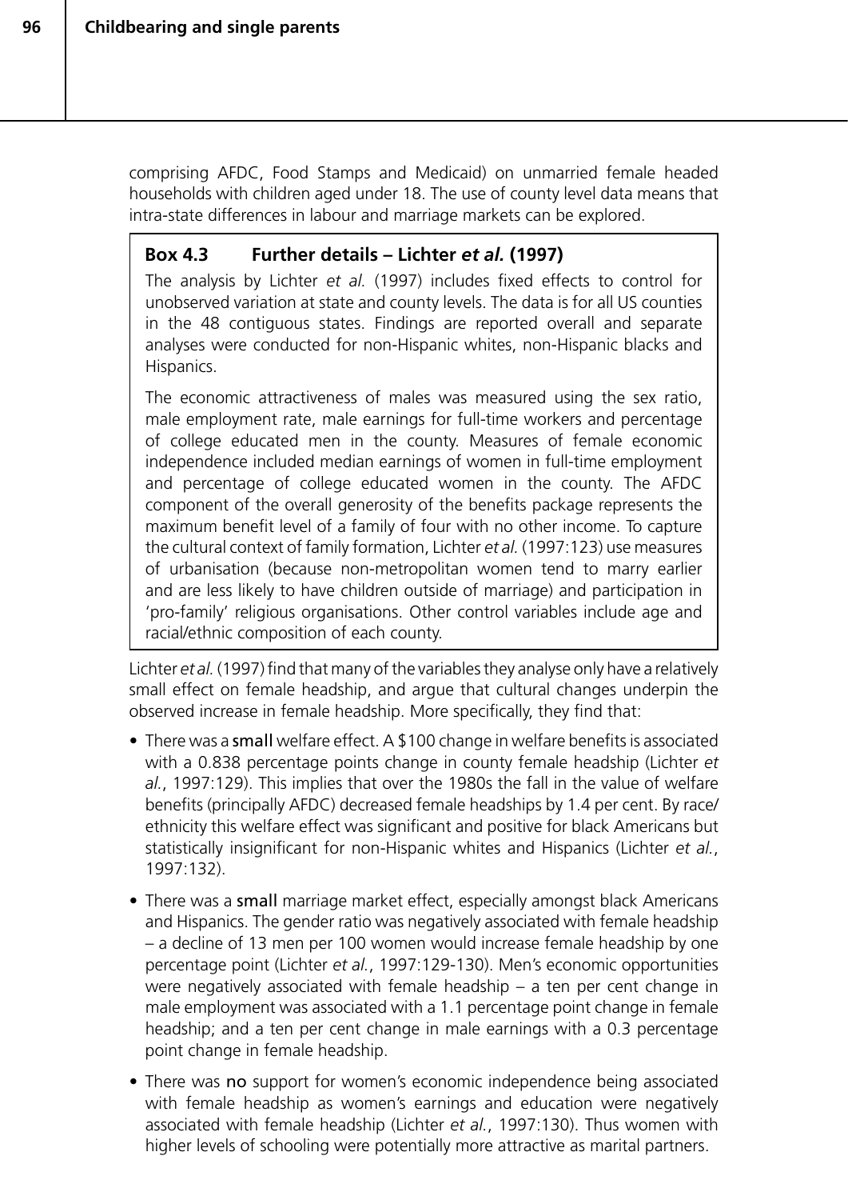comprising AFDC, Food Stamps and Medicaid) on unmarried female headed households with children aged under 18. The use of county level data means that intra-state differences in labour and marriage markets can be explored.

> **Box 4.3 Further details – Lichter *et al.* (1997)**
>
> The analysis by Lichter *et al.* (1997) includes fixed effects to control for unobserved variation at state and county levels. The data is for all US counties in the 48 contiguous states. Findings are reported overall and separate analyses were conducted for non-Hispanic whites, non-Hispanic blacks and Hispanics.
>
> The economic attractiveness of males was measured using the sex ratio, male employment rate, male earnings for full-time workers and percentage of college educated men in the county. Measures of female economic independence included median earnings of women in full-time employment and percentage of college educated women in the county. The AFDC component of the overall generosity of the benefits package represents the maximum benefit level of a family of four with no other income. To capture the cultural context of family formation, Lichter *et al.* (1997:123) use measures of urbanisation (because non-metropolitan women tend to marry earlier and are less likely to have children outside of marriage) and participation in 'pro-family' religious organisations. Other control variables include age and racial/ethnic composition of each county.

Lichter *et al.* (1997) find that many of the variables they analyse only have a relatively small effect on female headship, and argue that cultural changes underpin the observed increase in female headship. More specifically, they find that:

- There was a small welfare effect. A $100 change in welfare benefits is associated with a 0.838 percentage points change in county female headship (Lichter *et al.*, 1997:129). This implies that over the 1980s the fall in the value of welfare benefits (principally AFDC) decreased female headships by 1.4 per cent. By race/ ethnicity this welfare effect was significant and positive for black Americans but statistically insignificant for non-Hispanic whites and Hispanics (Lichter *et al.*, 1997:132).
- There was a small marriage market effect, especially amongst black Americans and Hispanics. The gender ratio was negatively associated with female headship – a decline of 13 men per 100 women would increase female headship by one percentage point (Lichter *et al.*, 1997:129-130). Men's economic opportunities were negatively associated with female headship – a ten per cent change in male employment was associated with a 1.1 percentage point change in female headship; and a ten per cent change in male earnings with a 0.3 percentage point change in female headship.
- There was no support for women's economic independence being associated with female headship as women's earnings and education were negatively associated with female headship (Lichter *et al.*, 1997:130). Thus women with higher levels of schooling were potentially more attractive as marital partners.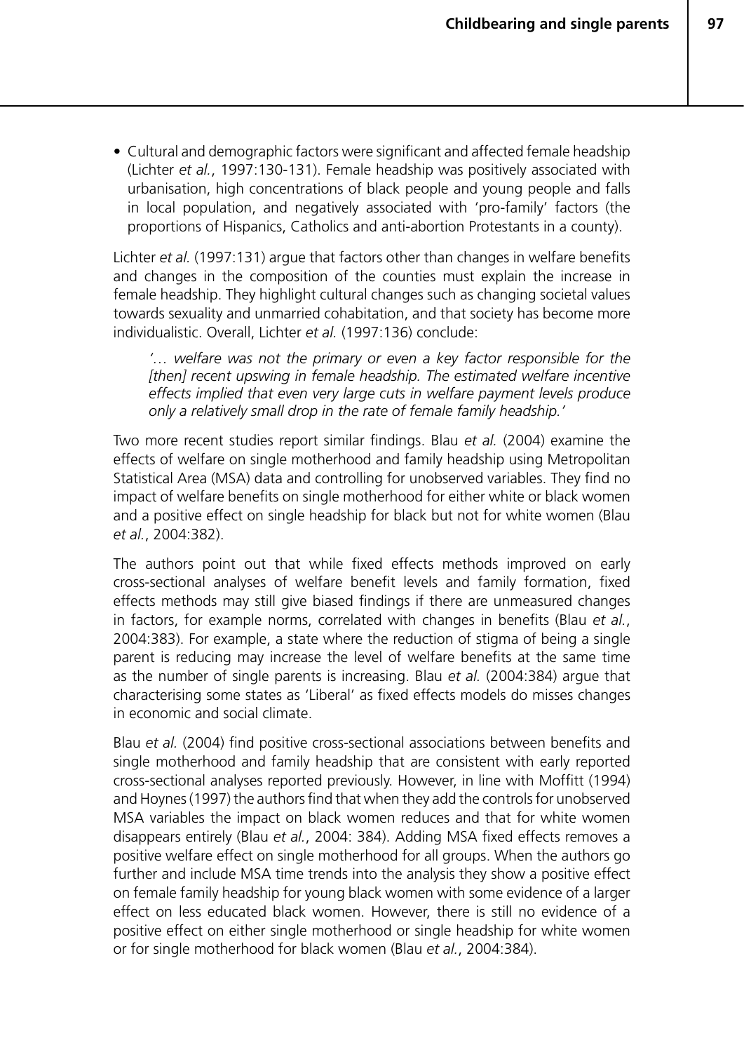- Cultural and demographic factors were significant and affected female headship (Lichter *et al.*, 1997:130-131). Female headship was positively associated with urbanisation, high concentrations of black people and young people and falls in local population, and negatively associated with 'pro-family' factors (the proportions of Hispanics, Catholics and anti-abortion Protestants in a county).

Lichter *et al.* (1997:131) argue that factors other than changes in welfare benefits and changes in the composition of the counties must explain the increase in female headship. They highlight cultural changes such as changing societal values towards sexuality and unmarried cohabitation, and that society has become more individualistic. Overall, Lichter *et al.* (1997:136) conclude:

> *'… welfare was not the primary or even a key factor responsible for the [then] recent upswing in female headship. The estimated welfare incentive effects implied that even very large cuts in welfare payment levels produce only a relatively small drop in the rate of female family headship.'*

Two more recent studies report similar findings. Blau *et al.* (2004) examine the effects of welfare on single motherhood and family headship using Metropolitan Statistical Area (MSA) data and controlling for unobserved variables. They find no impact of welfare benefits on single motherhood for either white or black women and a positive effect on single headship for black but not for white women (Blau *et al.*, 2004:382).

The authors point out that while fixed effects methods improved on early cross-sectional analyses of welfare benefit levels and family formation, fixed effects methods may still give biased findings if there are unmeasured changes in factors, for example norms, correlated with changes in benefits (Blau *et al.*, 2004:383). For example, a state where the reduction of stigma of being a single parent is reducing may increase the level of welfare benefits at the same time as the number of single parents is increasing. Blau *et al.* (2004:384) argue that characterising some states as 'Liberal' as fixed effects models do misses changes in economic and social climate.

Blau *et al.* (2004) find positive cross-sectional associations between benefits and single motherhood and family headship that are consistent with early reported cross-sectional analyses reported previously. However, in line with Moffitt (1994) and Hoynes (1997) the authors find that when they add the controls for unobserved MSA variables the impact on black women reduces and that for white women disappears entirely (Blau *et al.*, 2004: 384). Adding MSA fixed effects removes a positive welfare effect on single motherhood for all groups. When the authors go further and include MSA time trends into the analysis they show a positive effect on female family headship for young black women with some evidence of a larger effect on less educated black women. However, there is still no evidence of a positive effect on either single motherhood or single headship for white women or for single motherhood for black women (Blau *et al.*, 2004:384).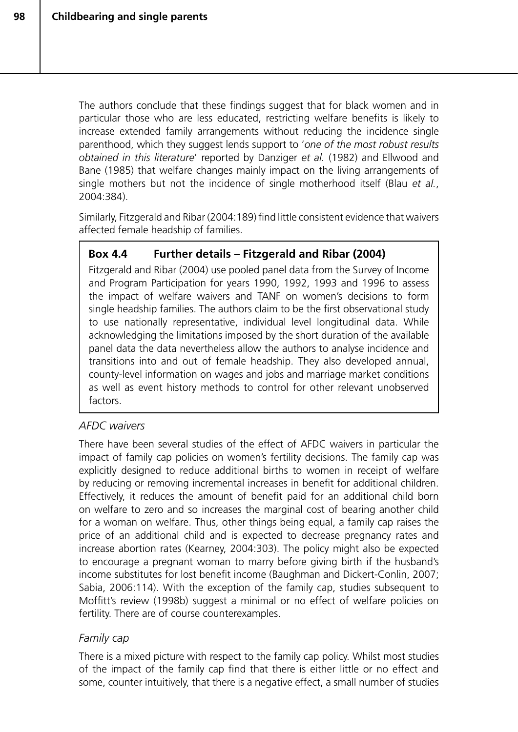The authors conclude that these findings suggest that for black women and in particular those who are less educated, restricting welfare benefits is likely to increase extended family arrangements without reducing the incidence single parenthood, which they suggest lends support to '*one of the most robust results obtained in this literature*' reported by Danziger *et al.* (1982) and Ellwood and Bane (1985) that welfare changes mainly impact on the living arrangements of single mothers but not the incidence of single motherhood itself (Blau *et al.*, 2004:384).

Similarly, Fitzgerald and Ribar (2004:189) find little consistent evidence that waivers affected female headship of families.

> **Box 4.4 Further details – Fitzgerald and Ribar (2004)**
>
> Fitzgerald and Ribar (2004) use pooled panel data from the Survey of Income and Program Participation for years 1990, 1992, 1993 and 1996 to assess the impact of welfare waivers and TANF on women's decisions to form single headship families. The authors claim to be the first observational study to use nationally representative, individual level longitudinal data. While acknowledging the limitations imposed by the short duration of the available panel data the data nevertheless allow the authors to analyse incidence and transitions into and out of female headship. They also developed annual, county-level information on wages and jobs and marriage market conditions as well as event history methods to control for other relevant unobserved factors.

*AFDC waivers*

There have been several studies of the effect of AFDC waivers in particular the impact of family cap policies on women's fertility decisions. The family cap was explicitly designed to reduce additional births to women in receipt of welfare by reducing or removing incremental increases in benefit for additional children. Effectively, it reduces the amount of benefit paid for an additional child born on welfare to zero and so increases the marginal cost of bearing another child for a woman on welfare. Thus, other things being equal, a family cap raises the price of an additional child and is expected to decrease pregnancy rates and increase abortion rates (Kearney, 2004:303). The policy might also be expected to encourage a pregnant woman to marry before giving birth if the husband's income substitutes for lost benefit income (Baughman and Dickert-Conlin, 2007; Sabia, 2006:114). With the exception of the family cap, studies subsequent to Moffitt's review (1998b) suggest a minimal or no effect of welfare policies on fertility. There are of course counterexamples.

*Family cap*

There is a mixed picture with respect to the family cap policy. Whilst most studies of the impact of the family cap find that there is either little or no effect and some, counter intuitively, that there is a negative effect, a small number of studies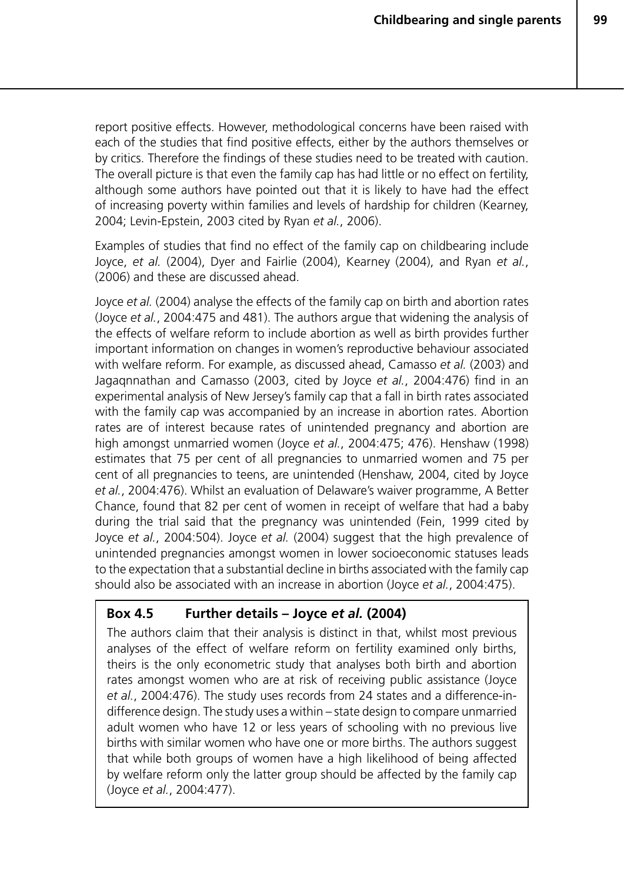report positive effects. However, methodological concerns have been raised with each of the studies that find positive effects, either by the authors themselves or by critics. Therefore the findings of these studies need to be treated with caution. The overall picture is that even the family cap has had little or no effect on fertility, although some authors have pointed out that it is likely to have had the effect of increasing poverty within families and levels of hardship for children (Kearney, 2004; Levin-Epstein, 2003 cited by Ryan *et al.*, 2006).

Examples of studies that find no effect of the family cap on childbearing include Joyce, *et al.* (2004), Dyer and Fairlie (2004), Kearney (2004), and Ryan *et al.*, (2006) and these are discussed ahead.

Joyce *et al.* (2004) analyse the effects of the family cap on birth and abortion rates (Joyce *et al.*, 2004:475 and 481). The authors argue that widening the analysis of the effects of welfare reform to include abortion as well as birth provides further important information on changes in women's reproductive behaviour associated with welfare reform. For example, as discussed ahead, Camasso *et al.* (2003) and Jagaqnnathan and Camasso (2003, cited by Joyce *et al.*, 2004:476) find in an experimental analysis of New Jersey's family cap that a fall in birth rates associated with the family cap was accompanied by an increase in abortion rates. Abortion rates are of interest because rates of unintended pregnancy and abortion are high amongst unmarried women (Joyce *et al.*, 2004:475; 476). Henshaw (1998) estimates that 75 per cent of all pregnancies to unmarried women and 75 per cent of all pregnancies to teens, are unintended (Henshaw, 2004, cited by Joyce *et al.*, 2004:476). Whilst an evaluation of Delaware's waiver programme, A Better Chance, found that 82 per cent of women in receipt of welfare that had a baby during the trial said that the pregnancy was unintended (Fein, 1999 cited by Joyce *et al.*, 2004:504). Joyce *et al.* (2004) suggest that the high prevalence of unintended pregnancies amongst women in lower socioeconomic statuses leads to the expectation that a substantial decline in births associated with the family cap should also be associated with an increase in abortion (Joyce *et al.*, 2004:475).

**Box 4.5 Further details – Joyce *et al.* (2004)**

The authors claim that their analysis is distinct in that, whilst most previous analyses of the effect of welfare reform on fertility examined only births, theirs is the only econometric study that analyses both birth and abortion rates amongst women who are at risk of receiving public assistance (Joyce *et al.*, 2004:476). The study uses records from 24 states and a difference-in-difference design. The study uses a within – state design to compare unmarried adult women who have 12 or less years of schooling with no previous live births with similar women who have one or more births. The authors suggest that while both groups of women have a high likelihood of being affected by welfare reform only the latter group should be affected by the family cap (Joyce *et al.*, 2004:477).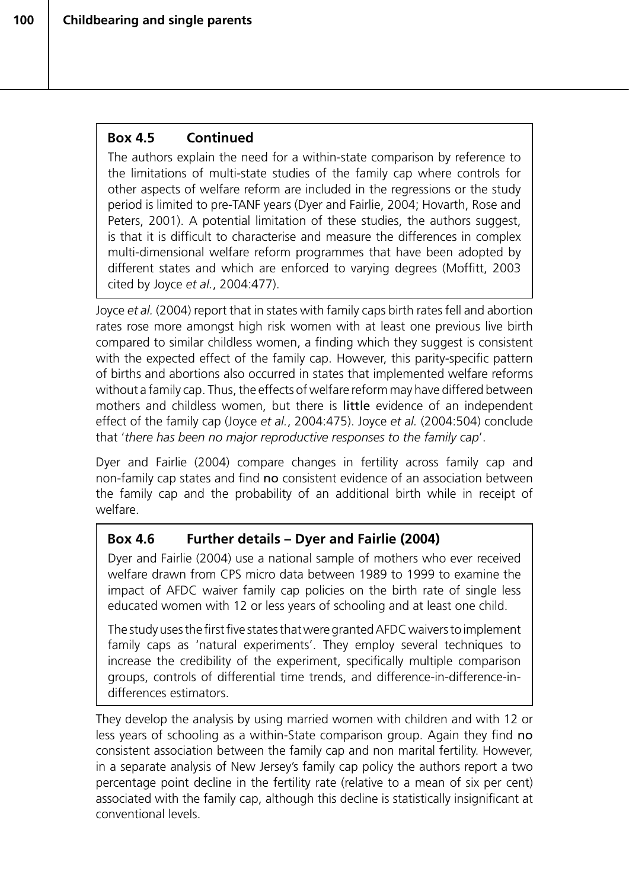**Box 4.5 Continued**

The authors explain the need for a within-state comparison by reference to the limitations of multi-state studies of the family cap where controls for other aspects of welfare reform are included in the regressions or the study period is limited to pre-TANF years (Dyer and Fairlie, 2004; Hovarth, Rose and Peters, 2001). A potential limitation of these studies, the authors suggest, is that it is difficult to characterise and measure the differences in complex multi-dimensional welfare reform programmes that have been adopted by different states and which are enforced to varying degrees (Moffitt, 2003 cited by Joyce *et al.*, 2004:477).

Joyce *et al.* (2004) report that in states with family caps birth rates fell and abortion rates rose more amongst high risk women with at least one previous live birth compared to similar childless women, a finding which they suggest is consistent with the expected effect of the family cap. However, this parity-specific pattern of births and abortions also occurred in states that implemented welfare reforms without a family cap. Thus, the effects of welfare reform may have differed between mothers and childless women, but there is **little** evidence of an independent effect of the family cap (Joyce *et al.*, 2004:475). Joyce *et al.* (2004:504) conclude that '*there has been no major reproductive responses to the family cap*'.

Dyer and Fairlie (2004) compare changes in fertility across family cap and non-family cap states and find **no** consistent evidence of an association between the family cap and the probability of an additional birth while in receipt of welfare.

**Box 4.6 Further details – Dyer and Fairlie (2004)**

Dyer and Fairlie (2004) use a national sample of mothers who ever received welfare drawn from CPS micro data between 1989 to 1999 to examine the impact of AFDC waiver family cap policies on the birth rate of single less educated women with 12 or less years of schooling and at least one child.

The study uses the first five states that were granted AFDC waivers to implement family caps as 'natural experiments'. They employ several techniques to increase the credibility of the experiment, specifically multiple comparison groups, controls of differential time trends, and difference-in-difference-in-differences estimators.

They develop the analysis by using married women with children and with 12 or less years of schooling as a within-State comparison group. Again they find **no** consistent association between the family cap and non marital fertility. However, in a separate analysis of New Jersey's family cap policy the authors report a two percentage point decline in the fertility rate (relative to a mean of six per cent) associated with the family cap, although this decline is statistically insignificant at conventional levels.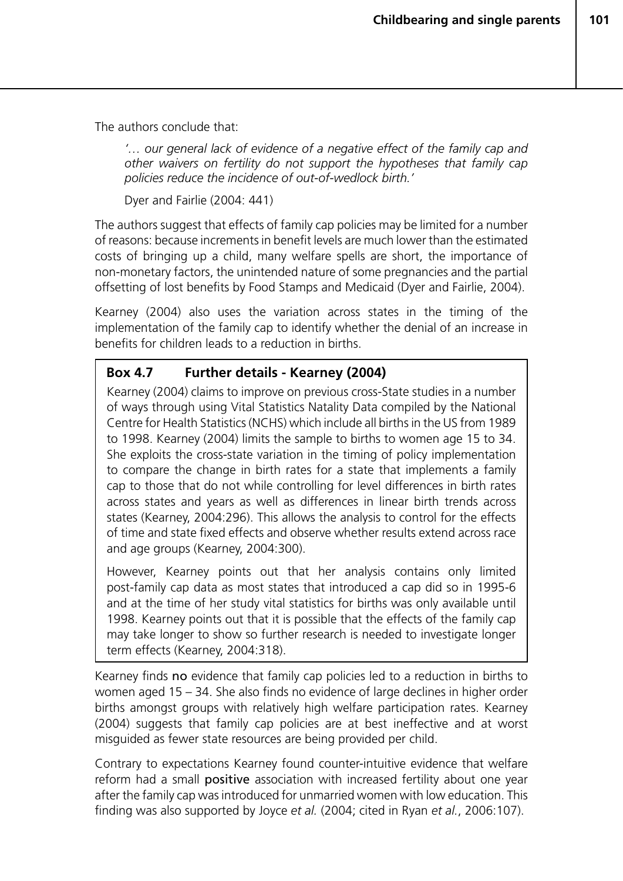The authors conclude that:

> *'… our general lack of evidence of a negative effect of the family cap and other waivers on fertility do not support the hypotheses that family cap policies reduce the incidence of out-of-wedlock birth.'*
>
> Dyer and Fairlie (2004: 441)

The authors suggest that effects of family cap policies may be limited for a number of reasons: because increments in benefit levels are much lower than the estimated costs of bringing up a child, many welfare spells are short, the importance of non-monetary factors, the unintended nature of some pregnancies and the partial offsetting of lost benefits by Food Stamps and Medicaid (Dyer and Fairlie, 2004).

Kearney (2004) also uses the variation across states in the timing of the implementation of the family cap to identify whether the denial of an increase in benefits for children leads to a reduction in births.

**Box 4.7 Further details - Kearney (2004)**

Kearney (2004) claims to improve on previous cross-State studies in a number of ways through using Vital Statistics Natality Data compiled by the National Centre for Health Statistics (NCHS) which include all births in the US from 1989 to 1998. Kearney (2004) limits the sample to births to women age 15 to 34. She exploits the cross-state variation in the timing of policy implementation to compare the change in birth rates for a state that implements a family cap to those that do not while controlling for level differences in birth rates across states and years as well as differences in linear birth trends across states (Kearney, 2004:296). This allows the analysis to control for the effects of time and state fixed effects and observe whether results extend across race and age groups (Kearney, 2004:300).

However, Kearney points out that her analysis contains only limited post-family cap data as most states that introduced a cap did so in 1995-6 and at the time of her study vital statistics for births was only available until 1998. Kearney points out that it is possible that the effects of the family cap may take longer to show so further research is needed to investigate longer term effects (Kearney, 2004:318).

Kearney finds **no** evidence that family cap policies led to a reduction in births to women aged 15 – 34. She also finds no evidence of large declines in higher order births amongst groups with relatively high welfare participation rates. Kearney (2004) suggests that family cap policies are at best ineffective and at worst misguided as fewer state resources are being provided per child.

Contrary to expectations Kearney found counter-intuitive evidence that welfare reform had a small **positive** association with increased fertility about one year after the family cap was introduced for unmarried women with low education. This finding was also supported by Joyce *et al.* (2004; cited in Ryan *et al.*, 2006:107).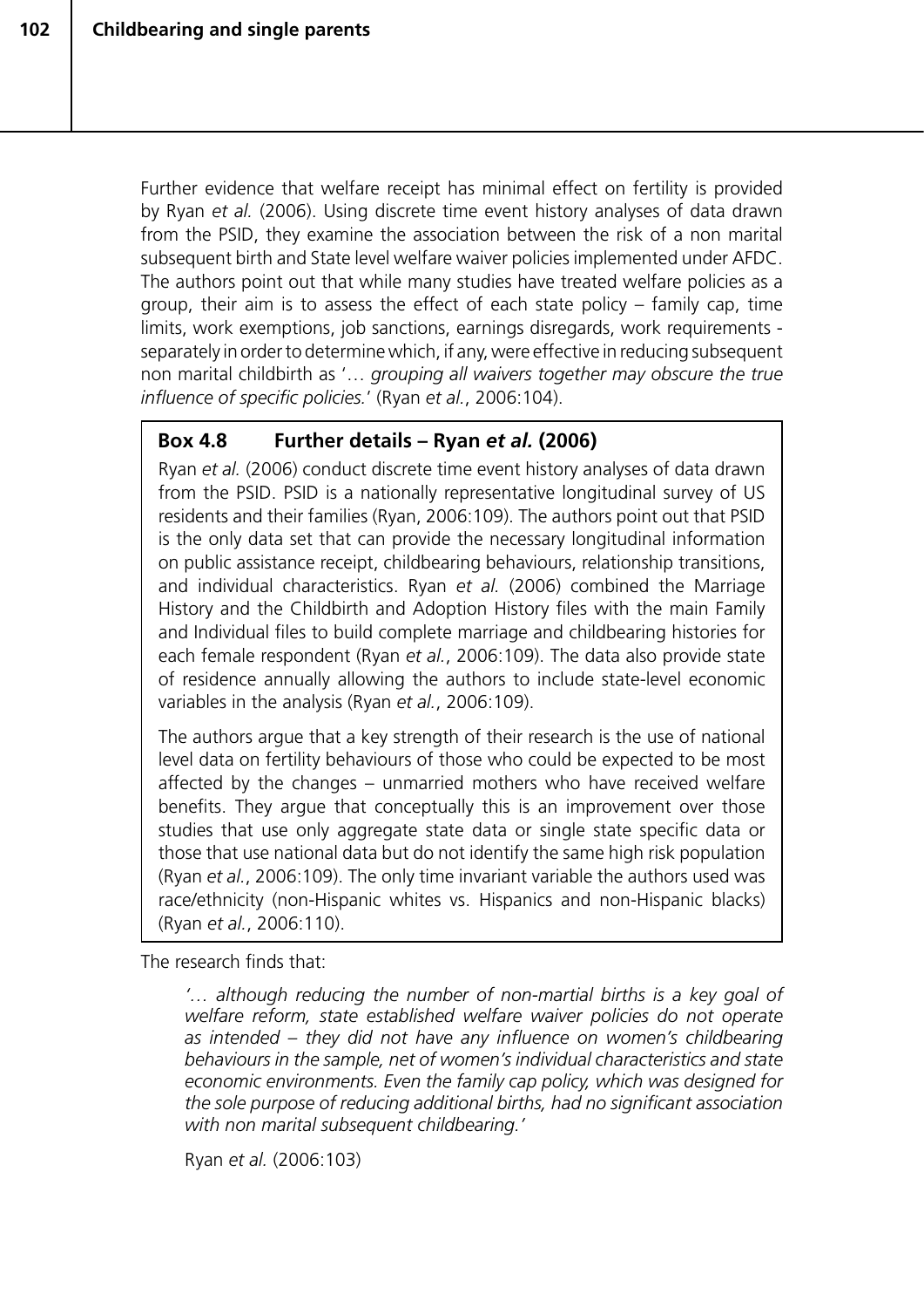Further evidence that welfare receipt has minimal effect on fertility is provided by Ryan *et al.* (2006). Using discrete time event history analyses of data drawn from the PSID, they examine the association between the risk of a non marital subsequent birth and State level welfare waiver policies implemented under AFDC. The authors point out that while many studies have treated welfare policies as a group, their aim is to assess the effect of each state policy – family cap, time limits, work exemptions, job sanctions, earnings disregards, work requirements - separately in order to determine which, if any, were effective in reducing subsequent non marital childbirth as '… *grouping all waivers together may obscure the true influence of specific policies.*' (Ryan *et al.*, 2006:104).

> **Box 4.8 Further details – Ryan *et al.* (2006)**
>
> Ryan *et al.* (2006) conduct discrete time event history analyses of data drawn from the PSID. PSID is a nationally representative longitudinal survey of US residents and their families (Ryan, 2006:109). The authors point out that PSID is the only data set that can provide the necessary longitudinal information on public assistance receipt, childbearing behaviours, relationship transitions, and individual characteristics. Ryan *et al.* (2006) combined the Marriage History and the Childbirth and Adoption History files with the main Family and Individual files to build complete marriage and childbearing histories for each female respondent (Ryan *et al.*, 2006:109). The data also provide state of residence annually allowing the authors to include state-level economic variables in the analysis (Ryan *et al.*, 2006:109).
>
> The authors argue that a key strength of their research is the use of national level data on fertility behaviours of those who could be expected to be most affected by the changes – unmarried mothers who have received welfare benefits. They argue that conceptually this is an improvement over those studies that use only aggregate state data or single state specific data or those that use national data but do not identify the same high risk population (Ryan *et al.*, 2006:109). The only time invariant variable the authors used was race/ethnicity (non-Hispanic whites vs. Hispanics and non-Hispanic blacks) (Ryan *et al.*, 2006:110).

The research finds that:

> *'… although reducing the number of non-martial births is a key goal of welfare reform, state established welfare waiver policies do not operate as intended – they did not have any influence on women's childbearing behaviours in the sample, net of women's individual characteristics and state economic environments. Even the family cap policy, which was designed for the sole purpose of reducing additional births, had no significant association with non marital subsequent childbearing.'*
>
> Ryan *et al.* (2006:103)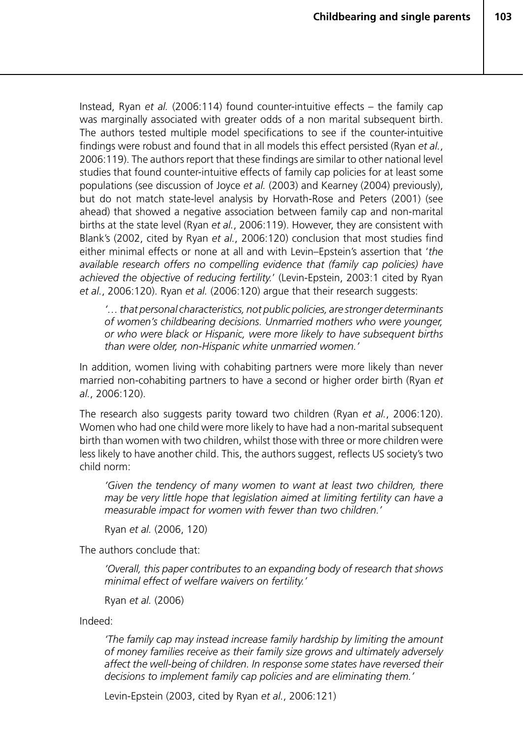Instead, Ryan *et al.* (2006:114) found counter-intuitive effects – the family cap was marginally associated with greater odds of a non marital subsequent birth. The authors tested multiple model specifications to see if the counter-intuitive findings were robust and found that in all models this effect persisted (Ryan *et al.*, 2006:119). The authors report that these findings are similar to other national level studies that found counter-intuitive effects of family cap policies for at least some populations (see discussion of Joyce *et al.* (2003) and Kearney (2004) previously), but do not match state-level analysis by Horvath-Rose and Peters (2001) (see ahead) that showed a negative association between family cap and non-marital births at the state level (Ryan *et al.*, 2006:119). However, they are consistent with Blank's (2002, cited by Ryan *et al.*, 2006:120) conclusion that most studies find either minimal effects or none at all and with Levin–Epstein's assertion that '*the available research offers no compelling evidence that (family cap policies) have achieved the objective of reducing fertility.*' (Levin-Epstein, 2003:1 cited by Ryan *et al.*, 2006:120). Ryan *et al.* (2006:120) argue that their research suggests:

> *'… that personal characteristics, not public policies, are stronger determinants of women's childbearing decisions. Unmarried mothers who were younger, or who were black or Hispanic, were more likely to have subsequent births than were older, non-Hispanic white unmarried women.'*

In addition, women living with cohabiting partners were more likely than never married non-cohabiting partners to have a second or higher order birth (Ryan *et al.*, 2006:120).

The research also suggests parity toward two children (Ryan *et al.*, 2006:120). Women who had one child were more likely to have had a non-marital subsequent birth than women with two children, whilst those with three or more children were less likely to have another child. This, the authors suggest, reflects US society's two child norm:

> *'Given the tendency of many women to want at least two children, there may be very little hope that legislation aimed at limiting fertility can have a measurable impact for women with fewer than two children.'*
>
> Ryan *et al.* (2006, 120)

The authors conclude that:

> *'Overall, this paper contributes to an expanding body of research that shows minimal effect of welfare waivers on fertility.'*
>
> Ryan *et al.* (2006)

Indeed:

> *'The family cap may instead increase family hardship by limiting the amount of money families receive as their family size grows and ultimately adversely affect the well-being of children. In response some states have reversed their decisions to implement family cap policies and are eliminating them.'*
>
> Levin-Epstein (2003, cited by Ryan *et al.*, 2006:121)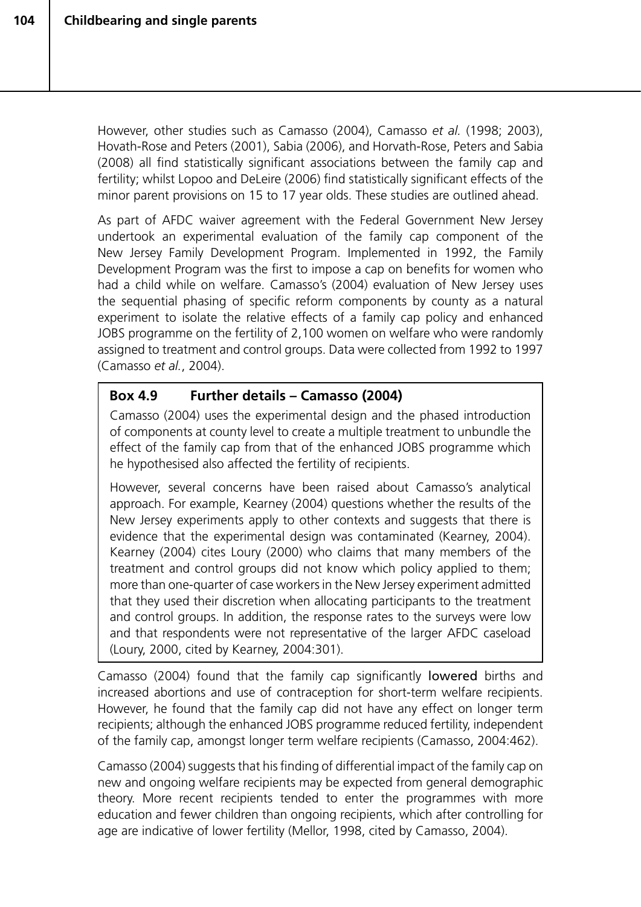However, other studies such as Camasso (2004), Camasso *et al.* (1998; 2003), Hovath-Rose and Peters (2001), Sabia (2006), and Horvath-Rose, Peters and Sabia (2008) all find statistically significant associations between the family cap and fertility; whilst Lopoo and DeLeire (2006) find statistically significant effects of the minor parent provisions on 15 to 17 year olds. These studies are outlined ahead.

As part of AFDC waiver agreement with the Federal Government New Jersey undertook an experimental evaluation of the family cap component of the New Jersey Family Development Program. Implemented in 1992, the Family Development Program was the first to impose a cap on benefits for women who had a child while on welfare. Camasso's (2004) evaluation of New Jersey uses the sequential phasing of specific reform components by county as a natural experiment to isolate the relative effects of a family cap policy and enhanced JOBS programme on the fertility of 2,100 women on welfare who were randomly assigned to treatment and control groups. Data were collected from 1992 to 1997 (Camasso *et al.*, 2004).

> **Box 4.9 Further details – Camasso (2004)**
>
> Camasso (2004) uses the experimental design and the phased introduction of components at county level to create a multiple treatment to unbundle the effect of the family cap from that of the enhanced JOBS programme which he hypothesised also affected the fertility of recipients.
>
> However, several concerns have been raised about Camasso's analytical approach. For example, Kearney (2004) questions whether the results of the New Jersey experiments apply to other contexts and suggests that there is evidence that the experimental design was contaminated (Kearney, 2004). Kearney (2004) cites Loury (2000) who claims that many members of the treatment and control groups did not know which policy applied to them; more than one-quarter of case workers in the New Jersey experiment admitted that they used their discretion when allocating participants to the treatment and control groups. In addition, the response rates to the surveys were low and that respondents were not representative of the larger AFDC caseload (Loury, 2000, cited by Kearney, 2004:301).

Camasso (2004) found that the family cap significantly lowered births and increased abortions and use of contraception for short-term welfare recipients. However, he found that the family cap did not have any effect on longer term recipients; although the enhanced JOBS programme reduced fertility, independent of the family cap, amongst longer term welfare recipients (Camasso, 2004:462).

Camasso (2004) suggests that his finding of differential impact of the family cap on new and ongoing welfare recipients may be expected from general demographic theory. More recent recipients tended to enter the programmes with more education and fewer children than ongoing recipients, which after controlling for age are indicative of lower fertility (Mellor, 1998, cited by Camasso, 2004).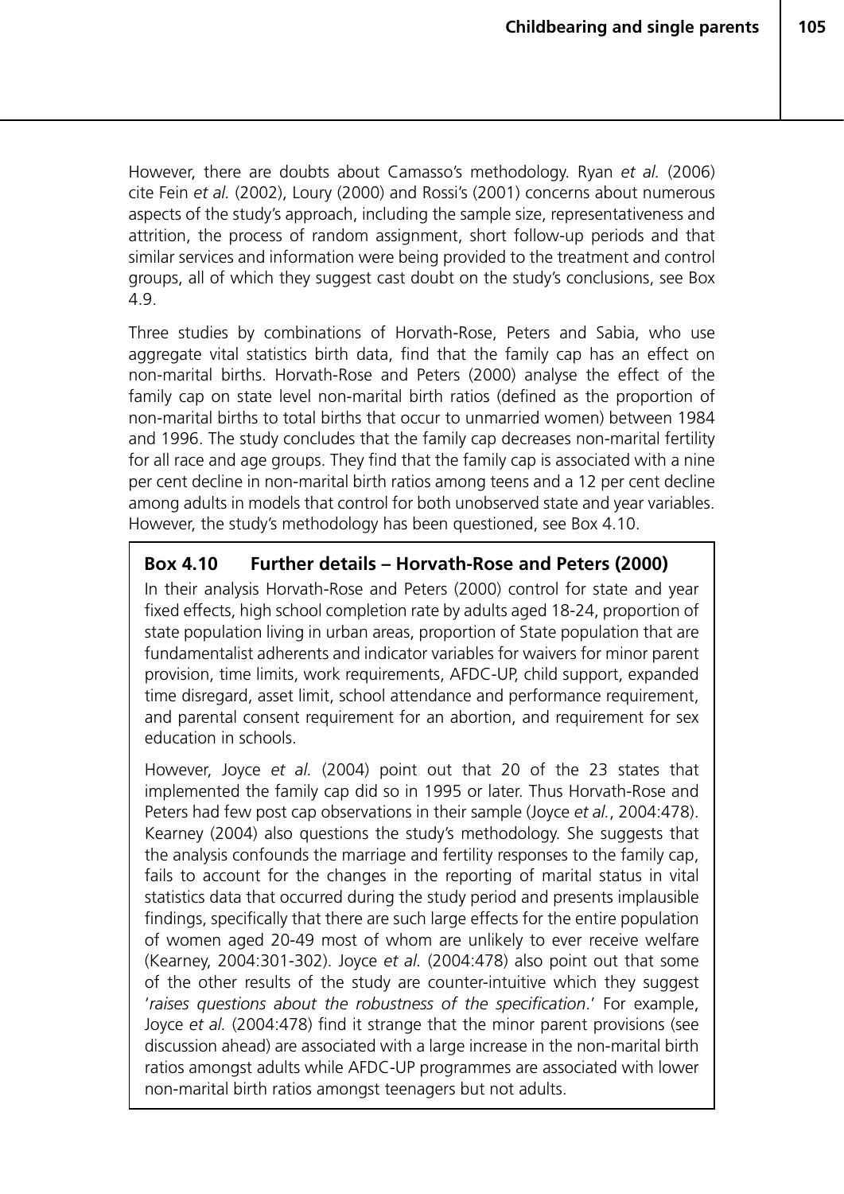However, there are doubts about Camasso's methodology. Ryan *et al.* (2006) cite Fein *et al.* (2002), Loury (2000) and Rossi's (2001) concerns about numerous aspects of the study's approach, including the sample size, representativeness and attrition, the process of random assignment, short follow-up periods and that similar services and information were being provided to the treatment and control groups, all of which they suggest cast doubt on the study's conclusions, see Box 4.9.

Three studies by combinations of Horvath-Rose, Peters and Sabia, who use aggregate vital statistics birth data, find that the family cap has an effect on non-marital births. Horvath-Rose and Peters (2000) analyse the effect of the family cap on state level non-marital birth ratios (defined as the proportion of non-marital births to total births that occur to unmarried women) between 1984 and 1996. The study concludes that the family cap decreases non-marital fertility for all race and age groups. They find that the family cap is associated with a nine per cent decline in non-marital birth ratios among teens and a 12 per cent decline among adults in models that control for both unobserved state and year variables. However, the study's methodology has been questioned, see Box 4.10.

**Box 4.10 Further details – Horvath-Rose and Peters (2000)**

In their analysis Horvath-Rose and Peters (2000) control for state and year fixed effects, high school completion rate by adults aged 18-24, proportion of state population living in urban areas, proportion of State population that are fundamentalist adherents and indicator variables for waivers for minor parent provision, time limits, work requirements, AFDC-UP, child support, expanded time disregard, asset limit, school attendance and performance requirement, and parental consent requirement for an abortion, and requirement for sex education in schools.

However, Joyce *et al.* (2004) point out that 20 of the 23 states that implemented the family cap did so in 1995 or later. Thus Horvath-Rose and Peters had few post cap observations in their sample (Joyce *et al.*, 2004:478). Kearney (2004) also questions the study's methodology. She suggests that the analysis confounds the marriage and fertility responses to the family cap, fails to account for the changes in the reporting of marital status in vital statistics data that occurred during the study period and presents implausible findings, specifically that there are such large effects for the entire population of women aged 20-49 most of whom are unlikely to ever receive welfare (Kearney, 2004:301-302). Joyce *et al.* (2004:478) also point out that some of the other results of the study are counter-intuitive which they suggest '*raises questions about the robustness of the specification*.' For example, Joyce *et al.* (2004:478) find it strange that the minor parent provisions (see discussion ahead) are associated with a large increase in the non-marital birth ratios amongst adults while AFDC-UP programmes are associated with lower non-marital birth ratios amongst teenagers but not adults.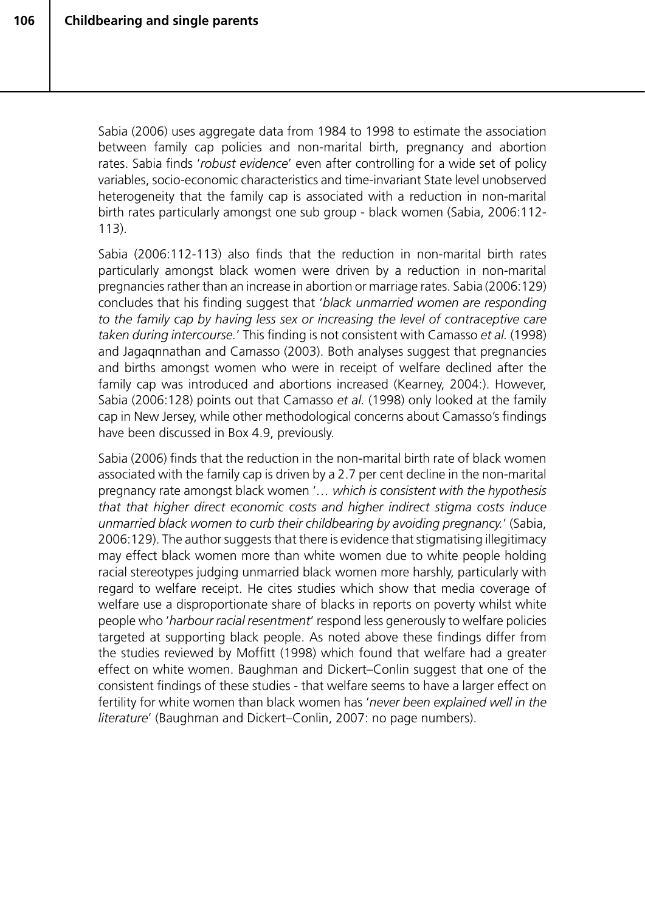Sabia (2006) uses aggregate data from 1984 to 1998 to estimate the association between family cap policies and non-marital birth, pregnancy and abortion rates. Sabia finds '*robust evidence*' even after controlling for a wide set of policy variables, socio-economic characteristics and time-invariant State level unobserved heterogeneity that the family cap is associated with a reduction in non-marital birth rates particularly amongst one sub group - black women (Sabia, 2006:112-113).

Sabia (2006:112-113) also finds that the reduction in non-marital birth rates particularly amongst black women were driven by a reduction in non-marital pregnancies rather than an increase in abortion or marriage rates. Sabia (2006:129) concludes that his finding suggest that '*black unmarried women are responding to the family cap by having less sex or increasing the level of contraceptive care taken during intercourse.*' This finding is not consistent with Camasso *et al.* (1998) and Jagaqnnathan and Camasso (2003). Both analyses suggest that pregnancies and births amongst women who were in receipt of welfare declined after the family cap was introduced and abortions increased (Kearney, 2004:). However, Sabia (2006:128) points out that Camasso *et al.* (1998) only looked at the family cap in New Jersey, while other methodological concerns about Camasso's findings have been discussed in Box 4.9, previously.

Sabia (2006) finds that the reduction in the non-marital birth rate of black women associated with the family cap is driven by a 2.7 per cent decline in the non-marital pregnancy rate amongst black women '*… which is consistent with the hypothesis that that higher direct economic costs and higher indirect stigma costs induce unmarried black women to curb their childbearing by avoiding pregnancy.*' (Sabia, 2006:129). The author suggests that there is evidence that stigmatising illegitimacy may effect black women more than white women due to white people holding racial stereotypes judging unmarried black women more harshly, particularly with regard to welfare receipt. He cites studies which show that media coverage of welfare use a disproportionate share of blacks in reports on poverty whilst white people who '*harbour racial resentment*' respond less generously to welfare policies targeted at supporting black people. As noted above these findings differ from the studies reviewed by Moffitt (1998) which found that welfare had a greater effect on white women. Baughman and Dickert–Conlin suggest that one of the consistent findings of these studies - that welfare seems to have a larger effect on fertility for white women than black women has '*never been explained well in the literature*' (Baughman and Dickert–Conlin, 2007: no page numbers).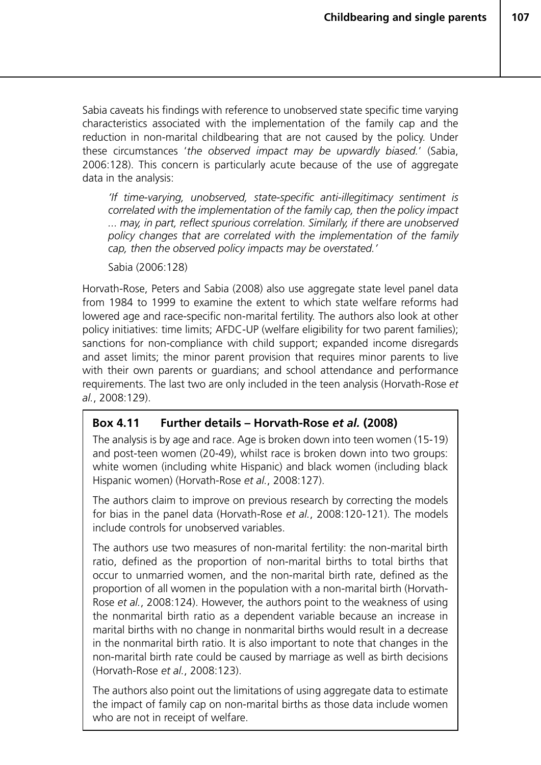Sabia caveats his findings with reference to unobserved state specific time varying characteristics associated with the implementation of the family cap and the reduction in non-marital childbearing that are not caused by the policy. Under these circumstances '*the observed impact may be upwardly biased.*' (Sabia, 2006:128). This concern is particularly acute because of the use of aggregate data in the analysis:

> *'If time-varying, unobserved, state-specific anti-illegitimacy sentiment is correlated with the implementation of the family cap, then the policy impact ... may, in part, reflect spurious correlation. Similarly, if there are unobserved policy changes that are correlated with the implementation of the family cap, then the observed policy impacts may be overstated.'*
>
> Sabia (2006:128)

Horvath-Rose, Peters and Sabia (2008) also use aggregate state level panel data from 1984 to 1999 to examine the extent to which state welfare reforms had lowered age and race-specific non-marital fertility. The authors also look at other policy initiatives: time limits; AFDC-UP (welfare eligibility for two parent families); sanctions for non-compliance with child support; expanded income disregards and asset limits; the minor parent provision that requires minor parents to live with their own parents or guardians; and school attendance and performance requirements. The last two are only included in the teen analysis (Horvath-Rose *et al.*, 2008:129).

**Box 4.11 Further details – Horvath-Rose *et al.* (2008)**

The analysis is by age and race. Age is broken down into teen women (15-19) and post-teen women (20-49), whilst race is broken down into two groups: white women (including white Hispanic) and black women (including black Hispanic women) (Horvath-Rose *et al.*, 2008:127).

The authors claim to improve on previous research by correcting the models for bias in the panel data (Horvath-Rose *et al.*, 2008:120-121). The models include controls for unobserved variables.

The authors use two measures of non-marital fertility: the non-marital birth ratio, defined as the proportion of non-marital births to total births that occur to unmarried women, and the non-marital birth rate, defined as the proportion of all women in the population with a non-marital birth (Horvath-Rose *et al.*, 2008:124). However, the authors point to the weakness of using the nonmarital birth ratio as a dependent variable because an increase in marital births with no change in nonmarital births would result in a decrease in the nonmarital birth ratio. It is also important to note that changes in the non-marital birth rate could be caused by marriage as well as birth decisions (Horvath-Rose *et al.*, 2008:123).

The authors also point out the limitations of using aggregate data to estimate the impact of family cap on non-marital births as those data include women who are not in receipt of welfare.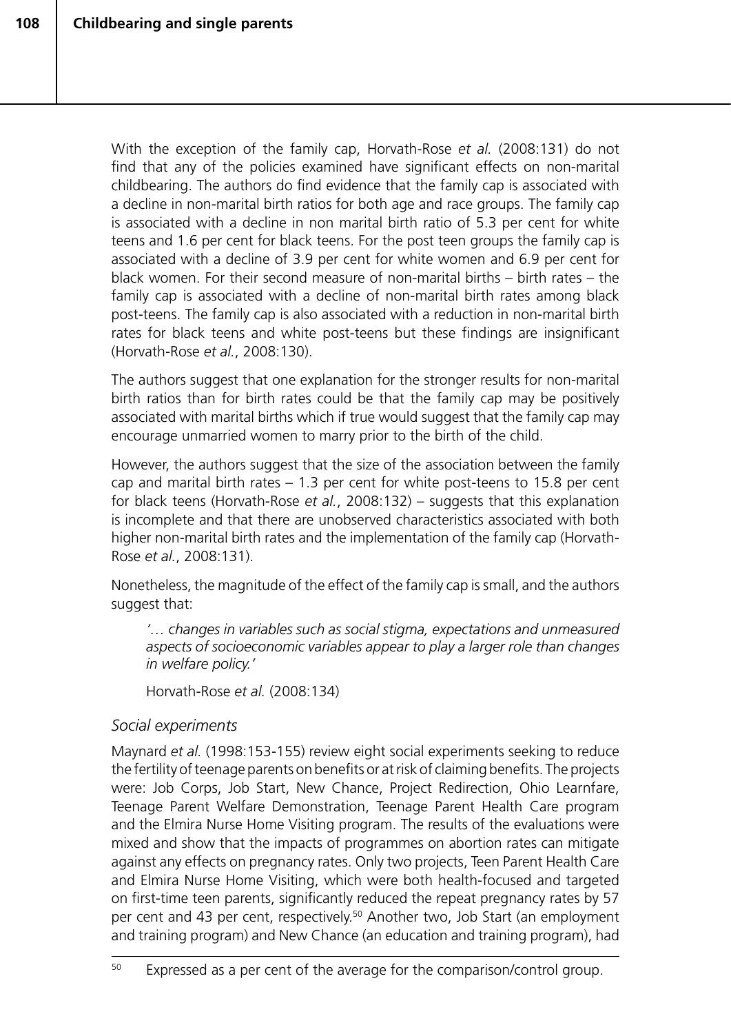With the exception of the family cap, Horvath-Rose *et al.* (2008:131) do not find that any of the policies examined have significant effects on non-marital childbearing. The authors do find evidence that the family cap is associated with a decline in non-marital birth ratios for both age and race groups. The family cap is associated with a decline in non marital birth ratio of 5.3 per cent for white teens and 1.6 per cent for black teens. For the post teen groups the family cap is associated with a decline of 3.9 per cent for white women and 6.9 per cent for black women. For their second measure of non-marital births – birth rates – the family cap is associated with a decline of non-marital birth rates among black post-teens. The family cap is also associated with a reduction in non-marital birth rates for black teens and white post-teens but these findings are insignificant (Horvath-Rose *et al.*, 2008:130).

The authors suggest that one explanation for the stronger results for non-marital birth ratios than for birth rates could be that the family cap may be positively associated with marital births which if true would suggest that the family cap may encourage unmarried women to marry prior to the birth of the child.

However, the authors suggest that the size of the association between the family cap and marital birth rates – 1.3 per cent for white post-teens to 15.8 per cent for black teens (Horvath-Rose *et al.*, 2008:132) – suggests that this explanation is incomplete and that there are unobserved characteristics associated with both higher non-marital birth rates and the implementation of the family cap (Horvath-Rose *et al.*, 2008:131).

Nonetheless, the magnitude of the effect of the family cap is small, and the authors suggest that:

> *'… changes in variables such as social stigma, expectations and unmeasured aspects of socioeconomic variables appear to play a larger role than changes in welfare policy.'*
>
> Horvath-Rose *et al.* (2008:134)

### *Social experiments*

Maynard *et al.* (1998:153-155) review eight social experiments seeking to reduce the fertility of teenage parents on benefits or at risk of claiming benefits. The projects were: Job Corps, Job Start, New Chance, Project Redirection, Ohio Learnfare, Teenage Parent Welfare Demonstration, Teenage Parent Health Care program and the Elmira Nurse Home Visiting program. The results of the evaluations were mixed and show that the impacts of programmes on abortion rates can mitigate against any effects on pregnancy rates. Only two projects, Teen Parent Health Care and Elmira Nurse Home Visiting, which were both health-focused and targeted on first-time teen parents, significantly reduced the repeat pregnancy rates by 57 per cent and 43 per cent, respectively.[50] Another two, Job Start (an employment and training program) and New Chance (an education and training program), had

[50] Expressed as a per cent of the average for the comparison/control group.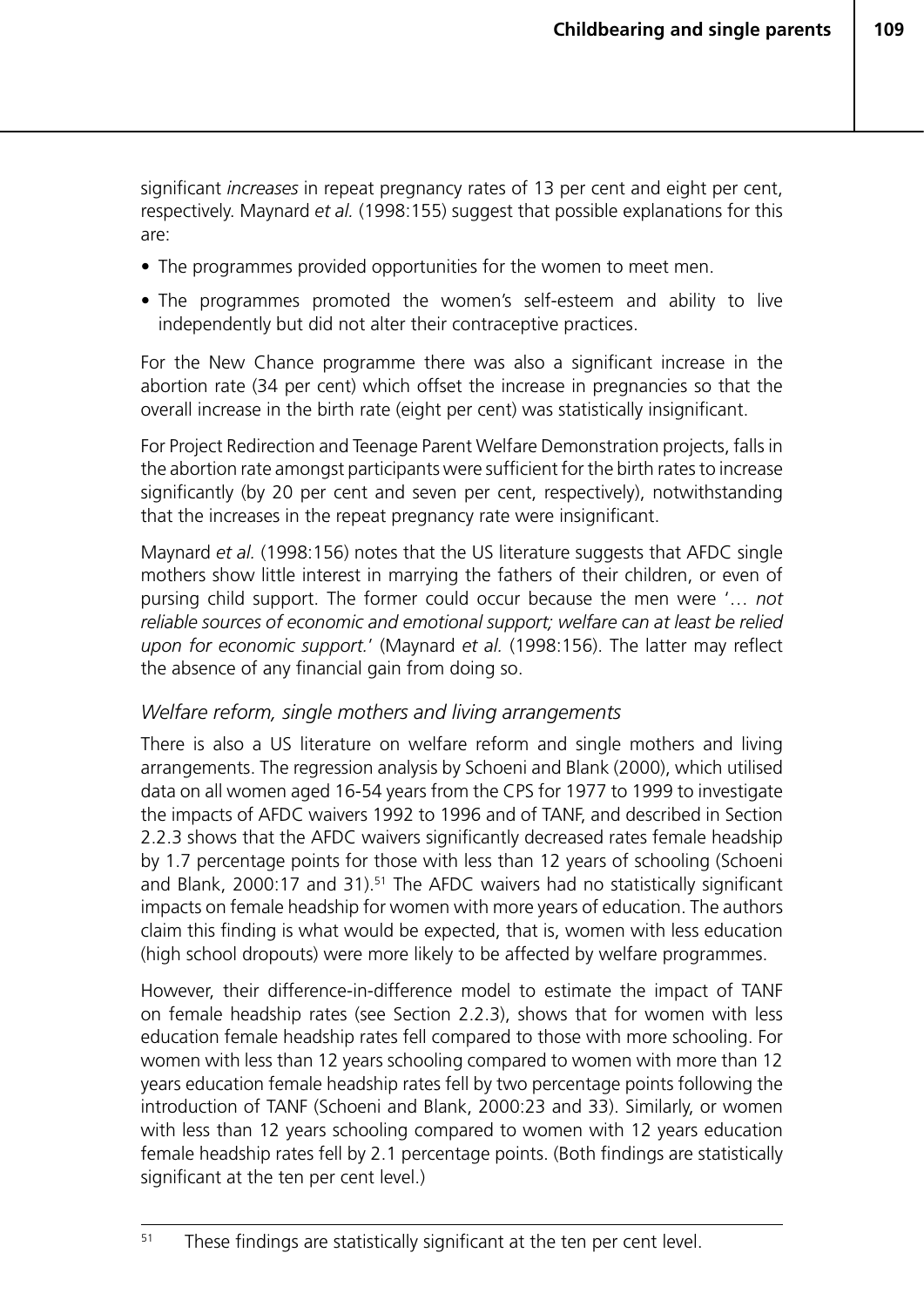significant *increases* in repeat pregnancy rates of 13 per cent and eight per cent, respectively. Maynard *et al.* (1998:155) suggest that possible explanations for this are:

- The programmes provided opportunities for the women to meet men.
- The programmes promoted the women's self-esteem and ability to live independently but did not alter their contraceptive practices.

For the New Chance programme there was also a significant increase in the abortion rate (34 per cent) which offset the increase in pregnancies so that the overall increase in the birth rate (eight per cent) was statistically insignificant.

For Project Redirection and Teenage Parent Welfare Demonstration projects, falls in the abortion rate amongst participants were sufficient for the birth rates to increase significantly (by 20 per cent and seven per cent, respectively), notwithstanding that the increases in the repeat pregnancy rate were insignificant.

Maynard *et al.* (1998:156) notes that the US literature suggests that AFDC single mothers show little interest in marrying the fathers of their children, or even of pursing child support. The former could occur because the men were '… *not reliable sources of economic and emotional support; welfare can at least be relied upon for economic support.*' (Maynard *et al.* (1998:156). The latter may reflect the absence of any financial gain from doing so.

### *Welfare reform, single mothers and living arrangements*

There is also a US literature on welfare reform and single mothers and living arrangements. The regression analysis by Schoeni and Blank (2000), which utilised data on all women aged 16-54 years from the CPS for 1977 to 1999 to investigate the impacts of AFDC waivers 1992 to 1996 and of TANF, and described in Section 2.2.3 shows that the AFDC waivers significantly decreased rates female headship by 1.7 percentage points for those with less than 12 years of schooling (Schoeni and Blank, 2000:17 and 31).[51] The AFDC waivers had no statistically significant impacts on female headship for women with more years of education. The authors claim this finding is what would be expected, that is, women with less education (high school dropouts) were more likely to be affected by welfare programmes.

However, their difference-in-difference model to estimate the impact of TANF on female headship rates (see Section 2.2.3), shows that for women with less education female headship rates fell compared to those with more schooling. For women with less than 12 years schooling compared to women with more than 12 years education female headship rates fell by two percentage points following the introduction of TANF (Schoeni and Blank, 2000:23 and 33). Similarly, or women with less than 12 years schooling compared to women with 12 years education female headship rates fell by 2.1 percentage points. (Both findings are statistically significant at the ten per cent level.)

[51] These findings are statistically significant at the ten per cent level.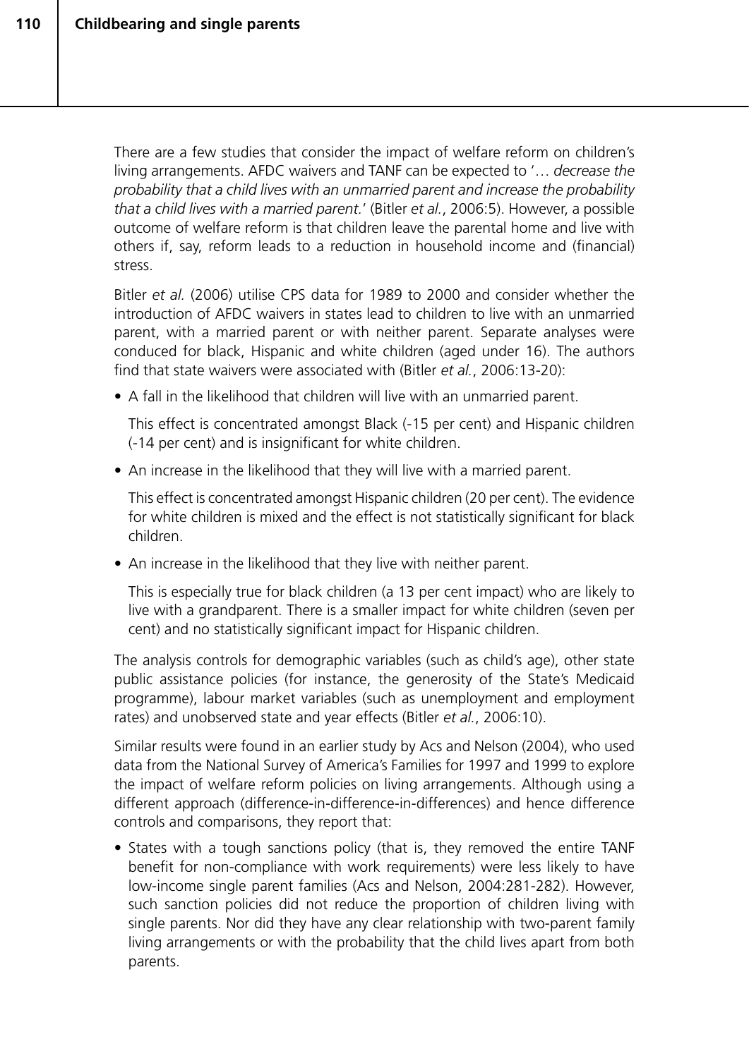There are a few studies that consider the impact of welfare reform on children's living arrangements. AFDC waivers and TANF can be expected to '… *decrease the probability that a child lives with an unmarried parent and increase the probability that a child lives with a married parent.*' (Bitler *et al.*, 2006:5). However, a possible outcome of welfare reform is that children leave the parental home and live with others if, say, reform leads to a reduction in household income and (financial) stress.

Bitler *et al.* (2006) utilise CPS data for 1989 to 2000 and consider whether the introduction of AFDC waivers in states lead to children to live with an unmarried parent, with a married parent or with neither parent. Separate analyses were conduced for black, Hispanic and white children (aged under 16). The authors find that state waivers were associated with (Bitler *et al.*, 2006:13-20):

- A fall in the likelihood that children will live with an unmarried parent.

  This effect is concentrated amongst Black (-15 per cent) and Hispanic children (-14 per cent) and is insignificant for white children.

- An increase in the likelihood that they will live with a married parent.

  This effect is concentrated amongst Hispanic children (20 per cent). The evidence for white children is mixed and the effect is not statistically significant for black children.

- An increase in the likelihood that they live with neither parent.

  This is especially true for black children (a 13 per cent impact) who are likely to live with a grandparent. There is a smaller impact for white children (seven per cent) and no statistically significant impact for Hispanic children.

The analysis controls for demographic variables (such as child's age), other state public assistance policies (for instance, the generosity of the State's Medicaid programme), labour market variables (such as unemployment and employment rates) and unobserved state and year effects (Bitler *et al.*, 2006:10).

Similar results were found in an earlier study by Acs and Nelson (2004), who used data from the National Survey of America's Families for 1997 and 1999 to explore the impact of welfare reform policies on living arrangements. Although using a different approach (difference-in-difference-in-differences) and hence difference controls and comparisons, they report that:

- States with a tough sanctions policy (that is, they removed the entire TANF benefit for non-compliance with work requirements) were less likely to have low-income single parent families (Acs and Nelson, 2004:281-282). However, such sanction policies did not reduce the proportion of children living with single parents. Nor did they have any clear relationship with two-parent family living arrangements or with the probability that the child lives apart from both parents.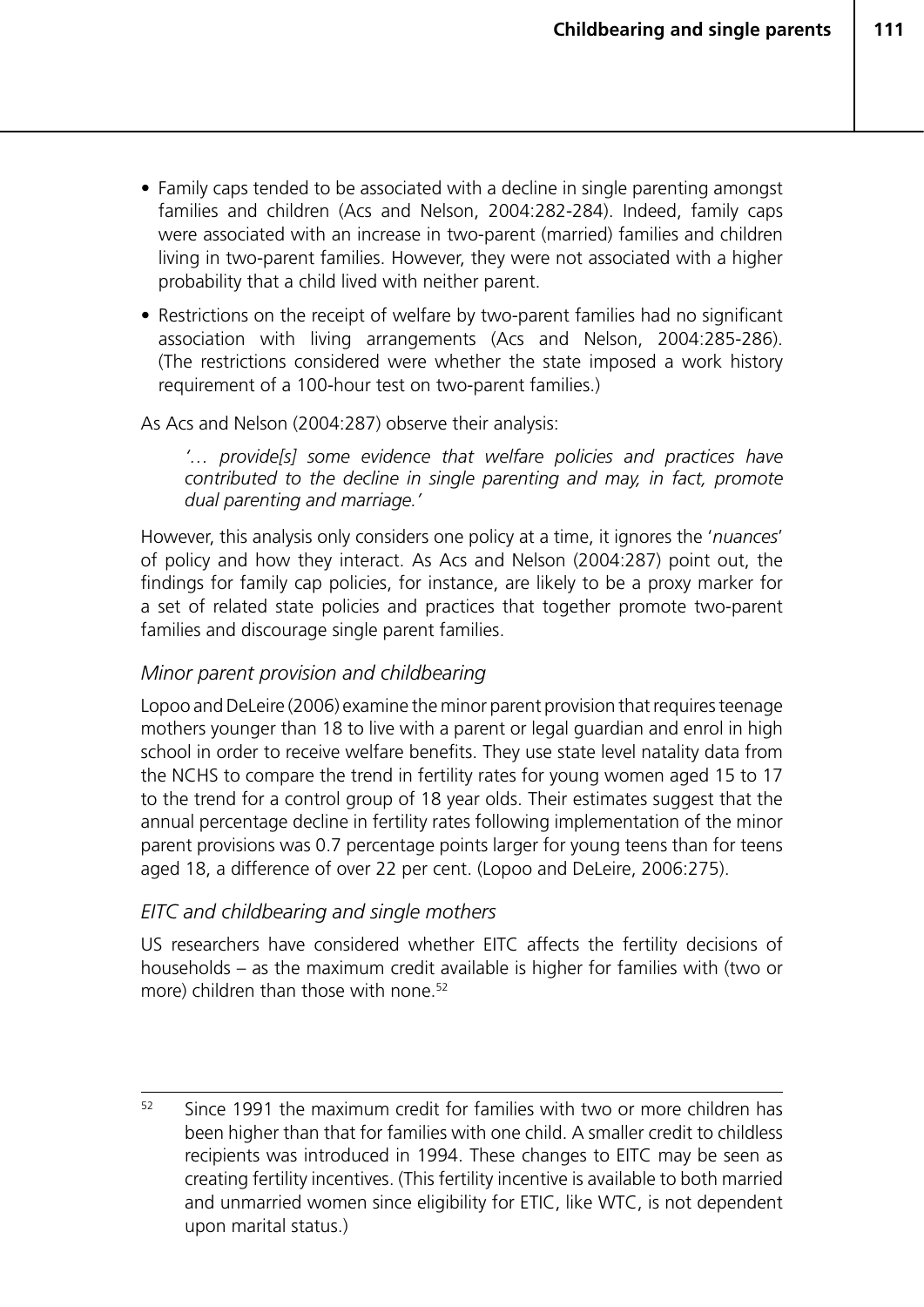- Family caps tended to be associated with a decline in single parenting amongst families and children (Acs and Nelson, 2004:282-284). Indeed, family caps were associated with an increase in two-parent (married) families and children living in two-parent families. However, they were not associated with a higher probability that a child lived with neither parent.
- Restrictions on the receipt of welfare by two-parent families had no significant association with living arrangements (Acs and Nelson, 2004:285-286). (The restrictions considered were whether the state imposed a work history requirement of a 100-hour test on two-parent families.)

As Acs and Nelson (2004:287) observe their analysis:

> *'… provide[s] some evidence that welfare policies and practices have contributed to the decline in single parenting and may, in fact, promote dual parenting and marriage.'*

However, this analysis only considers one policy at a time, it ignores the '*nuances*' of policy and how they interact. As Acs and Nelson (2004:287) point out, the findings for family cap policies, for instance, are likely to be a proxy marker for a set of related state policies and practices that together promote two-parent families and discourage single parent families.

### *Minor parent provision and childbearing*

Lopoo and DeLeire (2006) examine the minor parent provision that requires teenage mothers younger than 18 to live with a parent or legal guardian and enrol in high school in order to receive welfare benefits. They use state level natality data from the NCHS to compare the trend in fertility rates for young women aged 15 to 17 to the trend for a control group of 18 year olds. Their estimates suggest that the annual percentage decline in fertility rates following implementation of the minor parent provisions was 0.7 percentage points larger for young teens than for teens aged 18, a difference of over 22 per cent. (Lopoo and DeLeire, 2006:275).

### *EITC and childbearing and single mothers*

US researchers have considered whether EITC affects the fertility decisions of households – as the maximum credit available is higher for families with (two or more) children than those with none.[52]

---

[52] Since 1991 the maximum credit for families with two or more children has been higher than that for families with one child. A smaller credit to childless recipients was introduced in 1994. These changes to EITC may be seen as creating fertility incentives. (This fertility incentive is available to both married and unmarried women since eligibility for ETIC, like WTC, is not dependent upon marital status.)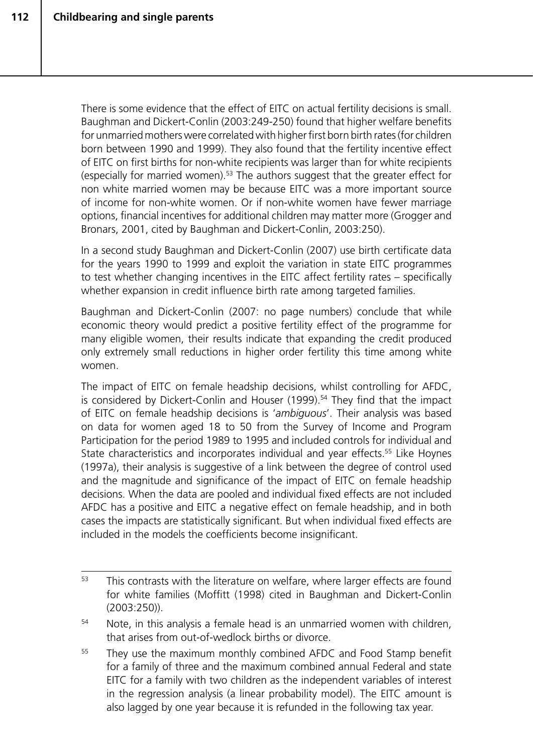There is some evidence that the effect of EITC on actual fertility decisions is small. Baughman and Dickert-Conlin (2003:249-250) found that higher welfare benefits for unmarried mothers were correlated with higher first born birth rates (for children born between 1990 and 1999). They also found that the fertility incentive effect of EITC on first births for non-white recipients was larger than for white recipients (especially for married women).[53] The authors suggest that the greater effect for non white married women may be because EITC was a more important source of income for non-white women. Or if non-white women have fewer marriage options, financial incentives for additional children may matter more (Grogger and Bronars, 2001, cited by Baughman and Dickert-Conlin, 2003:250).

In a second study Baughman and Dickert-Conlin (2007) use birth certificate data for the years 1990 to 1999 and exploit the variation in state EITC programmes to test whether changing incentives in the EITC affect fertility rates – specifically whether expansion in credit influence birth rate among targeted families.

Baughman and Dickert-Conlin (2007: no page numbers) conclude that while economic theory would predict a positive fertility effect of the programme for many eligible women, their results indicate that expanding the credit produced only extremely small reductions in higher order fertility this time among white women.

The impact of EITC on female headship decisions, whilst controlling for AFDC, is considered by Dickert-Conlin and Houser (1999).[54] They find that the impact of EITC on female headship decisions is '*ambiguous*'. Their analysis was based on data for women aged 18 to 50 from the Survey of Income and Program Participation for the period 1989 to 1995 and included controls for individual and State characteristics and incorporates individual and year effects.[55] Like Hoynes (1997a), their analysis is suggestive of a link between the degree of control used and the magnitude and significance of the impact of EITC on female headship decisions. When the data are pooled and individual fixed effects are not included AFDC has a positive and EITC a negative effect on female headship, and in both cases the impacts are statistically significant. But when individual fixed effects are included in the models the coefficients become insignificant.

---

[53] This contrasts with the literature on welfare, where larger effects are found for white families (Moffitt (1998) cited in Baughman and Dickert-Conlin (2003:250)).

[54] Note, in this analysis a female head is an unmarried women with children, that arises from out-of-wedlock births or divorce.

[55] They use the maximum monthly combined AFDC and Food Stamp benefit for a family of three and the maximum combined annual Federal and state EITC for a family with two children as the independent variables of interest in the regression analysis (a linear probability model). The EITC amount is also lagged by one year because it is refunded in the following tax year.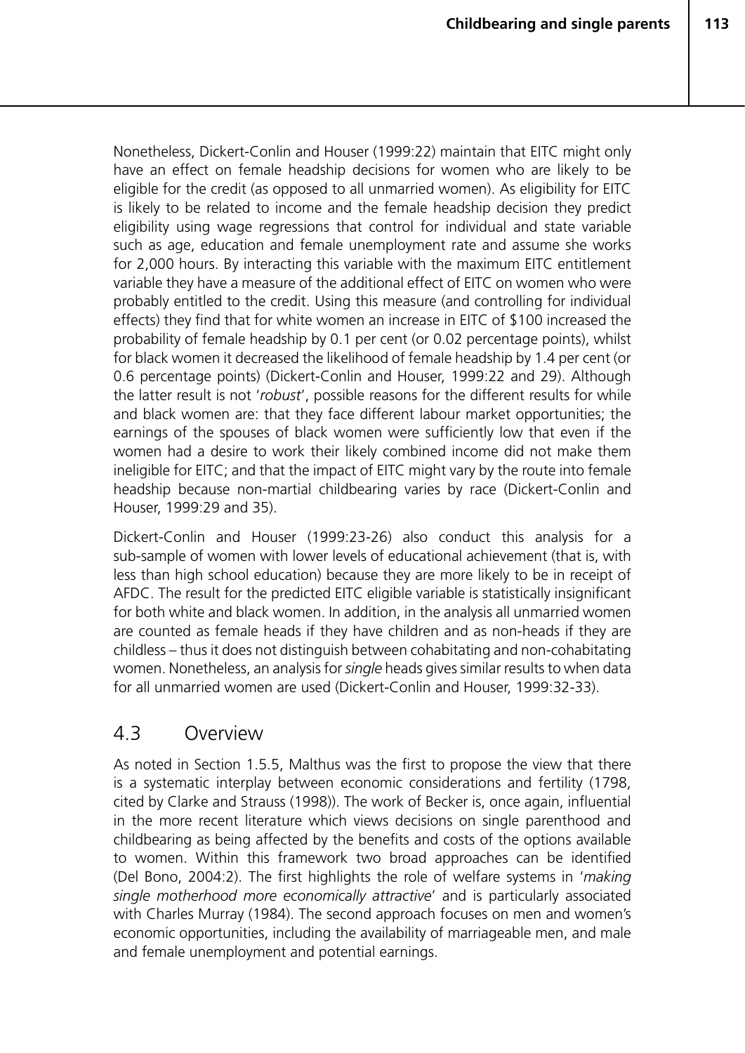Nonetheless, Dickert-Conlin and Houser (1999:22) maintain that EITC might only have an effect on female headship decisions for women who are likely to be eligible for the credit (as opposed to all unmarried women). As eligibility for EITC is likely to be related to income and the female headship decision they predict eligibility using wage regressions that control for individual and state variable such as age, education and female unemployment rate and assume she works for 2,000 hours. By interacting this variable with the maximum EITC entitlement variable they have a measure of the additional effect of EITC on women who were probably entitled to the credit. Using this measure (and controlling for individual effects) they find that for white women an increase in EITC of $100 increased the probability of female headship by 0.1 per cent (or 0.02 percentage points), whilst for black women it decreased the likelihood of female headship by 1.4 per cent (or 0.6 percentage points) (Dickert-Conlin and Houser, 1999:22 and 29). Although the latter result is not '*robust*', possible reasons for the different results for while and black women are: that they face different labour market opportunities; the earnings of the spouses of black women were sufficiently low that even if the women had a desire to work their likely combined income did not make them ineligible for EITC; and that the impact of EITC might vary by the route into female headship because non-martial childbearing varies by race (Dickert-Conlin and Houser, 1999:29 and 35).

Dickert-Conlin and Houser (1999:23-26) also conduct this analysis for a sub-sample of women with lower levels of educational achievement (that is, with less than high school education) because they are more likely to be in receipt of AFDC. The result for the predicted EITC eligible variable is statistically insignificant for both white and black women. In addition, in the analysis all unmarried women are counted as female heads if they have children and as non-heads if they are childless – thus it does not distinguish between cohabitating and non-cohabitating women. Nonetheless, an analysis for *single* heads gives similar results to when data for all unmarried women are used (Dickert-Conlin and Houser, 1999:32-33).

## 4.3 Overview

As noted in Section 1.5.5, Malthus was the first to propose the view that there is a systematic interplay between economic considerations and fertility (1798, cited by Clarke and Strauss (1998)). The work of Becker is, once again, influential in the more recent literature which views decisions on single parenthood and childbearing as being affected by the benefits and costs of the options available to women. Within this framework two broad approaches can be identified (Del Bono, 2004:2). The first highlights the role of welfare systems in '*making single motherhood more economically attractive*' and is particularly associated with Charles Murray (1984). The second approach focuses on men and women's economic opportunities, including the availability of marriageable men, and male and female unemployment and potential earnings.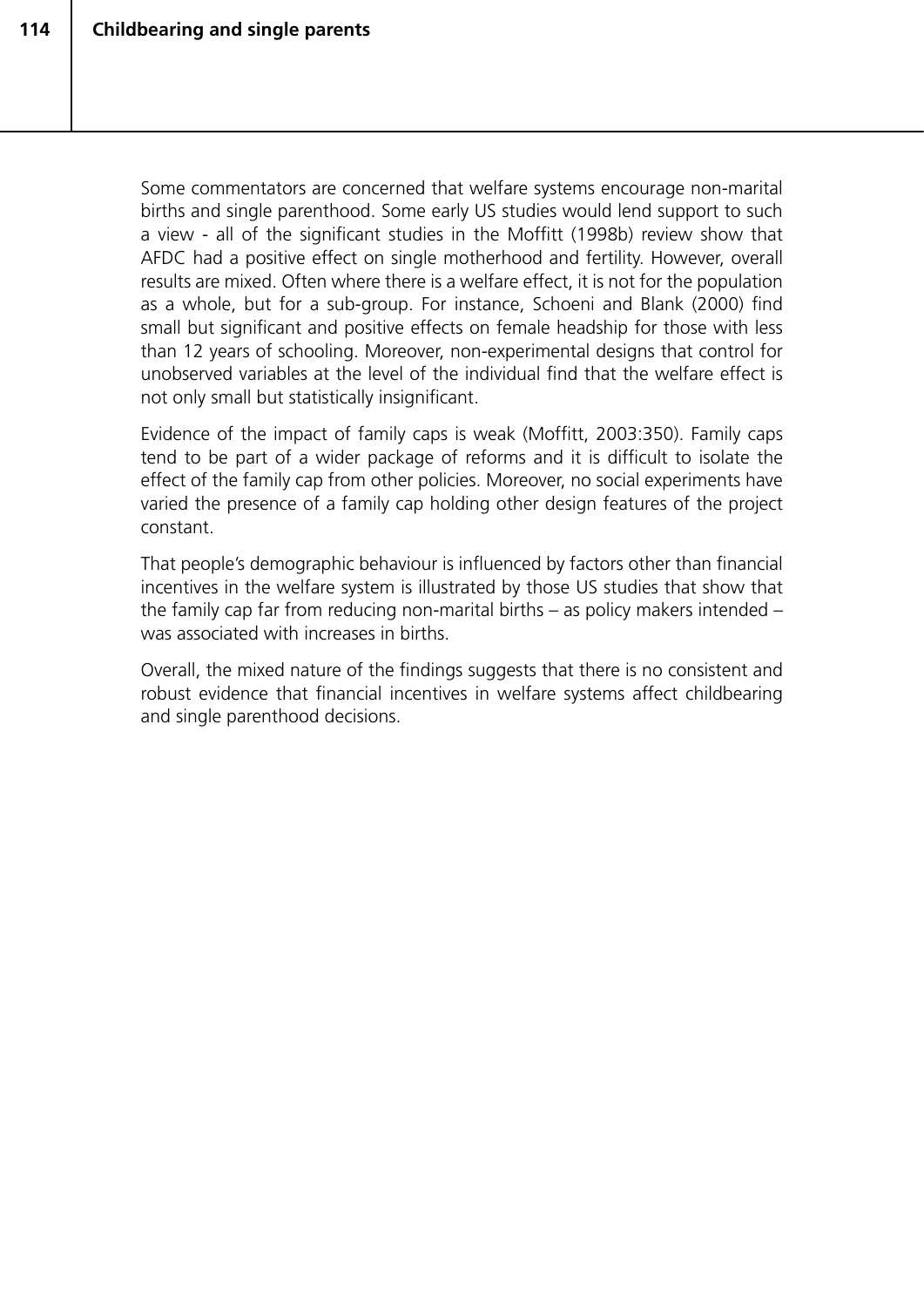Some commentators are concerned that welfare systems encourage non-marital births and single parenthood. Some early US studies would lend support to such a view - all of the significant studies in the Moffitt (1998b) review show that AFDC had a positive effect on single motherhood and fertility. However, overall results are mixed. Often where there is a welfare effect, it is not for the population as a whole, but for a sub-group. For instance, Schoeni and Blank (2000) find small but significant and positive effects on female headship for those with less than 12 years of schooling. Moreover, non-experimental designs that control for unobserved variables at the level of the individual find that the welfare effect is not only small but statistically insignificant.

Evidence of the impact of family caps is weak (Moffitt, 2003:350). Family caps tend to be part of a wider package of reforms and it is difficult to isolate the effect of the family cap from other policies. Moreover, no social experiments have varied the presence of a family cap holding other design features of the project constant.

That people's demographic behaviour is influenced by factors other than financial incentives in the welfare system is illustrated by those US studies that show that the family cap far from reducing non-marital births – as policy makers intended – was associated with increases in births.

Overall, the mixed nature of the findings suggests that there is no consistent and robust evidence that financial incentives in welfare systems affect childbearing and single parenthood decisions.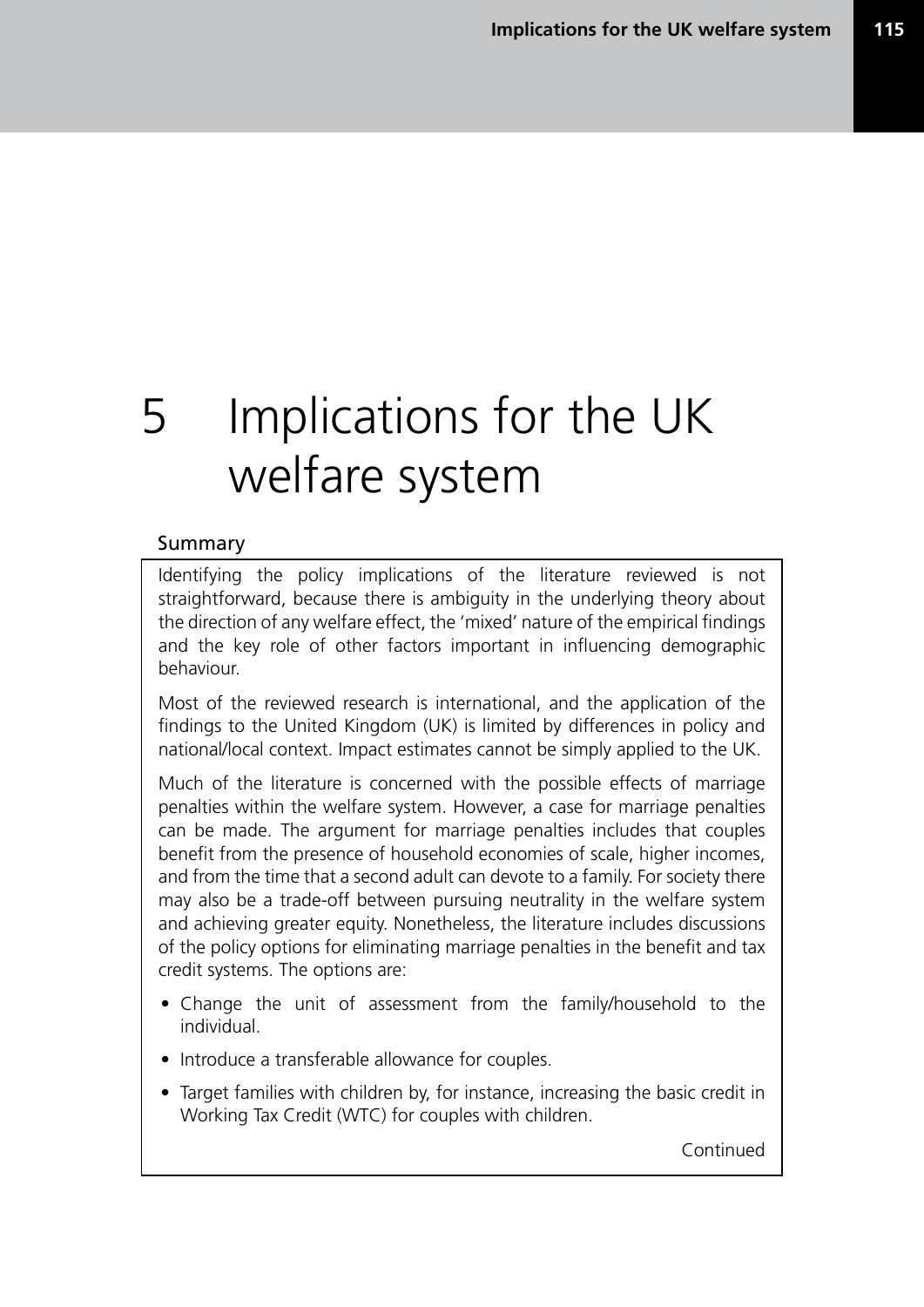# 5 Implications for the UK welfare system

## Summary

Identifying the policy implications of the literature reviewed is not straightforward, because there is ambiguity in the underlying theory about the direction of any welfare effect, the 'mixed' nature of the empirical findings and the key role of other factors important in influencing demographic behaviour.

Most of the reviewed research is international, and the application of the findings to the United Kingdom (UK) is limited by differences in policy and national/local context. Impact estimates cannot be simply applied to the UK.

Much of the literature is concerned with the possible effects of marriage penalties within the welfare system. However, a case for marriage penalties can be made. The argument for marriage penalties includes that couples benefit from the presence of household economies of scale, higher incomes, and from the time that a second adult can devote to a family. For society there may also be a trade-off between pursuing neutrality in the welfare system and achieving greater equity. Nonetheless, the literature includes discussions of the policy options for eliminating marriage penalties in the benefit and tax credit systems. The options are:

- Change the unit of assessment from the family/household to the individual.
- Introduce a transferable allowance for couples.
- Target families with children by, for instance, increasing the basic credit in Working Tax Credit (WTC) for couples with children.

Continued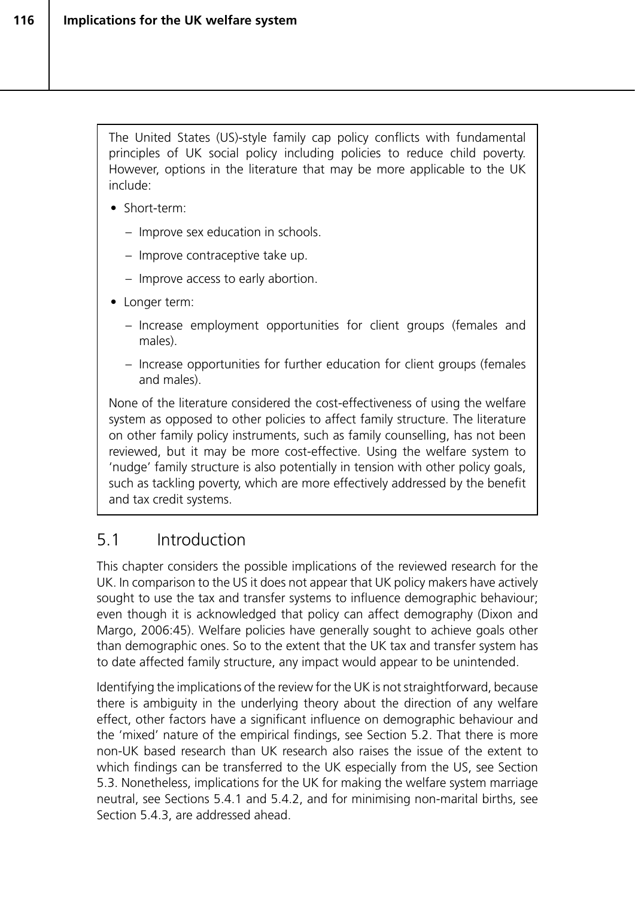The United States (US)-style family cap policy conflicts with fundamental principles of UK social policy including policies to reduce child poverty. However, options in the literature that may be more applicable to the UK include:

- Short-term:
  - Improve sex education in schools.
  - Improve contraceptive take up.
  - Improve access to early abortion.
- Longer term:
  - Increase employment opportunities for client groups (females and males).
  - Increase opportunities for further education for client groups (females and males).

None of the literature considered the cost-effectiveness of using the welfare system as opposed to other policies to affect family structure. The literature on other family policy instruments, such as family counselling, has not been reviewed, but it may be more cost-effective. Using the welfare system to 'nudge' family structure is also potentially in tension with other policy goals, such as tackling poverty, which are more effectively addressed by the benefit and tax credit systems.

## 5.1 Introduction

This chapter considers the possible implications of the reviewed research for the UK. In comparison to the US it does not appear that UK policy makers have actively sought to use the tax and transfer systems to influence demographic behaviour; even though it is acknowledged that policy can affect demography (Dixon and Margo, 2006:45). Welfare policies have generally sought to achieve goals other than demographic ones. So to the extent that the UK tax and transfer system has to date affected family structure, any impact would appear to be unintended.

Identifying the implications of the review for the UK is not straightforward, because there is ambiguity in the underlying theory about the direction of any welfare effect, other factors have a significant influence on demographic behaviour and the 'mixed' nature of the empirical findings, see Section 5.2. That there is more non-UK based research than UK research also raises the issue of the extent to which findings can be transferred to the UK especially from the US, see Section 5.3. Nonetheless, implications for the UK for making the welfare system marriage neutral, see Sections 5.4.1 and 5.4.2, and for minimising non-marital births, see Section 5.4.3, are addressed ahead.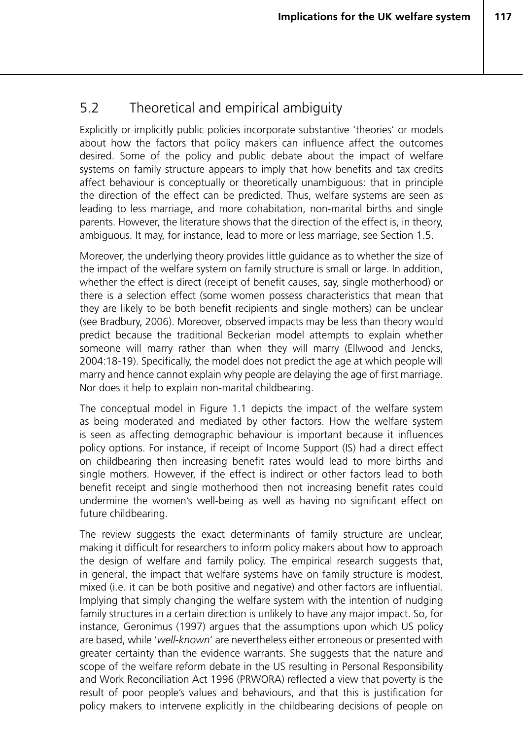## 5.2 Theoretical and empirical ambiguity

Explicitly or implicitly public policies incorporate substantive 'theories' or models about how the factors that policy makers can influence affect the outcomes desired. Some of the policy and public debate about the impact of welfare systems on family structure appears to imply that how benefits and tax credits affect behaviour is conceptually or theoretically unambiguous: that in principle the direction of the effect can be predicted. Thus, welfare systems are seen as leading to less marriage, and more cohabitation, non-marital births and single parents. However, the literature shows that the direction of the effect is, in theory, ambiguous. It may, for instance, lead to more or less marriage, see Section 1.5.

Moreover, the underlying theory provides little guidance as to whether the size of the impact of the welfare system on family structure is small or large. In addition, whether the effect is direct (receipt of benefit causes, say, single motherhood) or there is a selection effect (some women possess characteristics that mean that they are likely to be both benefit recipients and single mothers) can be unclear (see Bradbury, 2006). Moreover, observed impacts may be less than theory would predict because the traditional Beckerian model attempts to explain whether someone will marry rather than when they will marry (Ellwood and Jencks, 2004:18-19). Specifically, the model does not predict the age at which people will marry and hence cannot explain why people are delaying the age of first marriage. Nor does it help to explain non-marital childbearing.

The conceptual model in Figure 1.1 depicts the impact of the welfare system as being moderated and mediated by other factors. How the welfare system is seen as affecting demographic behaviour is important because it influences policy options. For instance, if receipt of Income Support (IS) had a direct effect on childbearing then increasing benefit rates would lead to more births and single mothers. However, if the effect is indirect or other factors lead to both benefit receipt and single motherhood then not increasing benefit rates could undermine the women's well-being as well as having no significant effect on future childbearing.

The review suggests the exact determinants of family structure are unclear, making it difficult for researchers to inform policy makers about how to approach the design of welfare and family policy. The empirical research suggests that, in general, the impact that welfare systems have on family structure is modest, mixed (i.e. it can be both positive and negative) and other factors are influential. Implying that simply changing the welfare system with the intention of nudging family structures in a certain direction is unlikely to have any major impact. So, for instance, Geronimus (1997) argues that the assumptions upon which US policy are based, while '*well-known*' are nevertheless either erroneous or presented with greater certainty than the evidence warrants. She suggests that the nature and scope of the welfare reform debate in the US resulting in Personal Responsibility and Work Reconciliation Act 1996 (PRWORA) reflected a view that poverty is the result of poor people's values and behaviours, and that this is justification for policy makers to intervene explicitly in the childbearing decisions of people on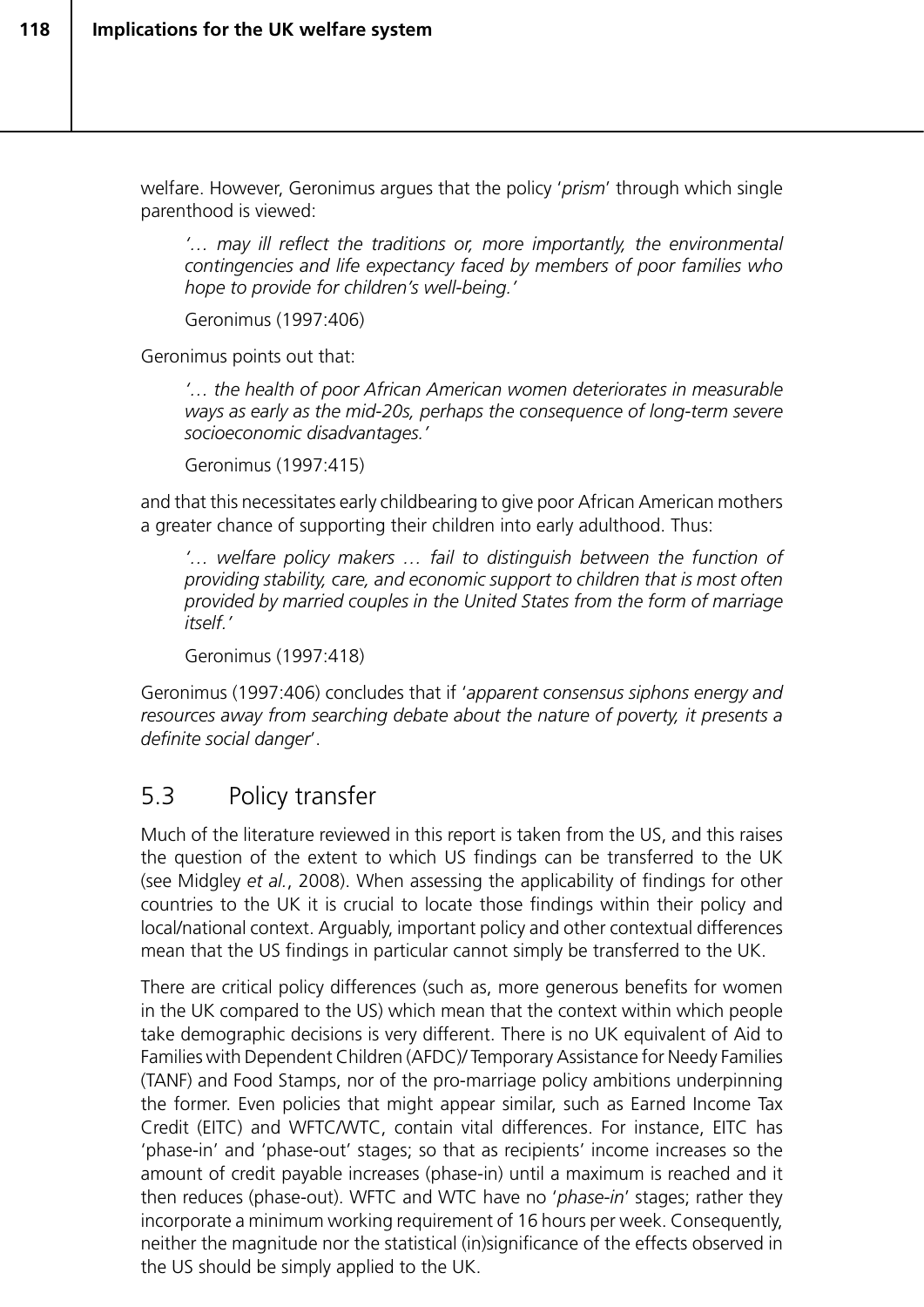welfare. However, Geronimus argues that the policy '*prism*' through which single parenthood is viewed:

> '*… may ill reflect the traditions or, more importantly, the environmental contingencies and life expectancy faced by members of poor families who hope to provide for children's well-being.*'
>
> Geronimus (1997:406)

Geronimus points out that:

> '*… the health of poor African American women deteriorates in measurable ways as early as the mid-20s, perhaps the consequence of long-term severe socioeconomic disadvantages.*'
>
> Geronimus (1997:415)

and that this necessitates early childbearing to give poor African American mothers a greater chance of supporting their children into early adulthood. Thus:

> '*… welfare policy makers … fail to distinguish between the function of providing stability, care, and economic support to children that is most often provided by married couples in the United States from the form of marriage itself.*'
>
> Geronimus (1997:418)

Geronimus (1997:406) concludes that if '*apparent consensus siphons energy and resources away from searching debate about the nature of poverty, it presents a definite social danger*'.

## 5.3 Policy transfer

Much of the literature reviewed in this report is taken from the US, and this raises the question of the extent to which US findings can be transferred to the UK (see Midgley *et al.*, 2008). When assessing the applicability of findings for other countries to the UK it is crucial to locate those findings within their policy and local/national context. Arguably, important policy and other contextual differences mean that the US findings in particular cannot simply be transferred to the UK.

There are critical policy differences (such as, more generous benefits for women in the UK compared to the US) which mean that the context within which people take demographic decisions is very different. There is no UK equivalent of Aid to Families with Dependent Children (AFDC)/ Temporary Assistance for Needy Families (TANF) and Food Stamps, nor of the pro-marriage policy ambitions underpinning the former. Even policies that might appear similar, such as Earned Income Tax Credit (EITC) and WFTC/WTC, contain vital differences. For instance, EITC has 'phase-in' and 'phase-out' stages; so that as recipients' income increases so the amount of credit payable increases (phase-in) until a maximum is reached and it then reduces (phase-out). WFTC and WTC have no '*phase-in*' stages; rather they incorporate a minimum working requirement of 16 hours per week. Consequently, neither the magnitude nor the statistical (in)significance of the effects observed in the US should be simply applied to the UK.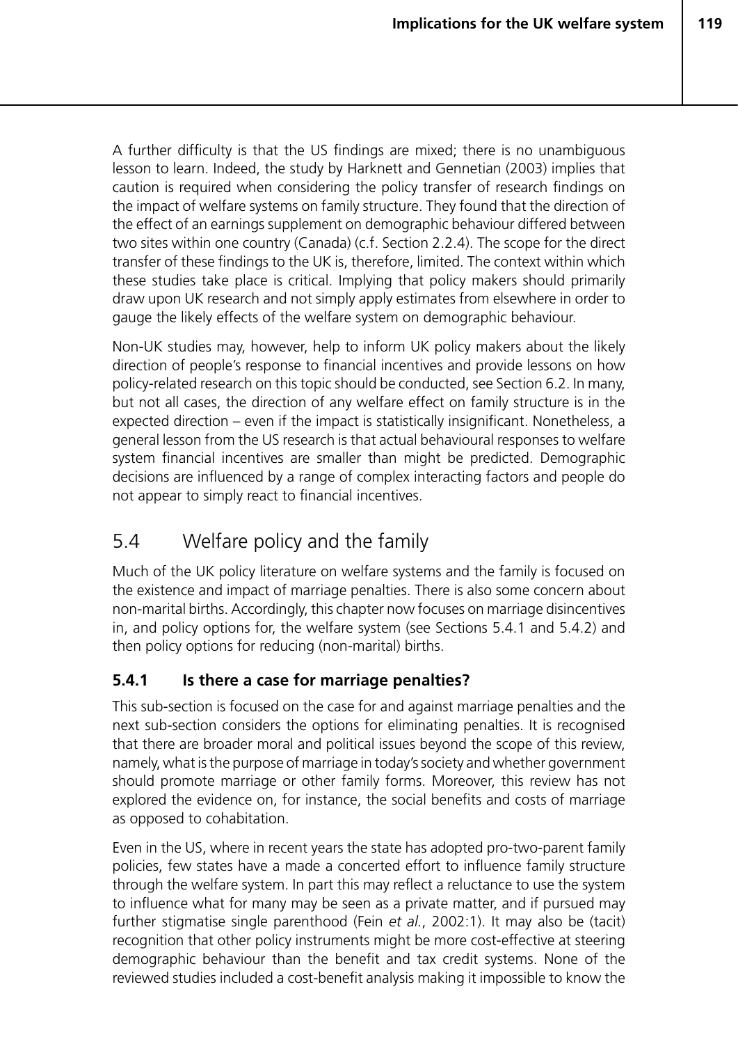A further difficulty is that the US findings are mixed; there is no unambiguous lesson to learn. Indeed, the study by Harknett and Gennetian (2003) implies that caution is required when considering the policy transfer of research findings on the impact of welfare systems on family structure. They found that the direction of the effect of an earnings supplement on demographic behaviour differed between two sites within one country (Canada) (c.f. Section 2.2.4). The scope for the direct transfer of these findings to the UK is, therefore, limited. The context within which these studies take place is critical. Implying that policy makers should primarily draw upon UK research and not simply apply estimates from elsewhere in order to gauge the likely effects of the welfare system on demographic behaviour.

Non-UK studies may, however, help to inform UK policy makers about the likely direction of people's response to financial incentives and provide lessons on how policy-related research on this topic should be conducted, see Section 6.2. In many, but not all cases, the direction of any welfare effect on family structure is in the expected direction – even if the impact is statistically insignificant. Nonetheless, a general lesson from the US research is that actual behavioural responses to welfare system financial incentives are smaller than might be predicted. Demographic decisions are influenced by a range of complex interacting factors and people do not appear to simply react to financial incentives.

## 5.4 Welfare policy and the family

Much of the UK policy literature on welfare systems and the family is focused on the existence and impact of marriage penalties. There is also some concern about non-marital births. Accordingly, this chapter now focuses on marriage disincentives in, and policy options for, the welfare system (see Sections 5.4.1 and 5.4.2) and then policy options for reducing (non-marital) births.

### 5.4.1 Is there a case for marriage penalties?

This sub-section is focused on the case for and against marriage penalties and the next sub-section considers the options for eliminating penalties. It is recognised that there are broader moral and political issues beyond the scope of this review, namely, what is the purpose of marriage in today's society and whether government should promote marriage or other family forms. Moreover, this review has not explored the evidence on, for instance, the social benefits and costs of marriage as opposed to cohabitation.

Even in the US, where in recent years the state has adopted pro-two-parent family policies, few states have a made a concerted effort to influence family structure through the welfare system. In part this may reflect a reluctance to use the system to influence what for many may be seen as a private matter, and if pursued may further stigmatise single parenthood (Fein *et al.*, 2002:1). It may also be (tacit) recognition that other policy instruments might be more cost-effective at steering demographic behaviour than the benefit and tax credit systems. None of the reviewed studies included a cost-benefit analysis making it impossible to know the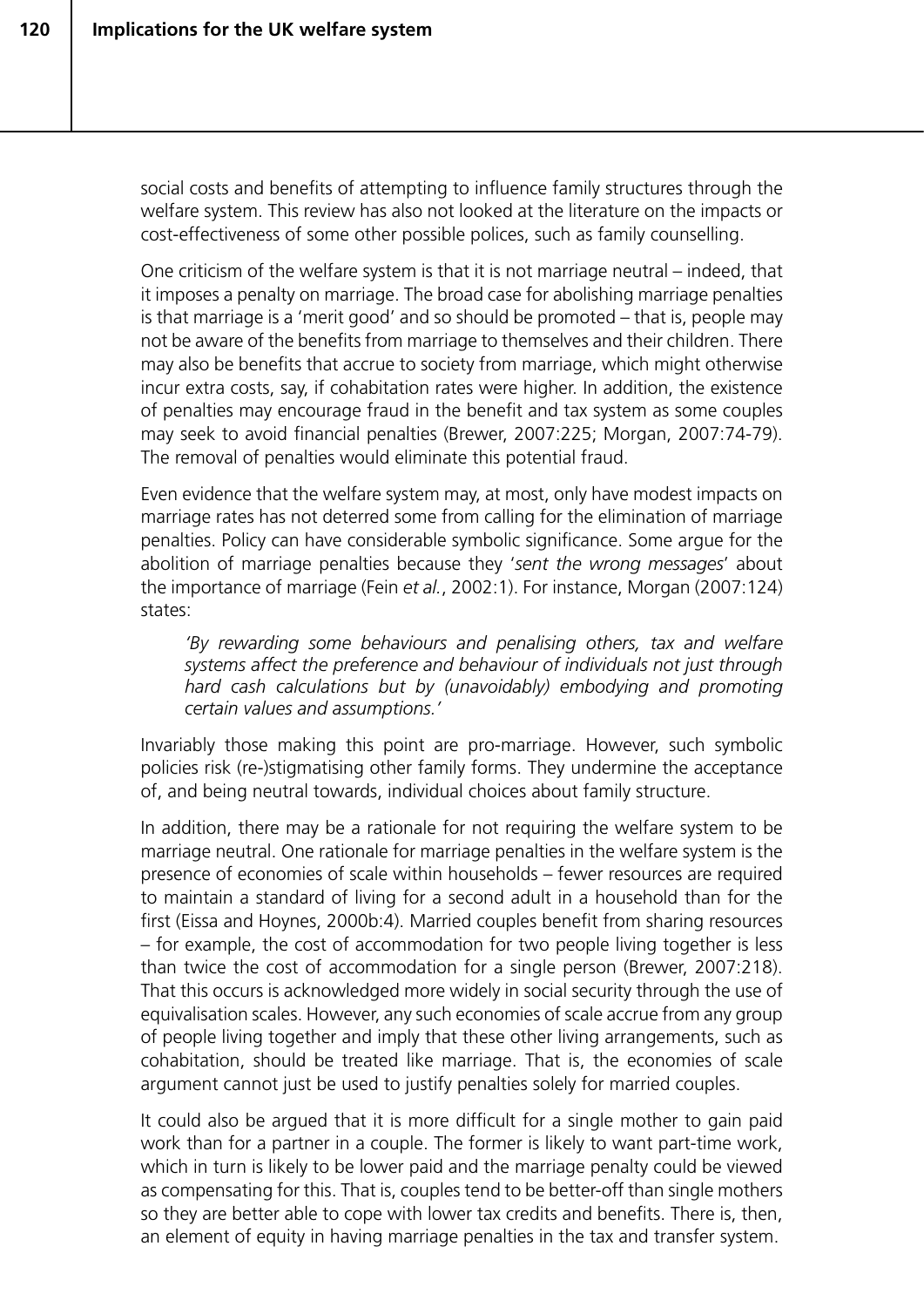social costs and benefits of attempting to influence family structures through the welfare system. This review has also not looked at the literature on the impacts or cost-effectiveness of some other possible polices, such as family counselling.

One criticism of the welfare system is that it is not marriage neutral – indeed, that it imposes a penalty on marriage. The broad case for abolishing marriage penalties is that marriage is a 'merit good' and so should be promoted – that is, people may not be aware of the benefits from marriage to themselves and their children. There may also be benefits that accrue to society from marriage, which might otherwise incur extra costs, say, if cohabitation rates were higher. In addition, the existence of penalties may encourage fraud in the benefit and tax system as some couples may seek to avoid financial penalties (Brewer, 2007:225; Morgan, 2007:74-79). The removal of penalties would eliminate this potential fraud.

Even evidence that the welfare system may, at most, only have modest impacts on marriage rates has not deterred some from calling for the elimination of marriage penalties. Policy can have considerable symbolic significance. Some argue for the abolition of marriage penalties because they '*sent the wrong messages*' about the importance of marriage (Fein *et al.*, 2002:1). For instance, Morgan (2007:124) states:

> *'By rewarding some behaviours and penalising others, tax and welfare systems affect the preference and behaviour of individuals not just through hard cash calculations but by (unavoidably) embodying and promoting certain values and assumptions.'*

Invariably those making this point are pro-marriage. However, such symbolic policies risk (re-)stigmatising other family forms. They undermine the acceptance of, and being neutral towards, individual choices about family structure.

In addition, there may be a rationale for not requiring the welfare system to be marriage neutral. One rationale for marriage penalties in the welfare system is the presence of economies of scale within households – fewer resources are required to maintain a standard of living for a second adult in a household than for the first (Eissa and Hoynes, 2000b:4). Married couples benefit from sharing resources – for example, the cost of accommodation for two people living together is less than twice the cost of accommodation for a single person (Brewer, 2007:218). That this occurs is acknowledged more widely in social security through the use of equivalisation scales. However, any such economies of scale accrue from any group of people living together and imply that these other living arrangements, such as cohabitation, should be treated like marriage. That is, the economies of scale argument cannot just be used to justify penalties solely for married couples.

It could also be argued that it is more difficult for a single mother to gain paid work than for a partner in a couple. The former is likely to want part-time work, which in turn is likely to be lower paid and the marriage penalty could be viewed as compensating for this. That is, couples tend to be better-off than single mothers so they are better able to cope with lower tax credits and benefits. There is, then, an element of equity in having marriage penalties in the tax and transfer system.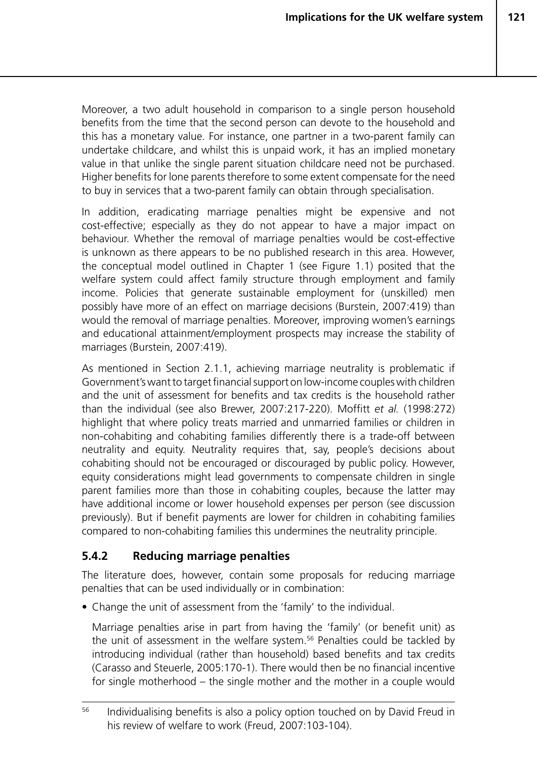Moreover, a two adult household in comparison to a single person household benefits from the time that the second person can devote to the household and this has a monetary value. For instance, one partner in a two-parent family can undertake childcare, and whilst this is unpaid work, it has an implied monetary value in that unlike the single parent situation childcare need not be purchased. Higher benefits for lone parents therefore to some extent compensate for the need to buy in services that a two-parent family can obtain through specialisation.

In addition, eradicating marriage penalties might be expensive and not cost-effective; especially as they do not appear to have a major impact on behaviour. Whether the removal of marriage penalties would be cost-effective is unknown as there appears to be no published research in this area. However, the conceptual model outlined in Chapter 1 (see Figure 1.1) posited that the welfare system could affect family structure through employment and family income. Policies that generate sustainable employment for (unskilled) men possibly have more of an effect on marriage decisions (Burstein, 2007:419) than would the removal of marriage penalties. Moreover, improving women's earnings and educational attainment/employment prospects may increase the stability of marriages (Burstein, 2007:419).

As mentioned in Section 2.1.1, achieving marriage neutrality is problematic if Government's want to target financial support on low-income couples with children and the unit of assessment for benefits and tax credits is the household rather than the individual (see also Brewer, 2007:217-220). Moffitt *et al.* (1998:272) highlight that where policy treats married and unmarried families or children in non-cohabiting and cohabiting families differently there is a trade-off between neutrality and equity. Neutrality requires that, say, people's decisions about cohabiting should not be encouraged or discouraged by public policy. However, equity considerations might lead governments to compensate children in single parent families more than those in cohabiting couples, because the latter may have additional income or lower household expenses per person (see discussion previously). But if benefit payments are lower for children in cohabiting families compared to non-cohabiting families this undermines the neutrality principle.

### 5.4.2 Reducing marriage penalties

The literature does, however, contain some proposals for reducing marriage penalties that can be used individually or in combination:

- Change the unit of assessment from the 'family' to the individual.

  Marriage penalties arise in part from having the 'family' (or benefit unit) as the unit of assessment in the welfare system.[56] Penalties could be tackled by introducing individual (rather than household) based benefits and tax credits (Carasso and Steuerle, 2005:170-1). There would then be no financial incentive for single motherhood – the single mother and the mother in a couple would

[56] Individualising benefits is also a policy option touched on by David Freud in his review of welfare to work (Freud, 2007:103-104).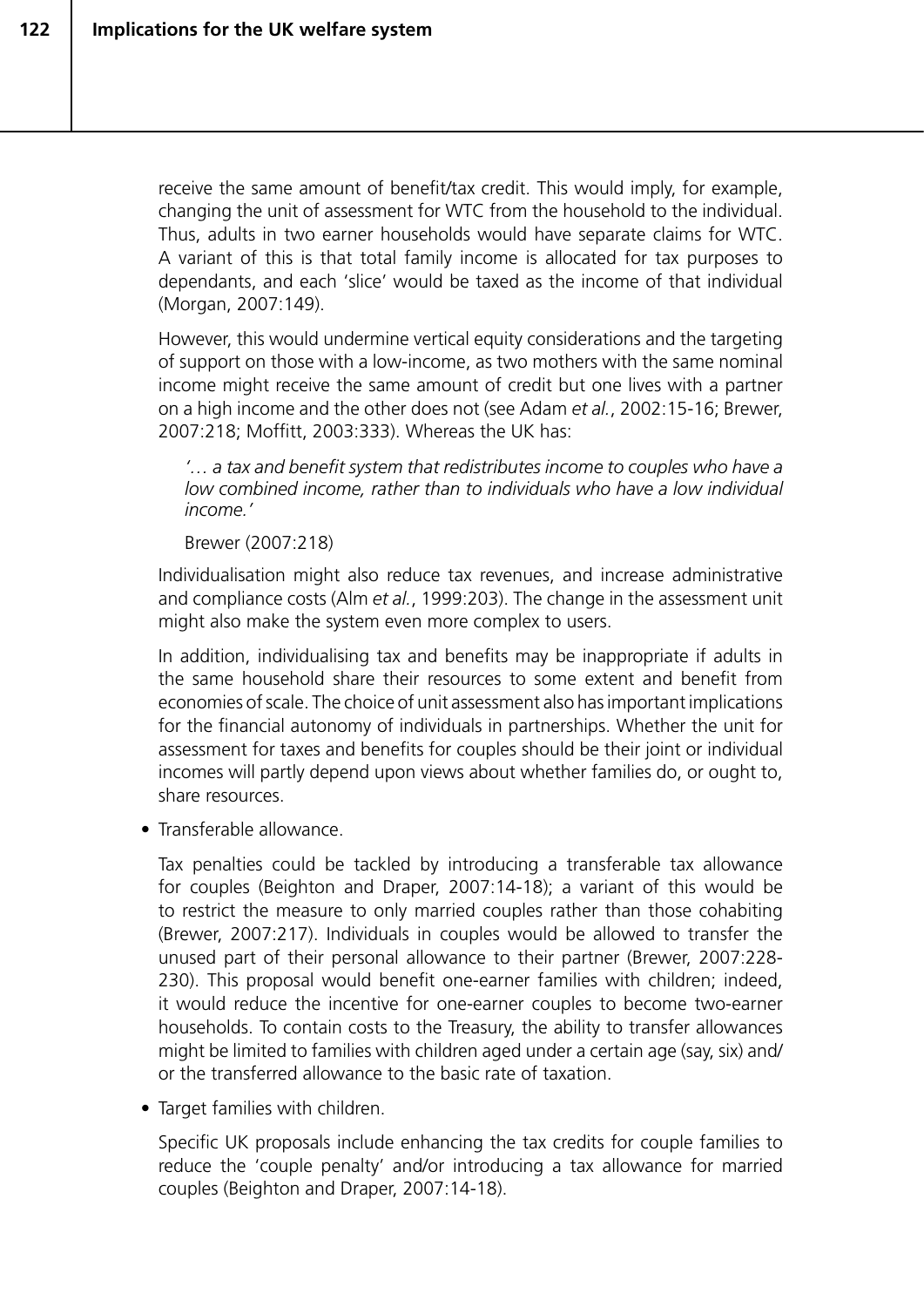receive the same amount of benefit/tax credit. This would imply, for example, changing the unit of assessment for WTC from the household to the individual. Thus, adults in two earner households would have separate claims for WTC. A variant of this is that total family income is allocated for tax purposes to dependants, and each 'slice' would be taxed as the income of that individual (Morgan, 2007:149).

However, this would undermine vertical equity considerations and the targeting of support on those with a low-income, as two mothers with the same nominal income might receive the same amount of credit but one lives with a partner on a high income and the other does not (see Adam *et al.*, 2002:15-16; Brewer, 2007:218; Moffitt, 2003:333). Whereas the UK has:

> *'… a tax and benefit system that redistributes income to couples who have a low combined income, rather than to individuals who have a low individual income.'*
>
> Brewer (2007:218)

Individualisation might also reduce tax revenues, and increase administrative and compliance costs (Alm *et al.*, 1999:203). The change in the assessment unit might also make the system even more complex to users.

In addition, individualising tax and benefits may be inappropriate if adults in the same household share their resources to some extent and benefit from economies of scale. The choice of unit assessment also has important implications for the financial autonomy of individuals in partnerships. Whether the unit for assessment for taxes and benefits for couples should be their joint or individual incomes will partly depend upon views about whether families do, or ought to, share resources.

- Transferable allowance.

  Tax penalties could be tackled by introducing a transferable tax allowance for couples (Beighton and Draper, 2007:14-18); a variant of this would be to restrict the measure to only married couples rather than those cohabiting (Brewer, 2007:217). Individuals in couples would be allowed to transfer the unused part of their personal allowance to their partner (Brewer, 2007:228-230). This proposal would benefit one-earner families with children; indeed, it would reduce the incentive for one-earner couples to become two-earner households. To contain costs to the Treasury, the ability to transfer allowances might be limited to families with children aged under a certain age (say, six) and/or the transferred allowance to the basic rate of taxation.

- Target families with children.

  Specific UK proposals include enhancing the tax credits for couple families to reduce the 'couple penalty' and/or introducing a tax allowance for married couples (Beighton and Draper, 2007:14-18).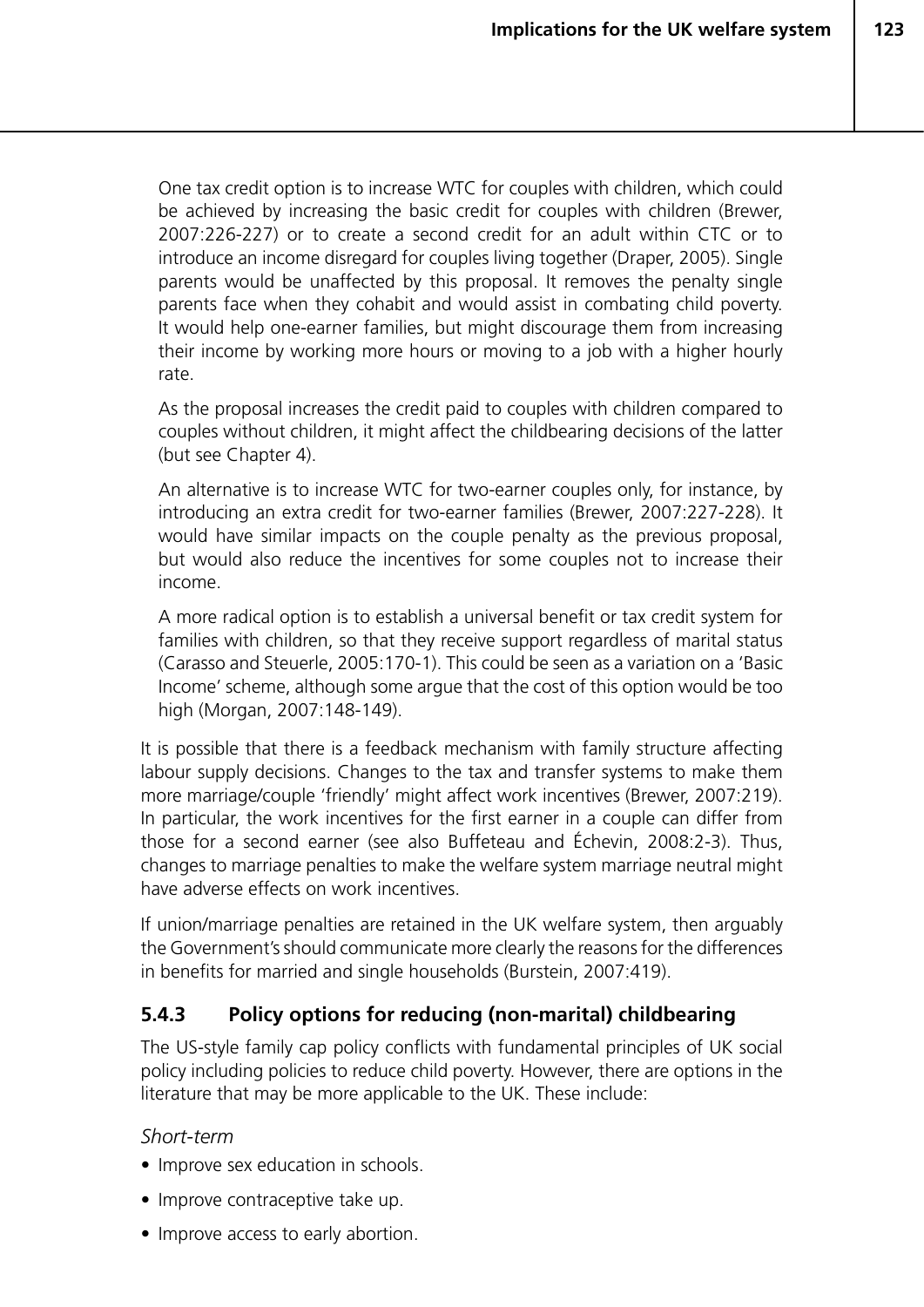One tax credit option is to increase WTC for couples with children, which could be achieved by increasing the basic credit for couples with children (Brewer, 2007:226-227) or to create a second credit for an adult within CTC or to introduce an income disregard for couples living together (Draper, 2005). Single parents would be unaffected by this proposal. It removes the penalty single parents face when they cohabit and would assist in combating child poverty. It would help one-earner families, but might discourage them from increasing their income by working more hours or moving to a job with a higher hourly rate.

As the proposal increases the credit paid to couples with children compared to couples without children, it might affect the childbearing decisions of the latter (but see Chapter 4).

An alternative is to increase WTC for two-earner couples only, for instance, by introducing an extra credit for two-earner families (Brewer, 2007:227-228). It would have similar impacts on the couple penalty as the previous proposal, but would also reduce the incentives for some couples not to increase their income.

A more radical option is to establish a universal benefit or tax credit system for families with children, so that they receive support regardless of marital status (Carasso and Steuerle, 2005:170-1). This could be seen as a variation on a 'Basic Income' scheme, although some argue that the cost of this option would be too high (Morgan, 2007:148-149).

It is possible that there is a feedback mechanism with family structure affecting labour supply decisions. Changes to the tax and transfer systems to make them more marriage/couple 'friendly' might affect work incentives (Brewer, 2007:219). In particular, the work incentives for the first earner in a couple can differ from those for a second earner (see also Buffeteau and Échevin, 2008:2-3). Thus, changes to marriage penalties to make the welfare system marriage neutral might have adverse effects on work incentives.

If union/marriage penalties are retained in the UK welfare system, then arguably the Government's should communicate more clearly the reasons for the differences in benefits for married and single households (Burstein, 2007:419).

### 5.4.3 Policy options for reducing (non-marital) childbearing

The US-style family cap policy conflicts with fundamental principles of UK social policy including policies to reduce child poverty. However, there are options in the literature that may be more applicable to the UK. These include:

*Short-term*

- Improve sex education in schools.
- Improve contraceptive take up.
- Improve access to early abortion.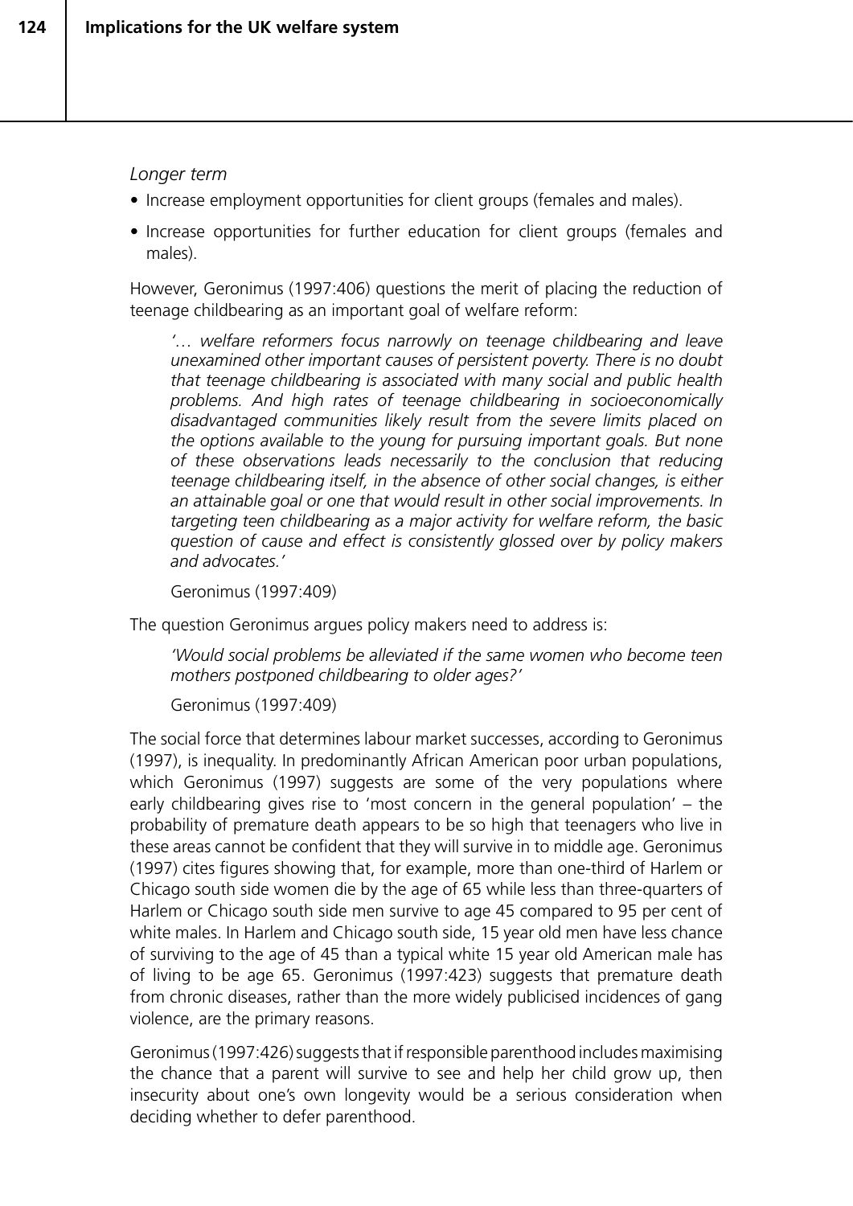*Longer term*

- Increase employment opportunities for client groups (females and males).
- Increase opportunities for further education for client groups (females and males).

However, Geronimus (1997:406) questions the merit of placing the reduction of teenage childbearing as an important goal of welfare reform:

> *'… welfare reformers focus narrowly on teenage childbearing and leave unexamined other important causes of persistent poverty. There is no doubt that teenage childbearing is associated with many social and public health problems. And high rates of teenage childbearing in socioeconomically disadvantaged communities likely result from the severe limits placed on the options available to the young for pursuing important goals. But none of these observations leads necessarily to the conclusion that reducing teenage childbearing itself, in the absence of other social changes, is either an attainable goal or one that would result in other social improvements. In targeting teen childbearing as a major activity for welfare reform, the basic question of cause and effect is consistently glossed over by policy makers and advocates.'*
>
> Geronimus (1997:409)

The question Geronimus argues policy makers need to address is:

> *'Would social problems be alleviated if the same women who become teen mothers postponed childbearing to older ages?'*
>
> Geronimus (1997:409)

The social force that determines labour market successes, according to Geronimus (1997), is inequality. In predominantly African American poor urban populations, which Geronimus (1997) suggests are some of the very populations where early childbearing gives rise to 'most concern in the general population' – the probability of premature death appears to be so high that teenagers who live in these areas cannot be confident that they will survive in to middle age. Geronimus (1997) cites figures showing that, for example, more than one-third of Harlem or Chicago south side women die by the age of 65 while less than three-quarters of Harlem or Chicago south side men survive to age 45 compared to 95 per cent of white males. In Harlem and Chicago south side, 15 year old men have less chance of surviving to the age of 45 than a typical white 15 year old American male has of living to be age 65. Geronimus (1997:423) suggests that premature death from chronic diseases, rather than the more widely publicised incidences of gang violence, are the primary reasons.

Geronimus (1997:426) suggests that if responsible parenthood includes maximising the chance that a parent will survive to see and help her child grow up, then insecurity about one's own longevity would be a serious consideration when deciding whether to defer parenthood.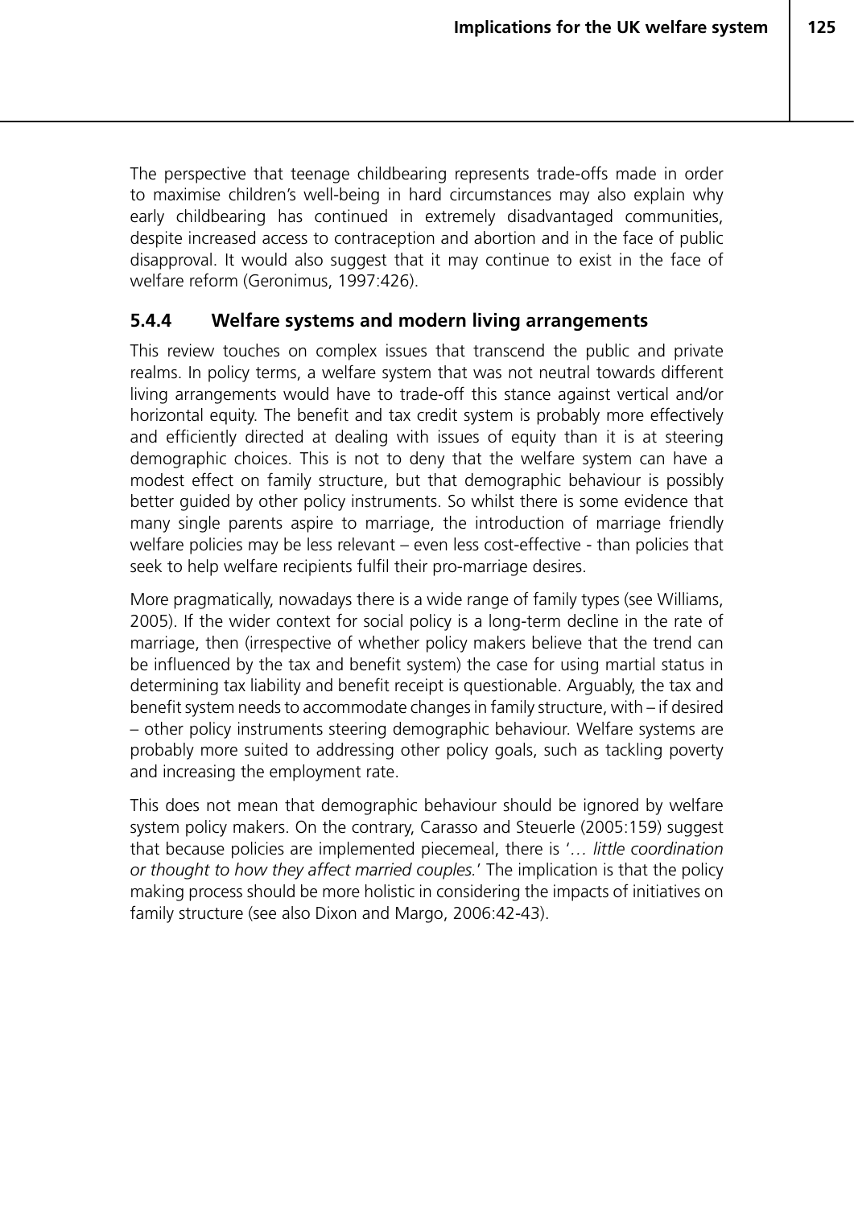The perspective that teenage childbearing represents trade-offs made in order to maximise children's well-being in hard circumstances may also explain why early childbearing has continued in extremely disadvantaged communities, despite increased access to contraception and abortion and in the face of public disapproval. It would also suggest that it may continue to exist in the face of welfare reform (Geronimus, 1997:426).

### 5.4.4 Welfare systems and modern living arrangements

This review touches on complex issues that transcend the public and private realms. In policy terms, a welfare system that was not neutral towards different living arrangements would have to trade-off this stance against vertical and/or horizontal equity. The benefit and tax credit system is probably more effectively and efficiently directed at dealing with issues of equity than it is at steering demographic choices. This is not to deny that the welfare system can have a modest effect on family structure, but that demographic behaviour is possibly better guided by other policy instruments. So whilst there is some evidence that many single parents aspire to marriage, the introduction of marriage friendly welfare policies may be less relevant – even less cost-effective - than policies that seek to help welfare recipients fulfil their pro-marriage desires.

More pragmatically, nowadays there is a wide range of family types (see Williams, 2005). If the wider context for social policy is a long-term decline in the rate of marriage, then (irrespective of whether policy makers believe that the trend can be influenced by the tax and benefit system) the case for using martial status in determining tax liability and benefit receipt is questionable. Arguably, the tax and benefit system needs to accommodate changes in family structure, with – if desired – other policy instruments steering demographic behaviour. Welfare systems are probably more suited to addressing other policy goals, such as tackling poverty and increasing the employment rate.

This does not mean that demographic behaviour should be ignored by welfare system policy makers. On the contrary, Carasso and Steuerle (2005:159) suggest that because policies are implemented piecemeal, there is '*… little coordination or thought to how they affect married couples.*' The implication is that the policy making process should be more holistic in considering the impacts of initiatives on family structure (see also Dixon and Margo, 2006:42-43).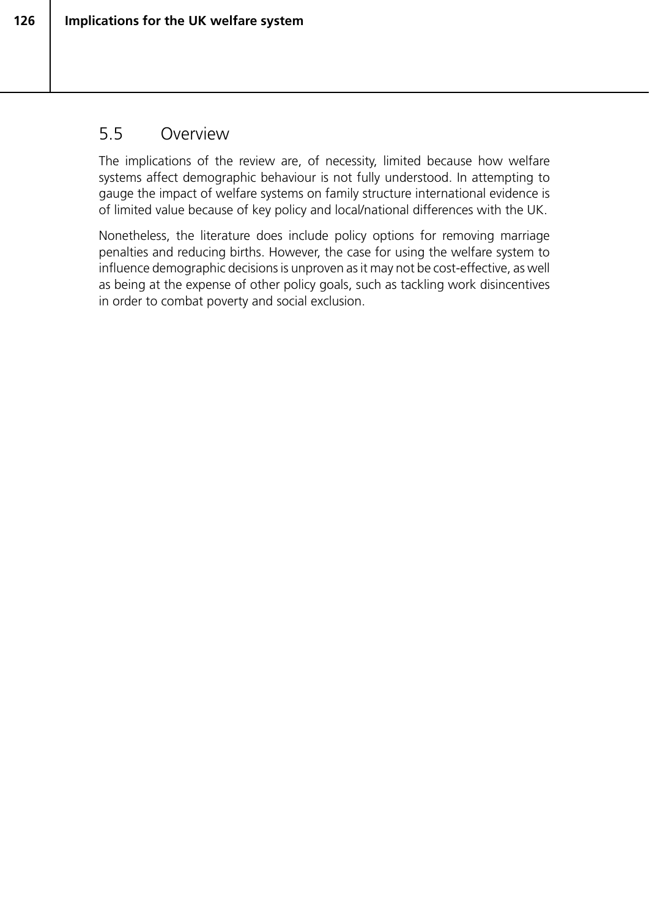## 5.5 Overview

The implications of the review are, of necessity, limited because how welfare systems affect demographic behaviour is not fully understood. In attempting to gauge the impact of welfare systems on family structure international evidence is of limited value because of key policy and local/national differences with the UK.

Nonetheless, the literature does include policy options for removing marriage penalties and reducing births. However, the case for using the welfare system to influence demographic decisions is unproven as it may not be cost-effective, as well as being at the expense of other policy goals, such as tackling work disincentives in order to combat poverty and social exclusion.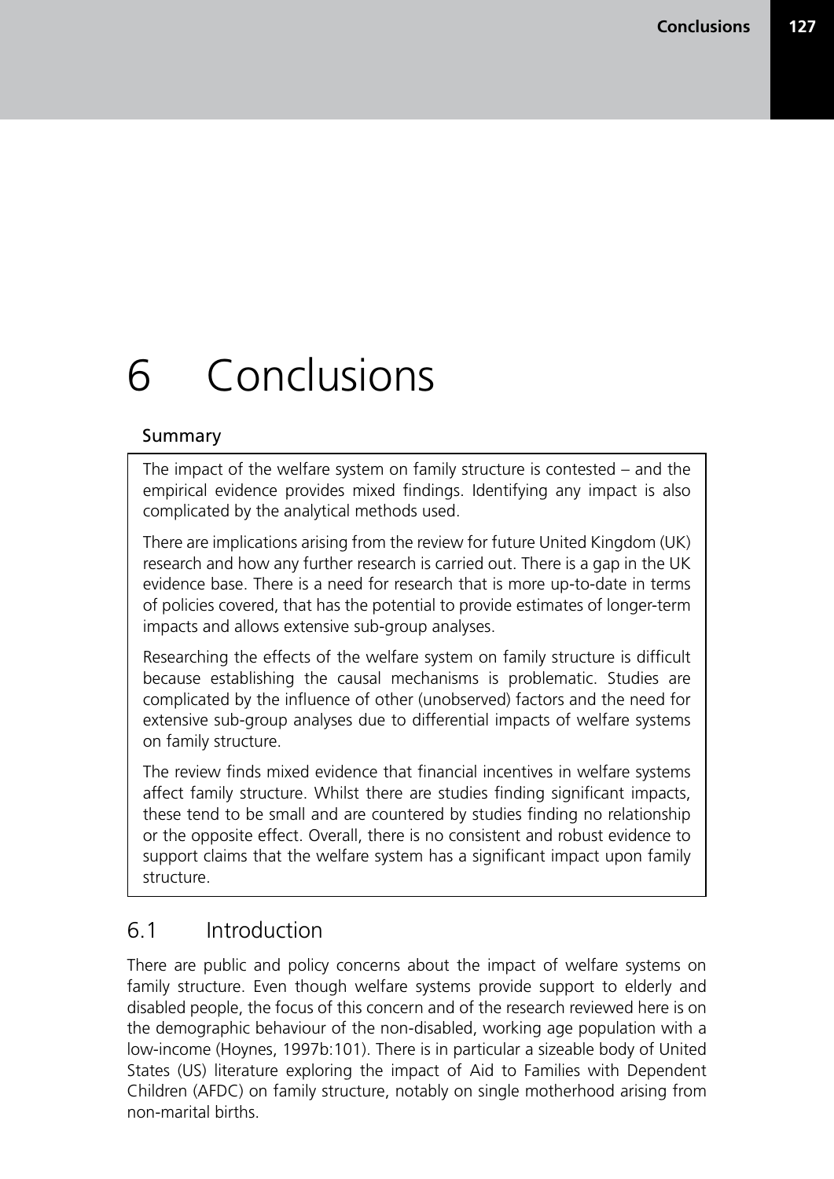# 6 Conclusions

Summary

The impact of the welfare system on family structure is contested – and the empirical evidence provides mixed findings. Identifying any impact is also complicated by the analytical methods used.

There are implications arising from the review for future United Kingdom (UK) research and how any further research is carried out. There is a gap in the UK evidence base. There is a need for research that is more up-to-date in terms of policies covered, that has the potential to provide estimates of longer-term impacts and allows extensive sub-group analyses.

Researching the effects of the welfare system on family structure is difficult because establishing the causal mechanisms is problematic. Studies are complicated by the influence of other (unobserved) factors and the need for extensive sub-group analyses due to differential impacts of welfare systems on family structure.

The review finds mixed evidence that financial incentives in welfare systems affect family structure. Whilst there are studies finding significant impacts, these tend to be small and are countered by studies finding no relationship or the opposite effect. Overall, there is no consistent and robust evidence to support claims that the welfare system has a significant impact upon family structure.

## 6.1 Introduction

There are public and policy concerns about the impact of welfare systems on family structure. Even though welfare systems provide support to elderly and disabled people, the focus of this concern and of the research reviewed here is on the demographic behaviour of the non-disabled, working age population with a low-income (Hoynes, 1997b:101). There is in particular a sizeable body of United States (US) literature exploring the impact of Aid to Families with Dependent Children (AFDC) on family structure, notably on single motherhood arising from non-marital births.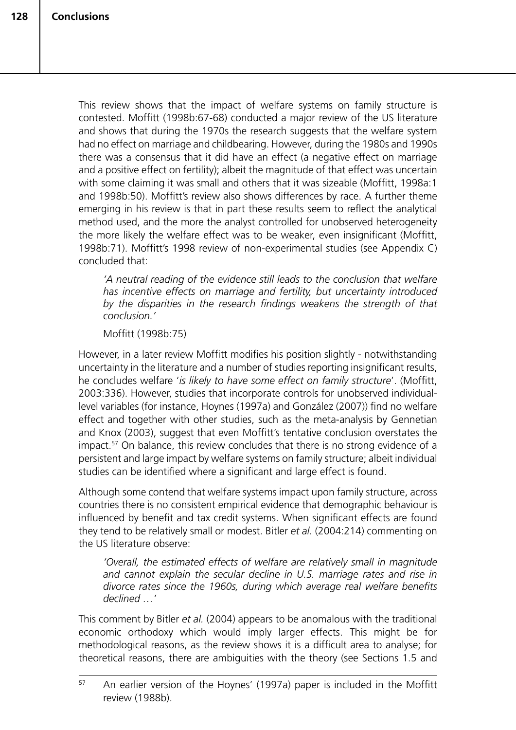This review shows that the impact of welfare systems on family structure is contested. Moffitt (1998b:67-68) conducted a major review of the US literature and shows that during the 1970s the research suggests that the welfare system had no effect on marriage and childbearing. However, during the 1980s and 1990s there was a consensus that it did have an effect (a negative effect on marriage and a positive effect on fertility); albeit the magnitude of that effect was uncertain with some claiming it was small and others that it was sizeable (Moffitt, 1998a:1 and 1998b:50). Moffitt's review also shows differences by race. A further theme emerging in his review is that in part these results seem to reflect the analytical method used, and the more the analyst controlled for unobserved heterogeneity the more likely the welfare effect was to be weaker, even insignificant (Moffitt, 1998b:71). Moffitt's 1998 review of non-experimental studies (see Appendix C) concluded that:

> *'A neutral reading of the evidence still leads to the conclusion that welfare has incentive effects on marriage and fertility, but uncertainty introduced by the disparities in the research findings weakens the strength of that conclusion.'*
>
> Moffitt (1998b:75)

However, in a later review Moffitt modifies his position slightly - notwithstanding uncertainty in the literature and a number of studies reporting insignificant results, he concludes welfare '*is likely to have some effect on family structure*'. (Moffitt, 2003:336). However, studies that incorporate controls for unobserved individual-level variables (for instance, Hoynes (1997a) and González (2007)) find no welfare effect and together with other studies, such as the meta-analysis by Gennetian and Knox (2003), suggest that even Moffitt's tentative conclusion overstates the impact.[57] On balance, this review concludes that there is no strong evidence of a persistent and large impact by welfare systems on family structure; albeit individual studies can be identified where a significant and large effect is found.

Although some contend that welfare systems impact upon family structure, across countries there is no consistent empirical evidence that demographic behaviour is influenced by benefit and tax credit systems. When significant effects are found they tend to be relatively small or modest. Bitler *et al.* (2004:214) commenting on the US literature observe:

> *'Overall, the estimated effects of welfare are relatively small in magnitude and cannot explain the secular decline in U.S. marriage rates and rise in divorce rates since the 1960s, during which average real welfare benefits declined …'*

This comment by Bitler *et al.* (2004) appears to be anomalous with the traditional economic orthodoxy which would imply larger effects. This might be for methodological reasons, as the review shows it is a difficult area to analyse; for theoretical reasons, there are ambiguities with the theory (see Sections 1.5 and

---

[57] An earlier version of the Hoynes' (1997a) paper is included in the Moffitt review (1988b).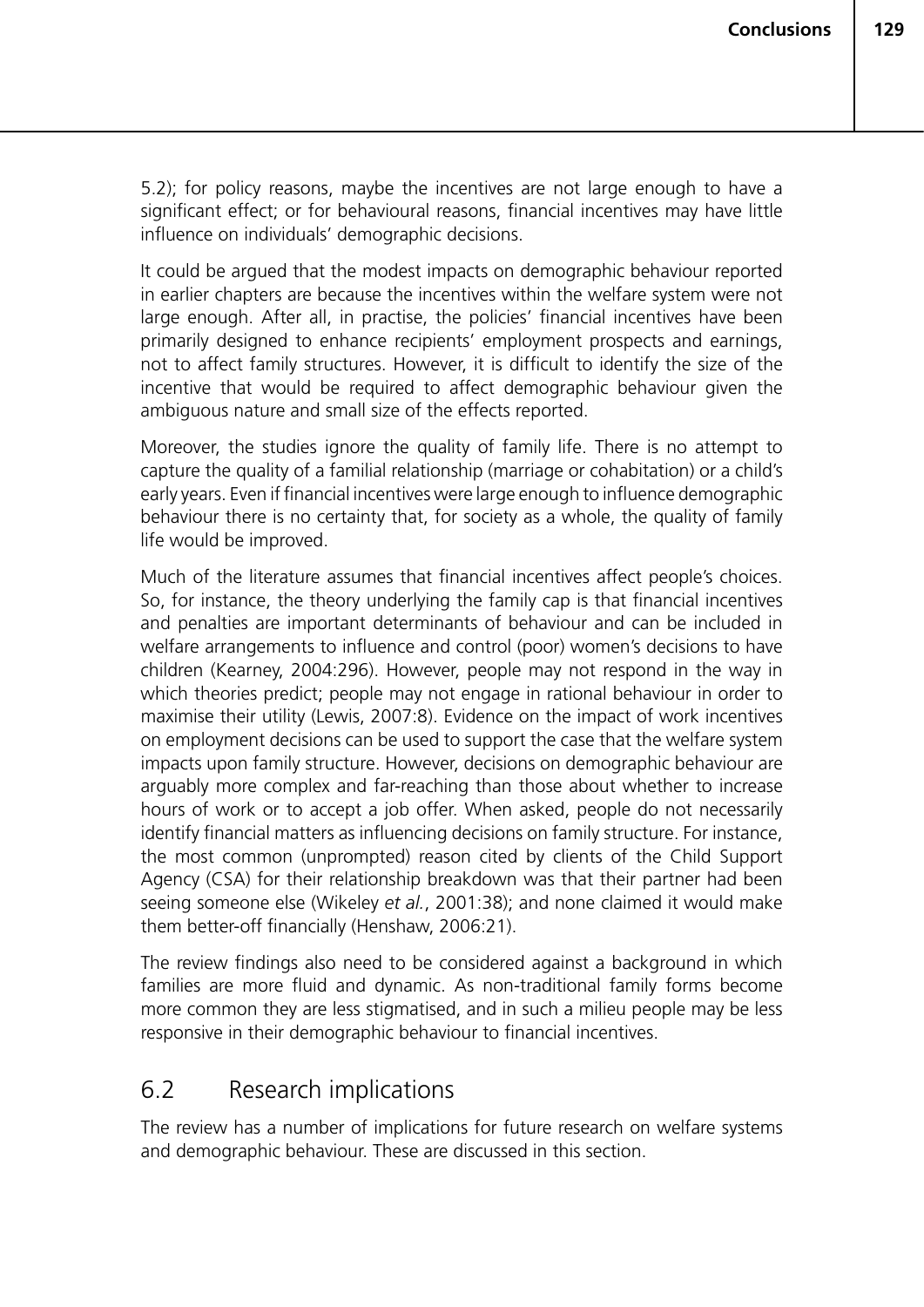5.2); for policy reasons, maybe the incentives are not large enough to have a significant effect; or for behavioural reasons, financial incentives may have little influence on individuals' demographic decisions.

It could be argued that the modest impacts on demographic behaviour reported in earlier chapters are because the incentives within the welfare system were not large enough. After all, in practise, the policies' financial incentives have been primarily designed to enhance recipients' employment prospects and earnings, not to affect family structures. However, it is difficult to identify the size of the incentive that would be required to affect demographic behaviour given the ambiguous nature and small size of the effects reported.

Moreover, the studies ignore the quality of family life. There is no attempt to capture the quality of a familial relationship (marriage or cohabitation) or a child's early years. Even if financial incentives were large enough to influence demographic behaviour there is no certainty that, for society as a whole, the quality of family life would be improved.

Much of the literature assumes that financial incentives affect people's choices. So, for instance, the theory underlying the family cap is that financial incentives and penalties are important determinants of behaviour and can be included in welfare arrangements to influence and control (poor) women's decisions to have children (Kearney, 2004:296). However, people may not respond in the way in which theories predict; people may not engage in rational behaviour in order to maximise their utility (Lewis, 2007:8). Evidence on the impact of work incentives on employment decisions can be used to support the case that the welfare system impacts upon family structure. However, decisions on demographic behaviour are arguably more complex and far-reaching than those about whether to increase hours of work or to accept a job offer. When asked, people do not necessarily identify financial matters as influencing decisions on family structure. For instance, the most common (unprompted) reason cited by clients of the Child Support Agency (CSA) for their relationship breakdown was that their partner had been seeing someone else (Wikeley *et al.*, 2001:38); and none claimed it would make them better-off financially (Henshaw, 2006:21).

The review findings also need to be considered against a background in which families are more fluid and dynamic. As non-traditional family forms become more common they are less stigmatised, and in such a milieu people may be less responsive in their demographic behaviour to financial incentives.

## 6.2 Research implications

The review has a number of implications for future research on welfare systems and demographic behaviour. These are discussed in this section.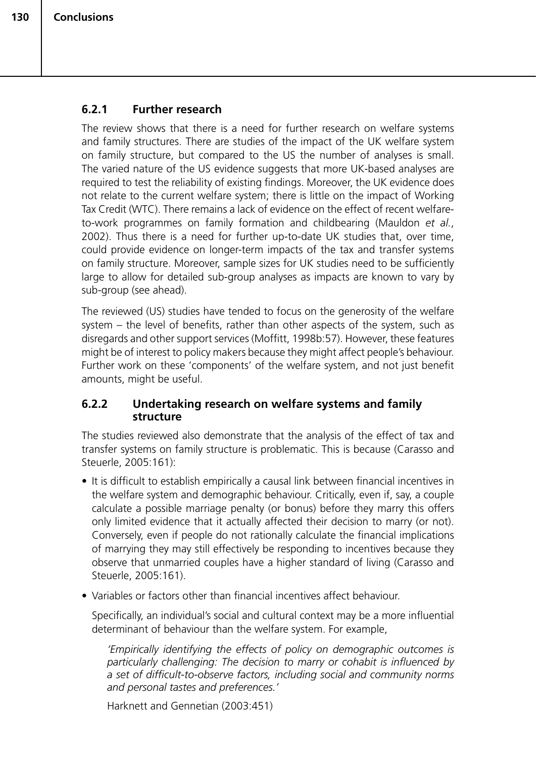### 6.2.1 Further research

The review shows that there is a need for further research on welfare systems and family structures. There are studies of the impact of the UK welfare system on family structure, but compared to the US the number of analyses is small. The varied nature of the US evidence suggests that more UK-based analyses are required to test the reliability of existing findings. Moreover, the UK evidence does not relate to the current welfare system; there is little on the impact of Working Tax Credit (WTC). There remains a lack of evidence on the effect of recent welfare-to-work programmes on family formation and childbearing (Mauldon *et al.*, 2002). Thus there is a need for further up-to-date UK studies that, over time, could provide evidence on longer-term impacts of the tax and transfer systems on family structure. Moreover, sample sizes for UK studies need to be sufficiently large to allow for detailed sub-group analyses as impacts are known to vary by sub-group (see ahead).

The reviewed (US) studies have tended to focus on the generosity of the welfare system – the level of benefits, rather than other aspects of the system, such as disregards and other support services (Moffitt, 1998b:57). However, these features might be of interest to policy makers because they might affect people's behaviour. Further work on these 'components' of the welfare system, and not just benefit amounts, might be useful.

### 6.2.2 Undertaking research on welfare systems and family structure

The studies reviewed also demonstrate that the analysis of the effect of tax and transfer systems on family structure is problematic. This is because (Carasso and Steuerle, 2005:161):

- It is difficult to establish empirically a causal link between financial incentives in the welfare system and demographic behaviour. Critically, even if, say, a couple calculate a possible marriage penalty (or bonus) before they marry this offers only limited evidence that it actually affected their decision to marry (or not). Conversely, even if people do not rationally calculate the financial implications of marrying they may still effectively be responding to incentives because they observe that unmarried couples have a higher standard of living (Carasso and Steuerle, 2005:161).

- Variables or factors other than financial incentives affect behaviour.

  Specifically, an individual's social and cultural context may be a more influential determinant of behaviour than the welfare system. For example,

  > *'Empirically identifying the effects of policy on demographic outcomes is particularly challenging: The decision to marry or cohabit is influenced by a set of difficult-to-observe factors, including social and community norms and personal tastes and preferences.'*
  >
  > Harknett and Gennetian (2003:451)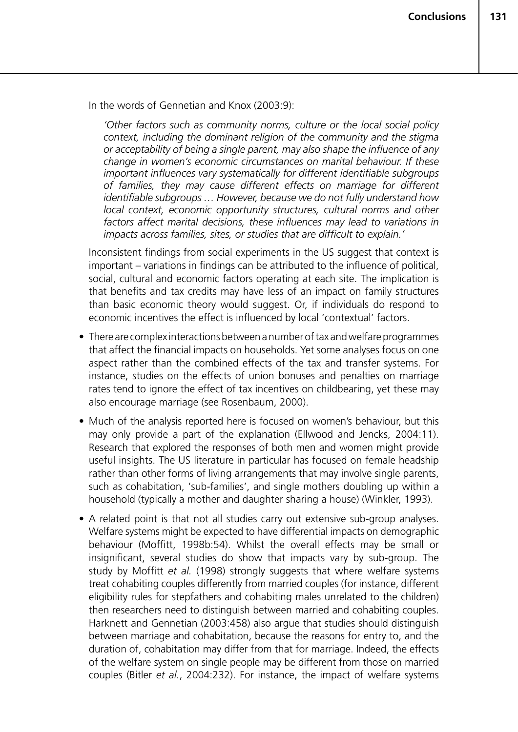In the words of Gennetian and Knox (2003:9):

> *'Other factors such as community norms, culture or the local social policy context, including the dominant religion of the community and the stigma or acceptability of being a single parent, may also shape the influence of any change in women's economic circumstances on marital behaviour. If these important influences vary systematically for different identifiable subgroups of families, they may cause different effects on marriage for different identifiable subgroups … However, because we do not fully understand how local context, economic opportunity structures, cultural norms and other factors affect marital decisions, these influences may lead to variations in impacts across families, sites, or studies that are difficult to explain.'*

Inconsistent findings from social experiments in the US suggest that context is important – variations in findings can be attributed to the influence of political, social, cultural and economic factors operating at each site. The implication is that benefits and tax credits may have less of an impact on family structures than basic economic theory would suggest. Or, if individuals do respond to economic incentives the effect is influenced by local 'contextual' factors.

- There are complex interactions between a number of tax and welfare programmes that affect the financial impacts on households. Yet some analyses focus on one aspect rather than the combined effects of the tax and transfer systems. For instance, studies on the effects of union bonuses and penalties on marriage rates tend to ignore the effect of tax incentives on childbearing, yet these may also encourage marriage (see Rosenbaum, 2000).
- Much of the analysis reported here is focused on women's behaviour, but this may only provide a part of the explanation (Ellwood and Jencks, 2004:11). Research that explored the responses of both men and women might provide useful insights. The US literature in particular has focused on female headship rather than other forms of living arrangements that may involve single parents, such as cohabitation, 'sub-families', and single mothers doubling up within a household (typically a mother and daughter sharing a house) (Winkler, 1993).
- A related point is that not all studies carry out extensive sub-group analyses. Welfare systems might be expected to have differential impacts on demographic behaviour (Moffitt, 1998b:54). Whilst the overall effects may be small or insignificant, several studies do show that impacts vary by sub-group. The study by Moffitt *et al.* (1998) strongly suggests that where welfare systems treat cohabiting couples differently from married couples (for instance, different eligibility rules for stepfathers and cohabiting males unrelated to the children) then researchers need to distinguish between married and cohabiting couples. Harknett and Gennetian (2003:458) also argue that studies should distinguish between marriage and cohabitation, because the reasons for entry to, and the duration of, cohabitation may differ from that for marriage. Indeed, the effects of the welfare system on single people may be different from those on married couples (Bitler *et al.*, 2004:232). For instance, the impact of welfare systems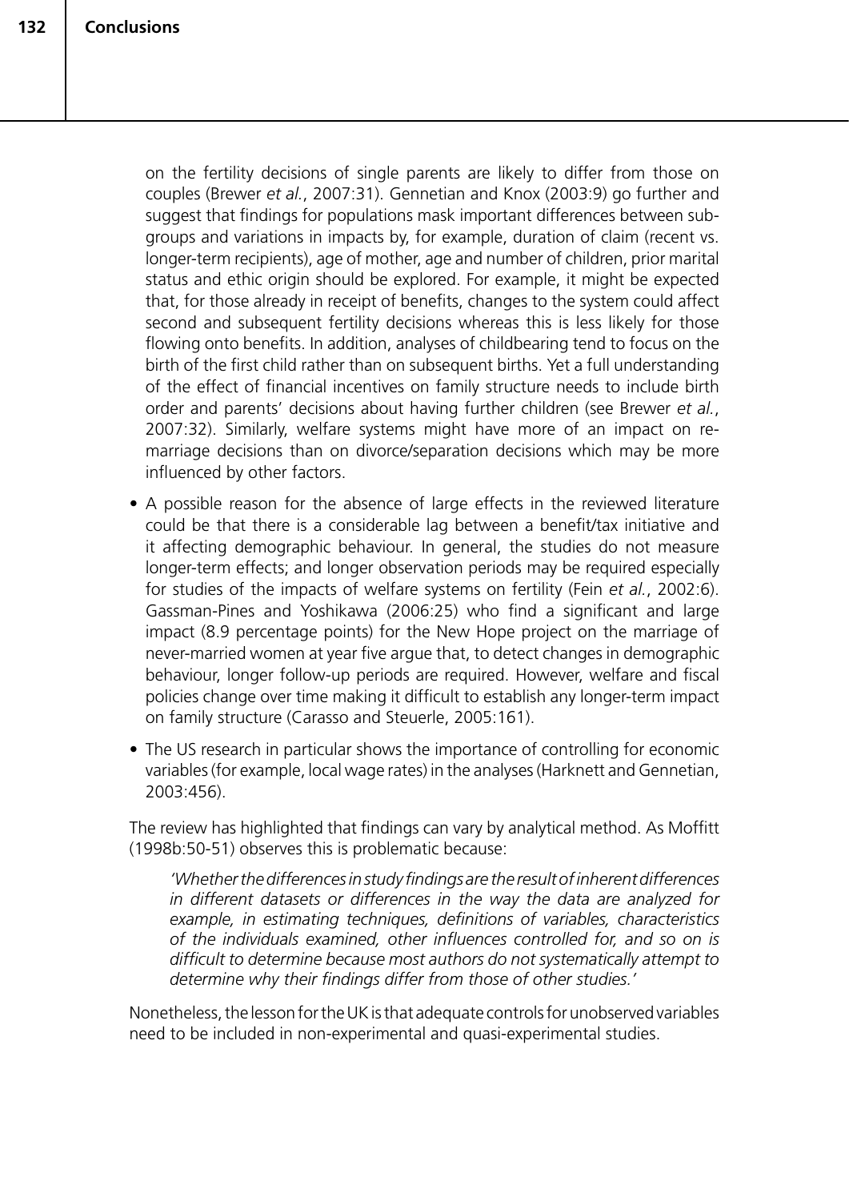on the fertility decisions of single parents are likely to differ from those on couples (Brewer *et al.*, 2007:31). Gennetian and Knox (2003:9) go further and suggest that findings for populations mask important differences between sub-groups and variations in impacts by, for example, duration of claim (recent vs. longer-term recipients), age of mother, age and number of children, prior marital status and ethic origin should be explored. For example, it might be expected that, for those already in receipt of benefits, changes to the system could affect second and subsequent fertility decisions whereas this is less likely for those flowing onto benefits. In addition, analyses of childbearing tend to focus on the birth of the first child rather than on subsequent births. Yet a full understanding of the effect of financial incentives on family structure needs to include birth order and parents' decisions about having further children (see Brewer *et al.*, 2007:32). Similarly, welfare systems might have more of an impact on re-marriage decisions than on divorce/separation decisions which may be more influenced by other factors.

- A possible reason for the absence of large effects in the reviewed literature could be that there is a considerable lag between a benefit/tax initiative and it affecting demographic behaviour. In general, the studies do not measure longer-term effects; and longer observation periods may be required especially for studies of the impacts of welfare systems on fertility (Fein *et al.*, 2002:6). Gassman-Pines and Yoshikawa (2006:25) who find a significant and large impact (8.9 percentage points) for the New Hope project on the marriage of never-married women at year five argue that, to detect changes in demographic behaviour, longer follow-up periods are required. However, welfare and fiscal policies change over time making it difficult to establish any longer-term impact on family structure (Carasso and Steuerle, 2005:161).
- The US research in particular shows the importance of controlling for economic variables (for example, local wage rates) in the analyses (Harknett and Gennetian, 2003:456).

The review has highlighted that findings can vary by analytical method. As Moffitt (1998b:50-51) observes this is problematic because:

> *'Whether the differences in study findings are the result of inherent differences in different datasets or differences in the way the data are analyzed for example, in estimating techniques, definitions of variables, characteristics of the individuals examined, other influences controlled for, and so on is difficult to determine because most authors do not systematically attempt to determine why their findings differ from those of other studies.'*

Nonetheless, the lesson for the UK is that adequate controls for unobserved variables need to be included in non-experimental and quasi-experimental studies.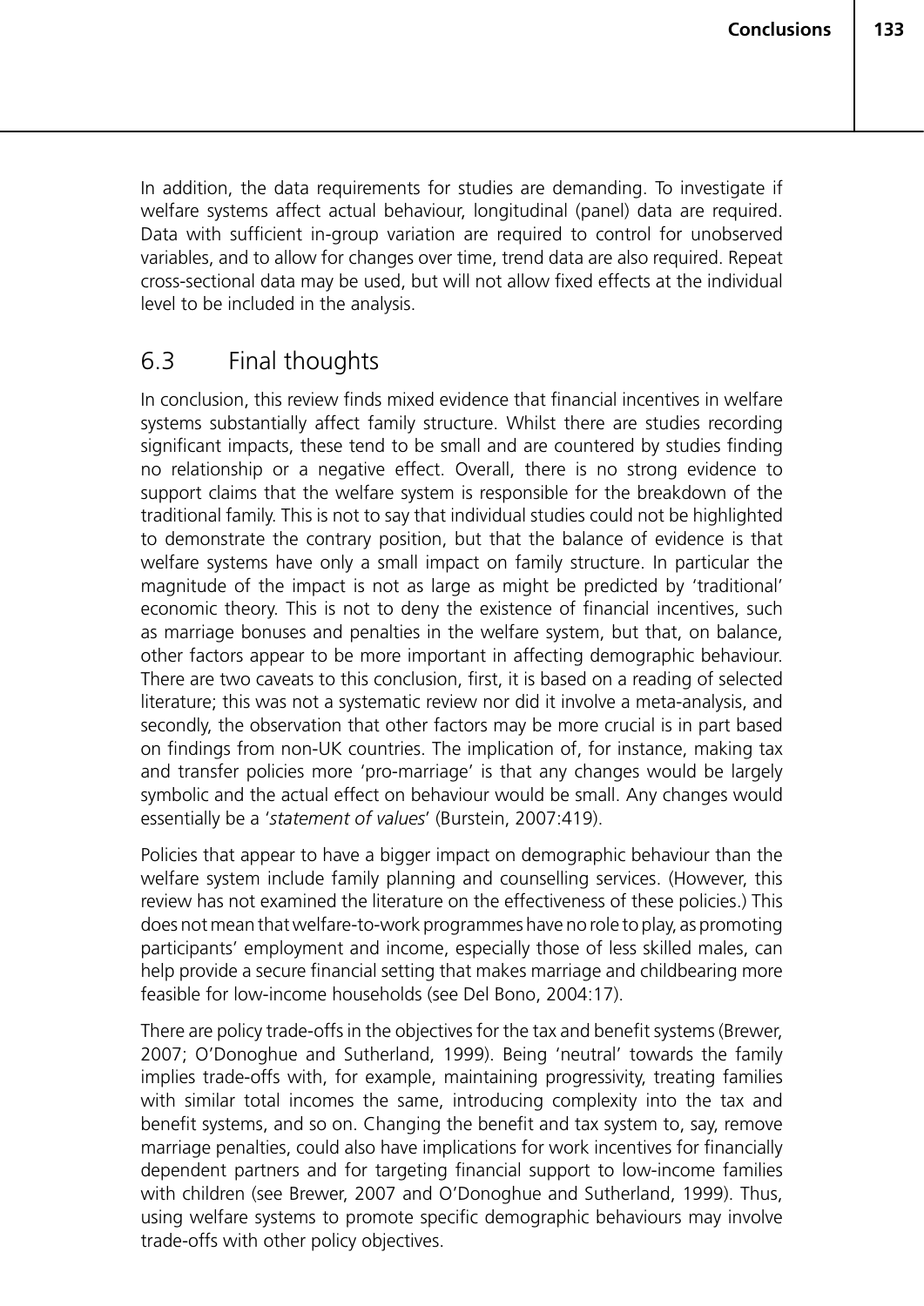In addition, the data requirements for studies are demanding. To investigate if welfare systems affect actual behaviour, longitudinal (panel) data are required. Data with sufficient in-group variation are required to control for unobserved variables, and to allow for changes over time, trend data are also required. Repeat cross-sectional data may be used, but will not allow fixed effects at the individual level to be included in the analysis.

## 6.3 Final thoughts

In conclusion, this review finds mixed evidence that financial incentives in welfare systems substantially affect family structure. Whilst there are studies recording significant impacts, these tend to be small and are countered by studies finding no relationship or a negative effect. Overall, there is no strong evidence to support claims that the welfare system is responsible for the breakdown of the traditional family. This is not to say that individual studies could not be highlighted to demonstrate the contrary position, but that the balance of evidence is that welfare systems have only a small impact on family structure. In particular the magnitude of the impact is not as large as might be predicted by 'traditional' economic theory. This is not to deny the existence of financial incentives, such as marriage bonuses and penalties in the welfare system, but that, on balance, other factors appear to be more important in affecting demographic behaviour. There are two caveats to this conclusion, first, it is based on a reading of selected literature; this was not a systematic review nor did it involve a meta-analysis, and secondly, the observation that other factors may be more crucial is in part based on findings from non-UK countries. The implication of, for instance, making tax and transfer policies more 'pro-marriage' is that any changes would be largely symbolic and the actual effect on behaviour would be small. Any changes would essentially be a '*statement of values*' (Burstein, 2007:419).

Policies that appear to have a bigger impact on demographic behaviour than the welfare system include family planning and counselling services. (However, this review has not examined the literature on the effectiveness of these policies.) This does not mean that welfare-to-work programmes have no role to play, as promoting participants' employment and income, especially those of less skilled males, can help provide a secure financial setting that makes marriage and childbearing more feasible for low-income households (see Del Bono, 2004:17).

There are policy trade-offs in the objectives for the tax and benefit systems (Brewer, 2007; O'Donoghue and Sutherland, 1999). Being 'neutral' towards the family implies trade-offs with, for example, maintaining progressivity, treating families with similar total incomes the same, introducing complexity into the tax and benefit systems, and so on. Changing the benefit and tax system to, say, remove marriage penalties, could also have implications for work incentives for financially dependent partners and for targeting financial support to low-income families with children (see Brewer, 2007 and O'Donoghue and Sutherland, 1999). Thus, using welfare systems to promote specific demographic behaviours may involve trade-offs with other policy objectives.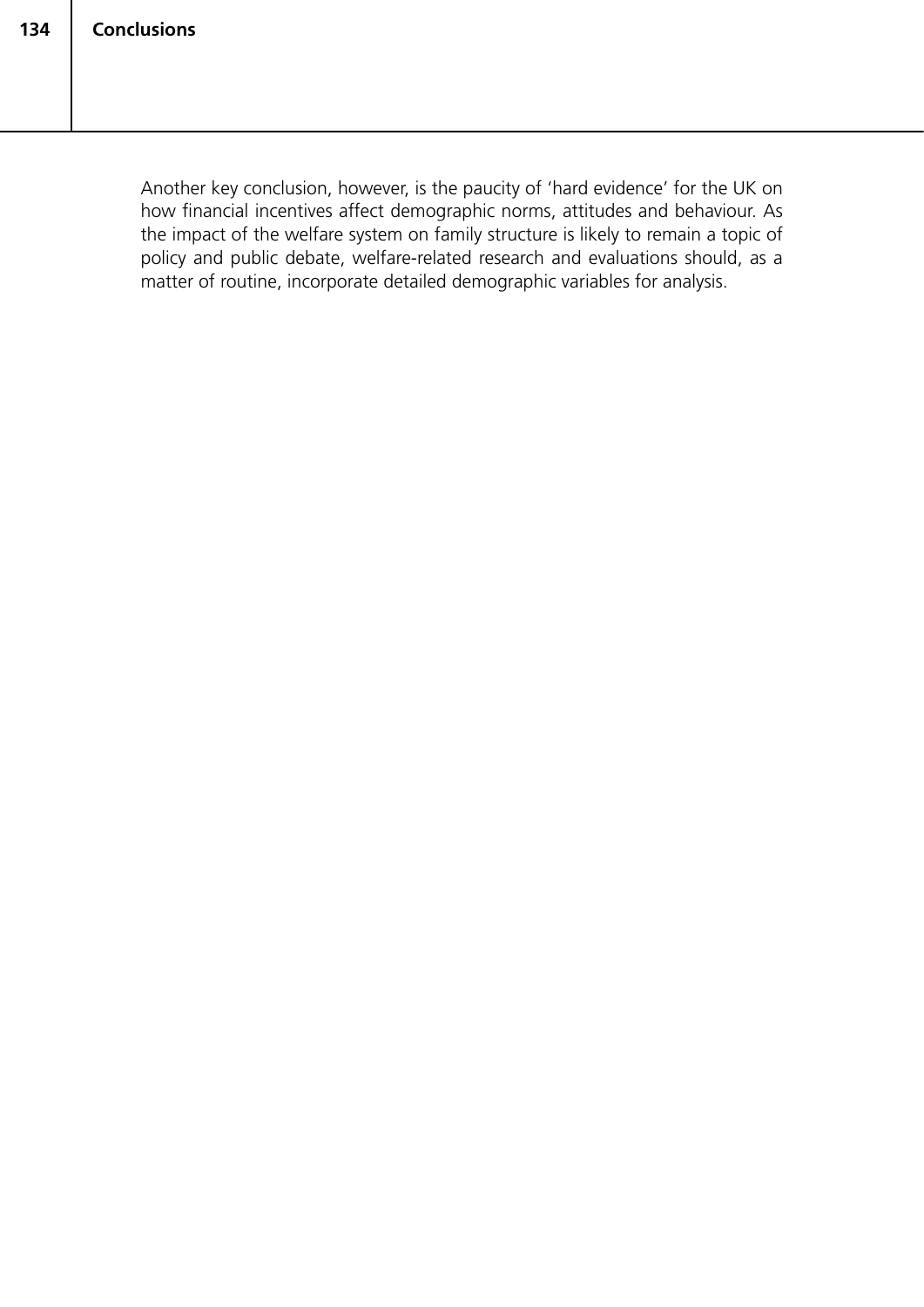Another key conclusion, however, is the paucity of 'hard evidence' for the UK on how financial incentives affect demographic norms, attitudes and behaviour. As the impact of the welfare system on family structure is likely to remain a topic of policy and public debate, welfare-related research and evaluations should, as a matter of routine, incorporate detailed demographic variables for analysis.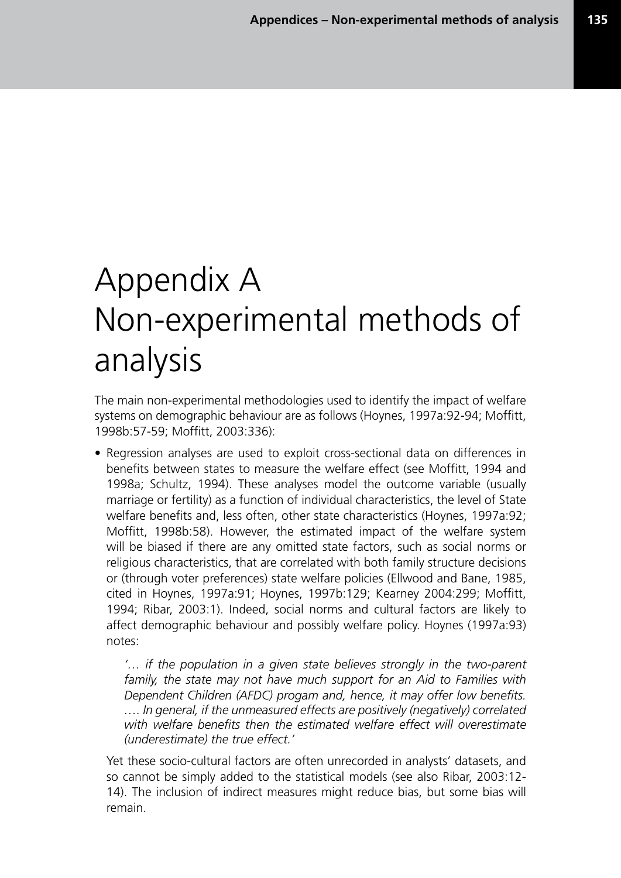# Appendix A Non-experimental methods of analysis

The main non-experimental methodologies used to identify the impact of welfare systems on demographic behaviour are as follows (Hoynes, 1997a:92-94; Moffitt, 1998b:57-59; Moffitt, 2003:336):

- Regression analyses are used to exploit cross-sectional data on differences in benefits between states to measure the welfare effect (see Moffitt, 1994 and 1998a; Schultz, 1994). These analyses model the outcome variable (usually marriage or fertility) as a function of individual characteristics, the level of State welfare benefits and, less often, other state characteristics (Hoynes, 1997a:92; Moffitt, 1998b:58). However, the estimated impact of the welfare system will be biased if there are any omitted state factors, such as social norms or religious characteristics, that are correlated with both family structure decisions or (through voter preferences) state welfare policies (Ellwood and Bane, 1985, cited in Hoynes, 1997a:91; Hoynes, 1997b:129; Kearney 2004:299; Moffitt, 1994; Ribar, 2003:1). Indeed, social norms and cultural factors are likely to affect demographic behaviour and possibly welfare policy. Hoynes (1997a:93) notes:

  > *'… if the population in a given state believes strongly in the two-parent family, the state may not have much support for an Aid to Families with Dependent Children (AFDC) progam and, hence, it may offer low benefits. …. In general, if the unmeasured effects are positively (negatively) correlated with welfare benefits then the estimated welfare effect will overestimate (underestimate) the true effect.'*

  Yet these socio-cultural factors are often unrecorded in analysts' datasets, and so cannot be simply added to the statistical models (see also Ribar, 2003:12-14). The inclusion of indirect measures might reduce bias, but some bias will remain.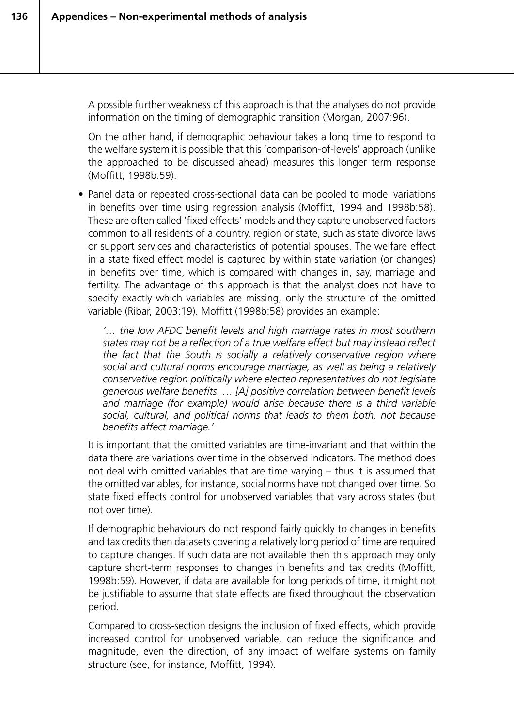A possible further weakness of this approach is that the analyses do not provide information on the timing of demographic transition (Morgan, 2007:96).

On the other hand, if demographic behaviour takes a long time to respond to the welfare system it is possible that this 'comparison-of-levels' approach (unlike the approached to be discussed ahead) measures this longer term response (Moffitt, 1998b:59).

- Panel data or repeated cross-sectional data can be pooled to model variations in benefits over time using regression analysis (Moffitt, 1994 and 1998b:58). These are often called 'fixed effects' models and they capture unobserved factors common to all residents of a country, region or state, such as state divorce laws or support services and characteristics of potential spouses. The welfare effect in a state fixed effect model is captured by within state variation (or changes) in benefits over time, which is compared with changes in, say, marriage and fertility. The advantage of this approach is that the analyst does not have to specify exactly which variables are missing, only the structure of the omitted variable (Ribar, 2003:19). Moffitt (1998b:58) provides an example:

  *'… the low AFDC benefit levels and high marriage rates in most southern states may not be a reflection of a true welfare effect but may instead reflect the fact that the South is socially a relatively conservative region where social and cultural norms encourage marriage, as well as being a relatively conservative region politically where elected representatives do not legislate generous welfare benefits. … [A] positive correlation between benefit levels and marriage (for example) would arise because there is a third variable social, cultural, and political norms that leads to them both, not because benefits affect marriage.'*

  It is important that the omitted variables are time-invariant and that within the data there are variations over time in the observed indicators. The method does not deal with omitted variables that are time varying – thus it is assumed that the omitted variables, for instance, social norms have not changed over time. So state fixed effects control for unobserved variables that vary across states (but not over time).

  If demographic behaviours do not respond fairly quickly to changes in benefits and tax credits then datasets covering a relatively long period of time are required to capture changes. If such data are not available then this approach may only capture short-term responses to changes in benefits and tax credits (Moffitt, 1998b:59). However, if data are available for long periods of time, it might not be justifiable to assume that state effects are fixed throughout the observation period.

  Compared to cross-section designs the inclusion of fixed effects, which provide increased control for unobserved variable, can reduce the significance and magnitude, even the direction, of any impact of welfare systems on family structure (see, for instance, Moffitt, 1994).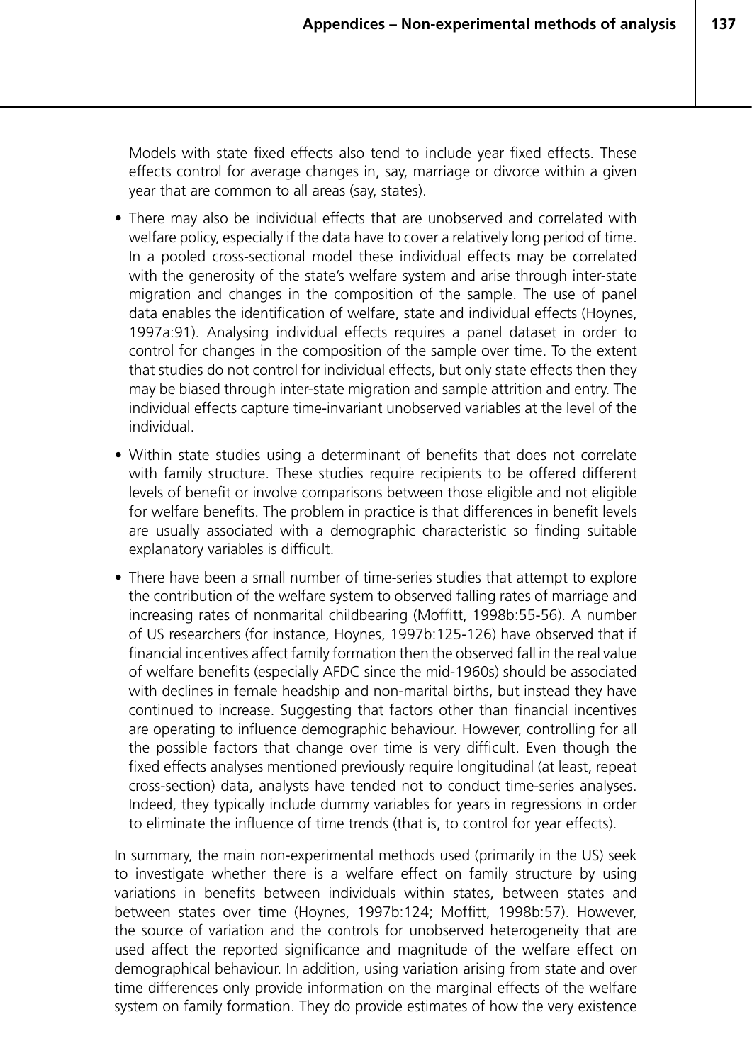Models with state fixed effects also tend to include year fixed effects. These effects control for average changes in, say, marriage or divorce within a given year that are common to all areas (say, states).

- There may also be individual effects that are unobserved and correlated with welfare policy, especially if the data have to cover a relatively long period of time. In a pooled cross-sectional model these individual effects may be correlated with the generosity of the state's welfare system and arise through inter-state migration and changes in the composition of the sample. The use of panel data enables the identification of welfare, state and individual effects (Hoynes, 1997a:91). Analysing individual effects requires a panel dataset in order to control for changes in the composition of the sample over time. To the extent that studies do not control for individual effects, but only state effects then they may be biased through inter-state migration and sample attrition and entry. The individual effects capture time-invariant unobserved variables at the level of the individual.
- Within state studies using a determinant of benefits that does not correlate with family structure. These studies require recipients to be offered different levels of benefit or involve comparisons between those eligible and not eligible for welfare benefits. The problem in practice is that differences in benefit levels are usually associated with a demographic characteristic so finding suitable explanatory variables is difficult.
- There have been a small number of time-series studies that attempt to explore the contribution of the welfare system to observed falling rates of marriage and increasing rates of nonmarital childbearing (Moffitt, 1998b:55-56). A number of US researchers (for instance, Hoynes, 1997b:125-126) have observed that if financial incentives affect family formation then the observed fall in the real value of welfare benefits (especially AFDC since the mid-1960s) should be associated with declines in female headship and non-marital births, but instead they have continued to increase. Suggesting that factors other than financial incentives are operating to influence demographic behaviour. However, controlling for all the possible factors that change over time is very difficult. Even though the fixed effects analyses mentioned previously require longitudinal (at least, repeat cross-section) data, analysts have tended not to conduct time-series analyses. Indeed, they typically include dummy variables for years in regressions in order to eliminate the influence of time trends (that is, to control for year effects).

In summary, the main non-experimental methods used (primarily in the US) seek to investigate whether there is a welfare effect on family structure by using variations in benefits between individuals within states, between states and between states over time (Hoynes, 1997b:124; Moffitt, 1998b:57). However, the source of variation and the controls for unobserved heterogeneity that are used affect the reported significance and magnitude of the welfare effect on demographical behaviour. In addition, using variation arising from state and over time differences only provide information on the marginal effects of the welfare system on family formation. They do provide estimates of how the very existence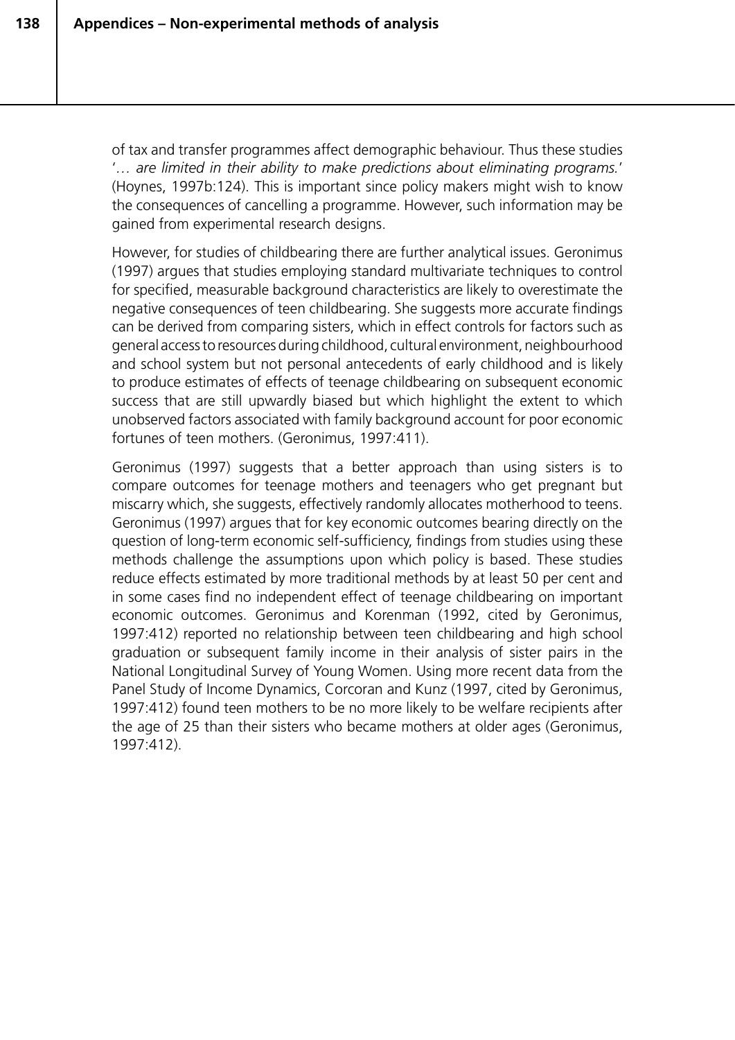of tax and transfer programmes affect demographic behaviour. Thus these studies '*… are limited in their ability to make predictions about eliminating programs.*' (Hoynes, 1997b:124). This is important since policy makers might wish to know the consequences of cancelling a programme. However, such information may be gained from experimental research designs.

However, for studies of childbearing there are further analytical issues. Geronimus (1997) argues that studies employing standard multivariate techniques to control for specified, measurable background characteristics are likely to overestimate the negative consequences of teen childbearing. She suggests more accurate findings can be derived from comparing sisters, which in effect controls for factors such as general access to resources during childhood, cultural environment, neighbourhood and school system but not personal antecedents of early childhood and is likely to produce estimates of effects of teenage childbearing on subsequent economic success that are still upwardly biased but which highlight the extent to which unobserved factors associated with family background account for poor economic fortunes of teen mothers. (Geronimus, 1997:411).

Geronimus (1997) suggests that a better approach than using sisters is to compare outcomes for teenage mothers and teenagers who get pregnant but miscarry which, she suggests, effectively randomly allocates motherhood to teens. Geronimus (1997) argues that for key economic outcomes bearing directly on the question of long-term economic self-sufficiency, findings from studies using these methods challenge the assumptions upon which policy is based. These studies reduce effects estimated by more traditional methods by at least 50 per cent and in some cases find no independent effect of teenage childbearing on important economic outcomes. Geronimus and Korenman (1992, cited by Geronimus, 1997:412) reported no relationship between teen childbearing and high school graduation or subsequent family income in their analysis of sister pairs in the National Longitudinal Survey of Young Women. Using more recent data from the Panel Study of Income Dynamics, Corcoran and Kunz (1997, cited by Geronimus, 1997:412) found teen mothers to be no more likely to be welfare recipients after the age of 25 than their sisters who became mothers at older ages (Geronimus, 1997:412).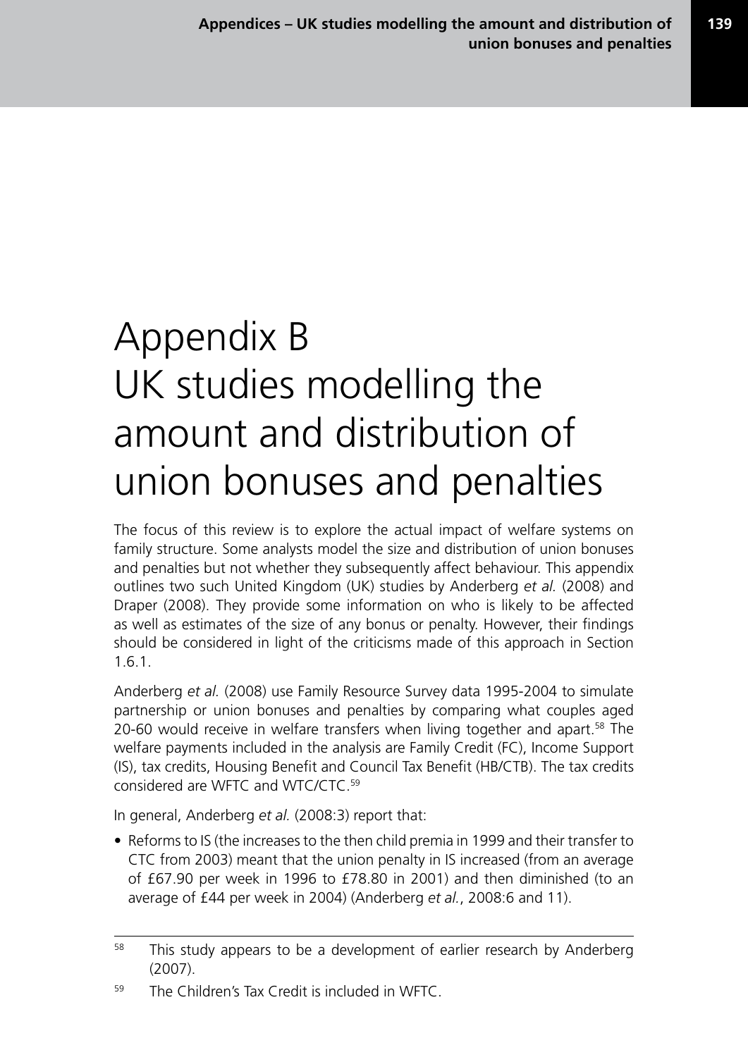# Appendix B
# UK studies modelling the amount and distribution of union bonuses and penalties

The focus of this review is to explore the actual impact of welfare systems on family structure. Some analysts model the size and distribution of union bonuses and penalties but not whether they subsequently affect behaviour. This appendix outlines two such United Kingdom (UK) studies by Anderberg *et al.* (2008) and Draper (2008). They provide some information on who is likely to be affected as well as estimates of the size of any bonus or penalty. However, their findings should be considered in light of the criticisms made of this approach in Section 1.6.1.

Anderberg *et al.* (2008) use Family Resource Survey data 1995-2004 to simulate partnership or union bonuses and penalties by comparing what couples aged 20-60 would receive in welfare transfers when living together and apart.[58] The welfare payments included in the analysis are Family Credit (FC), Income Support (IS), tax credits, Housing Benefit and Council Tax Benefit (HB/CTB). The tax credits considered are WFTC and WTC/CTC.[59]

In general, Anderberg *et al.* (2008:3) report that:

- Reforms to IS (the increases to the then child premia in 1999 and their transfer to CTC from 2003) meant that the union penalty in IS increased (from an average of £67.90 per week in 1996 to £78.80 in 2001) and then diminished (to an average of £44 per week in 2004) (Anderberg *et al.*, 2008:6 and 11).

---

[58] This study appears to be a development of earlier research by Anderberg (2007).

[59] The Children's Tax Credit is included in WFTC.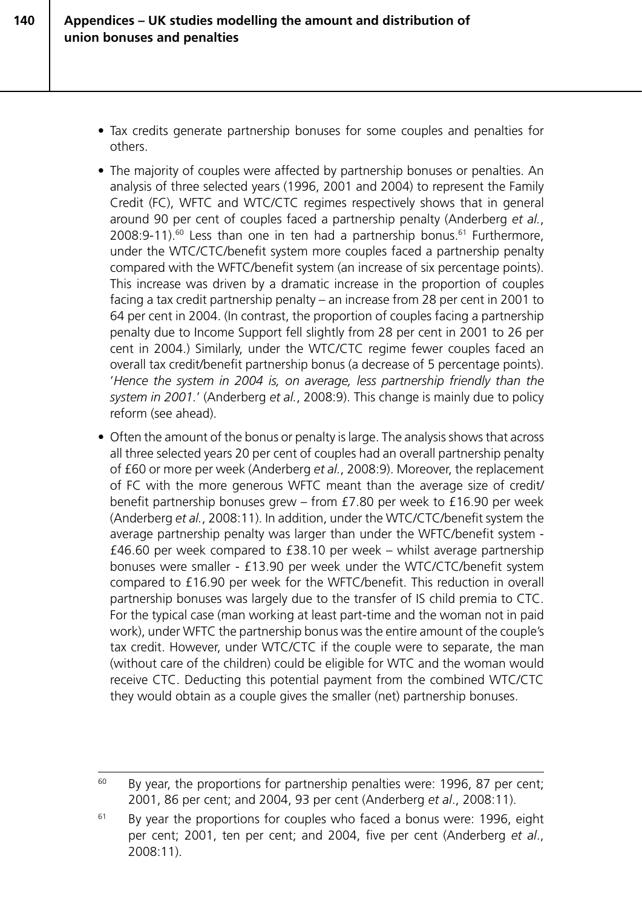- Tax credits generate partnership bonuses for some couples and penalties for others.
- The majority of couples were affected by partnership bonuses or penalties. An analysis of three selected years (1996, 2001 and 2004) to represent the Family Credit (FC), WFTC and WTC/CTC regimes respectively shows that in general around 90 per cent of couples faced a partnership penalty (Anderberg *et al.*, 2008:9-11).[60] Less than one in ten had a partnership bonus.[61] Furthermore, under the WTC/CTC/benefit system more couples faced a partnership penalty compared with the WFTC/benefit system (an increase of six percentage points). This increase was driven by a dramatic increase in the proportion of couples facing a tax credit partnership penalty – an increase from 28 per cent in 2001 to 64 per cent in 2004. (In contrast, the proportion of couples facing a partnership penalty due to Income Support fell slightly from 28 per cent in 2001 to 26 per cent in 2004.) Similarly, under the WTC/CTC regime fewer couples faced an overall tax credit/benefit partnership bonus (a decrease of 5 percentage points). '*Hence the system in 2004 is, on average, less partnership friendly than the system in 2001.*' (Anderberg *et al.*, 2008:9). This change is mainly due to policy reform (see ahead).
- Often the amount of the bonus or penalty is large. The analysis shows that across all three selected years 20 per cent of couples had an overall partnership penalty of £60 or more per week (Anderberg *et al.*, 2008:9). Moreover, the replacement of FC with the more generous WFTC meant than the average size of credit/benefit partnership bonuses grew – from £7.80 per week to £16.90 per week (Anderberg *et al.*, 2008:11). In addition, under the WTC/CTC/benefit system the average partnership penalty was larger than under the WFTC/benefit system - £46.60 per week compared to £38.10 per week – whilst average partnership bonuses were smaller - £13.90 per week under the WTC/CTC/benefit system compared to £16.90 per week for the WFTC/benefit. This reduction in overall partnership bonuses was largely due to the transfer of IS child premia to CTC. For the typical case (man working at least part-time and the woman not in paid work), under WFTC the partnership bonus was the entire amount of the couple's tax credit. However, under WTC/CTC if the couple were to separate, the man (without care of the children) could be eligible for WTC and the woman would receive CTC. Deducting this potential payment from the combined WTC/CTC they would obtain as a couple gives the smaller (net) partnership bonuses.

---

[60] By year, the proportions for partnership penalties were: 1996, 87 per cent; 2001, 86 per cent; and 2004, 93 per cent (Anderberg *et al*., 2008:11).

[61] By year the proportions for couples who faced a bonus were: 1996, eight per cent; 2001, ten per cent; and 2004, five per cent (Anderberg *et al*., 2008:11).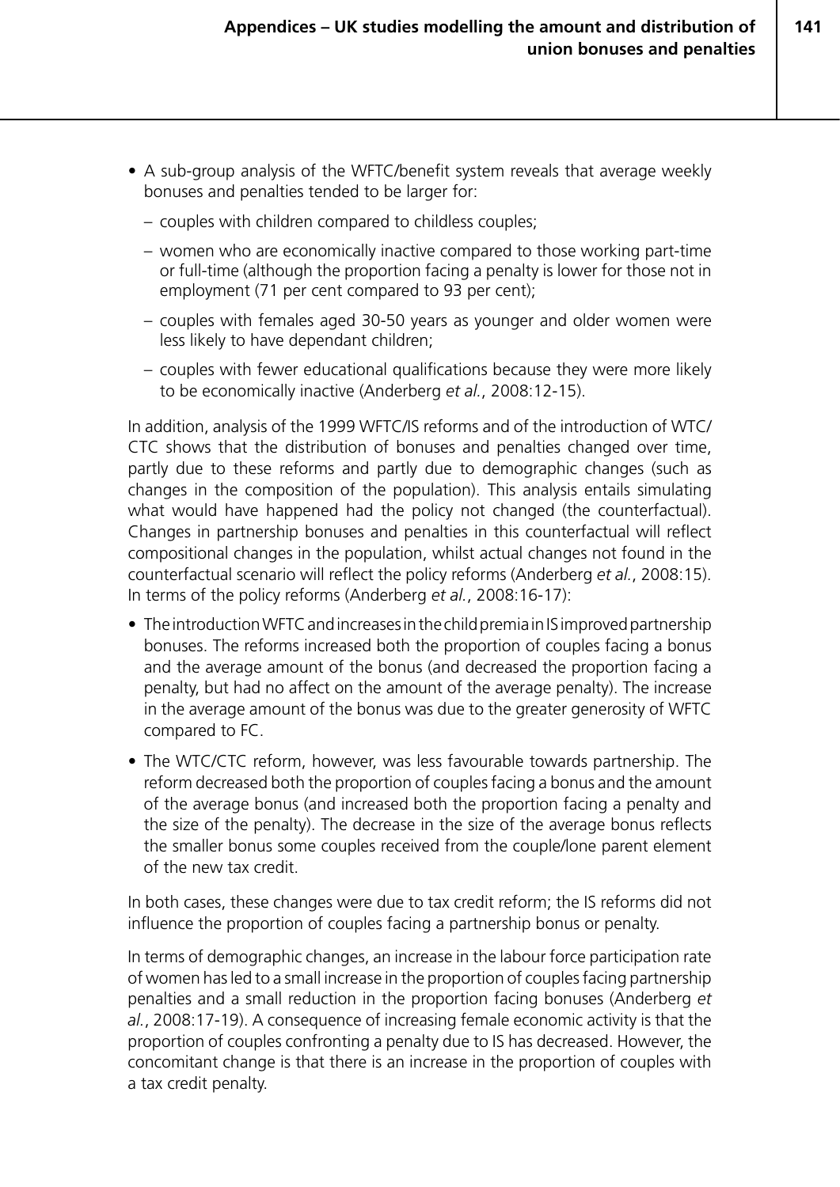- A sub-group analysis of the WFTC/benefit system reveals that average weekly bonuses and penalties tended to be larger for:
  - couples with children compared to childless couples;
  - women who are economically inactive compared to those working part-time or full-time (although the proportion facing a penalty is lower for those not in employment (71 per cent compared to 93 per cent);
  - couples with females aged 30-50 years as younger and older women were less likely to have dependant children;
  - couples with fewer educational qualifications because they were more likely to be economically inactive (Anderberg *et al.*, 2008:12-15).

In addition, analysis of the 1999 WFTC/IS reforms and of the introduction of WTC/CTC shows that the distribution of bonuses and penalties changed over time, partly due to these reforms and partly due to demographic changes (such as changes in the composition of the population). This analysis entails simulating what would have happened had the policy not changed (the counterfactual). Changes in partnership bonuses and penalties in this counterfactual will reflect compositional changes in the population, whilst actual changes not found in the counterfactual scenario will reflect the policy reforms (Anderberg *et al.*, 2008:15). In terms of the policy reforms (Anderberg *et al.*, 2008:16-17):

- The introduction WFTC and increases in the child premia in IS improved partnership bonuses. The reforms increased both the proportion of couples facing a bonus and the average amount of the bonus (and decreased the proportion facing a penalty, but had no affect on the amount of the average penalty). The increase in the average amount of the bonus was due to the greater generosity of WFTC compared to FC.
- The WTC/CTC reform, however, was less favourable towards partnership. The reform decreased both the proportion of couples facing a bonus and the amount of the average bonus (and increased both the proportion facing a penalty and the size of the penalty). The decrease in the size of the average bonus reflects the smaller bonus some couples received from the couple/lone parent element of the new tax credit.

In both cases, these changes were due to tax credit reform; the IS reforms did not influence the proportion of couples facing a partnership bonus or penalty.

In terms of demographic changes, an increase in the labour force participation rate of women has led to a small increase in the proportion of couples facing partnership penalties and a small reduction in the proportion facing bonuses (Anderberg *et al.*, 2008:17-19). A consequence of increasing female economic activity is that the proportion of couples confronting a penalty due to IS has decreased. However, the concomitant change is that there is an increase in the proportion of couples with a tax credit penalty.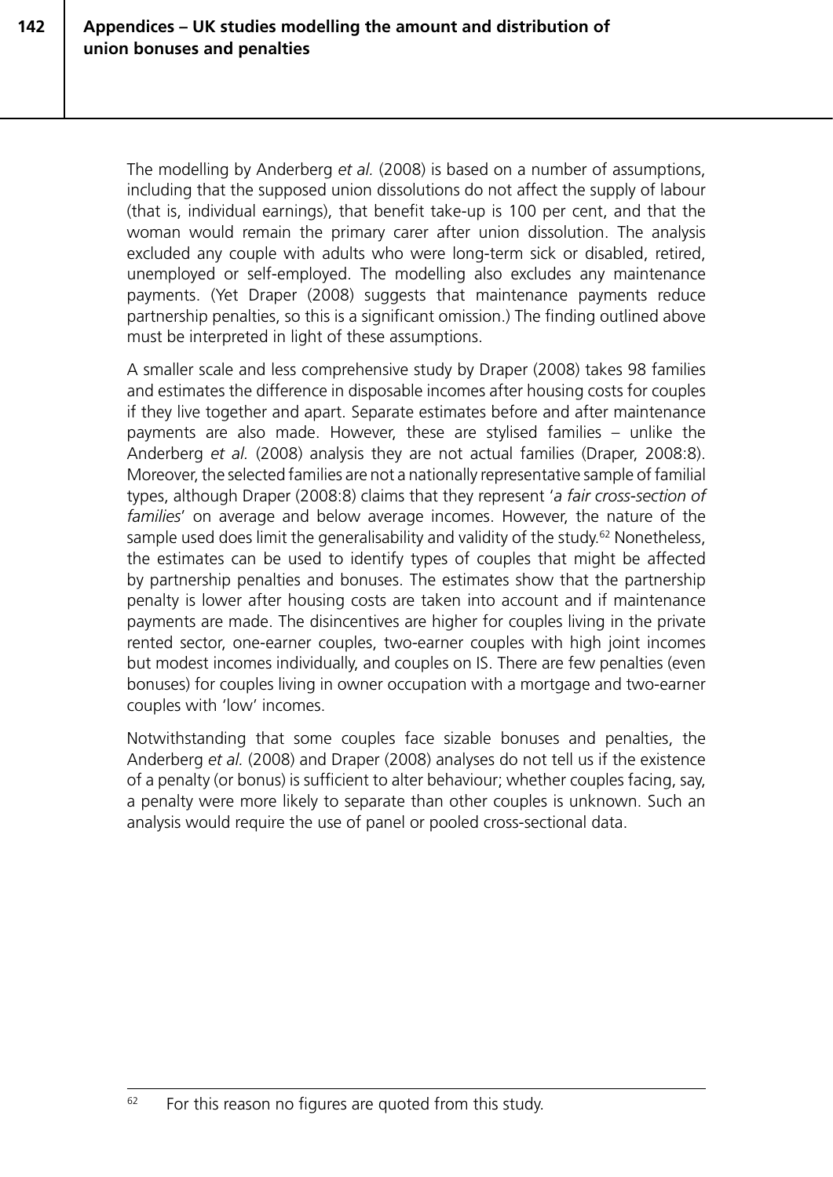The modelling by Anderberg *et al.* (2008) is based on a number of assumptions, including that the supposed union dissolutions do not affect the supply of labour (that is, individual earnings), that benefit take-up is 100 per cent, and that the woman would remain the primary carer after union dissolution. The analysis excluded any couple with adults who were long-term sick or disabled, retired, unemployed or self-employed. The modelling also excludes any maintenance payments. (Yet Draper (2008) suggests that maintenance payments reduce partnership penalties, so this is a significant omission.) The finding outlined above must be interpreted in light of these assumptions.

A smaller scale and less comprehensive study by Draper (2008) takes 98 families and estimates the difference in disposable incomes after housing costs for couples if they live together and apart. Separate estimates before and after maintenance payments are also made. However, these are stylised families – unlike the Anderberg *et al.* (2008) analysis they are not actual families (Draper, 2008:8). Moreover, the selected families are not a nationally representative sample of familial types, although Draper (2008:8) claims that they represent '*a fair cross-section of families*' on average and below average incomes. However, the nature of the sample used does limit the generalisability and validity of the study.[62] Nonetheless, the estimates can be used to identify types of couples that might be affected by partnership penalties and bonuses. The estimates show that the partnership penalty is lower after housing costs are taken into account and if maintenance payments are made. The disincentives are higher for couples living in the private rented sector, one-earner couples, two-earner couples with high joint incomes but modest incomes individually, and couples on IS. There are few penalties (even bonuses) for couples living in owner occupation with a mortgage and two-earner couples with 'low' incomes.

Notwithstanding that some couples face sizable bonuses and penalties, the Anderberg *et al.* (2008) and Draper (2008) analyses do not tell us if the existence of a penalty (or bonus) is sufficient to alter behaviour; whether couples facing, say, a penalty were more likely to separate than other couples is unknown. Such an analysis would require the use of panel or pooled cross-sectional data.

[62] For this reason no figures are quoted from this study.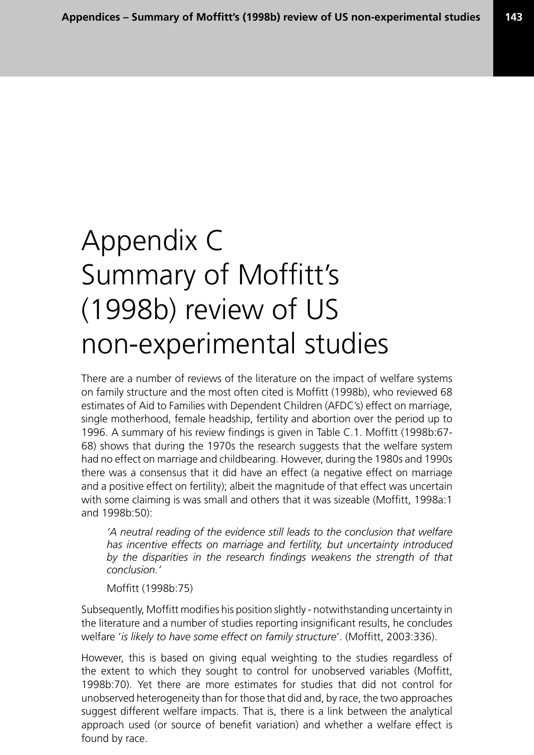# Appendix C Summary of Moffitt's (1998b) review of US non-experimental studies

There are a number of reviews of the literature on the impact of welfare systems on family structure and the most often cited is Moffitt (1998b), who reviewed 68 estimates of Aid to Families with Dependent Children (AFDC's) effect on marriage, single motherhood, female headship, fertility and abortion over the period up to 1996. A summary of his review findings is given in Table C.1. Moffitt (1998b:67-68) shows that during the 1970s the research suggests that the welfare system had no effect on marriage and childbearing. However, during the 1980s and 1990s there was a consensus that it did have an effect (a negative effect on marriage and a positive effect on fertility); albeit the magnitude of that effect was uncertain with some claiming is was small and others that it was sizeable (Moffitt, 1998a:1 and 1998b:50):

> *'A neutral reading of the evidence still leads to the conclusion that welfare has incentive effects on marriage and fertility, but uncertainty introduced by the disparities in the research findings weakens the strength of that conclusion.'*
>
> Moffitt (1998b:75)

Subsequently, Moffitt modifies his position slightly - notwithstanding uncertainty in the literature and a number of studies reporting insignificant results, he concludes welfare '*is likely to have some effect on family structure*'. (Moffitt, 2003:336).

However, this is based on giving equal weighting to the studies regardless of the extent to which they sought to control for unobserved variables (Moffitt, 1998b:70). Yet there are more estimates for studies that did not control for unobserved heterogeneity than for those that did and, by race, the two approaches suggest different welfare impacts. That is, there is a link between the analytical approach used (or source of benefit variation) and whether a welfare effect is found by race.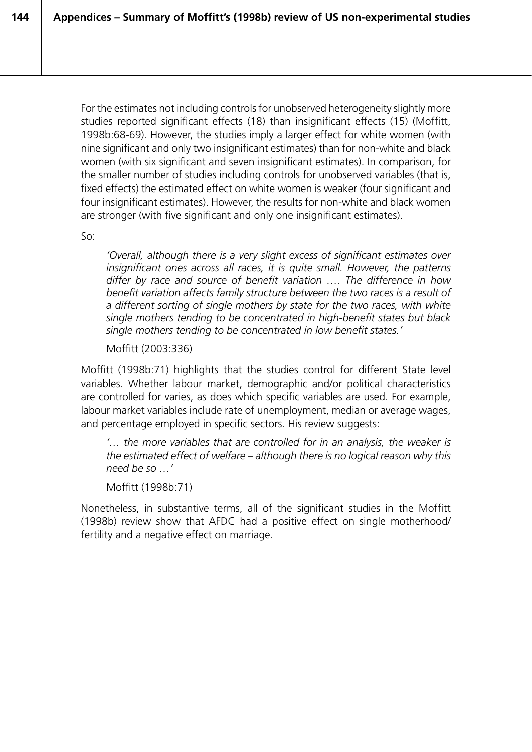For the estimates not including controls for unobserved heterogeneity slightly more studies reported significant effects (18) than insignificant effects (15) (Moffitt, 1998b:68-69). However, the studies imply a larger effect for white women (with nine significant and only two insignificant estimates) than for non-white and black women (with six significant and seven insignificant estimates). In comparison, for the smaller number of studies including controls for unobserved variables (that is, fixed effects) the estimated effect on white women is weaker (four significant and four insignificant estimates). However, the results for non-white and black women are stronger (with five significant and only one insignificant estimates).

So:

> *'Overall, although there is a very slight excess of significant estimates over insignificant ones across all races, it is quite small. However, the patterns differ by race and source of benefit variation …. The difference in how benefit variation affects family structure between the two races is a result of a different sorting of single mothers by state for the two races, with white single mothers tending to be concentrated in high-benefit states but black single mothers tending to be concentrated in low benefit states.'*
>
> Moffitt (2003:336)

Moffitt (1998b:71) highlights that the studies control for different State level variables. Whether labour market, demographic and/or political characteristics are controlled for varies, as does which specific variables are used. For example, labour market variables include rate of unemployment, median or average wages, and percentage employed in specific sectors. His review suggests:

> *'… the more variables that are controlled for in an analysis, the weaker is the estimated effect of welfare – although there is no logical reason why this need be so …'*
>
> Moffitt (1998b:71)

Nonetheless, in substantive terms, all of the significant studies in the Moffitt (1998b) review show that AFDC had a positive effect on single motherhood/fertility and a negative effect on marriage.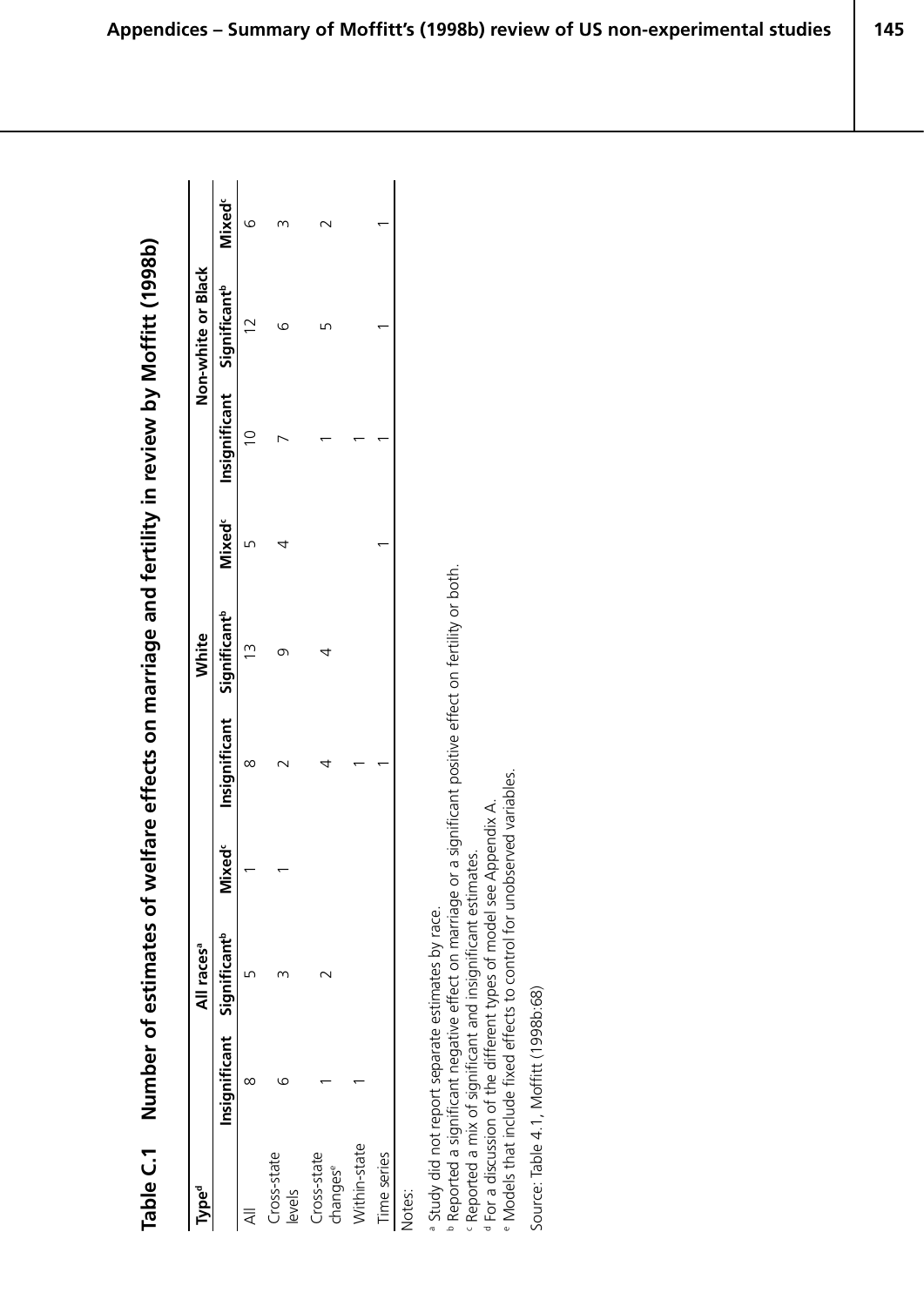## Table C.1 Number of estimates of welfare effects on marriage and fertility in review by Moffitt (1998b)

| Type[d] | All races[a] | | | White | | | Non-white or Black | | |
|---|---|---|---|---|---|---|---|---|---|
| | Insignificant | Significant[b] | Mixed[c] | Insignificant | Significant[b] | Mixed[c] | Insignificant | Significant[b] | Mixed[c] |
| All | 8 | 5 | 1 | 8 | 13 | 5 | 10 | 12 | 6 |
| Cross-state levels | 6 | 3 | 1 | 2 | 9 | 4 | 7 | 6 | 3 |
| Cross-state changes[e] | 1 | 2 | | 4 | 4 | | 1 | 5 | 2 |
| Within-state | 1 | | | 1 | | | 1 | | |
| Time series | | | | 1 | | 1 | 1 | 1 | 1 |

Notes:

[a] Study did not report separate estimates by race.

[b] Reported a significant negative effect on marriage or a significant positive effect on fertility or both.

[c] Reported a mix of significant and insignificant estimates.

[d] For a discussion of the different types of model see Appendix A.

[e] Models that include fixed effects to control for unobserved variables.

Source: Table 4.1, Moffitt (1998b:68)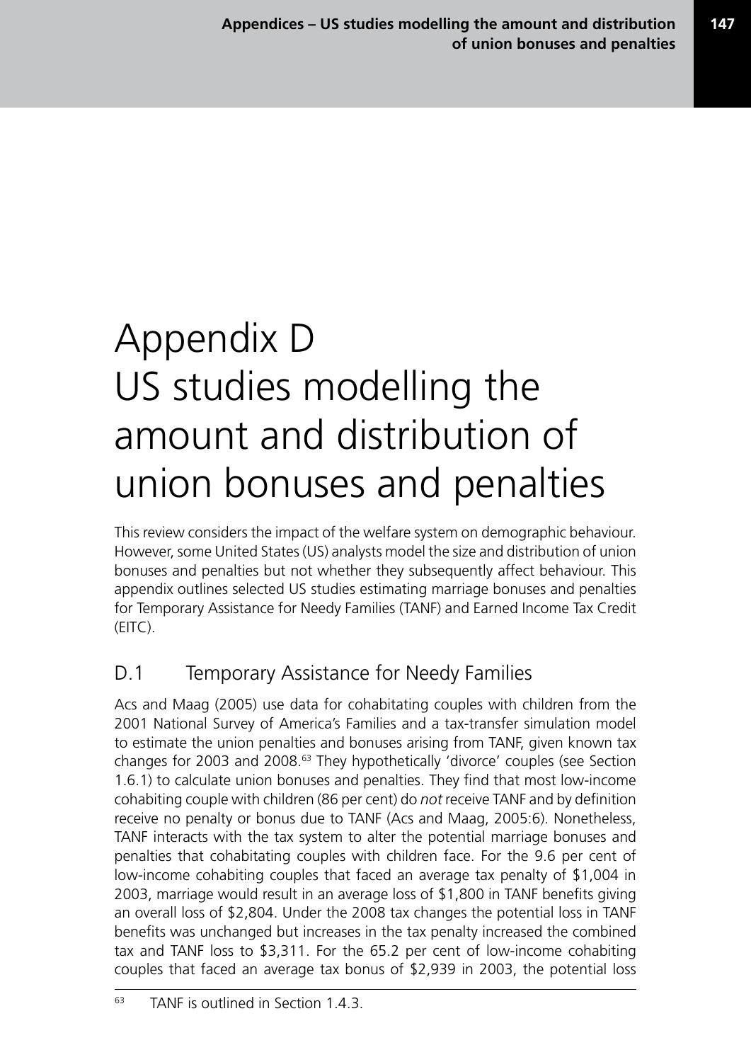# Appendix D US studies modelling the amount and distribution of union bonuses and penalties

This review considers the impact of the welfare system on demographic behaviour. However, some United States (US) analysts model the size and distribution of union bonuses and penalties but not whether they subsequently affect behaviour. This appendix outlines selected US studies estimating marriage bonuses and penalties for Temporary Assistance for Needy Families (TANF) and Earned Income Tax Credit (EITC).

## D.1 Temporary Assistance for Needy Families

Acs and Maag (2005) use data for cohabitating couples with children from the 2001 National Survey of America's Families and a tax-transfer simulation model to estimate the union penalties and bonuses arising from TANF, given known tax changes for 2003 and 2008.[63] They hypothetically 'divorce' couples (see Section 1.6.1) to calculate union bonuses and penalties. They find that most low-income cohabiting couple with children (86 per cent) do *not* receive TANF and by definition receive no penalty or bonus due to TANF (Acs and Maag, 2005:6). Nonetheless, TANF interacts with the tax system to alter the potential marriage bonuses and penalties that cohabitating couples with children face. For the 9.6 per cent of low-income cohabiting couples that faced an average tax penalty of $1,004 in 2003, marriage would result in an average loss of $1,800 in TANF benefits giving an overall loss of $2,804. Under the 2008 tax changes the potential loss in TANF benefits was unchanged but increases in the tax penalty increased the combined tax and TANF loss to $3,311. For the 65.2 per cent of low-income cohabiting couples that faced an average tax bonus of $2,939 in 2003, the potential loss

[63] TANF is outlined in Section 1.4.3.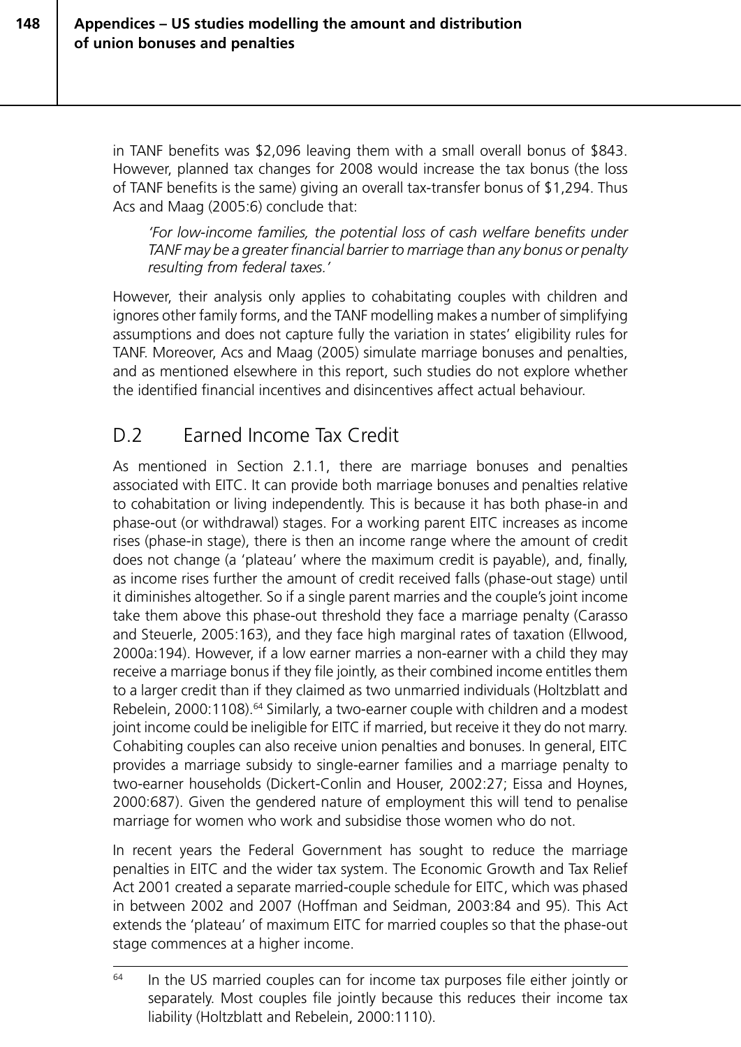in TANF benefits was $2,096 leaving them with a small overall bonus of $843. However, planned tax changes for 2008 would increase the tax bonus (the loss of TANF benefits is the same) giving an overall tax-transfer bonus of $1,294. Thus Acs and Maag (2005:6) conclude that:

> *'For low-income families, the potential loss of cash welfare benefits under TANF may be a greater financial barrier to marriage than any bonus or penalty resulting from federal taxes.'*

However, their analysis only applies to cohabitating couples with children and ignores other family forms, and the TANF modelling makes a number of simplifying assumptions and does not capture fully the variation in states' eligibility rules for TANF. Moreover, Acs and Maag (2005) simulate marriage bonuses and penalties, and as mentioned elsewhere in this report, such studies do not explore whether the identified financial incentives and disincentives affect actual behaviour.

## D.2 Earned Income Tax Credit

As mentioned in Section 2.1.1, there are marriage bonuses and penalties associated with EITC. It can provide both marriage bonuses and penalties relative to cohabitation or living independently. This is because it has both phase-in and phase-out (or withdrawal) stages. For a working parent EITC increases as income rises (phase-in stage), there is then an income range where the amount of credit does not change (a 'plateau' where the maximum credit is payable), and, finally, as income rises further the amount of credit received falls (phase-out stage) until it diminishes altogether. So if a single parent marries and the couple's joint income take them above this phase-out threshold they face a marriage penalty (Carasso and Steuerle, 2005:163), and they face high marginal rates of taxation (Ellwood, 2000a:194). However, if a low earner marries a non-earner with a child they may receive a marriage bonus if they file jointly, as their combined income entitles them to a larger credit than if they claimed as two unmarried individuals (Holtzblatt and Rebelein, 2000:1108).[64] Similarly, a two-earner couple with children and a modest joint income could be ineligible for EITC if married, but receive it they do not marry. Cohabiting couples can also receive union penalties and bonuses. In general, EITC provides a marriage subsidy to single-earner families and a marriage penalty to two-earner households (Dickert-Conlin and Houser, 2002:27; Eissa and Hoynes, 2000:687). Given the gendered nature of employment this will tend to penalise marriage for women who work and subsidise those women who do not.

In recent years the Federal Government has sought to reduce the marriage penalties in EITC and the wider tax system. The Economic Growth and Tax Relief Act 2001 created a separate married-couple schedule for EITC, which was phased in between 2002 and 2007 (Hoffman and Seidman, 2003:84 and 95). This Act extends the 'plateau' of maximum EITC for married couples so that the phase-out stage commences at a higher income.

[64] In the US married couples can for income tax purposes file either jointly or separately. Most couples file jointly because this reduces their income tax liability (Holtzblatt and Rebelein, 2000:1110).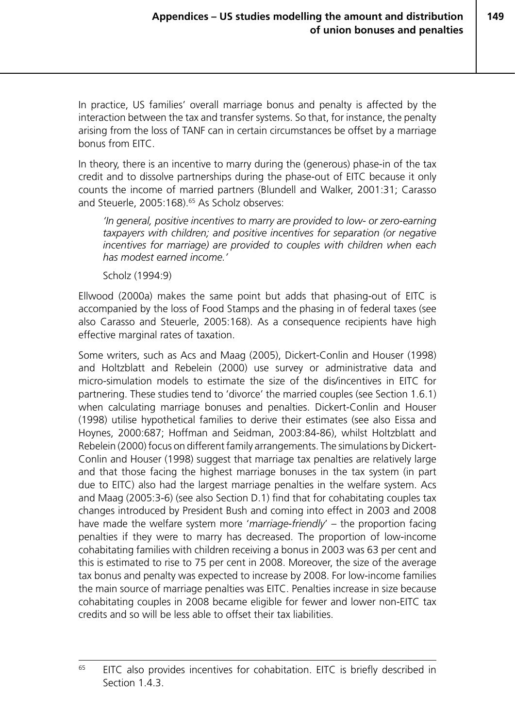In practice, US families' overall marriage bonus and penalty is affected by the interaction between the tax and transfer systems. So that, for instance, the penalty arising from the loss of TANF can in certain circumstances be offset by a marriage bonus from EITC.

In theory, there is an incentive to marry during the (generous) phase-in of the tax credit and to dissolve partnerships during the phase-out of EITC because it only counts the income of married partners (Blundell and Walker, 2001:31; Carasso and Steuerle, 2005:168).[65] As Scholz observes:

> *'In general, positive incentives to marry are provided to low- or zero-earning taxpayers with children; and positive incentives for separation (or negative incentives for marriage) are provided to couples with children when each has modest earned income.'*
>
> Scholz (1994:9)

Ellwood (2000a) makes the same point but adds that phasing-out of EITC is accompanied by the loss of Food Stamps and the phasing in of federal taxes (see also Carasso and Steuerle, 2005:168). As a consequence recipients have high effective marginal rates of taxation.

Some writers, such as Acs and Maag (2005), Dickert-Conlin and Houser (1998) and Holtzblatt and Rebelein (2000) use survey or administrative data and micro-simulation models to estimate the size of the dis/incentives in EITC for partnering. These studies tend to 'divorce' the married couples (see Section 1.6.1) when calculating marriage bonuses and penalties. Dickert-Conlin and Houser (1998) utilise hypothetical families to derive their estimates (see also Eissa and Hoynes, 2000:687; Hoffman and Seidman, 2003:84-86), whilst Holtzblatt and Rebelein (2000) focus on different family arrangements. The simulations by Dickert-Conlin and Houser (1998) suggest that marriage tax penalties are relatively large and that those facing the highest marriage bonuses in the tax system (in part due to EITC) also had the largest marriage penalties in the welfare system. Acs and Maag (2005:3-6) (see also Section D.1) find that for cohabitating couples tax changes introduced by President Bush and coming into effect in 2003 and 2008 have made the welfare system more '*marriage-friendly*' – the proportion facing penalties if they were to marry has decreased. The proportion of low-income cohabitating families with children receiving a bonus in 2003 was 63 per cent and this is estimated to rise to 75 per cent in 2008. Moreover, the size of the average tax bonus and penalty was expected to increase by 2008. For low-income families the main source of marriage penalties was EITC. Penalties increase in size because cohabitating couples in 2008 became eligible for fewer and lower non-EITC tax credits and so will be less able to offset their tax liabilities.

---

[65] EITC also provides incentives for cohabitation. EITC is briefly described in Section 1.4.3.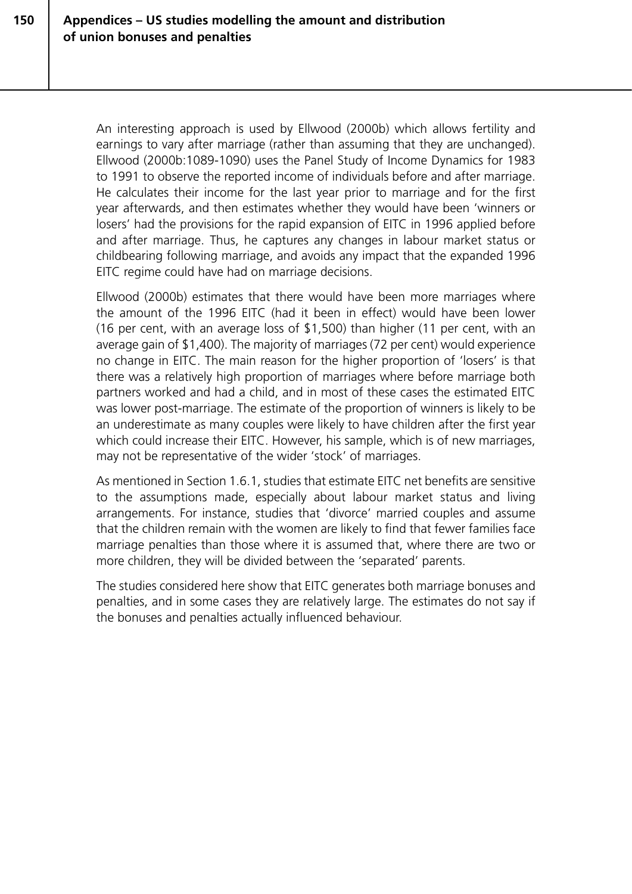An interesting approach is used by Ellwood (2000b) which allows fertility and earnings to vary after marriage (rather than assuming that they are unchanged). Ellwood (2000b:1089-1090) uses the Panel Study of Income Dynamics for 1983 to 1991 to observe the reported income of individuals before and after marriage. He calculates their income for the last year prior to marriage and for the first year afterwards, and then estimates whether they would have been 'winners or losers' had the provisions for the rapid expansion of EITC in 1996 applied before and after marriage. Thus, he captures any changes in labour market status or childbearing following marriage, and avoids any impact that the expanded 1996 EITC regime could have had on marriage decisions.

Ellwood (2000b) estimates that there would have been more marriages where the amount of the 1996 EITC (had it been in effect) would have been lower (16 per cent, with an average loss of $1,500) than higher (11 per cent, with an average gain of $1,400). The majority of marriages (72 per cent) would experience no change in EITC. The main reason for the higher proportion of 'losers' is that there was a relatively high proportion of marriages where before marriage both partners worked and had a child, and in most of these cases the estimated EITC was lower post-marriage. The estimate of the proportion of winners is likely to be an underestimate as many couples were likely to have children after the first year which could increase their EITC. However, his sample, which is of new marriages, may not be representative of the wider 'stock' of marriages.

As mentioned in Section 1.6.1, studies that estimate EITC net benefits are sensitive to the assumptions made, especially about labour market status and living arrangements. For instance, studies that 'divorce' married couples and assume that the children remain with the women are likely to find that fewer families face marriage penalties than those where it is assumed that, where there are two or more children, they will be divided between the 'separated' parents.

The studies considered here show that EITC generates both marriage bonuses and penalties, and in some cases they are relatively large. The estimates do not say if the bonuses and penalties actually influenced behaviour.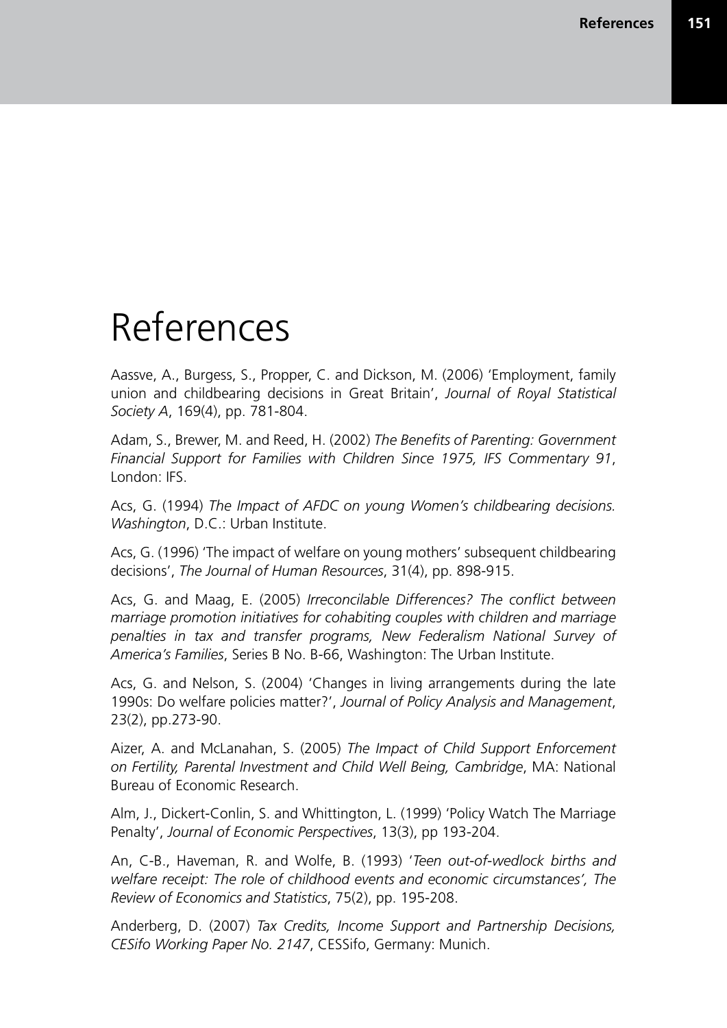# References

Aassve, A., Burgess, S., Propper, C. and Dickson, M. (2006) 'Employment, family union and childbearing decisions in Great Britain', *Journal of Royal Statistical Society A*, 169(4), pp. 781-804.

Adam, S., Brewer, M. and Reed, H. (2002) *The Benefits of Parenting: Government Financial Support for Families with Children Since 1975, IFS Commentary 91*, London: IFS.

Acs, G. (1994) *The Impact of AFDC on young Women's childbearing decisions. Washington*, D.C.: Urban Institute.

Acs, G. (1996) 'The impact of welfare on young mothers' subsequent childbearing decisions', *The Journal of Human Resources*, 31(4), pp. 898-915.

Acs, G. and Maag, E. (2005) *Irreconcilable Differences? The conflict between marriage promotion initiatives for cohabiting couples with children and marriage penalties in tax and transfer programs, New Federalism National Survey of America's Families*, Series B No. B-66, Washington: The Urban Institute.

Acs, G. and Nelson, S. (2004) 'Changes in living arrangements during the late 1990s: Do welfare policies matter?', *Journal of Policy Analysis and Management*, 23(2), pp.273-90.

Aizer, A. and McLanahan, S. (2005) *The Impact of Child Support Enforcement on Fertility, Parental Investment and Child Well Being, Cambridge*, MA: National Bureau of Economic Research.

Alm, J., Dickert-Conlin, S. and Whittington, L. (1999) 'Policy Watch The Marriage Penalty', *Journal of Economic Perspectives*, 13(3), pp 193-204.

An, C-B., Haveman, R. and Wolfe, B. (1993) '*Teen out-of-wedlock births and welfare receipt: The role of childhood events and economic circumstances', The Review of Economics and Statistics*, 75(2), pp. 195-208.

Anderberg, D. (2007) *Tax Credits, Income Support and Partnership Decisions, CESifo Working Paper No. 2147*, CESSifo, Germany: Munich.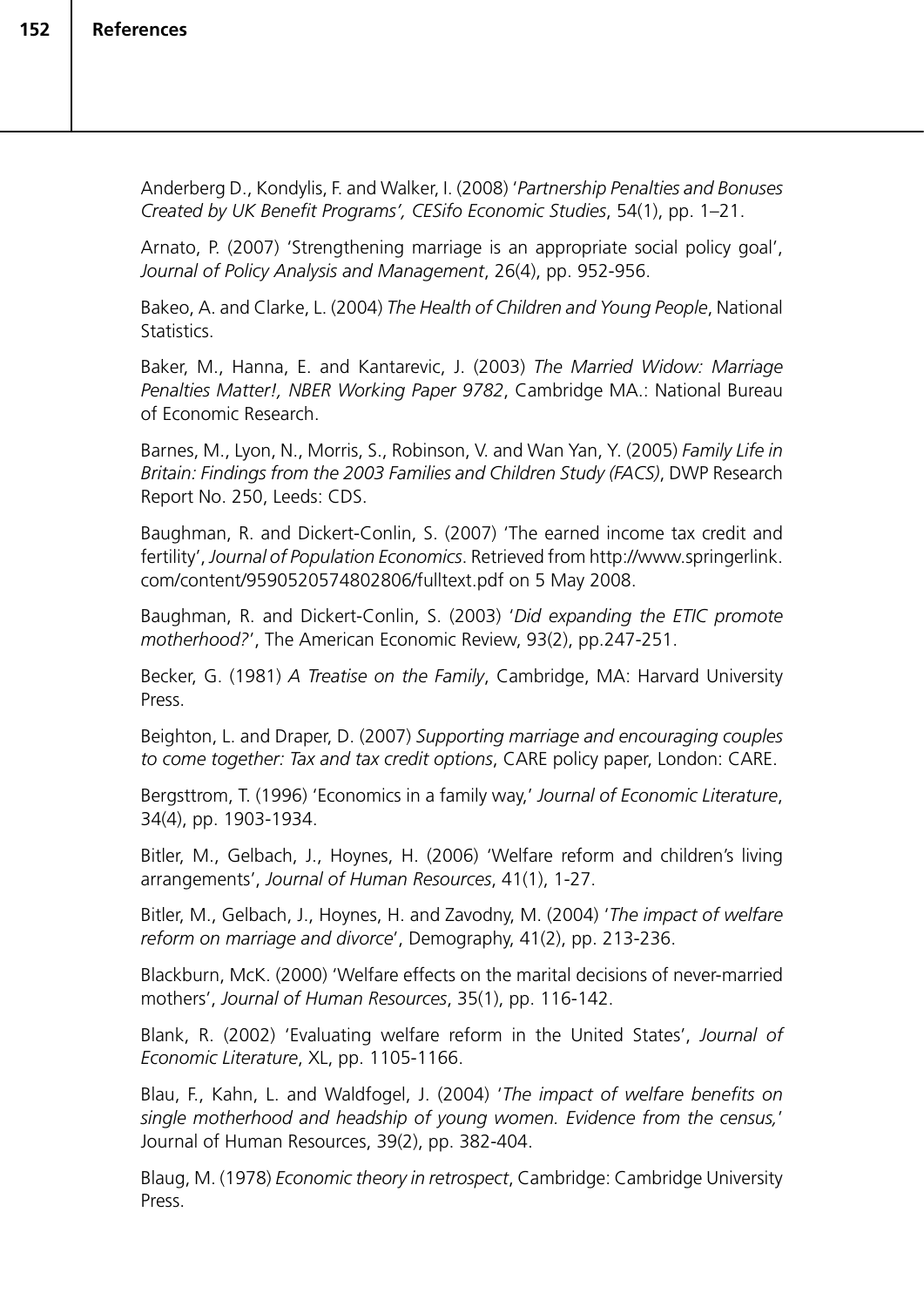Anderberg D., Kondylis, F. and Walker, I. (2008) '*Partnership Penalties and Bonuses Created by UK Benefit Programs', CESifo Economic Studies*, 54(1), pp. 1–21.

Arnato, P. (2007) 'Strengthening marriage is an appropriate social policy goal', *Journal of Policy Analysis and Management*, 26(4), pp. 952-956.

Bakeo, A. and Clarke, L. (2004) *The Health of Children and Young People*, National Statistics.

Baker, M., Hanna, E. and Kantarevic, J. (2003) *The Married Widow: Marriage Penalties Matter!, NBER Working Paper 9782*, Cambridge MA.: National Bureau of Economic Research.

Barnes, M., Lyon, N., Morris, S., Robinson, V. and Wan Yan, Y. (2005) *Family Life in Britain: Findings from the 2003 Families and Children Study (FACS)*, DWP Research Report No. 250, Leeds: CDS.

Baughman, R. and Dickert-Conlin, S. (2007) 'The earned income tax credit and fertility', *Journal of Population Economics*. Retrieved from http://www.springerlink.com/content/9590520574802806/fulltext.pdf on 5 May 2008.

Baughman, R. and Dickert-Conlin, S. (2003) '*Did expanding the ETIC promote motherhood?*', The American Economic Review, 93(2), pp.247-251.

Becker, G. (1981) *A Treatise on the Family*, Cambridge, MA: Harvard University Press.

Beighton, L. and Draper, D. (2007) *Supporting marriage and encouraging couples to come together: Tax and tax credit options*, CARE policy paper, London: CARE.

Bergsttrom, T. (1996) 'Economics in a family way,' *Journal of Economic Literature*, 34(4), pp. 1903-1934.

Bitler, M., Gelbach, J., Hoynes, H. (2006) 'Welfare reform and children's living arrangements', *Journal of Human Resources*, 41(1), 1-27.

Bitler, M., Gelbach, J., Hoynes, H. and Zavodny, M. (2004) '*The impact of welfare reform on marriage and divorce*', Demography, 41(2), pp. 213-236.

Blackburn, McK. (2000) 'Welfare effects on the marital decisions of never-married mothers', *Journal of Human Resources*, 35(1), pp. 116-142.

Blank, R. (2002) 'Evaluating welfare reform in the United States', *Journal of Economic Literature*, XL, pp. 1105-1166.

Blau, F., Kahn, L. and Waldfogel, J. (2004) '*The impact of welfare benefits on single motherhood and headship of young women. Evidence from the census,*' Journal of Human Resources, 39(2), pp. 382-404.

Blaug, M. (1978) *Economic theory in retrospect*, Cambridge: Cambridge University Press.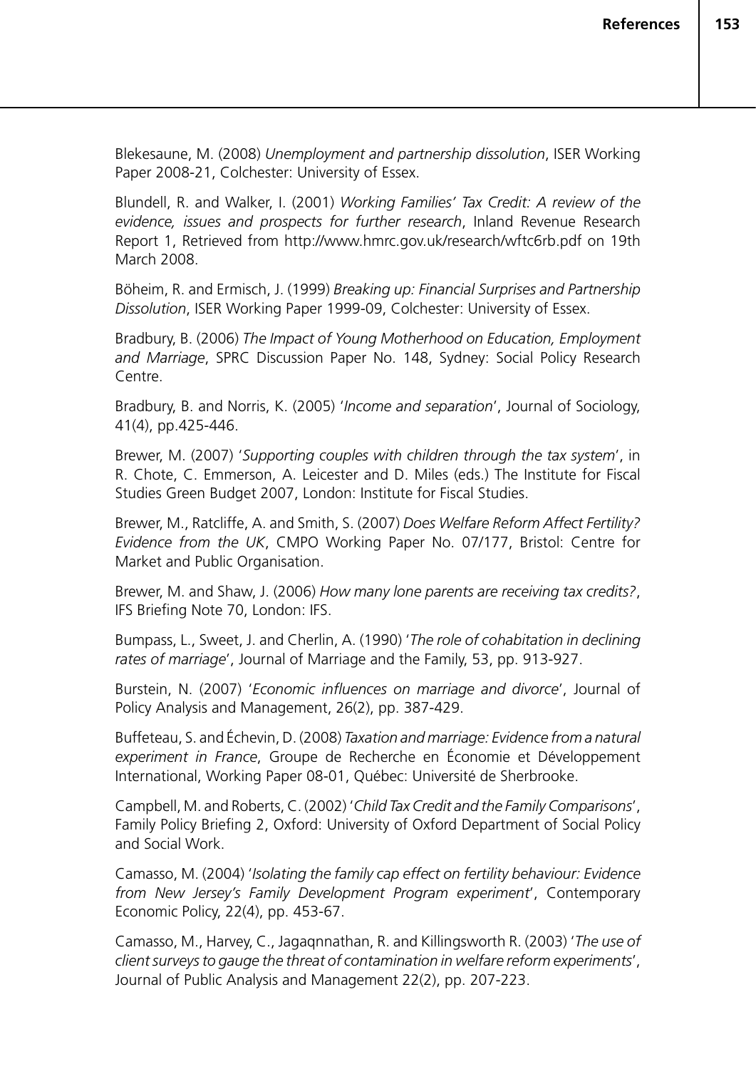Blekesaune, M. (2008) *Unemployment and partnership dissolution*, ISER Working Paper 2008-21, Colchester: University of Essex.

Blundell, R. and Walker, I. (2001) *Working Families' Tax Credit: A review of the evidence, issues and prospects for further research*, Inland Revenue Research Report 1, Retrieved from http://www.hmrc.gov.uk/research/wftc6rb.pdf on 19th March 2008.

Böheim, R. and Ermisch, J. (1999) *Breaking up: Financial Surprises and Partnership Dissolution*, ISER Working Paper 1999-09, Colchester: University of Essex.

Bradbury, B. (2006) *The Impact of Young Motherhood on Education, Employment and Marriage*, SPRC Discussion Paper No. 148, Sydney: Social Policy Research Centre.

Bradbury, B. and Norris, K. (2005) '*Income and separation*', Journal of Sociology, 41(4), pp.425-446.

Brewer, M. (2007) '*Supporting couples with children through the tax system*', in R. Chote, C. Emmerson, A. Leicester and D. Miles (eds.) The Institute for Fiscal Studies Green Budget 2007, London: Institute for Fiscal Studies.

Brewer, M., Ratcliffe, A. and Smith, S. (2007) *Does Welfare Reform Affect Fertility? Evidence from the UK*, CMPO Working Paper No. 07/177, Bristol: Centre for Market and Public Organisation.

Brewer, M. and Shaw, J. (2006) *How many lone parents are receiving tax credits?*, IFS Briefing Note 70, London: IFS.

Bumpass, L., Sweet, J. and Cherlin, A. (1990) '*The role of cohabitation in declining rates of marriage*', Journal of Marriage and the Family, 53, pp. 913-927.

Burstein, N. (2007) '*Economic influences on marriage and divorce*', Journal of Policy Analysis and Management, 26(2), pp. 387-429.

Buffeteau, S. and Échevin, D. (2008) *Taxation and marriage: Evidence from a natural experiment in France*, Groupe de Recherche en Économie et Développement International, Working Paper 08-01, Québec: Université de Sherbrooke.

Campbell, M. and Roberts, C. (2002) '*Child Tax Credit and the Family Comparisons*', Family Policy Briefing 2, Oxford: University of Oxford Department of Social Policy and Social Work.

Camasso, M. (2004) '*Isolating the family cap effect on fertility behaviour: Evidence from New Jersey's Family Development Program experiment*', Contemporary Economic Policy, 22(4), pp. 453-67.

Camasso, M., Harvey, C., Jagaqnnathan, R. and Killingsworth R. (2003) '*The use of client surveys to gauge the threat of contamination in welfare reform experiments*', Journal of Public Analysis and Management 22(2), pp. 207-223.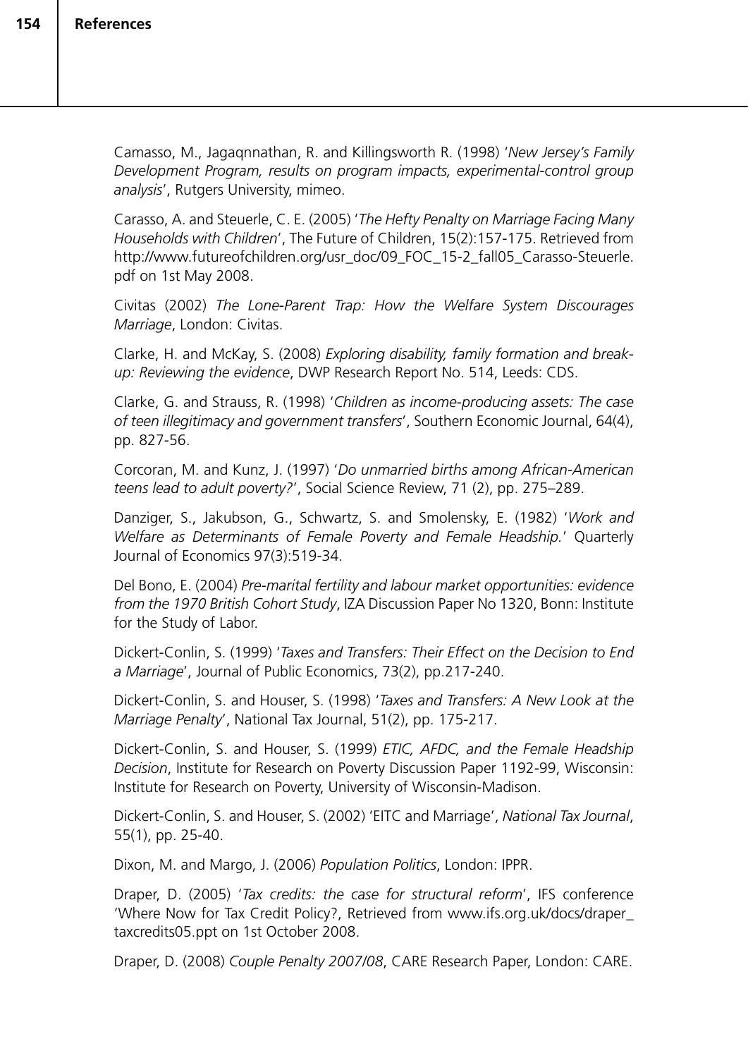Camasso, M., Jagaqnnathan, R. and Killingsworth R. (1998) '*New Jersey's Family Development Program, results on program impacts, experimental-control group analysis*', Rutgers University, mimeo.

Carasso, A. and Steuerle, C. E. (2005) '*The Hefty Penalty on Marriage Facing Many Households with Children*', The Future of Children, 15(2):157-175. Retrieved from http://www.futureofchildren.org/usr_doc/09_FOC_15-2_fall05_Carasso-Steuerle.pdf on 1st May 2008.

Civitas (2002) *The Lone-Parent Trap: How the Welfare System Discourages Marriage*, London: Civitas.

Clarke, H. and McKay, S. (2008) *Exploring disability, family formation and break-up: Reviewing the evidence*, DWP Research Report No. 514, Leeds: CDS.

Clarke, G. and Strauss, R. (1998) '*Children as income-producing assets: The case of teen illegitimacy and government transfers*', Southern Economic Journal, 64(4), pp. 827-56.

Corcoran, M. and Kunz, J. (1997) '*Do unmarried births among African-American teens lead to adult poverty?*', Social Science Review, 71 (2), pp. 275–289.

Danziger, S., Jakubson, G., Schwartz, S. and Smolensky, E. (1982) '*Work and Welfare as Determinants of Female Poverty and Female Headship.*' Quarterly Journal of Economics 97(3):519-34.

Del Bono, E. (2004) *Pre-marital fertility and labour market opportunities: evidence from the 1970 British Cohort Study*, IZA Discussion Paper No 1320, Bonn: Institute for the Study of Labor.

Dickert-Conlin, S. (1999) '*Taxes and Transfers: Their Effect on the Decision to End a Marriage*', Journal of Public Economics, 73(2), pp.217-240.

Dickert-Conlin, S. and Houser, S. (1998) '*Taxes and Transfers: A New Look at the Marriage Penalty*', National Tax Journal, 51(2), pp. 175-217.

Dickert-Conlin, S. and Houser, S. (1999) *ETIC, AFDC, and the Female Headship Decision*, Institute for Research on Poverty Discussion Paper 1192-99, Wisconsin: Institute for Research on Poverty, University of Wisconsin-Madison.

Dickert-Conlin, S. and Houser, S. (2002) 'EITC and Marriage', *National Tax Journal*, 55(1), pp. 25-40.

Dixon, M. and Margo, J. (2006) *Population Politics*, London: IPPR.

Draper, D. (2005) '*Tax credits: the case for structural reform*', IFS conference 'Where Now for Tax Credit Policy?, Retrieved from www.ifs.org.uk/docs/draper_taxcredits05.ppt on 1st October 2008.

Draper, D. (2008) *Couple Penalty 2007/08*, CARE Research Paper, London: CARE.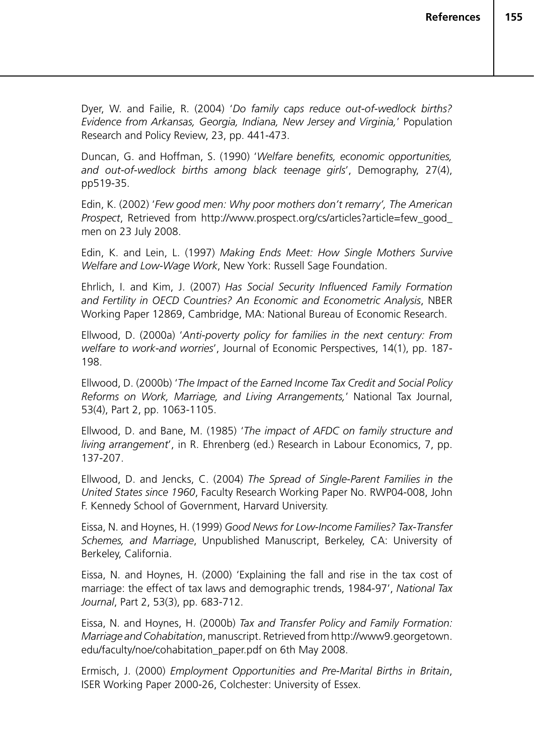Dyer, W. and Failie, R. (2004) '*Do family caps reduce out-of-wedlock births? Evidence from Arkansas, Georgia, Indiana, New Jersey and Virginia,*' Population Research and Policy Review, 23, pp. 441-473.

Duncan, G. and Hoffman, S. (1990) '*Welfare benefits, economic opportunities, and out-of-wedlock births among black teenage girls*', Demography, 27(4), pp519-35.

Edin, K. (2002) '*Few good men: Why poor mothers don't remarry', The American Prospect*, Retrieved from http://www.prospect.org/cs/articles?article=few_good_men on 23 July 2008.

Edin, K. and Lein, L. (1997) *Making Ends Meet: How Single Mothers Survive Welfare and Low-Wage Work*, New York: Russell Sage Foundation.

Ehrlich, I. and Kim, J. (2007) *Has Social Security Influenced Family Formation and Fertility in OECD Countries? An Economic and Econometric Analysis*, NBER Working Paper 12869, Cambridge, MA: National Bureau of Economic Research.

Ellwood, D. (2000a) '*Anti-poverty policy for families in the next century: From welfare to work-and worries*', Journal of Economic Perspectives, 14(1), pp. 187-198.

Ellwood, D. (2000b) '*The Impact of the Earned Income Tax Credit and Social Policy Reforms on Work, Marriage, and Living Arrangements,*' National Tax Journal, 53(4), Part 2, pp. 1063-1105.

Ellwood, D. and Bane, M. (1985) '*The impact of AFDC on family structure and living arrangement*', in R. Ehrenberg (ed.) Research in Labour Economics, 7, pp. 137-207.

Ellwood, D. and Jencks, C. (2004) *The Spread of Single-Parent Families in the United States since 1960*, Faculty Research Working Paper No. RWP04-008, John F. Kennedy School of Government, Harvard University.

Eissa, N. and Hoynes, H. (1999) *Good News for Low-Income Families? Tax-Transfer Schemes, and Marriage*, Unpublished Manuscript, Berkeley, CA: University of Berkeley, California.

Eissa, N. and Hoynes, H. (2000) 'Explaining the fall and rise in the tax cost of marriage: the effect of tax laws and demographic trends, 1984-97', *National Tax Journal*, Part 2, 53(3), pp. 683-712.

Eissa, N. and Hoynes, H. (2000b) *Tax and Transfer Policy and Family Formation: Marriage and Cohabitation*, manuscript. Retrieved from http://www9.georgetown.edu/faculty/noe/cohabitation_paper.pdf on 6th May 2008.

Ermisch, J. (2000) *Employment Opportunities and Pre-Marital Births in Britain*, ISER Working Paper 2000-26, Colchester: University of Essex.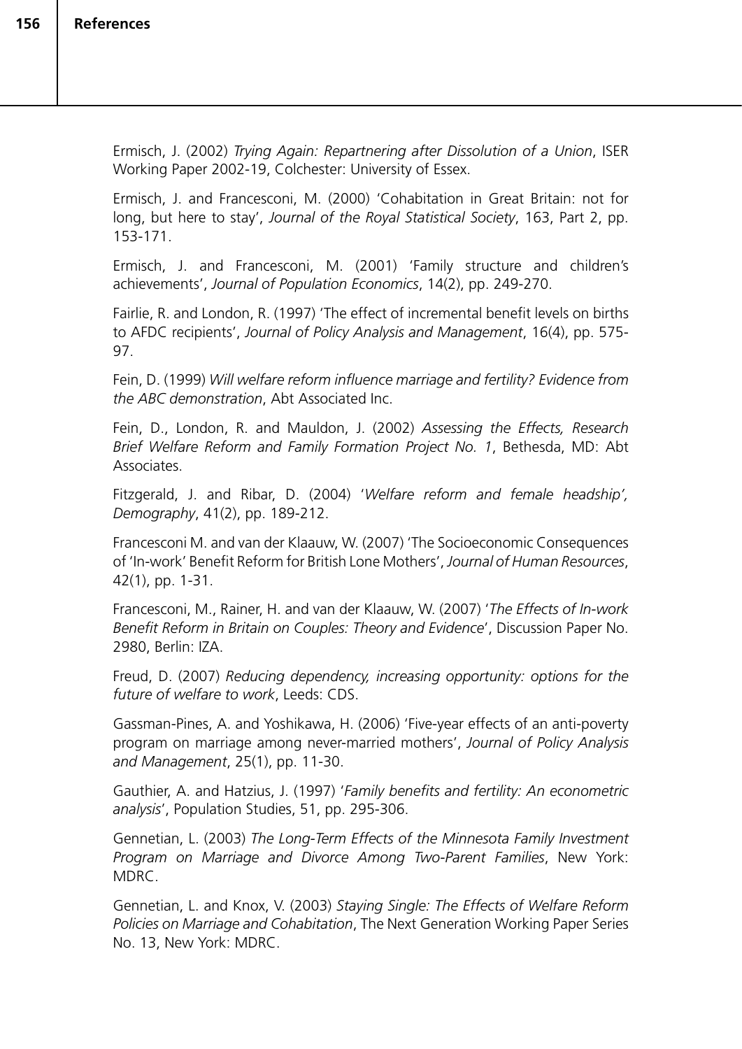Ermisch, J. (2002) *Trying Again: Repartnering after Dissolution of a Union*, ISER Working Paper 2002-19, Colchester: University of Essex.

Ermisch, J. and Francesconi, M. (2000) 'Cohabitation in Great Britain: not for long, but here to stay', *Journal of the Royal Statistical Society*, 163, Part 2, pp. 153-171.

Ermisch, J. and Francesconi, M. (2001) 'Family structure and children's achievements', *Journal of Population Economics*, 14(2), pp. 249-270.

Fairlie, R. and London, R. (1997) 'The effect of incremental benefit levels on births to AFDC recipients', *Journal of Policy Analysis and Management*, 16(4), pp. 575-97.

Fein, D. (1999) *Will welfare reform influence marriage and fertility? Evidence from the ABC demonstration*, Abt Associated Inc.

Fein, D., London, R. and Mauldon, J. (2002) *Assessing the Effects, Research Brief Welfare Reform and Family Formation Project No. 1*, Bethesda, MD: Abt Associates.

Fitzgerald, J. and Ribar, D. (2004) '*Welfare reform and female headship', Demography*, 41(2), pp. 189-212.

Francesconi M. and van der Klaauw, W. (2007) 'The Socioeconomic Consequences of 'In-work' Benefit Reform for British Lone Mothers', *Journal of Human Resources*, 42(1), pp. 1-31.

Francesconi, M., Rainer, H. and van der Klaauw, W. (2007) '*The Effects of In-work Benefit Reform in Britain on Couples: Theory and Evidence*', Discussion Paper No. 2980, Berlin: IZA.

Freud, D. (2007) *Reducing dependency, increasing opportunity: options for the future of welfare to work*, Leeds: CDS.

Gassman-Pines, A. and Yoshikawa, H. (2006) 'Five-year effects of an anti-poverty program on marriage among never-married mothers', *Journal of Policy Analysis and Management*, 25(1), pp. 11-30.

Gauthier, A. and Hatzius, J. (1997) '*Family benefits and fertility: An econometric analysis*', Population Studies, 51, pp. 295-306.

Gennetian, L. (2003) *The Long-Term Effects of the Minnesota Family Investment Program on Marriage and Divorce Among Two-Parent Families*, New York: MDRC.

Gennetian, L. and Knox, V. (2003) *Staying Single: The Effects of Welfare Reform Policies on Marriage and Cohabitation*, The Next Generation Working Paper Series No. 13, New York: MDRC.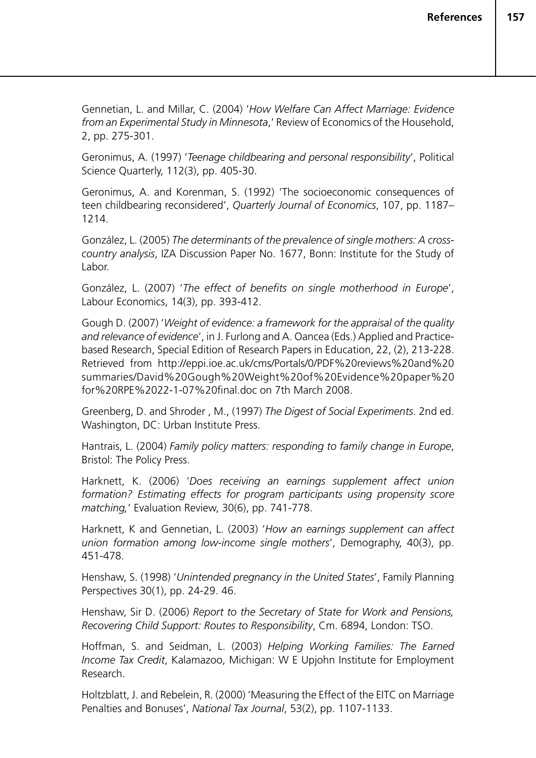Gennetian, L. and Millar, C. (2004) '*How Welfare Can Affect Marriage: Evidence from an Experimental Study in Minnesota*,' Review of Economics of the Household, 2, pp. 275-301.

Geronimus, A. (1997) '*Teenage childbearing and personal responsibility*', Political Science Quarterly, 112(3), pp. 405-30.

Geronimus, A. and Korenman, S. (1992) 'The socioeconomic consequences of teen childbearing reconsidered', *Quarterly Journal of Economics*, 107, pp. 1187–1214.

González, L. (2005) *The determinants of the prevalence of single mothers: A cross-country analysis*, IZA Discussion Paper No. 1677, Bonn: Institute for the Study of Labor.

González, L. (2007) '*The effect of benefits on single motherhood in Europe*', Labour Economics, 14(3), pp. 393-412.

Gough D. (2007) '*Weight of evidence: a framework for the appraisal of the quality and relevance of evidence*', in J. Furlong and A. Oancea (Eds.) Applied and Practice-based Research, Special Edition of Research Papers in Education, 22, (2), 213-228. Retrieved from http://eppi.ioe.ac.uk/cms/Portals/0/PDF%20reviews%20and%20summaries/David%20Gough%20Weight%20of%20Evidence%20paper%20for%20RPE%2022-1-07%20final.doc on 7th March 2008.

Greenberg, D. and Shroder , M., (1997) *The Digest of Social Experiments*. 2nd ed. Washington, DC: Urban Institute Press.

Hantrais, L. (2004) *Family policy matters: responding to family change in Europe*, Bristol: The Policy Press.

Harknett, K. (2006) '*Does receiving an earnings supplement affect union formation? Estimating effects for program participants using propensity score matching,*' Evaluation Review, 30(6), pp. 741-778.

Harknett, K and Gennetian, L. (2003) '*How an earnings supplement can affect union formation among low-income single mothers*', Demography, 40(3), pp. 451-478.

Henshaw, S. (1998) '*Unintended pregnancy in the United States*', Family Planning Perspectives 30(1), pp. 24-29. 46.

Henshaw, Sir D. (2006) *Report to the Secretary of State for Work and Pensions, Recovering Child Support: Routes to Responsibility*, Cm. 6894, London: TSO.

Hoffman, S. and Seidman, L. (2003) *Helping Working Families: The Earned Income Tax Credit*, Kalamazoo, Michigan: W E Upjohn Institute for Employment Research.

Holtzblatt, J. and Rebelein, R. (2000) 'Measuring the Effect of the EITC on Marriage Penalties and Bonuses', *National Tax Journal*, 53(2), pp. 1107-1133.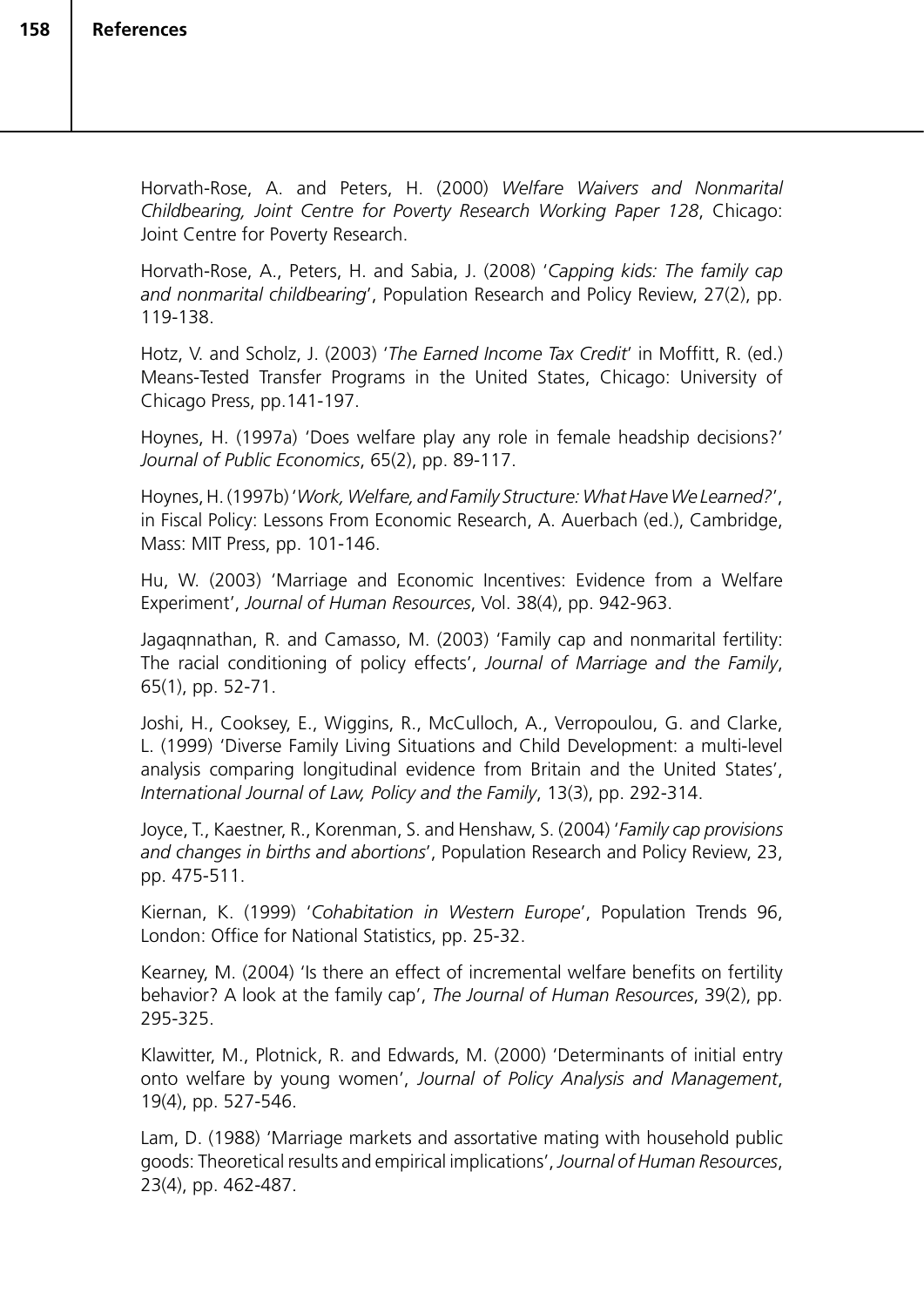Horvath-Rose, A. and Peters, H. (2000) *Welfare Waivers and Nonmarital Childbearing, Joint Centre for Poverty Research Working Paper 128*, Chicago: Joint Centre for Poverty Research.

Horvath-Rose, A., Peters, H. and Sabia, J. (2008) '*Capping kids: The family cap and nonmarital childbearing*', Population Research and Policy Review, 27(2), pp. 119-138.

Hotz, V. and Scholz, J. (2003) '*The Earned Income Tax Credit*' in Moffitt, R. (ed.) Means-Tested Transfer Programs in the United States, Chicago: University of Chicago Press, pp.141-197.

Hoynes, H. (1997a) 'Does welfare play any role in female headship decisions?' *Journal of Public Economics*, 65(2), pp. 89-117.

Hoynes, H. (1997b) '*Work, Welfare, and Family Structure: What Have We Learned?*', in Fiscal Policy: Lessons From Economic Research, A. Auerbach (ed.), Cambridge, Mass: MIT Press, pp. 101-146.

Hu, W. (2003) 'Marriage and Economic Incentives: Evidence from a Welfare Experiment', *Journal of Human Resources*, Vol. 38(4), pp. 942-963.

Jagaqnnathan, R. and Camasso, M. (2003) 'Family cap and nonmarital fertility: The racial conditioning of policy effects', *Journal of Marriage and the Family*, 65(1), pp. 52-71.

Joshi, H., Cooksey, E., Wiggins, R., McCulloch, A., Verropoulou, G. and Clarke, L. (1999) 'Diverse Family Living Situations and Child Development: a multi-level analysis comparing longitudinal evidence from Britain and the United States', *International Journal of Law, Policy and the Family*, 13(3), pp. 292-314.

Joyce, T., Kaestner, R., Korenman, S. and Henshaw, S. (2004) '*Family cap provisions and changes in births and abortions*', Population Research and Policy Review, 23, pp. 475-511.

Kiernan, K. (1999) '*Cohabitation in Western Europe*', Population Trends 96, London: Office for National Statistics, pp. 25-32.

Kearney, M. (2004) 'Is there an effect of incremental welfare benefits on fertility behavior? A look at the family cap', *The Journal of Human Resources*, 39(2), pp. 295-325.

Klawitter, M., Plotnick, R. and Edwards, M. (2000) 'Determinants of initial entry onto welfare by young women', *Journal of Policy Analysis and Management*, 19(4), pp. 527-546.

Lam, D. (1988) 'Marriage markets and assortative mating with household public goods: Theoretical results and empirical implications', *Journal of Human Resources*, 23(4), pp. 462-487.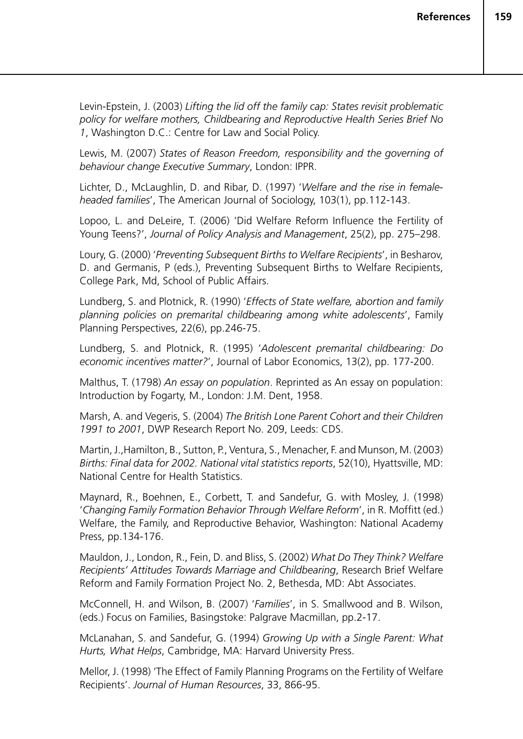Levin-Epstein, J. (2003) *Lifting the lid off the family cap: States revisit problematic policy for welfare mothers, Childbearing and Reproductive Health Series Brief No 1*, Washington D.C.: Centre for Law and Social Policy.

Lewis, M. (2007) *States of Reason Freedom, responsibility and the governing of behaviour change Executive Summary*, London: IPPR.

Lichter, D., McLaughlin, D. and Ribar, D. (1997) '*Welfare and the rise in female-headed families*', The American Journal of Sociology, 103(1), pp.112-143.

Lopoo, L. and DeLeire, T. (2006) 'Did Welfare Reform Influence the Fertility of Young Teens?', *Journal of Policy Analysis and Management*, 25(2), pp. 275–298.

Loury, G. (2000) '*Preventing Subsequent Births to Welfare Recipients*', in Besharov, D. and Germanis, P (eds.), Preventing Subsequent Births to Welfare Recipients, College Park, Md, School of Public Affairs.

Lundberg, S. and Plotnick, R. (1990) '*Effects of State welfare, abortion and family planning policies on premarital childbearing among white adolescents*', Family Planning Perspectives, 22(6), pp.246-75.

Lundberg, S. and Plotnick, R. (1995) '*Adolescent premarital childbearing: Do economic incentives matter?*', Journal of Labor Economics, 13(2), pp. 177-200.

Malthus, T. (1798) *An essay on population*. Reprinted as An essay on population: Introduction by Fogarty, M., London: J.M. Dent, 1958.

Marsh, A. and Vegeris, S. (2004) *The British Lone Parent Cohort and their Children 1991 to 2001*, DWP Research Report No. 209, Leeds: CDS.

Martin, J.,Hamilton, B., Sutton, P., Ventura, S., Menacher, F. and Munson, M. (2003) *Births: Final data for 2002. National vital statistics reports*, 52(10), Hyattsville, MD: National Centre for Health Statistics.

Maynard, R., Boehnen, E., Corbett, T. and Sandefur, G. with Mosley, J. (1998) '*Changing Family Formation Behavior Through Welfare Reform*', in R. Moffitt (ed.) Welfare, the Family, and Reproductive Behavior, Washington: National Academy Press, pp.134-176.

Mauldon, J., London, R., Fein, D. and Bliss, S. (2002) *What Do They Think? Welfare Recipients' Attitudes Towards Marriage and Childbearing*, Research Brief Welfare Reform and Family Formation Project No. 2, Bethesda, MD: Abt Associates.

McConnell, H. and Wilson, B. (2007) '*Families*', in S. Smallwood and B. Wilson, (eds.) Focus on Families, Basingstoke: Palgrave Macmillan, pp.2-17.

McLanahan, S. and Sandefur, G. (1994) *Growing Up with a Single Parent: What Hurts, What Helps*, Cambridge, MA: Harvard University Press.

Mellor, J. (1998) 'The Effect of Family Planning Programs on the Fertility of Welfare Recipients'. *Journal of Human Resources*, 33, 866-95.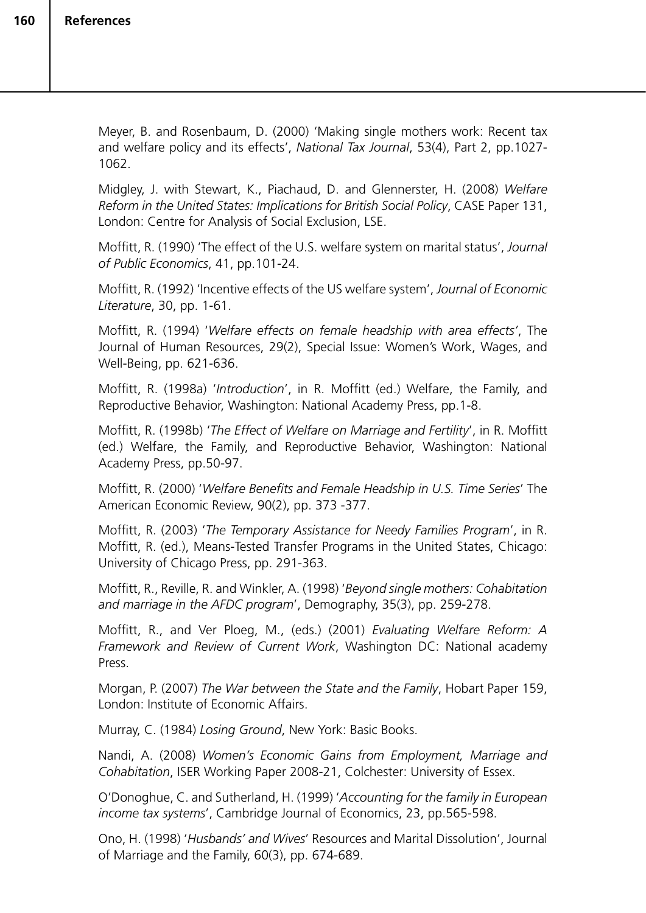Meyer, B. and Rosenbaum, D. (2000) 'Making single mothers work: Recent tax and welfare policy and its effects', *National Tax Journal*, 53(4), Part 2, pp.1027-1062.

Midgley, J. with Stewart, K., Piachaud, D. and Glennerster, H. (2008) *Welfare Reform in the United States: Implications for British Social Policy*, CASE Paper 131, London: Centre for Analysis of Social Exclusion, LSE.

Moffitt, R. (1990) 'The effect of the U.S. welfare system on marital status', *Journal of Public Economics*, 41, pp.101-24.

Moffitt, R. (1992) 'Incentive effects of the US welfare system', *Journal of Economic Literature*, 30, pp. 1-61.

Moffitt, R. (1994) '*Welfare effects on female headship with area effects*', The Journal of Human Resources, 29(2), Special Issue: Women's Work, Wages, and Well-Being, pp. 621-636.

Moffitt, R. (1998a) '*Introduction*', in R. Moffitt (ed.) Welfare, the Family, and Reproductive Behavior, Washington: National Academy Press, pp.1-8.

Moffitt, R. (1998b) '*The Effect of Welfare on Marriage and Fertility*', in R. Moffitt (ed.) Welfare, the Family, and Reproductive Behavior, Washington: National Academy Press, pp.50-97.

Moffitt, R. (2000) '*Welfare Benefits and Female Headship in U.S. Time Series*' The American Economic Review, 90(2), pp. 373 -377.

Moffitt, R. (2003) '*The Temporary Assistance for Needy Families Program*', in R. Moffitt, R. (ed.), Means-Tested Transfer Programs in the United States, Chicago: University of Chicago Press, pp. 291-363.

Moffitt, R., Reville, R. and Winkler, A. (1998) '*Beyond single mothers: Cohabitation and marriage in the AFDC program*', Demography, 35(3), pp. 259-278.

Moffitt, R., and Ver Ploeg, M., (eds.) (2001) *Evaluating Welfare Reform: A Framework and Review of Current Work*, Washington DC: National academy Press.

Morgan, P. (2007) *The War between the State and the Family*, Hobart Paper 159, London: Institute of Economic Affairs.

Murray, C. (1984) *Losing Ground*, New York: Basic Books.

Nandi, A. (2008) *Women's Economic Gains from Employment, Marriage and Cohabitation*, ISER Working Paper 2008-21, Colchester: University of Essex.

O'Donoghue, C. and Sutherland, H. (1999) '*Accounting for the family in European income tax systems*', Cambridge Journal of Economics, 23, pp.565-598.

Ono, H. (1998) '*Husbands' and Wives*' Resources and Marital Dissolution', Journal of Marriage and the Family, 60(3), pp. 674-689.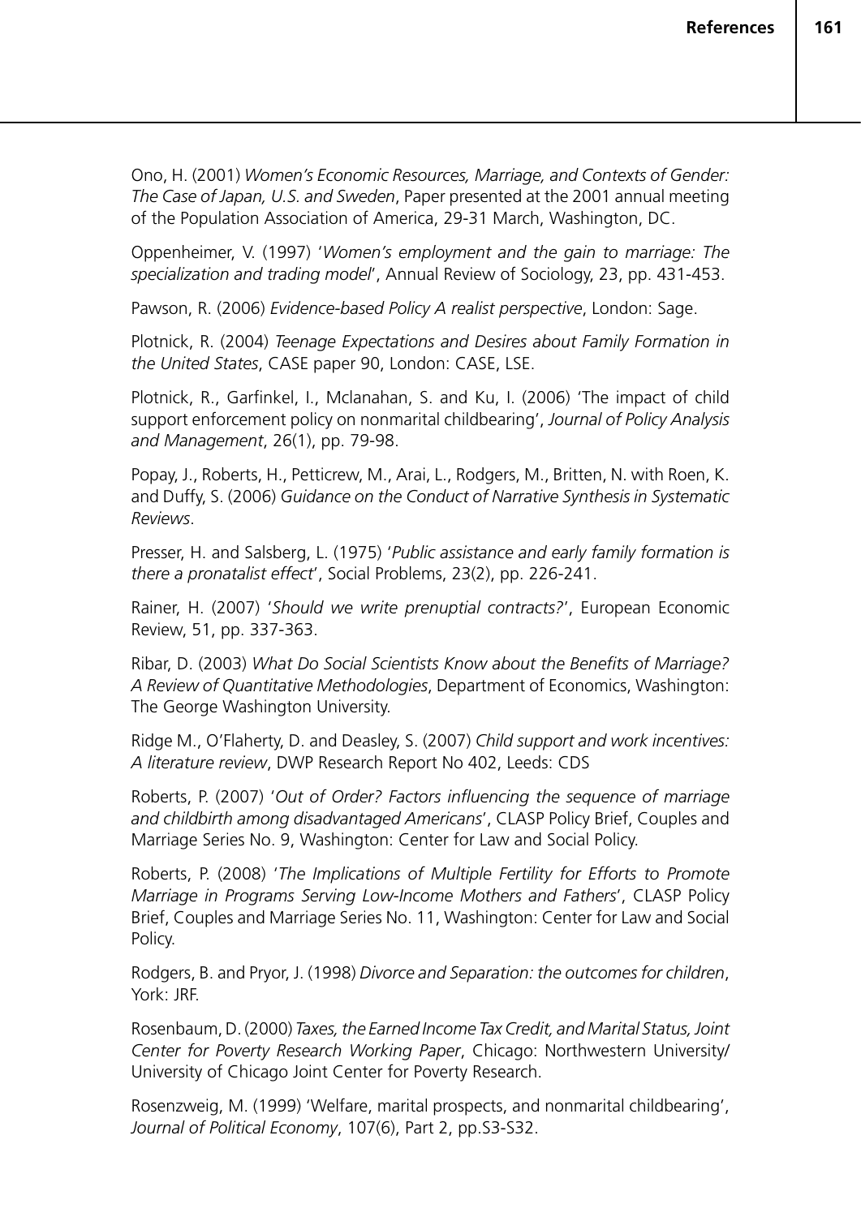Ono, H. (2001) *Women's Economic Resources, Marriage, and Contexts of Gender: The Case of Japan, U.S. and Sweden*, Paper presented at the 2001 annual meeting of the Population Association of America, 29-31 March, Washington, DC.

Oppenheimer, V. (1997) '*Women's employment and the gain to marriage: The specialization and trading model*', Annual Review of Sociology, 23, pp. 431-453.

Pawson, R. (2006) *Evidence-based Policy A realist perspective*, London: Sage.

Plotnick, R. (2004) *Teenage Expectations and Desires about Family Formation in the United States*, CASE paper 90, London: CASE, LSE.

Plotnick, R., Garfinkel, I., Mclanahan, S. and Ku, I. (2006) 'The impact of child support enforcement policy on nonmarital childbearing', *Journal of Policy Analysis and Management*, 26(1), pp. 79-98.

Popay, J., Roberts, H., Petticrew, M., Arai, L., Rodgers, M., Britten, N. with Roen, K. and Duffy, S. (2006) *Guidance on the Conduct of Narrative Synthesis in Systematic Reviews*.

Presser, H. and Salsberg, L. (1975) '*Public assistance and early family formation is there a pronatalist effect*', Social Problems, 23(2), pp. 226-241.

Rainer, H. (2007) '*Should we write prenuptial contracts?*', European Economic Review, 51, pp. 337-363.

Ribar, D. (2003) *What Do Social Scientists Know about the Benefits of Marriage? A Review of Quantitative Methodologies*, Department of Economics, Washington: The George Washington University.

Ridge M., O'Flaherty, D. and Deasley, S. (2007) *Child support and work incentives: A literature review*, DWP Research Report No 402, Leeds: CDS

Roberts, P. (2007) '*Out of Order? Factors influencing the sequence of marriage and childbirth among disadvantaged Americans*', CLASP Policy Brief, Couples and Marriage Series No. 9, Washington: Center for Law and Social Policy.

Roberts, P. (2008) '*The Implications of Multiple Fertility for Efforts to Promote Marriage in Programs Serving Low-Income Mothers and Fathers*', CLASP Policy Brief, Couples and Marriage Series No. 11, Washington: Center for Law and Social Policy.

Rodgers, B. and Pryor, J. (1998) *Divorce and Separation: the outcomes for children*, York: JRF.

Rosenbaum, D. (2000) *Taxes, the Earned Income Tax Credit, and Marital Status, Joint Center for Poverty Research Working Paper*, Chicago: Northwestern University/ University of Chicago Joint Center for Poverty Research.

Rosenzweig, M. (1999) 'Welfare, marital prospects, and nonmarital childbearing', *Journal of Political Economy*, 107(6), Part 2, pp.S3-S32.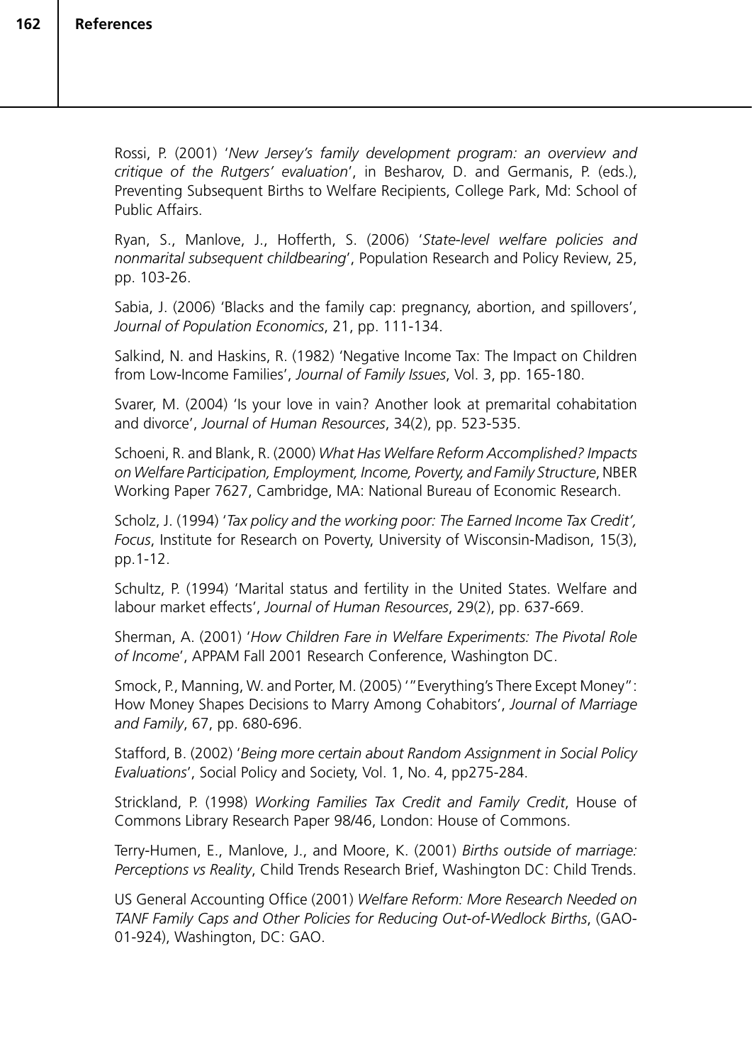Rossi, P. (2001) '*New Jersey's family development program: an overview and critique of the Rutgers' evaluation*', in Besharov, D. and Germanis, P. (eds.), Preventing Subsequent Births to Welfare Recipients, College Park, Md: School of Public Affairs.

Ryan, S., Manlove, J., Hofferth, S. (2006) '*State-level welfare policies and nonmarital subsequent childbearing*', Population Research and Policy Review, 25, pp. 103-26.

Sabia, J. (2006) 'Blacks and the family cap: pregnancy, abortion, and spillovers', *Journal of Population Economics*, 21, pp. 111-134.

Salkind, N. and Haskins, R. (1982) 'Negative Income Tax: The Impact on Children from Low-Income Families', *Journal of Family Issues*, Vol. 3, pp. 165-180.

Svarer, M. (2004) 'Is your love in vain? Another look at premarital cohabitation and divorce', *Journal of Human Resources*, 34(2), pp. 523-535.

Schoeni, R. and Blank, R. (2000) *What Has Welfare Reform Accomplished? Impacts on Welfare Participation, Employment, Income, Poverty, and Family Structure*, NBER Working Paper 7627, Cambridge, MA: National Bureau of Economic Research.

Scholz, J. (1994) '*Tax policy and the working poor: The Earned Income Tax Credit', Focus*, Institute for Research on Poverty, University of Wisconsin-Madison, 15(3), pp.1-12.

Schultz, P. (1994) 'Marital status and fertility in the United States. Welfare and labour market effects', *Journal of Human Resources*, 29(2), pp. 637-669.

Sherman, A. (2001) '*How Children Fare in Welfare Experiments: The Pivotal Role of Income*', APPAM Fall 2001 Research Conference, Washington DC.

Smock, P., Manning, W. and Porter, M. (2005) '"Everything's There Except Money": How Money Shapes Decisions to Marry Among Cohabitors', *Journal of Marriage and Family*, 67, pp. 680-696.

Stafford, B. (2002) '*Being more certain about Random Assignment in Social Policy Evaluations*', Social Policy and Society, Vol. 1, No. 4, pp275-284.

Strickland, P. (1998) *Working Families Tax Credit and Family Credit*, House of Commons Library Research Paper 98/46, London: House of Commons.

Terry-Humen, E., Manlove, J., and Moore, K. (2001) *Births outside of marriage: Perceptions vs Reality*, Child Trends Research Brief, Washington DC: Child Trends.

US General Accounting Office (2001) *Welfare Reform: More Research Needed on TANF Family Caps and Other Policies for Reducing Out-of-Wedlock Births*, (GAO-01-924), Washington, DC: GAO.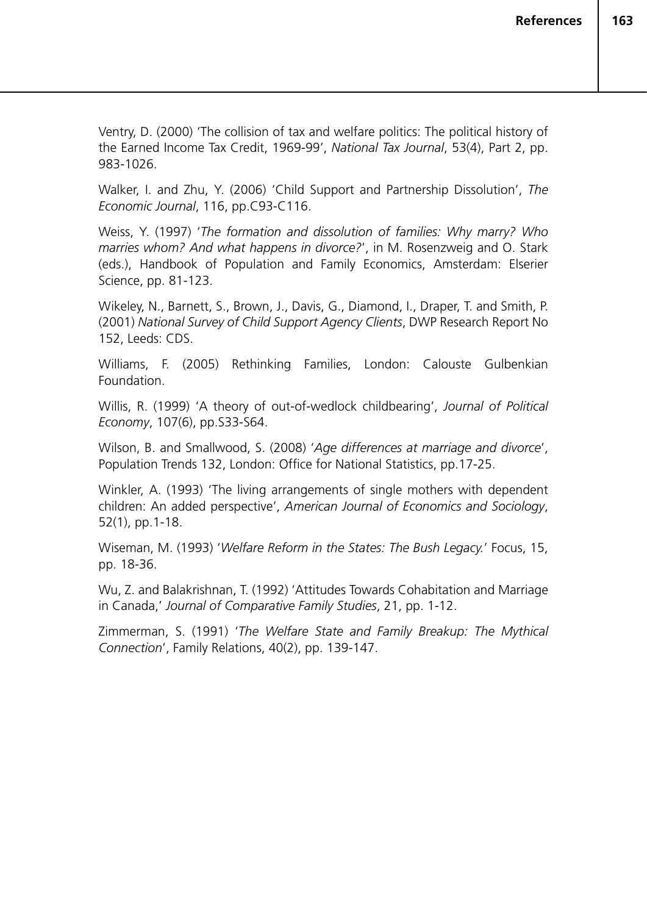Ventry, D. (2000) 'The collision of tax and welfare politics: The political history of the Earned Income Tax Credit, 1969-99', *National Tax Journal*, 53(4), Part 2, pp. 983-1026.

Walker, I. and Zhu, Y. (2006) 'Child Support and Partnership Dissolution', *The Economic Journal*, 116, pp.C93-C116.

Weiss, Y. (1997) '*The formation and dissolution of families: Why marry? Who marries whom? And what happens in divorce?*', in M. Rosenzweig and O. Stark (eds.), Handbook of Population and Family Economics, Amsterdam: Elserier Science, pp. 81-123.

Wikeley, N., Barnett, S., Brown, J., Davis, G., Diamond, I., Draper, T. and Smith, P. (2001) *National Survey of Child Support Agency Clients*, DWP Research Report No 152, Leeds: CDS.

Williams, F. (2005) Rethinking Families, London: Calouste Gulbenkian Foundation.

Willis, R. (1999) 'A theory of out-of-wedlock childbearing', *Journal of Political Economy*, 107(6), pp.S33-S64.

Wilson, B. and Smallwood, S. (2008) '*Age differences at marriage and divorce*', Population Trends 132, London: Office for National Statistics, pp.17-25.

Winkler, A. (1993) 'The living arrangements of single mothers with dependent children: An added perspective', *American Journal of Economics and Sociology*, 52(1), pp.1-18.

Wiseman, M. (1993) '*Welfare Reform in the States: The Bush Legacy.*' Focus, 15, pp. 18-36.

Wu, Z. and Balakrishnan, T. (1992) 'Attitudes Towards Cohabitation and Marriage in Canada,' *Journal of Comparative Family Studies*, 21, pp. 1-12.

Zimmerman, S. (1991) '*The Welfare State and Family Breakup: The Mythical Connection*', Family Relations, 40(2), pp. 139-147.